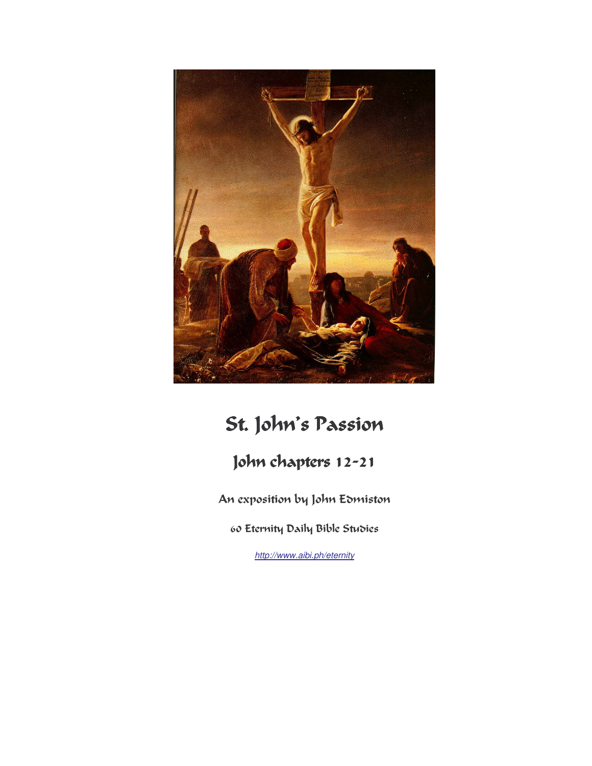# St. John's Passion

## John chapters 12-21

### An exposition by John Edmiston

### 60 Eternity Daily Bible Studies

http://www.aibi.ph/eternity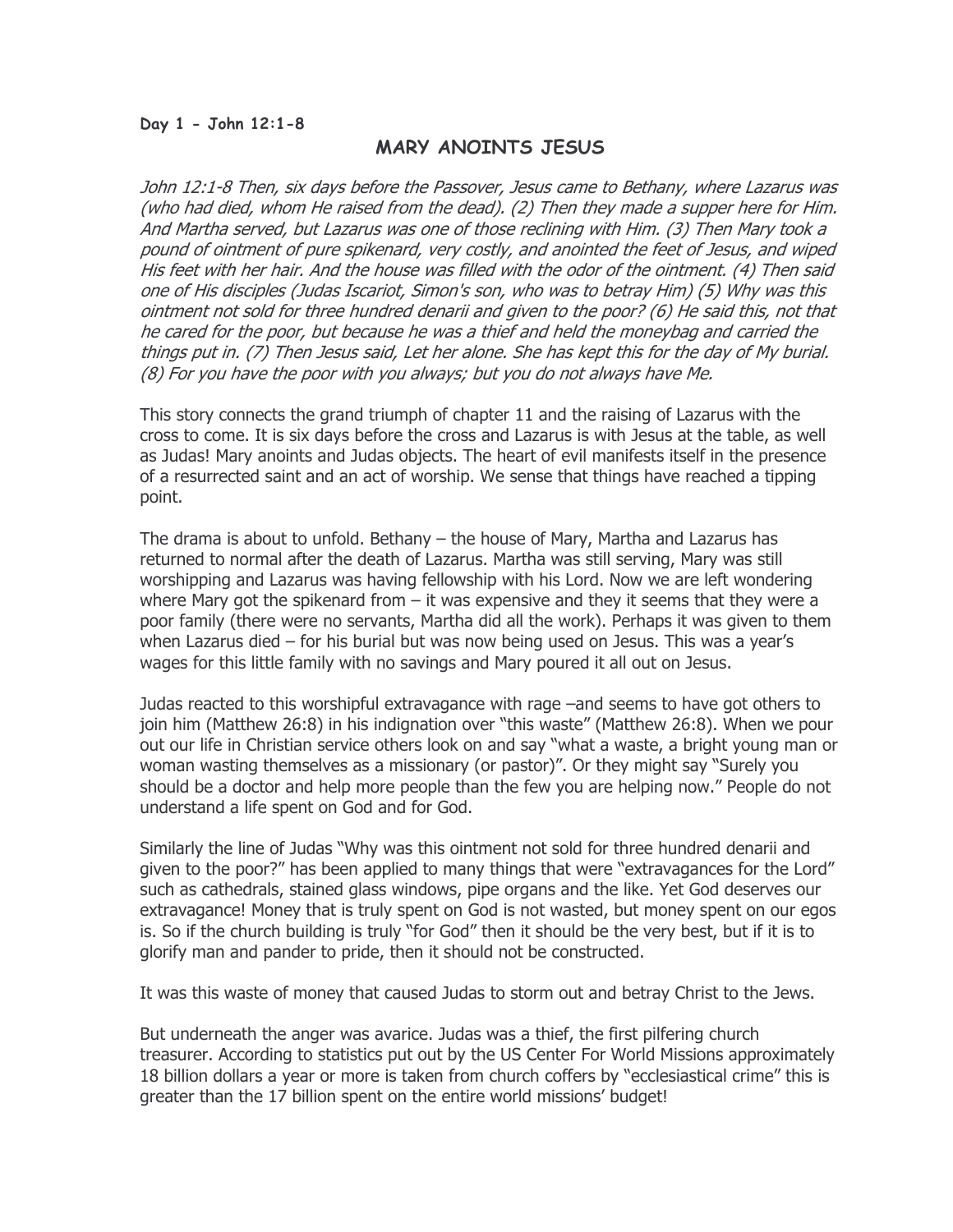**Day 1 - John 12:1-8**

## MARY ANOINTS JESUS

*John 12:1-8 Then, six days before the Passover, Jesus came to Bethany, where Lazarus was (who had died, whom He raised from the dead). (2) Then they made a supper here for Him. And Martha served, but Lazarus was one of those reclining with Him. (3) Then Mary took a pound of ointment of pure spikenard, very costly, and anointed the feet of Jesus, and wiped His feet with her hair. And the house was filled with the odor of the ointment. (4) Then said one of His disciples (Judas Iscariot, Simon's son, who was to betray Him) (5) Why was this ointment not sold for three hundred denarii and given to the poor? (6) He said this, not that he cared for the poor, but because he was a thief and held the moneybag and carried the things put in. (7) Then Jesus said, Let her alone. She has kept this for the day of My burial. (8) For you have the poor with you always; but you do not always have Me.*

This story connects the grand triumph of chapter 11 and the raising of Lazarus with the cross to come. It is six days before the cross and Lazarus is with Jesus at the table, as well as Judas! Mary anoints and Judas objects. The heart of evil manifests itself in the presence of a resurrected saint and an act of worship. We sense that things have reached a tipping point.

The drama is about to unfold. Bethany – the house of Mary, Martha and Lazarus has returned to normal after the death of Lazarus. Martha was still serving, Mary was still worshipping and Lazarus was having fellowship with his Lord. Now we are left wondering where Mary got the spikenard from – it was expensive and they it seems that they were a poor family (there were no servants, Martha did all the work). Perhaps it was given to them when Lazarus died – for his burial but was now being used on Jesus. This was a year's wages for this little family with no savings and Mary poured it all out on Jesus.

Judas reacted to this worshipful extravagance with rage –and seems to have got others to join him (Matthew 26:8) in his indignation over "this waste" (Matthew 26:8). When we pour out our life in Christian service others look on and say "what a waste, a bright young man or woman wasting themselves as a missionary (or pastor)". Or they might say "Surely you should be a doctor and help more people than the few you are helping now." People do not understand a life spent on God and for God.

Similarly the line of Judas "Why was this ointment not sold for three hundred denarii and given to the poor?" has been applied to many things that were "extravagances for the Lord" such as cathedrals, stained glass windows, pipe organs and the like. Yet God deserves our extravagance! Money that is truly spent on God is not wasted, but money spent on our egos is. So if the church building is truly "for God" then it should be the very best, but if it is to glorify man and pander to pride, then it should not be constructed.

It was this waste of money that caused Judas to storm out and betray Christ to the Jews.

But underneath the anger was avarice. Judas was a thief, the first pilfering church treasurer. According to statistics put out by the US Center For World Missions approximately 18 billion dollars a year or more is taken from church coffers by "ecclesiastical crime" this is greater than the 17 billion spent on the entire world missions' budget!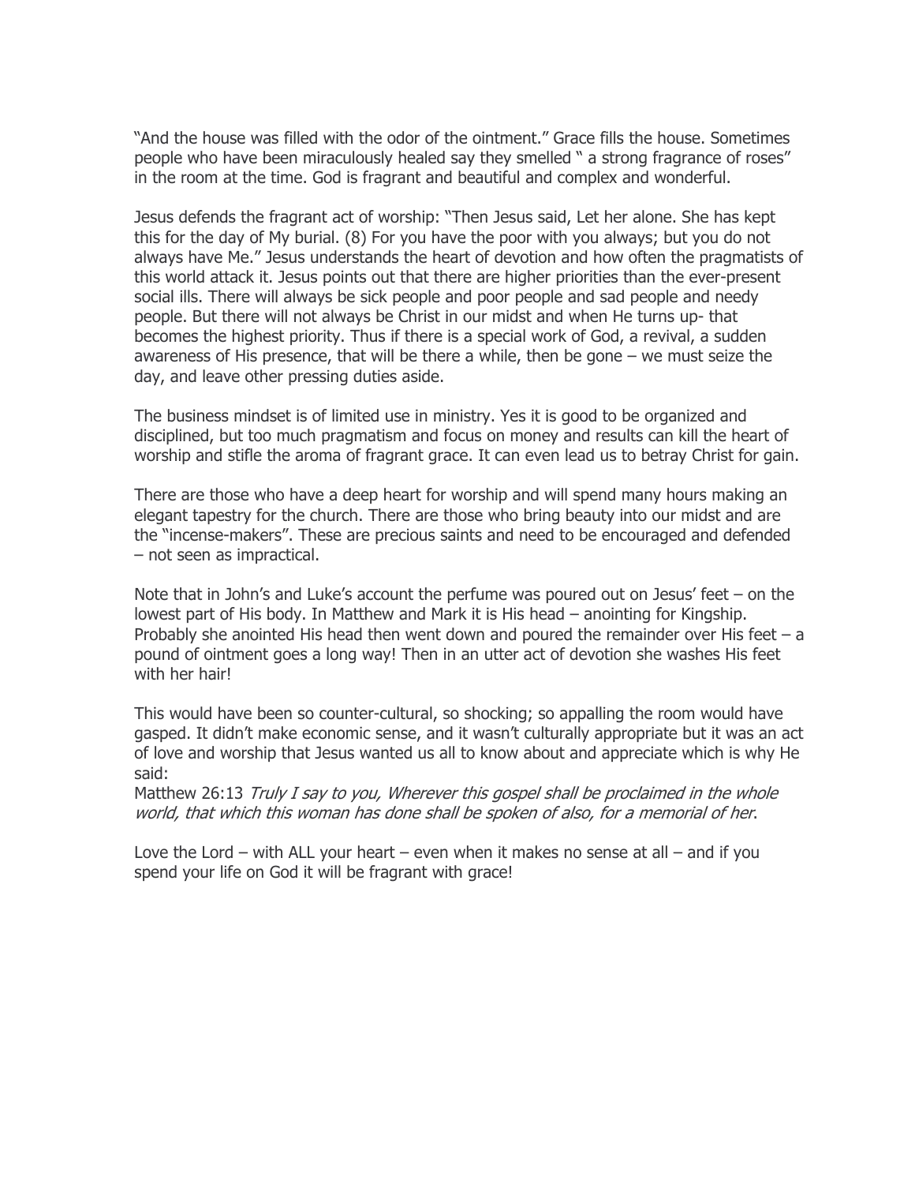"And the house was filled with the odor of the ointment." Grace fills the house. Sometimes people who have been miraculously healed say they smelled " a strong fragrance of roses" in the room at the time. God is fragrant and beautiful and complex and wonderful.

Jesus defends the fragrant act of worship: "Then Jesus said, Let her alone. She has kept this for the day of My burial. (8) For you have the poor with you always; but you do not always have Me." Jesus understands the heart of devotion and how often the pragmatists of this world attack it. Jesus points out that there are higher priorities than the ever-present social ills. There will always be sick people and poor people and sad people and needy people. But there will not always be Christ in our midst and when He turns up- that becomes the highest priority. Thus if there is a special work of God, a revival, a sudden awareness of His presence, that will be there a while, then be gone – we must seize the day, and leave other pressing duties aside.

The business mindset is of limited use in ministry. Yes it is good to be organized and disciplined, but too much pragmatism and focus on money and results can kill the heart of worship and stifle the aroma of fragrant grace. It can even lead us to betray Christ for gain.

There are those who have a deep heart for worship and will spend many hours making an elegant tapestry for the church. There are those who bring beauty into our midst and are the "incense-makers". These are precious saints and need to be encouraged and defended – not seen as impractical.

Note that in John's and Luke's account the perfume was poured out on Jesus' feet – on the lowest part of His body. In Matthew and Mark it is His head – anointing for Kingship. Probably she anointed His head then went down and poured the remainder over His feet – a pound of ointment goes a long way! Then in an utter act of devotion she washes His feet with her hair!

This would have been so counter-cultural, so shocking; so appalling the room would have gasped. It didn't make economic sense, and it wasn't culturally appropriate but it was an act of love and worship that Jesus wanted us all to know about and appreciate which is why He said:
Matthew 26:13 *Truly I say to you, Wherever this gospel shall be proclaimed in the whole world, that which this woman has done shall be spoken of also, for a memorial of her*.

Love the Lord – with ALL your heart – even when it makes no sense at all – and if you spend your life on God it will be fragrant with grace!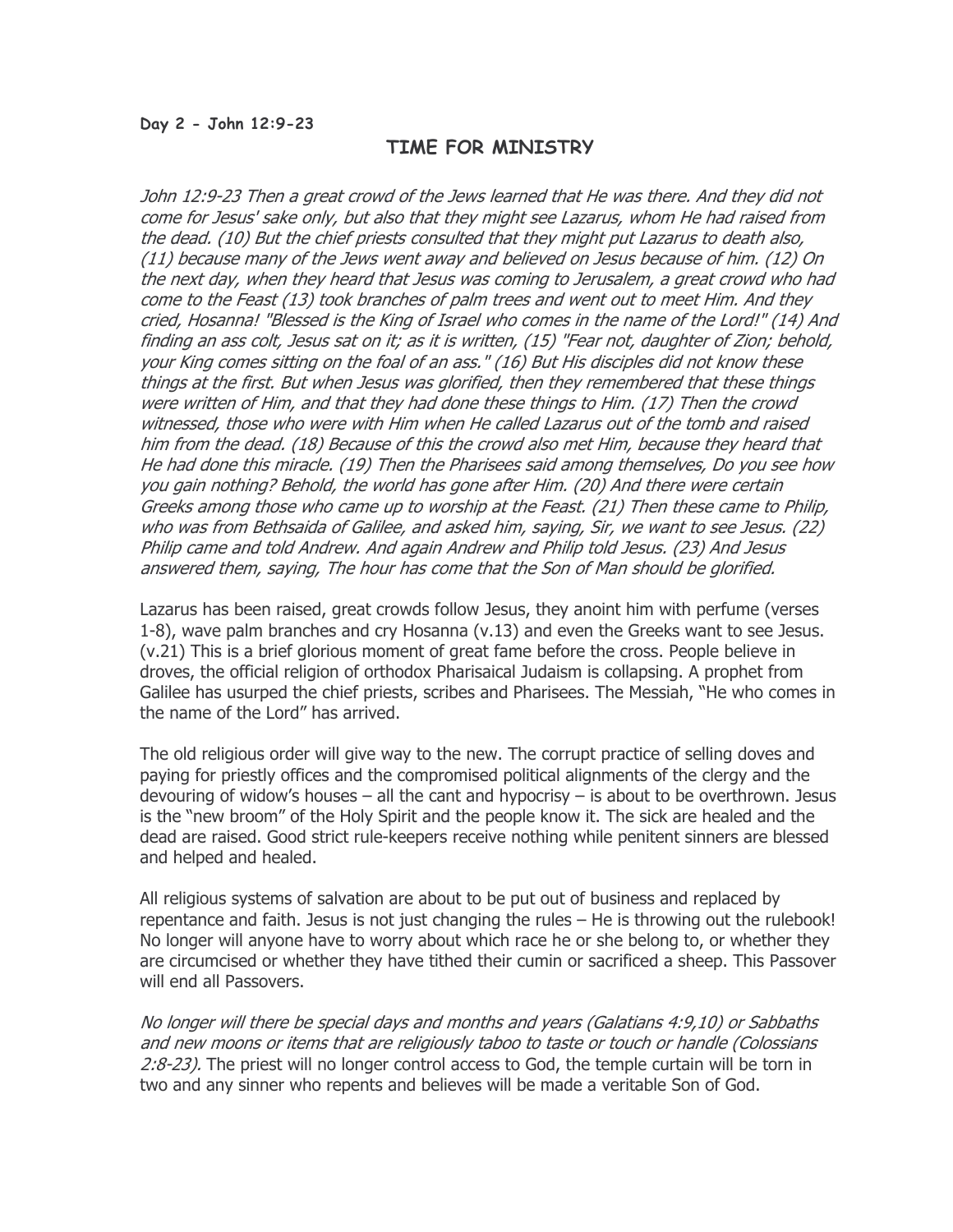**Day 2 - John 12:9-23**

## TIME FOR MINISTRY

*John 12:9-23 Then a great crowd of the Jews learned that He was there. And they did not come for Jesus' sake only, but also that they might see Lazarus, whom He had raised from the dead. (10) But the chief priests consulted that they might put Lazarus to death also, (11) because many of the Jews went away and believed on Jesus because of him. (12) On the next day, when they heard that Jesus was coming to Jerusalem, a great crowd who had come to the Feast (13) took branches of palm trees and went out to meet Him. And they cried, Hosanna! "Blessed is the King of Israel who comes in the name of the Lord!" (14) And finding an ass colt, Jesus sat on it; as it is written, (15) "Fear not, daughter of Zion; behold, your King comes sitting on the foal of an ass." (16) But His disciples did not know these things at the first. But when Jesus was glorified, then they remembered that these things were written of Him, and that they had done these things to Him. (17) Then the crowd witnessed, those who were with Him when He called Lazarus out of the tomb and raised him from the dead. (18) Because of this the crowd also met Him, because they heard that He had done this miracle. (19) Then the Pharisees said among themselves, Do you see how you gain nothing? Behold, the world has gone after Him. (20) And there were certain Greeks among those who came up to worship at the Feast. (21) Then these came to Philip, who was from Bethsaida of Galilee, and asked him, saying, Sir, we want to see Jesus. (22) Philip came and told Andrew. And again Andrew and Philip told Jesus. (23) And Jesus answered them, saying, The hour has come that the Son of Man should be glorified.*

Lazarus has been raised, great crowds follow Jesus, they anoint him with perfume (verses 1-8), wave palm branches and cry Hosanna (v.13) and even the Greeks want to see Jesus. (v.21) This is a brief glorious moment of great fame before the cross. People believe in droves, the official religion of orthodox Pharisaical Judaism is collapsing. A prophet from Galilee has usurped the chief priests, scribes and Pharisees. The Messiah, "He who comes in the name of the Lord" has arrived.

The old religious order will give way to the new. The corrupt practice of selling doves and paying for priestly offices and the compromised political alignments of the clergy and the devouring of widow's houses – all the cant and hypocrisy – is about to be overthrown. Jesus is the "new broom" of the Holy Spirit and the people know it. The sick are healed and the dead are raised. Good strict rule-keepers receive nothing while penitent sinners are blessed and helped and healed.

All religious systems of salvation are about to be put out of business and replaced by repentance and faith. Jesus is not just changing the rules – He is throwing out the rulebook! No longer will anyone have to worry about which race he or she belong to, or whether they are circumcised or whether they have tithed their cumin or sacrificed a sheep. This Passover will end all Passovers.

*No longer will there be special days and months and years (Galatians 4:9,10) or Sabbaths and new moons or items that are religiously taboo to taste or touch or handle (Colossians 2:8-23).* The priest will no longer control access to God, the temple curtain will be torn in two and any sinner who repents and believes will be made a veritable Son of God.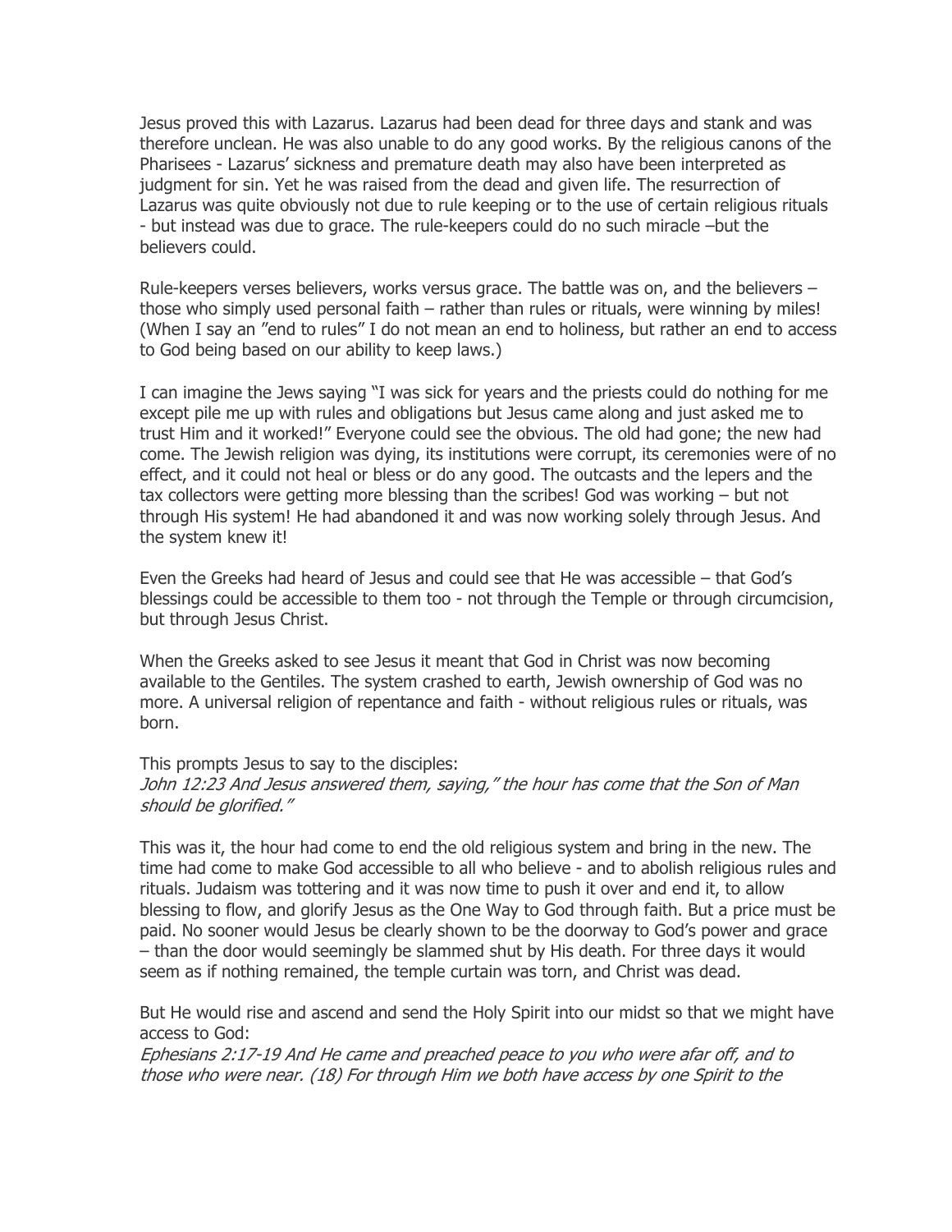Jesus proved this with Lazarus. Lazarus had been dead for three days and stank and was therefore unclean. He was also unable to do any good works. By the religious canons of the Pharisees - Lazarus' sickness and premature death may also have been interpreted as judgment for sin. Yet he was raised from the dead and given life. The resurrection of Lazarus was quite obviously not due to rule keeping or to the use of certain religious rituals - but instead was due to grace. The rule-keepers could do no such miracle –but the believers could.

Rule-keepers verses believers, works versus grace. The battle was on, and the believers – those who simply used personal faith – rather than rules or rituals, were winning by miles! (When I say an "end to rules" I do not mean an end to holiness, but rather an end to access to God being based on our ability to keep laws.)

I can imagine the Jews saying "I was sick for years and the priests could do nothing for me except pile me up with rules and obligations but Jesus came along and just asked me to trust Him and it worked!" Everyone could see the obvious. The old had gone; the new had come. The Jewish religion was dying, its institutions were corrupt, its ceremonies were of no effect, and it could not heal or bless or do any good. The outcasts and the lepers and the tax collectors were getting more blessing than the scribes! God was working – but not through His system! He had abandoned it and was now working solely through Jesus. And the system knew it!

Even the Greeks had heard of Jesus and could see that He was accessible – that God's blessings could be accessible to them too - not through the Temple or through circumcision, but through Jesus Christ.

When the Greeks asked to see Jesus it meant that God in Christ was now becoming available to the Gentiles. The system crashed to earth, Jewish ownership of God was no more. A universal religion of repentance and faith - without religious rules or rituals, was born.

This prompts Jesus to say to the disciples:
*John 12:23 And Jesus answered them, saying," the hour has come that the Son of Man should be glorified."*

This was it, the hour had come to end the old religious system and bring in the new. The time had come to make God accessible to all who believe - and to abolish religious rules and rituals. Judaism was tottering and it was now time to push it over and end it, to allow blessing to flow, and glorify Jesus as the One Way to God through faith. But a price must be paid. No sooner would Jesus be clearly shown to be the doorway to God's power and grace – than the door would seemingly be slammed shut by His death. For three days it would seem as if nothing remained, the temple curtain was torn, and Christ was dead.

But He would rise and ascend and send the Holy Spirit into our midst so that we might have access to God:
*Ephesians 2:17-19 And He came and preached peace to you who were afar off, and to those who were near. (18) For through Him we both have access by one Spirit to the*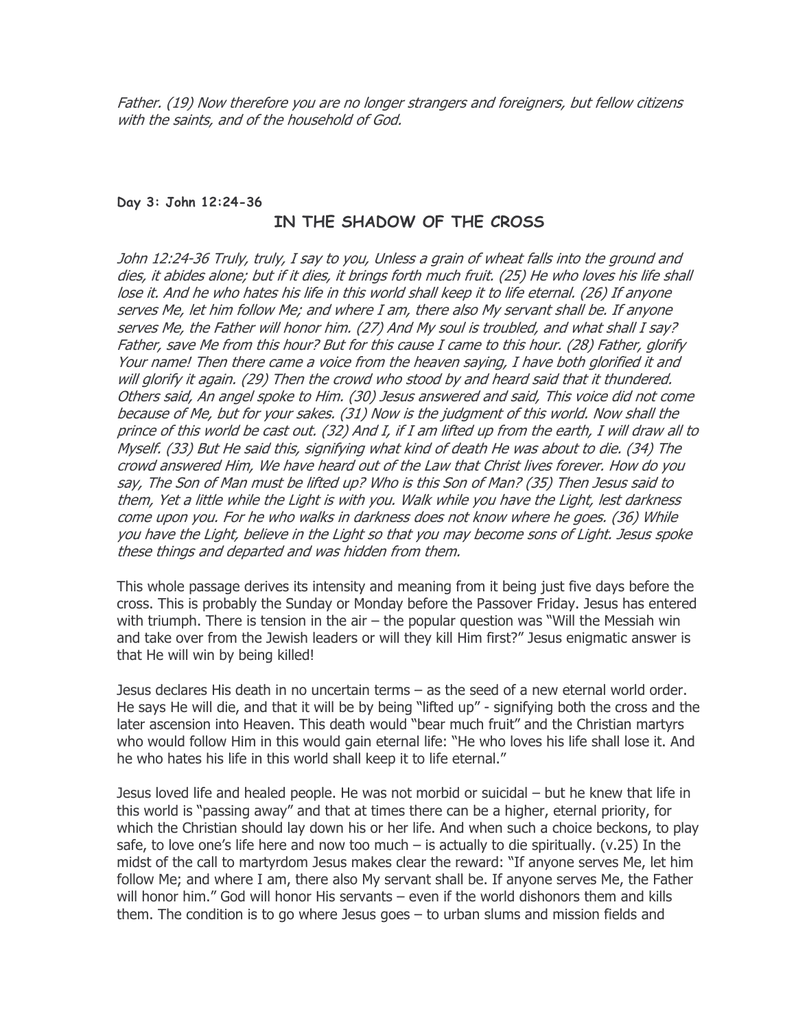*Father. (19) Now therefore you are no longer strangers and foreigners, but fellow citizens with the saints, and of the household of God.*

**Day 3: John 12:24-36**

## IN THE SHADOW OF THE CROSS

*John 12:24-36 Truly, truly, I say to you, Unless a grain of wheat falls into the ground and dies, it abides alone; but if it dies, it brings forth much fruit. (25) He who loves his life shall lose it. And he who hates his life in this world shall keep it to life eternal. (26) If anyone serves Me, let him follow Me; and where I am, there also My servant shall be. If anyone serves Me, the Father will honor him. (27) And My soul is troubled, and what shall I say? Father, save Me from this hour? But for this cause I came to this hour. (28) Father, glorify Your name! Then there came a voice from the heaven saying, I have both glorified it and will glorify it again. (29) Then the crowd who stood by and heard said that it thundered. Others said, An angel spoke to Him. (30) Jesus answered and said, This voice did not come because of Me, but for your sakes. (31) Now is the judgment of this world. Now shall the prince of this world be cast out. (32) And I, if I am lifted up from the earth, I will draw all to Myself. (33) But He said this, signifying what kind of death He was about to die. (34) The crowd answered Him, We have heard out of the Law that Christ lives forever. How do you say, The Son of Man must be lifted up? Who is this Son of Man? (35) Then Jesus said to them, Yet a little while the Light is with you. Walk while you have the Light, lest darkness come upon you. For he who walks in darkness does not know where he goes. (36) While you have the Light, believe in the Light so that you may become sons of Light. Jesus spoke these things and departed and was hidden from them.*

This whole passage derives its intensity and meaning from it being just five days before the cross. This is probably the Sunday or Monday before the Passover Friday. Jesus has entered with triumph. There is tension in the air – the popular question was "Will the Messiah win and take over from the Jewish leaders or will they kill Him first?" Jesus enigmatic answer is that He will win by being killed!

Jesus declares His death in no uncertain terms – as the seed of a new eternal world order. He says He will die, and that it will be by being "lifted up" - signifying both the cross and the later ascension into Heaven. This death would "bear much fruit" and the Christian martyrs who would follow Him in this would gain eternal life: "He who loves his life shall lose it. And he who hates his life in this world shall keep it to life eternal."

Jesus loved life and healed people. He was not morbid or suicidal – but he knew that life in this world is "passing away" and that at times there can be a higher, eternal priority, for which the Christian should lay down his or her life. And when such a choice beckons, to play safe, to love one's life here and now too much – is actually to die spiritually. (v.25) In the midst of the call to martyrdom Jesus makes clear the reward: "If anyone serves Me, let him follow Me; and where I am, there also My servant shall be. If anyone serves Me, the Father will honor him." God will honor His servants – even if the world dishonors them and kills them. The condition is to go where Jesus goes – to urban slums and mission fields and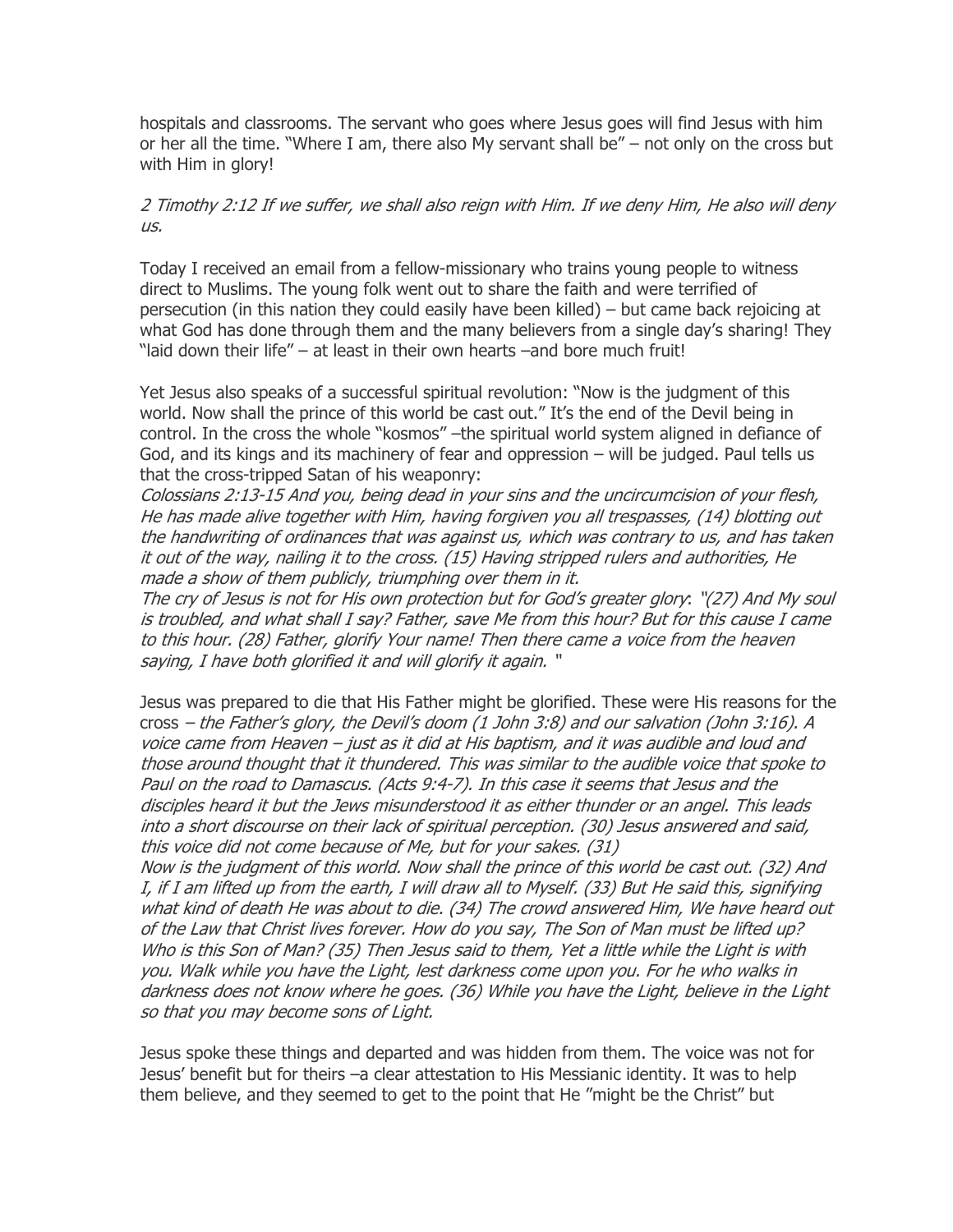hospitals and classrooms. The servant who goes where Jesus goes will find Jesus with him or her all the time. "Where I am, there also My servant shall be" – not only on the cross but with Him in glory!

*2 Timothy 2:12 If we suffer, we shall also reign with Him. If we deny Him, He also will deny us.*

Today I received an email from a fellow-missionary who trains young people to witness direct to Muslims. The young folk went out to share the faith and were terrified of persecution (in this nation they could easily have been killed) – but came back rejoicing at what God has done through them and the many believers from a single day's sharing! They "laid down their life" – at least in their own hearts –and bore much fruit!

Yet Jesus also speaks of a successful spiritual revolution: "Now is the judgment of this world. Now shall the prince of this world be cast out." It's the end of the Devil being in control. In the cross the whole "kosmos" –the spiritual world system aligned in defiance of God, and its kings and its machinery of fear and oppression – will be judged. Paul tells us that the cross-tripped Satan of his weaponry:

*Colossians 2:13-15 And you, being dead in your sins and the uncircumcision of your flesh, He has made alive together with Him, having forgiven you all trespasses, (14) blotting out the handwriting of ordinances that was against us, which was contrary to us, and has taken it out of the way, nailing it to the cross. (15) Having stripped rulers and authorities, He made a show of them publicly, triumphing over them in it.*

*The cry of Jesus is not for His own protection but for God's greater glory: "(27) And My soul is troubled, and what shall I say? Father, save Me from this hour? But for this cause I came to this hour. (28) Father, glorify Your name! Then there came a voice from the heaven saying, I have both glorified it and will glorify it again.* "

Jesus was prepared to die that His Father might be glorified. These were His reasons for the cross – *the Father's glory, the Devil's doom (1 John 3:8) and our salvation (John 3:16). A voice came from Heaven – just as it did at His baptism, and it was audible and loud and those around thought that it thundered. This was similar to the audible voice that spoke to Paul on the road to Damascus. (Acts 9:4-7). In this case it seems that Jesus and the disciples heard it but the Jews misunderstood it as either thunder or an angel. This leads into a short discourse on their lack of spiritual perception. (30) Jesus answered and said, this voice did not come because of Me, but for your sakes. (31)*

*Now is the judgment of this world. Now shall the prince of this world be cast out. (32) And I, if I am lifted up from the earth, I will draw all to Myself. (33) But He said this, signifying what kind of death He was about to die. (34) The crowd answered Him, We have heard out of the Law that Christ lives forever. How do you say, The Son of Man must be lifted up? Who is this Son of Man? (35) Then Jesus said to them, Yet a little while the Light is with you. Walk while you have the Light, lest darkness come upon you. For he who walks in darkness does not know where he goes. (36) While you have the Light, believe in the Light so that you may become sons of Light.*

Jesus spoke these things and departed and was hidden from them. The voice was not for Jesus' benefit but for theirs –a clear attestation to His Messianic identity. It was to help them believe, and they seemed to get to the point that He "might be the Christ" but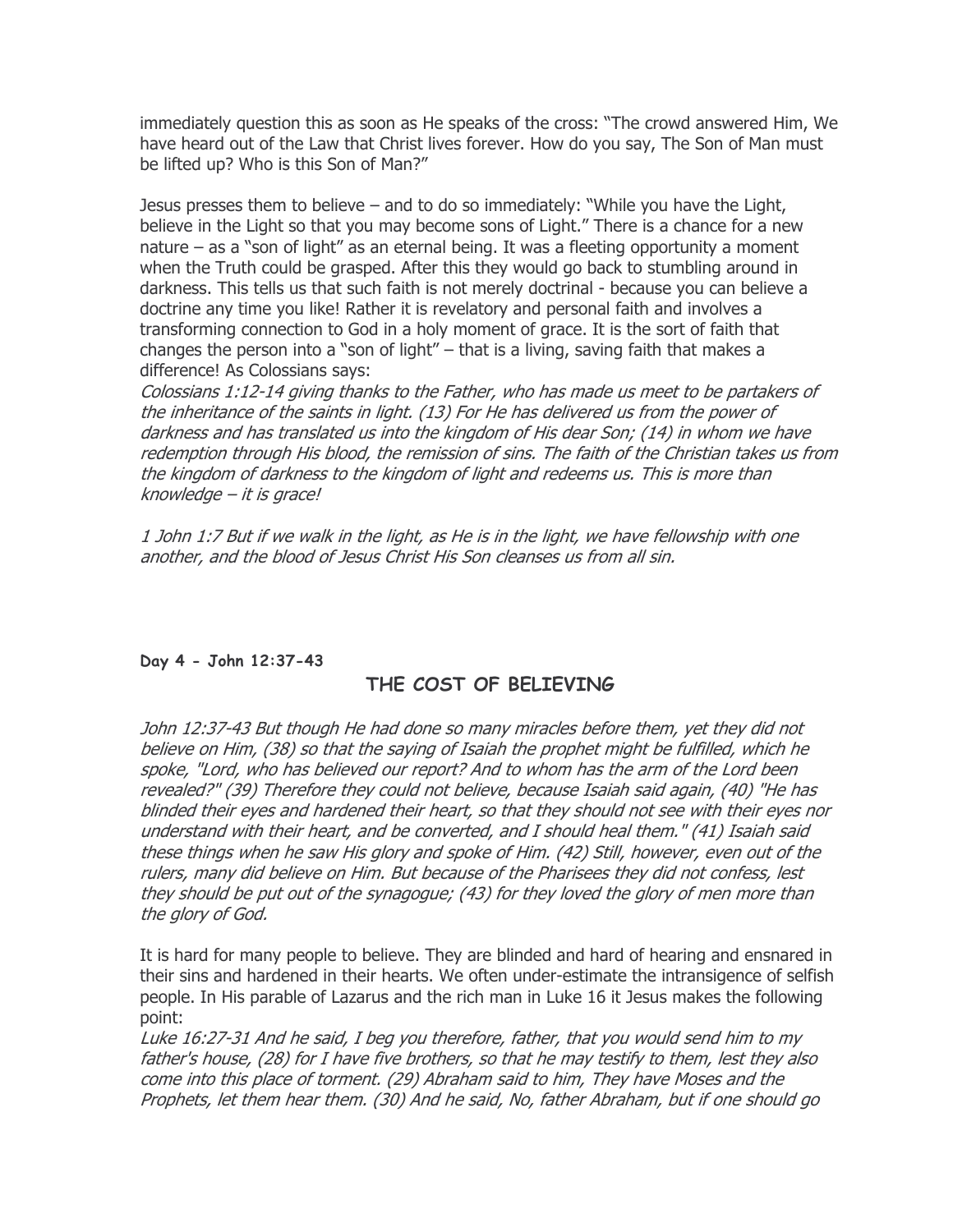immediately question this as soon as He speaks of the cross: "The crowd answered Him, We have heard out of the Law that Christ lives forever. How do you say, The Son of Man must be lifted up? Who is this Son of Man?"

Jesus presses them to believe – and to do so immediately: "While you have the Light, believe in the Light so that you may become sons of Light." There is a chance for a new nature – as a "son of light" as an eternal being. It was a fleeting opportunity a moment when the Truth could be grasped. After this they would go back to stumbling around in darkness. This tells us that such faith is not merely doctrinal - because you can believe a doctrine any time you like! Rather it is revelatory and personal faith and involves a transforming connection to God in a holy moment of grace. It is the sort of faith that changes the person into a "son of light" – that is a living, saving faith that makes a difference! As Colossians says:

*Colossians 1:12-14 giving thanks to the Father, who has made us meet to be partakers of the inheritance of the saints in light. (13) For He has delivered us from the power of darkness and has translated us into the kingdom of His dear Son; (14) in whom we have redemption through His blood, the remission of sins. The faith of the Christian takes us from the kingdom of darkness to the kingdom of light and redeems us. This is more than knowledge – it is grace!*

*1 John 1:7 But if we walk in the light, as He is in the light, we have fellowship with one another, and the blood of Jesus Christ His Son cleanses us from all sin.*

**Day 4 - John 12:37-43**

## THE COST OF BELIEVING

*John 12:37-43 But though He had done so many miracles before them, yet they did not believe on Him, (38) so that the saying of Isaiah the prophet might be fulfilled, which he spoke, "Lord, who has believed our report? And to whom has the arm of the Lord been revealed?" (39) Therefore they could not believe, because Isaiah said again, (40) "He has blinded their eyes and hardened their heart, so that they should not see with their eyes nor understand with their heart, and be converted, and I should heal them." (41) Isaiah said these things when he saw His glory and spoke of Him. (42) Still, however, even out of the rulers, many did believe on Him. But because of the Pharisees they did not confess, lest they should be put out of the synagogue; (43) for they loved the glory of men more than the glory of God.*

It is hard for many people to believe. They are blinded and hard of hearing and ensnared in their sins and hardened in their hearts. We often under-estimate the intransigence of selfish people. In His parable of Lazarus and the rich man in Luke 16 it Jesus makes the following point:

*Luke 16:27-31 And he said, I beg you therefore, father, that you would send him to my father's house, (28) for I have five brothers, so that he may testify to them, lest they also come into this place of torment. (29) Abraham said to him, They have Moses and the Prophets, let them hear them. (30) And he said, No, father Abraham, but if one should go*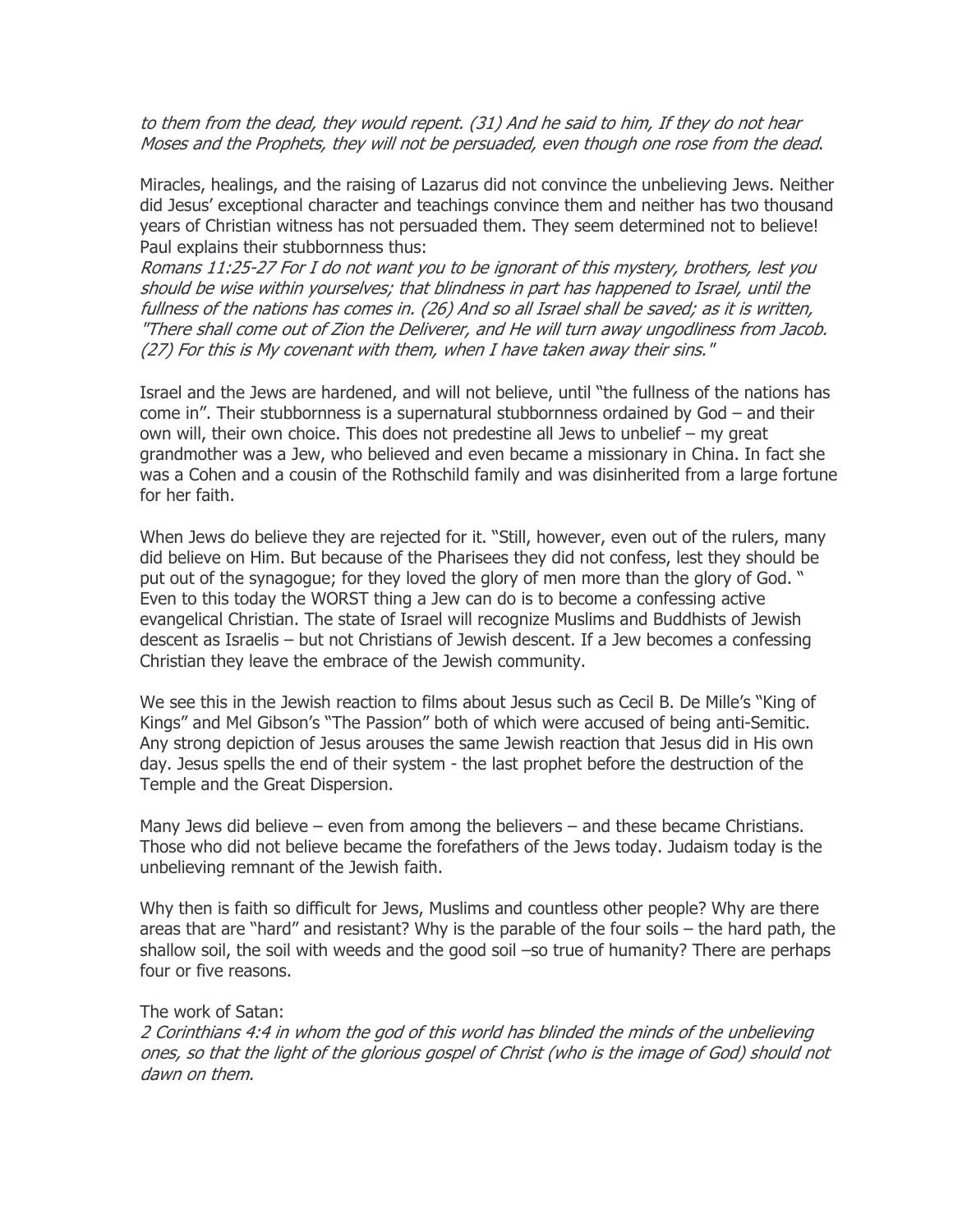*to them from the dead, they would repent. (31) And he said to him, If they do not hear Moses and the Prophets, they will not be persuaded, even though one rose from the dead*.

Miracles, healings, and the raising of Lazarus did not convince the unbelieving Jews. Neither did Jesus' exceptional character and teachings convince them and neither has two thousand years of Christian witness has not persuaded them. They seem determined not to believe! Paul explains their stubbornness thus:
*Romans 11:25-27 For I do not want you to be ignorant of this mystery, brothers, lest you should be wise within yourselves; that blindness in part has happened to Israel, until the fullness of the nations has comes in. (26) And so all Israel shall be saved; as it is written, "There shall come out of Zion the Deliverer, and He will turn away ungodliness from Jacob. (27) For this is My covenant with them, when I have taken away their sins."*

Israel and the Jews are hardened, and will not believe, until "the fullness of the nations has come in". Their stubbornness is a supernatural stubbornness ordained by God – and their own will, their own choice. This does not predestine all Jews to unbelief – my great grandmother was a Jew, who believed and even became a missionary in China. In fact she was a Cohen and a cousin of the Rothschild family and was disinherited from a large fortune for her faith.

When Jews do believe they are rejected for it. "Still, however, even out of the rulers, many did believe on Him. But because of the Pharisees they did not confess, lest they should be put out of the synagogue; for they loved the glory of men more than the glory of God. " Even to this today the WORST thing a Jew can do is to become a confessing active evangelical Christian. The state of Israel will recognize Muslims and Buddhists of Jewish descent as Israelis – but not Christians of Jewish descent. If a Jew becomes a confessing Christian they leave the embrace of the Jewish community.

We see this in the Jewish reaction to films about Jesus such as Cecil B. De Mille's "King of Kings" and Mel Gibson's "The Passion" both of which were accused of being anti-Semitic. Any strong depiction of Jesus arouses the same Jewish reaction that Jesus did in His own day. Jesus spells the end of their system - the last prophet before the destruction of the Temple and the Great Dispersion.

Many Jews did believe – even from among the believers – and these became Christians. Those who did not believe became the forefathers of the Jews today. Judaism today is the unbelieving remnant of the Jewish faith.

Why then is faith so difficult for Jews, Muslims and countless other people? Why are there areas that are "hard" and resistant? Why is the parable of the four soils – the hard path, the shallow soil, the soil with weeds and the good soil –so true of humanity? There are perhaps four or five reasons.

The work of Satan:
*2 Corinthians 4:4 in whom the god of this world has blinded the minds of the unbelieving ones, so that the light of the glorious gospel of Christ (who is the image of God) should not dawn on them.*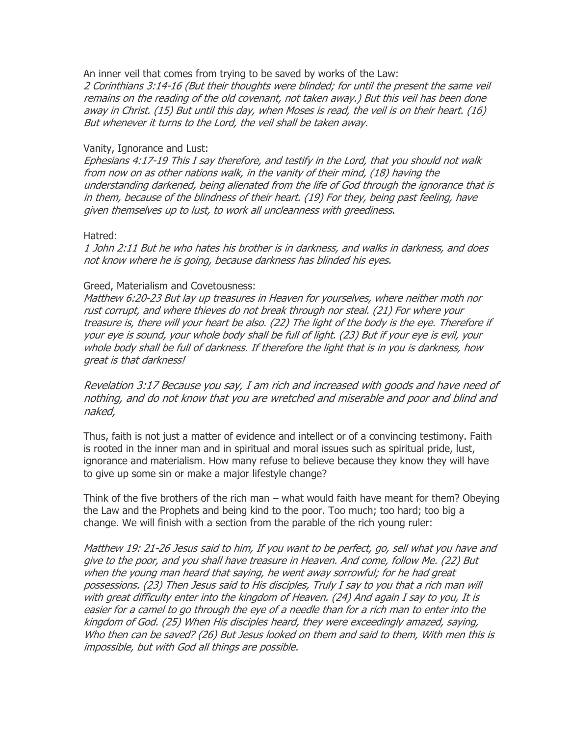An inner veil that comes from trying to be saved by works of the Law:
*2 Corinthians 3:14-16 (But their thoughts were blinded; for until the present the same veil remains on the reading of the old covenant, not taken away.) But this veil has been done away in Christ. (15) But until this day, when Moses is read, the veil is on their heart. (16) But whenever it turns to the Lord, the veil shall be taken away.*

Vanity, Ignorance and Lust:
*Ephesians 4:17-19 This I say therefore, and testify in the Lord, that you should not walk from now on as other nations walk, in the vanity of their mind, (18) having the understanding darkened, being alienated from the life of God through the ignorance that is in them, because of the blindness of their heart. (19) For they, being past feeling, have given themselves up to lust, to work all uncleanness with greediness*.

Hatred:
*1 John 2:11 But he who hates his brother is in darkness, and walks in darkness, and does not know where he is going, because darkness has blinded his eyes.*

Greed, Materialism and Covetousness:
*Matthew 6:20-23 But lay up treasures in Heaven for yourselves, where neither moth nor rust corrupt, and where thieves do not break through nor steal. (21) For where your treasure is, there will your heart be also. (22) The light of the body is the eye. Therefore if your eye is sound, your whole body shall be full of light. (23) But if your eye is evil, your whole body shall be full of darkness. If therefore the light that is in you is darkness, how great is that darkness!*

*Revelation 3:17 Because you say, I am rich and increased with goods and have need of nothing, and do not know that you are wretched and miserable and poor and blind and naked,*

Thus, faith is not just a matter of evidence and intellect or of a convincing testimony. Faith is rooted in the inner man and in spiritual and moral issues such as spiritual pride, lust, ignorance and materialism. How many refuse to believe because they know they will have to give up some sin or make a major lifestyle change?

Think of the five brothers of the rich man – what would faith have meant for them? Obeying the Law and the Prophets and being kind to the poor. Too much; too hard; too big a change. We will finish with a section from the parable of the rich young ruler:

*Matthew 19: 21-26 Jesus said to him, If you want to be perfect, go, sell what you have and give to the poor, and you shall have treasure in Heaven. And come, follow Me. (22) But when the young man heard that saying, he went away sorrowful; for he had great possessions. (23) Then Jesus said to His disciples, Truly I say to you that a rich man will with great difficulty enter into the kingdom of Heaven. (24) And again I say to you, It is easier for a camel to go through the eye of a needle than for a rich man to enter into the kingdom of God. (25) When His disciples heard, they were exceedingly amazed, saying, Who then can be saved? (26) But Jesus looked on them and said to them, With men this is impossible, but with God all things are possible.*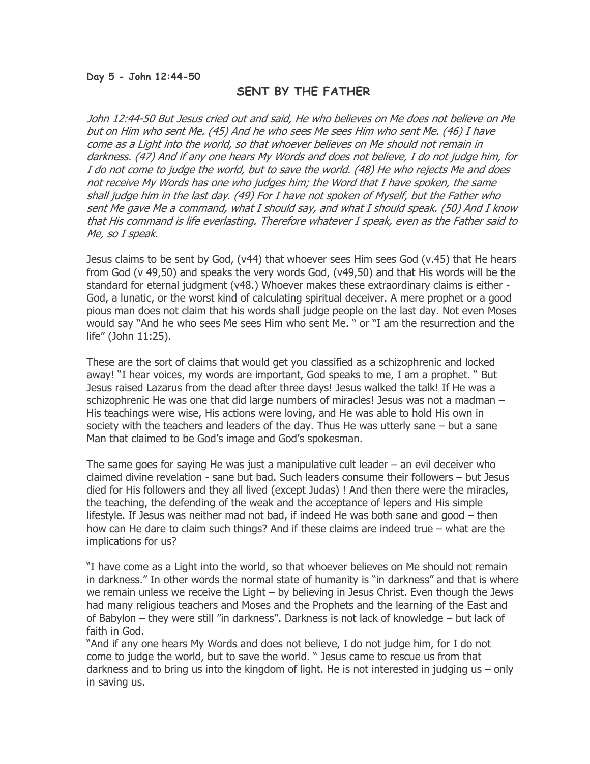**Day 5 - John 12:44-50**

## SENT BY THE FATHER

*John 12:44-50 But Jesus cried out and said, He who believes on Me does not believe on Me but on Him who sent Me. (45) And he who sees Me sees Him who sent Me. (46) I have come as a Light into the world, so that whoever believes on Me should not remain in darkness. (47) And if any one hears My Words and does not believe, I do not judge him, for I do not come to judge the world, but to save the world. (48) He who rejects Me and does not receive My Words has one who judges him; the Word that I have spoken, the same shall judge him in the last day. (49) For I have not spoken of Myself, but the Father who sent Me gave Me a command, what I should say, and what I should speak. (50) And I know that His command is life everlasting. Therefore whatever I speak, even as the Father said to Me, so I speak.*

Jesus claims to be sent by God, (v44) that whoever sees Him sees God (v.45) that He hears from God (v 49,50) and speaks the very words God, (v49,50) and that His words will be the standard for eternal judgment (v48.) Whoever makes these extraordinary claims is either - God, a lunatic, or the worst kind of calculating spiritual deceiver. A mere prophet or a good pious man does not claim that his words shall judge people on the last day. Not even Moses would say "And he who sees Me sees Him who sent Me. " or "I am the resurrection and the life" (John 11:25).

These are the sort of claims that would get you classified as a schizophrenic and locked away! "I hear voices, my words are important, God speaks to me, I am a prophet. " But Jesus raised Lazarus from the dead after three days! Jesus walked the talk! If He was a schizophrenic He was one that did large numbers of miracles! Jesus was not a madman – His teachings were wise, His actions were loving, and He was able to hold His own in society with the teachers and leaders of the day. Thus He was utterly sane – but a sane Man that claimed to be God's image and God's spokesman.

The same goes for saying He was just a manipulative cult leader – an evil deceiver who claimed divine revelation - sane but bad. Such leaders consume their followers – but Jesus died for His followers and they all lived (except Judas) ! And then there were the miracles, the teaching, the defending of the weak and the acceptance of lepers and His simple lifestyle. If Jesus was neither mad not bad, if indeed He was both sane and good – then how can He dare to claim such things? And if these claims are indeed true – what are the implications for us?

"I have come as a Light into the world, so that whoever believes on Me should not remain in darkness." In other words the normal state of humanity is "in darkness" and that is where we remain unless we receive the Light – by believing in Jesus Christ. Even though the Jews had many religious teachers and Moses and the Prophets and the learning of the East and of Babylon – they were still "in darkness". Darkness is not lack of knowledge – but lack of faith in God.

"And if any one hears My Words and does not believe, I do not judge him, for I do not come to judge the world, but to save the world. " Jesus came to rescue us from that darkness and to bring us into the kingdom of light. He is not interested in judging us – only in saving us.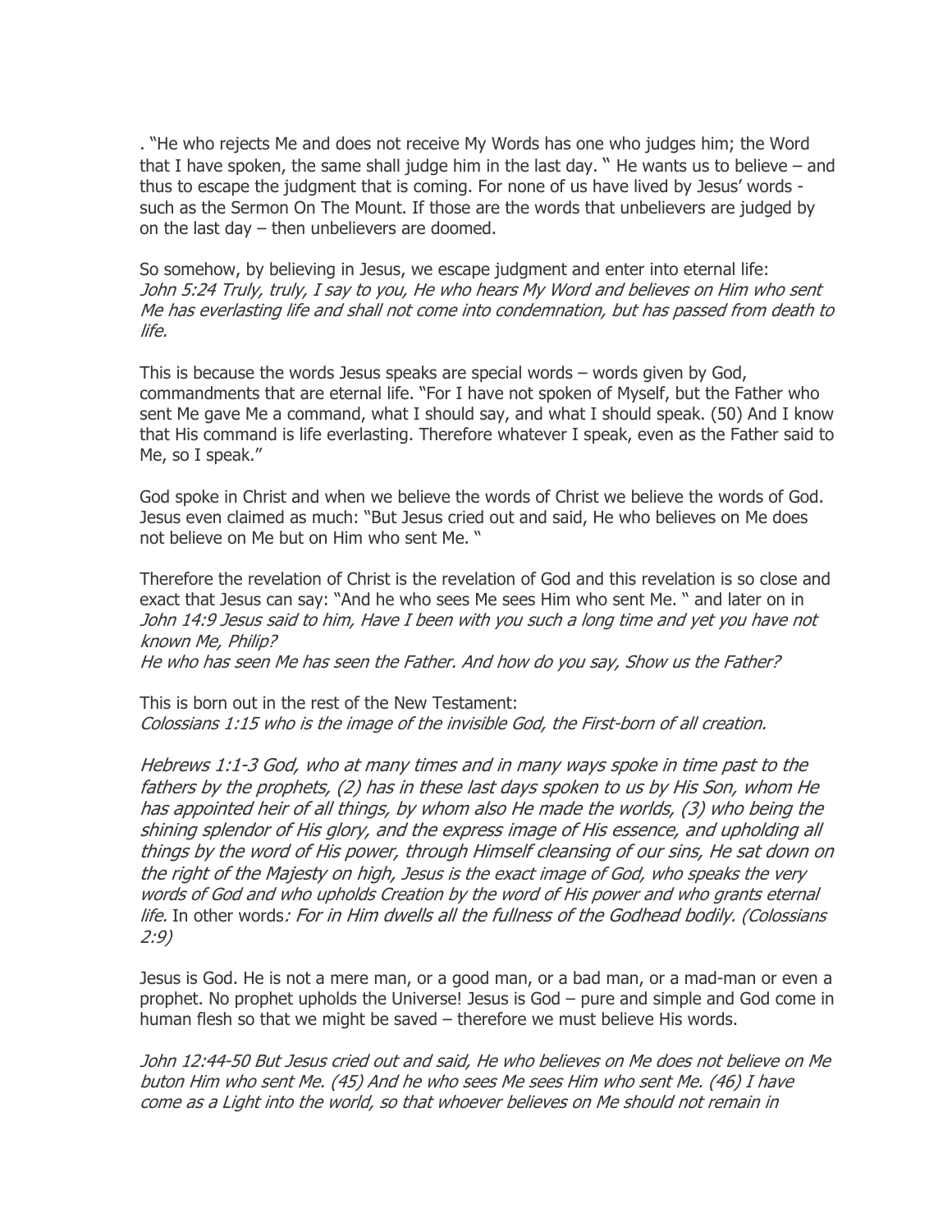. "He who rejects Me and does not receive My Words has one who judges him; the Word that I have spoken, the same shall judge him in the last day. " He wants us to believe – and thus to escape the judgment that is coming. For none of us have lived by Jesus' words - such as the Sermon On The Mount. If those are the words that unbelievers are judged by on the last day – then unbelievers are doomed.

So somehow, by believing in Jesus, we escape judgment and enter into eternal life:
*John 5:24 Truly, truly, I say to you, He who hears My Word and believes on Him who sent Me has everlasting life and shall not come into condemnation, but has passed from death to life.*

This is because the words Jesus speaks are special words – words given by God, commandments that are eternal life. "For I have not spoken of Myself, but the Father who sent Me gave Me a command, what I should say, and what I should speak. (50) And I know that His command is life everlasting. Therefore whatever I speak, even as the Father said to Me, so I speak."

God spoke in Christ and when we believe the words of Christ we believe the words of God. Jesus even claimed as much: "But Jesus cried out and said, He who believes on Me does not believe on Me but on Him who sent Me. "

Therefore the revelation of Christ is the revelation of God and this revelation is so close and exact that Jesus can say: "And he who sees Me sees Him who sent Me. " and later on in *John 14:9 Jesus said to him, Have I been with you such a long time and yet you have not known Me, Philip?*
*He who has seen Me has seen the Father. And how do you say, Show us the Father?*

This is born out in the rest of the New Testament:
*Colossians 1:15 who is the image of the invisible God, the First-born of all creation.*

*Hebrews 1:1-3 God, who at many times and in many ways spoke in time past to the fathers by the prophets, (2) has in these last days spoken to us by His Son, whom He has appointed heir of all things, by whom also He made the worlds, (3) who being the shining splendor of His glory, and the express image of His essence, and upholding all things by the word of His power, through Himself cleansing of our sins, He sat down on the right of the Majesty on high, Jesus is the exact image of God, who speaks the very words of God and who upholds Creation by the word of His power and who grants eternal life.* In other words*: For in Him dwells all the fullness of the Godhead bodily. (Colossians 2:9)*

Jesus is God. He is not a mere man, or a good man, or a bad man, or a mad-man or even a prophet. No prophet upholds the Universe! Jesus is God – pure and simple and God come in human flesh so that we might be saved – therefore we must believe His words.

*John 12:44-50 But Jesus cried out and said, He who believes on Me does not believe on Me buton Him who sent Me. (45) And he who sees Me sees Him who sent Me. (46) I have come as a Light into the world, so that whoever believes on Me should not remain in*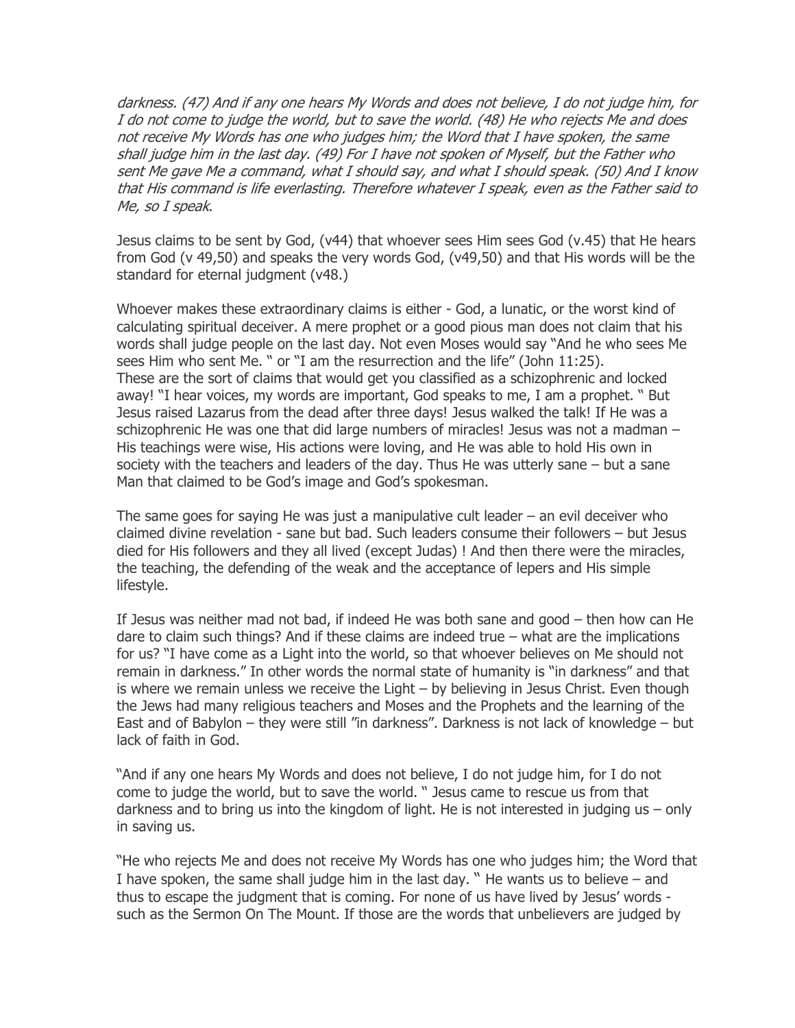*darkness. (47) And if any one hears My Words and does not believe, I do not judge him, for I do not come to judge the world, but to save the world. (48) He who rejects Me and does not receive My Words has one who judges him; the Word that I have spoken, the same shall judge him in the last day. (49) For I have not spoken of Myself, but the Father who sent Me gave Me a command, what I should say, and what I should speak. (50) And I know that His command is life everlasting. Therefore whatever I speak, even as the Father said to Me, so I speak*.

Jesus claims to be sent by God, (v44) that whoever sees Him sees God (v.45) that He hears from God (v 49,50) and speaks the very words God, (v49,50) and that His words will be the standard for eternal judgment (v48.)

Whoever makes these extraordinary claims is either - God, a lunatic, or the worst kind of calculating spiritual deceiver. A mere prophet or a good pious man does not claim that his words shall judge people on the last day. Not even Moses would say "And he who sees Me sees Him who sent Me. " or "I am the resurrection and the life" (John 11:25). These are the sort of claims that would get you classified as a schizophrenic and locked away! "I hear voices, my words are important, God speaks to me, I am a prophet. " But Jesus raised Lazarus from the dead after three days! Jesus walked the talk! If He was a schizophrenic He was one that did large numbers of miracles! Jesus was not a madman – His teachings were wise, His actions were loving, and He was able to hold His own in society with the teachers and leaders of the day. Thus He was utterly sane – but a sane Man that claimed to be God's image and God's spokesman.

The same goes for saying He was just a manipulative cult leader – an evil deceiver who claimed divine revelation - sane but bad. Such leaders consume their followers – but Jesus died for His followers and they all lived (except Judas) ! And then there were the miracles, the teaching, the defending of the weak and the acceptance of lepers and His simple lifestyle.

If Jesus was neither mad not bad, if indeed He was both sane and good – then how can He dare to claim such things? And if these claims are indeed true – what are the implications for us? "I have come as a Light into the world, so that whoever believes on Me should not remain in darkness." In other words the normal state of humanity is "in darkness" and that is where we remain unless we receive the Light – by believing in Jesus Christ. Even though the Jews had many religious teachers and Moses and the Prophets and the learning of the East and of Babylon – they were still "in darkness". Darkness is not lack of knowledge – but lack of faith in God.

"And if any one hears My Words and does not believe, I do not judge him, for I do not come to judge the world, but to save the world. " Jesus came to rescue us from that darkness and to bring us into the kingdom of light. He is not interested in judging us – only in saving us.

"He who rejects Me and does not receive My Words has one who judges him; the Word that I have spoken, the same shall judge him in the last day. " He wants us to believe – and thus to escape the judgment that is coming. For none of us have lived by Jesus' words - such as the Sermon On The Mount. If those are the words that unbelievers are judged by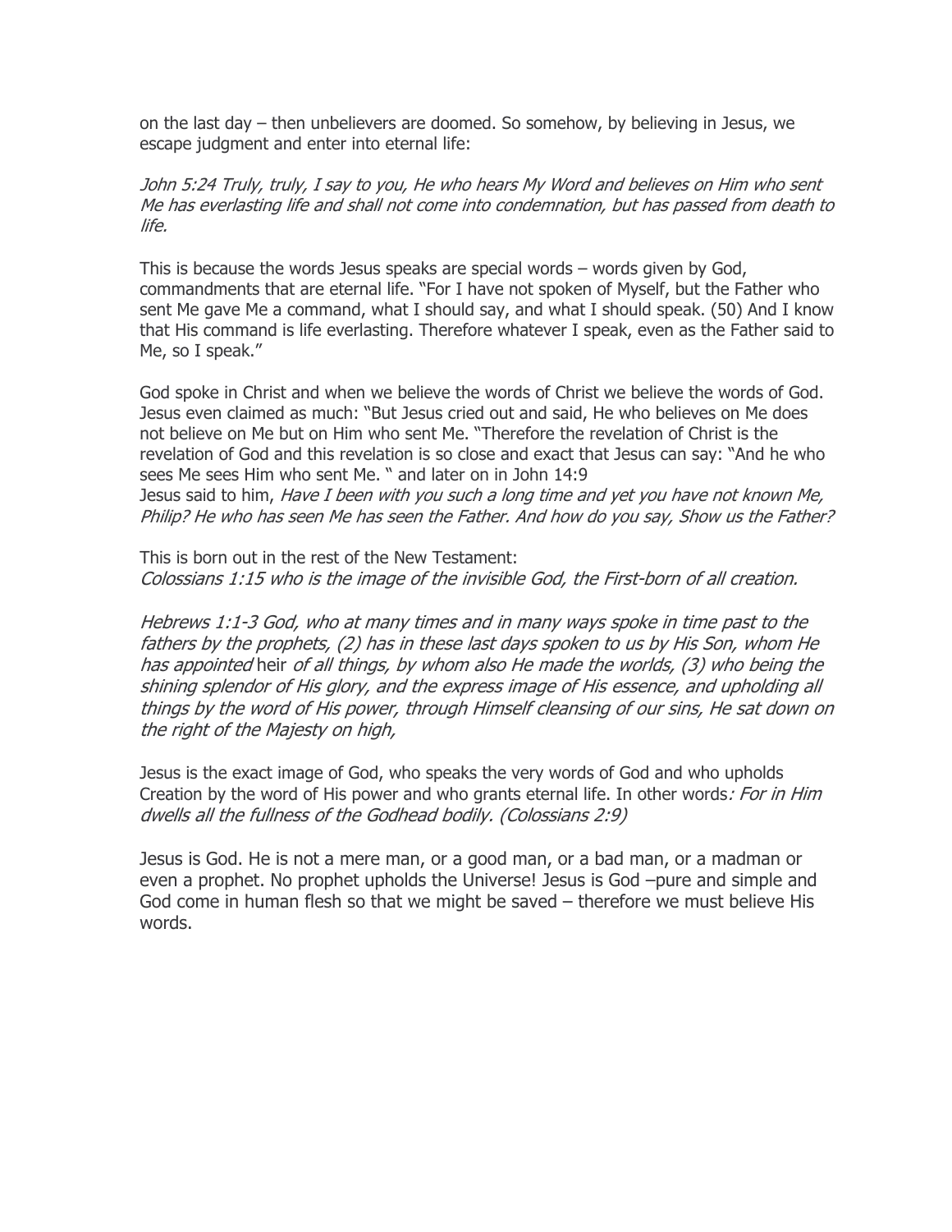on the last day – then unbelievers are doomed. So somehow, by believing in Jesus, we escape judgment and enter into eternal life:

*John 5:24 Truly, truly, I say to you, He who hears My Word and believes on Him who sent Me has everlasting life and shall not come into condemnation, but has passed from death to life.*

This is because the words Jesus speaks are special words – words given by God, commandments that are eternal life. "For I have not spoken of Myself, but the Father who sent Me gave Me a command, what I should say, and what I should speak. (50) And I know that His command is life everlasting. Therefore whatever I speak, even as the Father said to Me, so I speak."

God spoke in Christ and when we believe the words of Christ we believe the words of God. Jesus even claimed as much: "But Jesus cried out and said, He who believes on Me does not believe on Me but on Him who sent Me. "Therefore the revelation of Christ is the revelation of God and this revelation is so close and exact that Jesus can say: "And he who sees Me sees Him who sent Me. " and later on in John 14:9
Jesus said to him, *Have I been with you such a long time and yet you have not known Me, Philip? He who has seen Me has seen the Father. And how do you say, Show us the Father?*

This is born out in the rest of the New Testament:
*Colossians 1:15 who is the image of the invisible God, the First-born of all creation.*

*Hebrews 1:1-3 God, who at many times and in many ways spoke in time past to the fathers by the prophets, (2) has in these last days spoken to us by His Son, whom He has appointed* heir *of all things, by whom also He made the worlds, (3) who being the shining splendor of His glory, and the express image of His essence, and upholding all things by the word of His power, through Himself cleansing of our sins, He sat down on the right of the Majesty on high,*

Jesus is the exact image of God, who speaks the very words of God and who upholds Creation by the word of His power and who grants eternal life. In other words*: For in Him dwells all the fullness of the Godhead bodily. (Colossians 2:9)*

Jesus is God. He is not a mere man, or a good man, or a bad man, or a madman or even a prophet. No prophet upholds the Universe! Jesus is God –pure and simple and God come in human flesh so that we might be saved – therefore we must believe His words.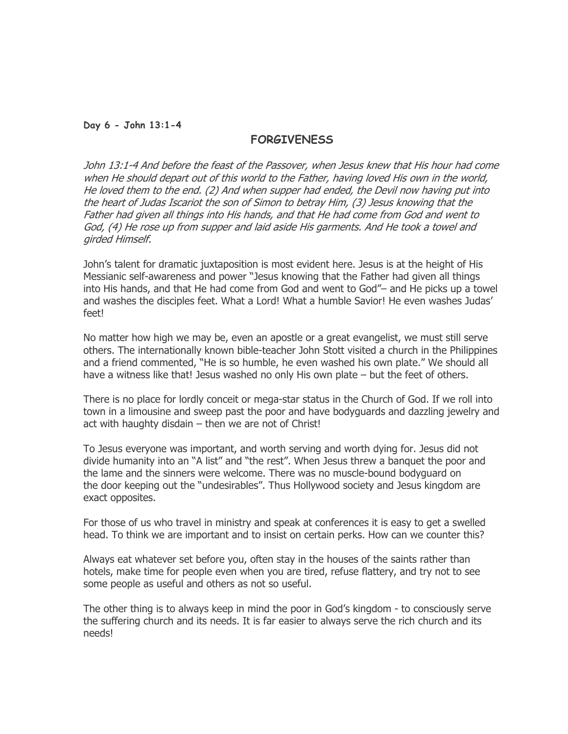**Day 6 - John 13:1-4**

## FORGIVENESS

*John 13:1-4 And before the feast of the Passover, when Jesus knew that His hour had come when He should depart out of this world to the Father, having loved His own in the world, He loved them to the end. (2) And when supper had ended, the Devil now having put into the heart of Judas Iscariot the son of Simon to betray Him, (3) Jesus knowing that the Father had given all things into His hands, and that He had come from God and went to God, (4) He rose up from supper and laid aside His garments. And He took a towel and girded Himself.*

John's talent for dramatic juxtaposition is most evident here. Jesus is at the height of His Messianic self-awareness and power "Jesus knowing that the Father had given all things into His hands, and that He had come from God and went to God"– and He picks up a towel and washes the disciples feet. What a Lord! What a humble Savior! He even washes Judas' feet!

No matter how high we may be, even an apostle or a great evangelist, we must still serve others. The internationally known bible-teacher John Stott visited a church in the Philippines and a friend commented, "He is so humble, he even washed his own plate." We should all have a witness like that! Jesus washed no only His own plate – but the feet of others.

There is no place for lordly conceit or mega-star status in the Church of God. If we roll into town in a limousine and sweep past the poor and have bodyguards and dazzling jewelry and act with haughty disdain – then we are not of Christ!

To Jesus everyone was important, and worth serving and worth dying for. Jesus did not divide humanity into an "A list" and "the rest". When Jesus threw a banquet the poor and the lame and the sinners were welcome. There was no muscle-bound bodyguard on the door keeping out the "undesirables". Thus Hollywood society and Jesus kingdom are exact opposites.

For those of us who travel in ministry and speak at conferences it is easy to get a swelled head. To think we are important and to insist on certain perks. How can we counter this?

Always eat whatever set before you, often stay in the houses of the saints rather than hotels, make time for people even when you are tired, refuse flattery, and try not to see some people as useful and others as not so useful.

The other thing is to always keep in mind the poor in God's kingdom - to consciously serve the suffering church and its needs. It is far easier to always serve the rich church and its needs!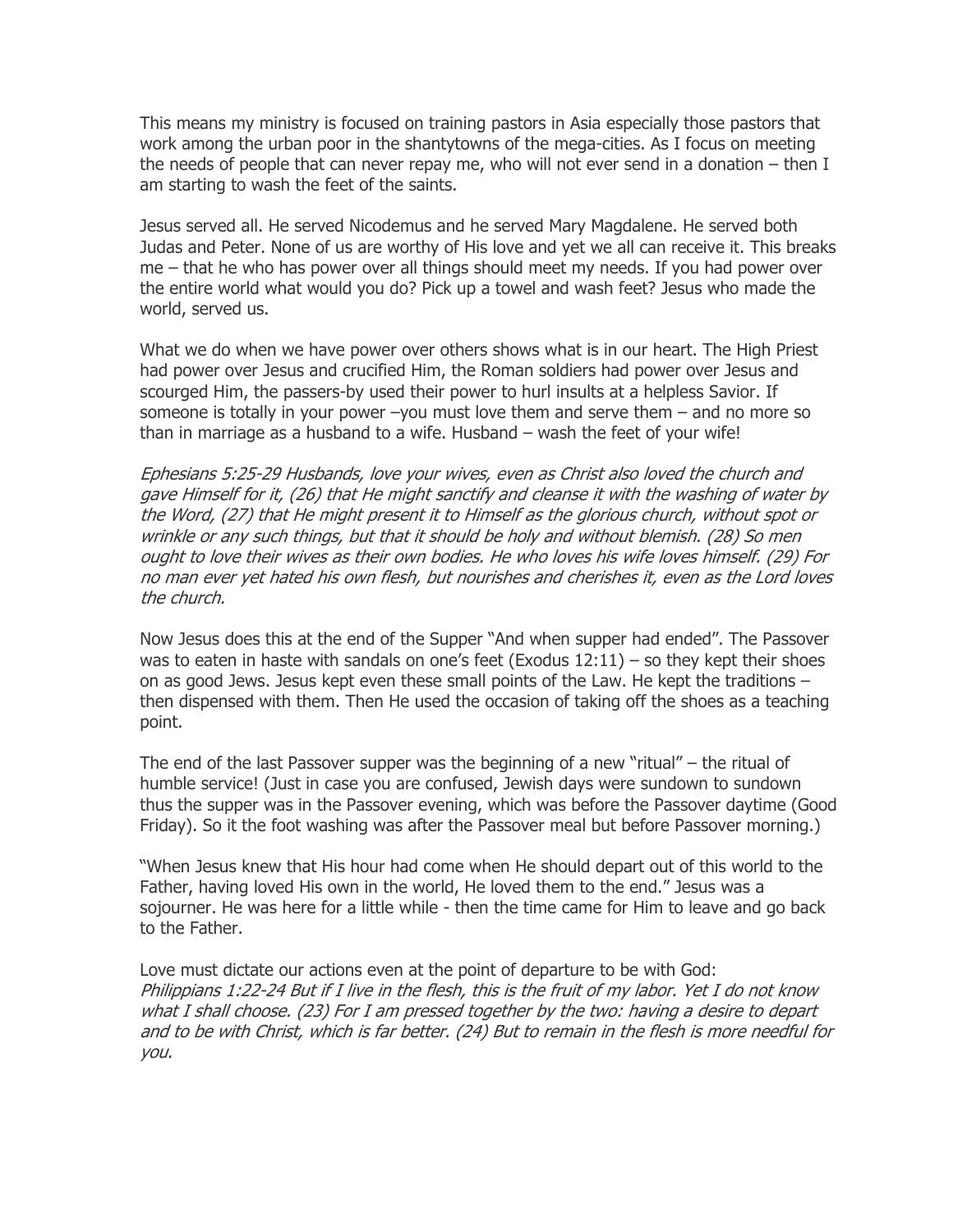This means my ministry is focused on training pastors in Asia especially those pastors that work among the urban poor in the shantytowns of the mega-cities. As I focus on meeting the needs of people that can never repay me, who will not ever send in a donation – then I am starting to wash the feet of the saints.

Jesus served all. He served Nicodemus and he served Mary Magdalene. He served both Judas and Peter. None of us are worthy of His love and yet we all can receive it. This breaks me – that he who has power over all things should meet my needs. If you had power over the entire world what would you do? Pick up a towel and wash feet? Jesus who made the world, served us.

What we do when we have power over others shows what is in our heart. The High Priest had power over Jesus and crucified Him, the Roman soldiers had power over Jesus and scourged Him, the passers-by used their power to hurl insults at a helpless Savior. If someone is totally in your power –you must love them and serve them – and no more so than in marriage as a husband to a wife. Husband – wash the feet of your wife!

*Ephesians 5:25-29 Husbands, love your wives, even as Christ also loved the church and gave Himself for it, (26) that He might sanctify and cleanse it with the washing of water by the Word, (27) that He might present it to Himself as the glorious church, without spot or wrinkle or any such things, but that it should be holy and without blemish. (28) So men ought to love their wives as their own bodies. He who loves his wife loves himself. (29) For no man ever yet hated his own flesh, but nourishes and cherishes it, even as the Lord loves the church.*

Now Jesus does this at the end of the Supper "And when supper had ended". The Passover was to eaten in haste with sandals on one's feet (Exodus 12:11) – so they kept their shoes on as good Jews. Jesus kept even these small points of the Law. He kept the traditions – then dispensed with them. Then He used the occasion of taking off the shoes as a teaching point.

The end of the last Passover supper was the beginning of a new "ritual" – the ritual of humble service! (Just in case you are confused, Jewish days were sundown to sundown thus the supper was in the Passover evening, which was before the Passover daytime (Good Friday). So it the foot washing was after the Passover meal but before Passover morning.)

"When Jesus knew that His hour had come when He should depart out of this world to the Father, having loved His own in the world, He loved them to the end." Jesus was a sojourner. He was here for a little while - then the time came for Him to leave and go back to the Father.

Love must dictate our actions even at the point of departure to be with God:
*Philippians 1:22-24 But if I live in the flesh, this is the fruit of my labor. Yet I do not know what I shall choose. (23) For I am pressed together by the two: having a desire to depart and to be with Christ, which is far better. (24) But to remain in the flesh is more needful for you.*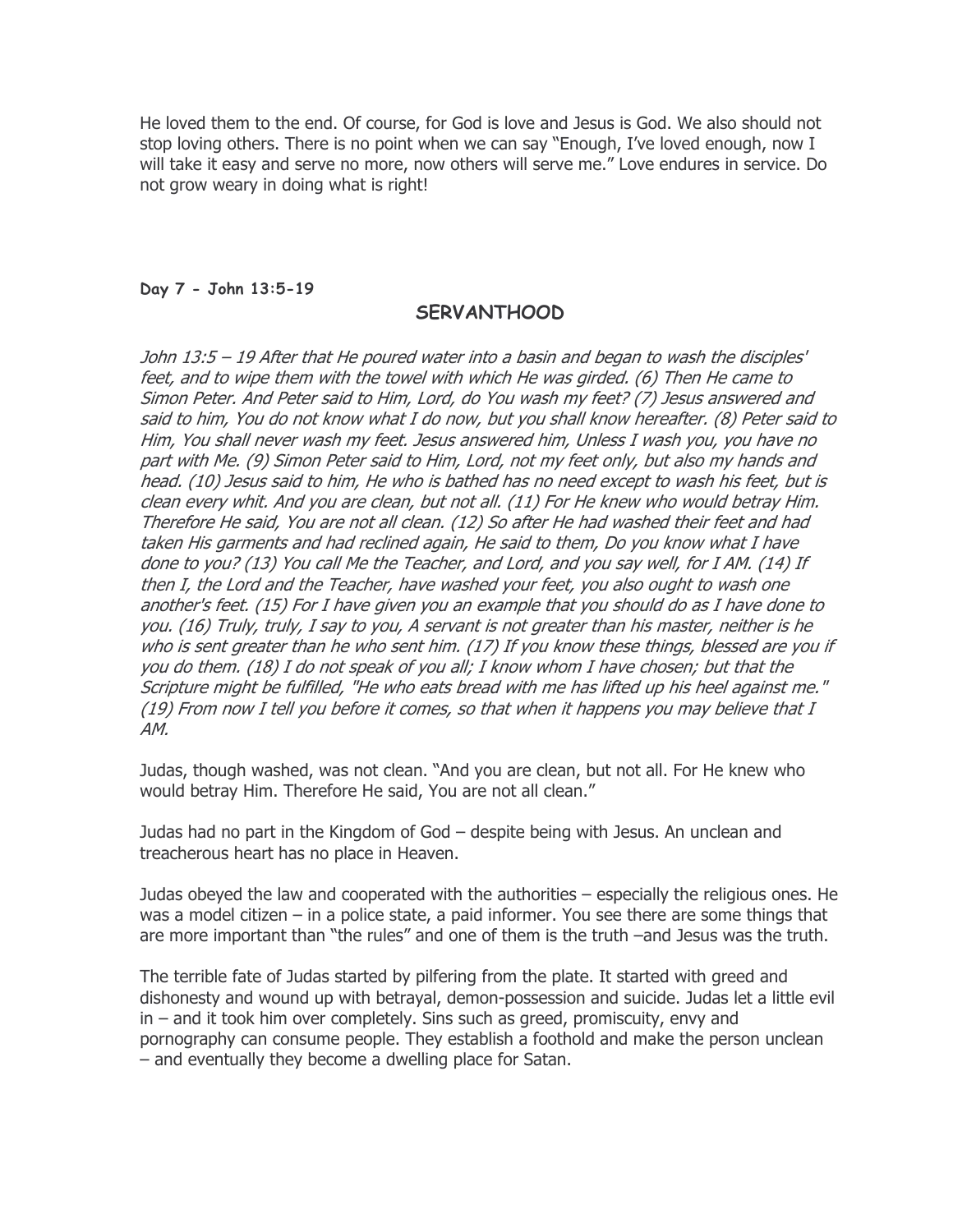He loved them to the end. Of course, for God is love and Jesus is God. We also should not stop loving others. There is no point when we can say "Enough, I've loved enough, now I will take it easy and serve no more, now others will serve me." Love endures in service. Do not grow weary in doing what is right!

**Day 7 - John 13:5-19**

## SERVANTHOOD

*John 13:5 – 19 After that He poured water into a basin and began to wash the disciples' feet, and to wipe them with the towel with which He was girded. (6) Then He came to Simon Peter. And Peter said to Him, Lord, do You wash my feet? (7) Jesus answered and said to him, You do not know what I do now, but you shall know hereafter. (8) Peter said to Him, You shall never wash my feet. Jesus answered him, Unless I wash you, you have no part with Me. (9) Simon Peter said to Him, Lord, not my feet only, but also my hands and head. (10) Jesus said to him, He who is bathed has no need except to wash his feet, but is clean every whit. And you are clean, but not all. (11) For He knew who would betray Him. Therefore He said, You are not all clean. (12) So after He had washed their feet and had taken His garments and had reclined again, He said to them, Do you know what I have done to you? (13) You call Me the Teacher, and Lord, and you say well, for I AM. (14) If then I, the Lord and the Teacher, have washed your feet, you also ought to wash one another's feet. (15) For I have given you an example that you should do as I have done to you. (16) Truly, truly, I say to you, A servant is not greater than his master, neither is he who is sent greater than he who sent him. (17) If you know these things, blessed are you if you do them. (18) I do not speak of you all; I know whom I have chosen; but that the Scripture might be fulfilled, "He who eats bread with me has lifted up his heel against me." (19) From now I tell you before it comes, so that when it happens you may believe that I AM.*

Judas, though washed, was not clean. "And you are clean, but not all. For He knew who would betray Him. Therefore He said, You are not all clean."

Judas had no part in the Kingdom of God – despite being with Jesus. An unclean and treacherous heart has no place in Heaven.

Judas obeyed the law and cooperated with the authorities – especially the religious ones. He was a model citizen – in a police state, a paid informer. You see there are some things that are more important than "the rules" and one of them is the truth –and Jesus was the truth.

The terrible fate of Judas started by pilfering from the plate. It started with greed and dishonesty and wound up with betrayal, demon-possession and suicide. Judas let a little evil in – and it took him over completely. Sins such as greed, promiscuity, envy and pornography can consume people. They establish a foothold and make the person unclean – and eventually they become a dwelling place for Satan.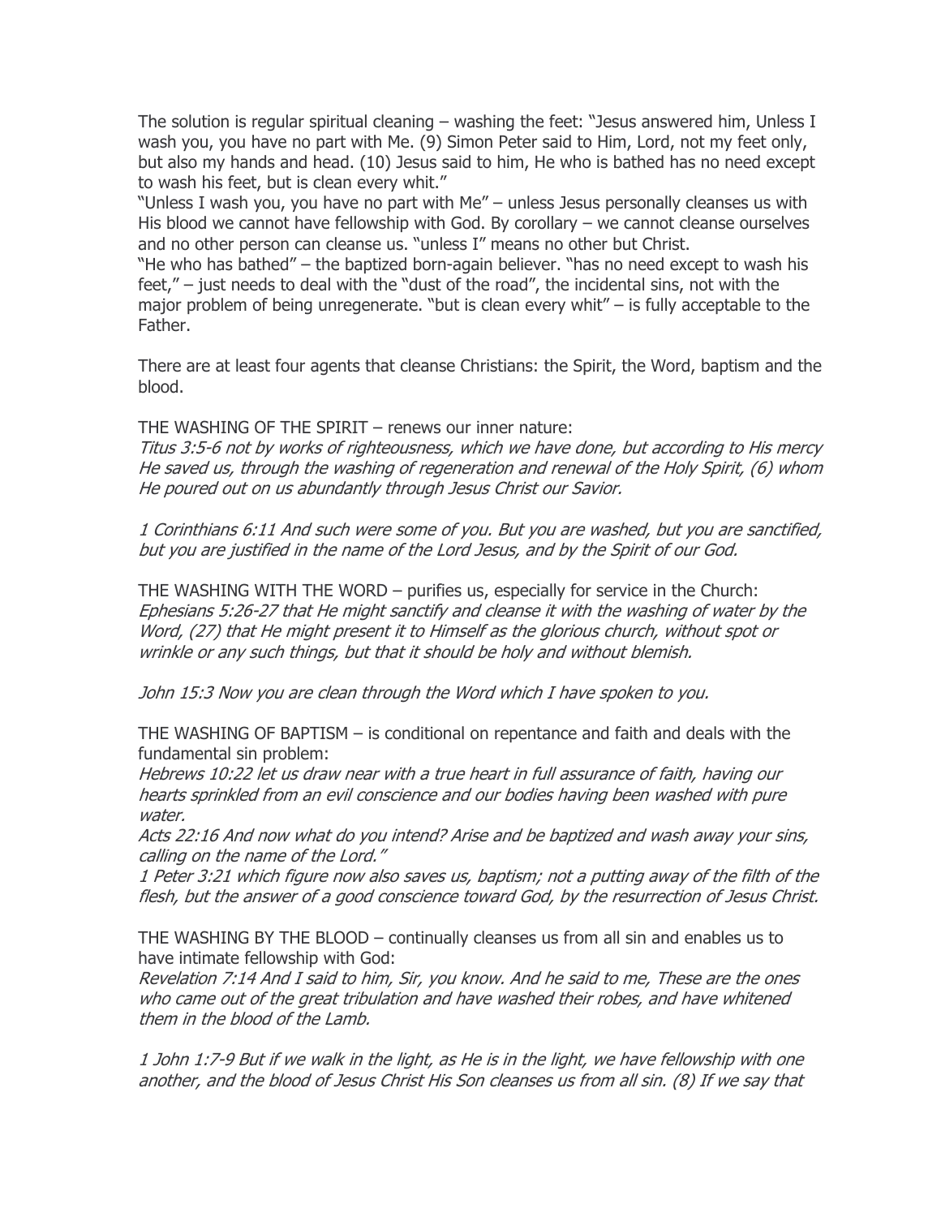The solution is regular spiritual cleaning – washing the feet: "Jesus answered him, Unless I wash you, you have no part with Me. (9) Simon Peter said to Him, Lord, not my feet only, but also my hands and head. (10) Jesus said to him, He who is bathed has no need except to wash his feet, but is clean every whit."

"Unless I wash you, you have no part with Me" – unless Jesus personally cleanses us with His blood we cannot have fellowship with God. By corollary – we cannot cleanse ourselves and no other person can cleanse us. "unless I" means no other but Christ.

"He who has bathed" – the baptized born-again believer. "has no need except to wash his feet," – just needs to deal with the "dust of the road", the incidental sins, not with the major problem of being unregenerate. "but is clean every whit" – is fully acceptable to the Father.

There are at least four agents that cleanse Christians: the Spirit, the Word, baptism and the blood.

THE WASHING OF THE SPIRIT – renews our inner nature:

*Titus 3:5-6 not by works of righteousness, which we have done, but according to His mercy He saved us, through the washing of regeneration and renewal of the Holy Spirit, (6) whom He poured out on us abundantly through Jesus Christ our Savior.*

*1 Corinthians 6:11 And such were some of you. But you are washed, but you are sanctified, but you are justified in the name of the Lord Jesus, and by the Spirit of our God.*

THE WASHING WITH THE WORD – purifies us, especially for service in the Church:

*Ephesians 5:26-27 that He might sanctify and cleanse it with the washing of water by the Word, (27) that He might present it to Himself as the glorious church, without spot or wrinkle or any such things, but that it should be holy and without blemish.*

*John 15:3 Now you are clean through the Word which I have spoken to you.*

THE WASHING OF BAPTISM – is conditional on repentance and faith and deals with the fundamental sin problem:

*Hebrews 10:22 let us draw near with a true heart in full assurance of faith, having our hearts sprinkled from an evil conscience and our bodies having been washed with pure water.*

*Acts 22:16 And now what do you intend? Arise and be baptized and wash away your sins, calling on the name of the Lord."*

*1 Peter 3:21 which figure now also saves us, baptism; not a putting away of the filth of the flesh, but the answer of a good conscience toward God, by the resurrection of Jesus Christ.*

THE WASHING BY THE BLOOD – continually cleanses us from all sin and enables us to have intimate fellowship with God:

*Revelation 7:14 And I said to him, Sir, you know. And he said to me, These are the ones who came out of the great tribulation and have washed their robes, and have whitened them in the blood of the Lamb.*

*1 John 1:7-9 But if we walk in the light, as He is in the light, we have fellowship with one another, and the blood of Jesus Christ His Son cleanses us from all sin. (8) If we say that*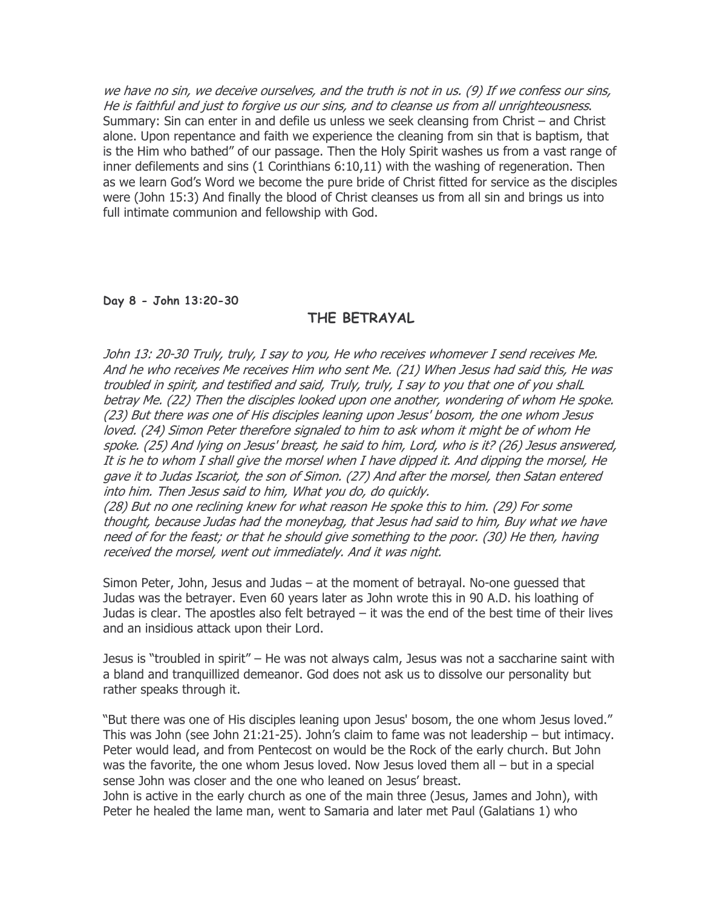*we have no sin, we deceive ourselves, and the truth is not in us. (9) If we confess our sins, He is faithful and just to forgive us our sins, and to cleanse us from all unrighteousness.*
Summary: Sin can enter in and defile us unless we seek cleansing from Christ – and Christ alone. Upon repentance and faith we experience the cleaning from sin that is baptism, that is the Him who bathed" of our passage. Then the Holy Spirit washes us from a vast range of inner defilements and sins (1 Corinthians 6:10,11) with the washing of regeneration. Then as we learn God's Word we become the pure bride of Christ fitted for service as the disciples were (John 15:3) And finally the blood of Christ cleanses us from all sin and brings us into full intimate communion and fellowship with God.

**Day 8 - John 13:20-30**

## THE BETRAYAL

*John 13: 20-30 Truly, truly, I say to you, He who receives whomever I send receives Me. And he who receives Me receives Him who sent Me. (21) When Jesus had said this, He was troubled in spirit, and testified and said, Truly, truly, I say to you that one of you shalL betray Me. (22) Then the disciples looked upon one another, wondering of whom He spoke. (23) But there was one of His disciples leaning upon Jesus' bosom, the one whom Jesus loved. (24) Simon Peter therefore signaled to him to ask whom it might be of whom He spoke. (25) And lying on Jesus' breast, he said to him, Lord, who is it? (26) Jesus answered, It is he to whom I shall give the morsel when I have dipped it. And dipping the morsel, He gave it to Judas Iscariot, the son of Simon. (27) And after the morsel, then Satan entered into him. Then Jesus said to him, What you do, do quickly.*
*(28) But no one reclining knew for what reason He spoke this to him. (29) For some thought, because Judas had the moneybag, that Jesus had said to him, Buy what we have need of for the feast; or that he should give something to the poor. (30) He then, having received the morsel, went out immediately. And it was night.*

Simon Peter, John, Jesus and Judas – at the moment of betrayal. No-one guessed that Judas was the betrayer. Even 60 years later as John wrote this in 90 A.D. his loathing of Judas is clear. The apostles also felt betrayed – it was the end of the best time of their lives and an insidious attack upon their Lord.

Jesus is "troubled in spirit" – He was not always calm, Jesus was not a saccharine saint with a bland and tranquillized demeanor. God does not ask us to dissolve our personality but rather speaks through it.

"But there was one of His disciples leaning upon Jesus' bosom, the one whom Jesus loved." This was John (see John 21:21-25). John's claim to fame was not leadership – but intimacy. Peter would lead, and from Pentecost on would be the Rock of the early church. But John was the favorite, the one whom Jesus loved. Now Jesus loved them all – but in a special sense John was closer and the one who leaned on Jesus' breast.
John is active in the early church as one of the main three (Jesus, James and John), with Peter he healed the lame man, went to Samaria and later met Paul (Galatians 1) who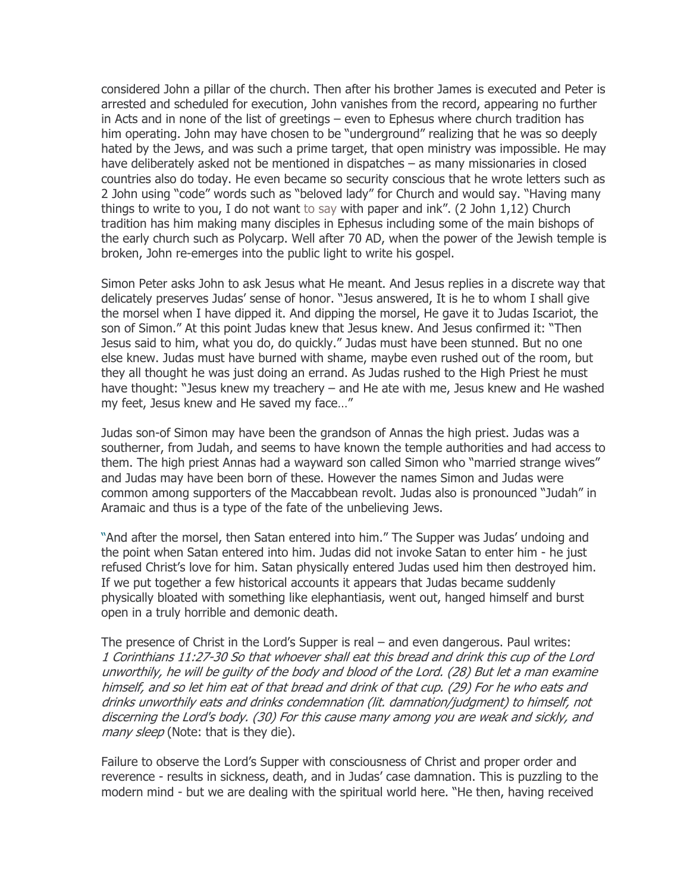considered John a pillar of the church. Then after his brother James is executed and Peter is arrested and scheduled for execution, John vanishes from the record, appearing no further in Acts and in none of the list of greetings – even to Ephesus where church tradition has him operating. John may have chosen to be "underground" realizing that he was so deeply hated by the Jews, and was such a prime target, that open ministry was impossible. He may have deliberately asked not be mentioned in dispatches – as many missionaries in closed countries also do today. He even became so security conscious that he wrote letters such as 2 John using "code" words such as "beloved lady" for Church and would say. "Having many things to write to you, I do not want to say with paper and ink". (2 John 1,12) Church tradition has him making many disciples in Ephesus including some of the main bishops of the early church such as Polycarp. Well after 70 AD, when the power of the Jewish temple is broken, John re-emerges into the public light to write his gospel.

Simon Peter asks John to ask Jesus what He meant. And Jesus replies in a discrete way that delicately preserves Judas' sense of honor. "Jesus answered, It is he to whom I shall give the morsel when I have dipped it. And dipping the morsel, He gave it to Judas Iscariot, the son of Simon." At this point Judas knew that Jesus knew. And Jesus confirmed it: "Then Jesus said to him, what you do, do quickly." Judas must have been stunned. But no one else knew. Judas must have burned with shame, maybe even rushed out of the room, but they all thought he was just doing an errand. As Judas rushed to the High Priest he must have thought: "Jesus knew my treachery – and He ate with me, Jesus knew and He washed my feet, Jesus knew and He saved my face…"

Judas son-of Simon may have been the grandson of Annas the high priest. Judas was a southerner, from Judah, and seems to have known the temple authorities and had access to them. The high priest Annas had a wayward son called Simon who "married strange wives" and Judas may have been born of these. However the names Simon and Judas were common among supporters of the Maccabbean revolt. Judas also is pronounced "Judah" in Aramaic and thus is a type of the fate of the unbelieving Jews.

"And after the morsel, then Satan entered into him." The Supper was Judas' undoing and the point when Satan entered into him. Judas did not invoke Satan to enter him - he just refused Christ's love for him. Satan physically entered Judas used him then destroyed him. If we put together a few historical accounts it appears that Judas became suddenly physically bloated with something like elephantiasis, went out, hanged himself and burst open in a truly horrible and demonic death.

The presence of Christ in the Lord's Supper is real – and even dangerous. Paul writes:
*1 Corinthians 11:27-30 So that whoever shall eat this bread and drink this cup of the Lord unworthily, he will be guilty of the body and blood of the Lord. (28) But let a man examine himself, and so let him eat of that bread and drink of that cup. (29) For he who eats and drinks unworthily eats and drinks condemnation (lit. damnation/judgment) to himself, not discerning the Lord's body. (30) For this cause many among you are weak and sickly, and many sleep* (Note: that is they die).

Failure to observe the Lord's Supper with consciousness of Christ and proper order and reverence - results in sickness, death, and in Judas' case damnation. This is puzzling to the modern mind - but we are dealing with the spiritual world here. "He then, having received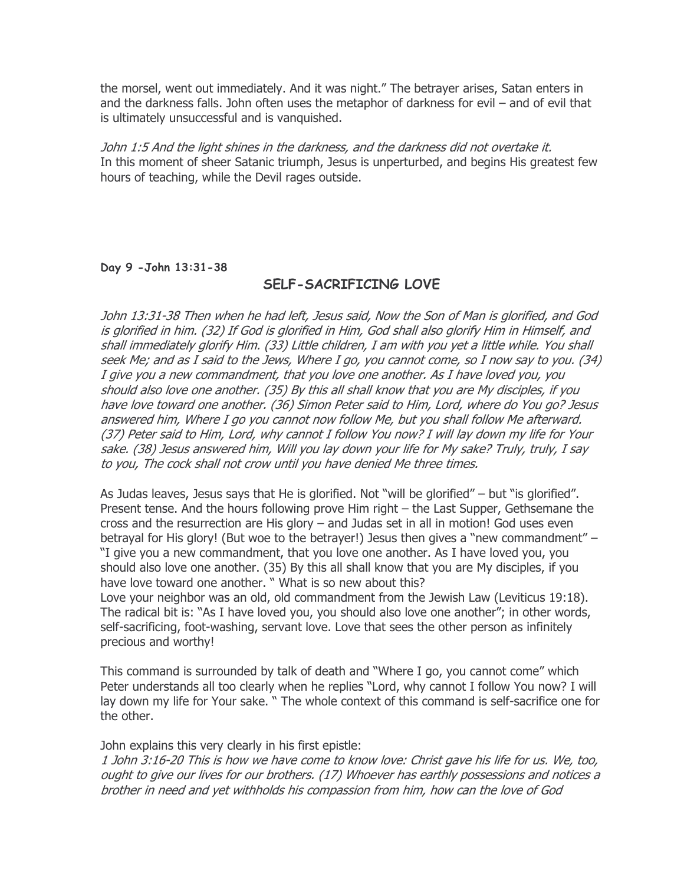the morsel, went out immediately. And it was night." The betrayer arises, Satan enters in and the darkness falls. John often uses the metaphor of darkness for evil – and of evil that is ultimately unsuccessful and is vanquished.

*John 1:5 And the light shines in the darkness, and the darkness did not overtake it.*
In this moment of sheer Satanic triumph, Jesus is unperturbed, and begins His greatest few hours of teaching, while the Devil rages outside.

**Day 9 -John 13:31-38**

## SELF-SACRIFICING LOVE

*John 13:31-38 Then when he had left, Jesus said, Now the Son of Man is glorified, and God is glorified in him. (32) If God is glorified in Him, God shall also glorify Him in Himself, and shall immediately glorify Him. (33) Little children, I am with you yet a little while. You shall seek Me; and as I said to the Jews, Where I go, you cannot come, so I now say to you. (34) I give you a new commandment, that you love one another. As I have loved you, you should also love one another. (35) By this all shall know that you are My disciples, if you have love toward one another. (36) Simon Peter said to Him, Lord, where do You go? Jesus answered him, Where I go you cannot now follow Me, but you shall follow Me afterward. (37) Peter said to Him, Lord, why cannot I follow You now? I will lay down my life for Your sake. (38) Jesus answered him, Will you lay down your life for My sake? Truly, truly, I say to you, The cock shall not crow until you have denied Me three times.*

As Judas leaves, Jesus says that He is glorified. Not "will be glorified" – but "is glorified". Present tense. And the hours following prove Him right – the Last Supper, Gethsemane the cross and the resurrection are His glory – and Judas set in all in motion! God uses even betrayal for His glory! (But woe to the betrayer!) Jesus then gives a "new commandment" – "I give you a new commandment, that you love one another. As I have loved you, you should also love one another. (35) By this all shall know that you are My disciples, if you have love toward one another. " What is so new about this?
Love your neighbor was an old, old commandment from the Jewish Law (Leviticus 19:18). The radical bit is: "As I have loved you, you should also love one another"; in other words, self-sacrificing, foot-washing, servant love. Love that sees the other person as infinitely precious and worthy!

This command is surrounded by talk of death and "Where I go, you cannot come" which Peter understands all too clearly when he replies "Lord, why cannot I follow You now? I will lay down my life for Your sake. " The whole context of this command is self-sacrifice one for the other.

John explains this very clearly in his first epistle:
*1 John 3:16-20 This is how we have come to know love: Christ gave his life for us. We, too, ought to give our lives for our brothers. (17) Whoever has earthly possessions and notices a brother in need and yet withholds his compassion from him, how can the love of God*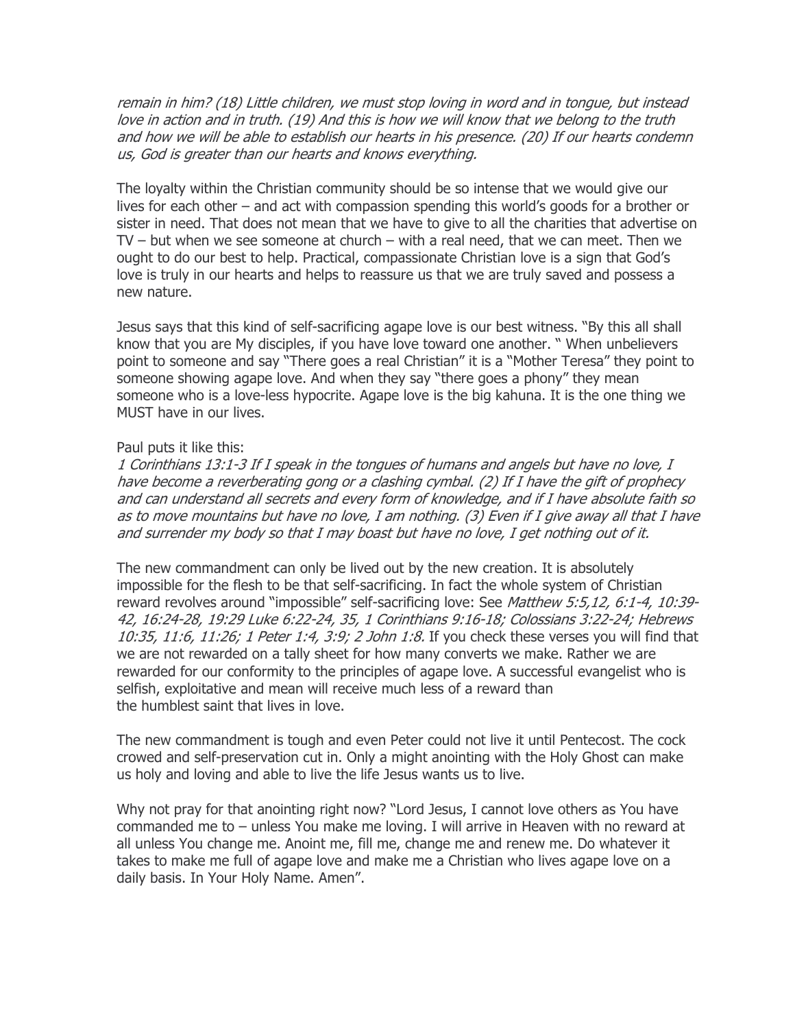*remain in him? (18) Little children, we must stop loving in word and in tongue, but instead love in action and in truth. (19) And this is how we will know that we belong to the truth and how we will be able to establish our hearts in his presence. (20) If our hearts condemn us, God is greater than our hearts and knows everything.*

The loyalty within the Christian community should be so intense that we would give our lives for each other – and act with compassion spending this world's goods for a brother or sister in need. That does not mean that we have to give to all the charities that advertise on TV – but when we see someone at church – with a real need, that we can meet. Then we ought to do our best to help. Practical, compassionate Christian love is a sign that God's love is truly in our hearts and helps to reassure us that we are truly saved and possess a new nature.

Jesus says that this kind of self-sacrificing agape love is our best witness. "By this all shall know that you are My disciples, if you have love toward one another. " When unbelievers point to someone and say "There goes a real Christian" it is a "Mother Teresa" they point to someone showing agape love. And when they say "there goes a phony" they mean someone who is a love-less hypocrite. Agape love is the big kahuna. It is the one thing we MUST have in our lives.

Paul puts it like this:
*1 Corinthians 13:1-3 If I speak in the tongues of humans and angels but have no love, I have become a reverberating gong or a clashing cymbal. (2) If I have the gift of prophecy and can understand all secrets and every form of knowledge, and if I have absolute faith so as to move mountains but have no love, I am nothing. (3) Even if I give away all that I have and surrender my body so that I may boast but have no love, I get nothing out of it.*

The new commandment can only be lived out by the new creation. It is absolutely impossible for the flesh to be that self-sacrificing. In fact the whole system of Christian reward revolves around "impossible" self-sacrificing love: See *Matthew 5:5,12, 6:1-4, 10:39-42, 16:24-28, 19:29 Luke 6:22-24, 35, 1 Corinthians 9:16-18; Colossians 3:22-24; Hebrews 10:35, 11:6, 11:26; 1 Peter 1:4, 3:9; 2 John 1:8.* If you check these verses you will find that we are not rewarded on a tally sheet for how many converts we make. Rather we are rewarded for our conformity to the principles of agape love. A successful evangelist who is selfish, exploitative and mean will receive much less of a reward than the humblest saint that lives in love.

The new commandment is tough and even Peter could not live it until Pentecost. The cock crowed and self-preservation cut in. Only a might anointing with the Holy Ghost can make us holy and loving and able to live the life Jesus wants us to live.

Why not pray for that anointing right now? "Lord Jesus, I cannot love others as You have commanded me to – unless You make me loving. I will arrive in Heaven with no reward at all unless You change me. Anoint me, fill me, change me and renew me. Do whatever it takes to make me full of agape love and make me a Christian who lives agape love on a daily basis. In Your Holy Name. Amen".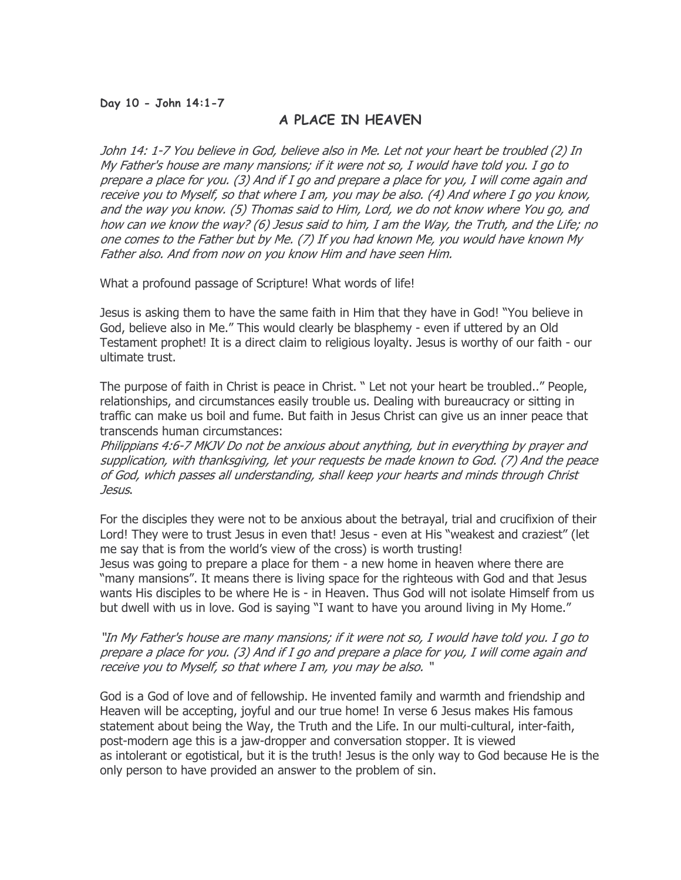**Day 10 - John 14:1-7**

## A PLACE IN HEAVEN

*John 14: 1-7 You believe in God, believe also in Me. Let not your heart be troubled (2) In My Father's house are many mansions; if it were not so, I would have told you. I go to prepare a place for you. (3) And if I go and prepare a place for you, I will come again and receive you to Myself, so that where I am, you may be also. (4) And where I go you know, and the way you know. (5) Thomas said to Him, Lord, we do not know where You go, and how can we know the way? (6) Jesus said to him, I am the Way, the Truth, and the Life; no one comes to the Father but by Me. (7) If you had known Me, you would have known My Father also. And from now on you know Him and have seen Him.*

What a profound passage of Scripture! What words of life!

Jesus is asking them to have the same faith in Him that they have in God! "You believe in God, believe also in Me." This would clearly be blasphemy - even if uttered by an Old Testament prophet! It is a direct claim to religious loyalty. Jesus is worthy of our faith - our ultimate trust.

The purpose of faith in Christ is peace in Christ. " Let not your heart be troubled.." People, relationships, and circumstances easily trouble us. Dealing with bureaucracy or sitting in traffic can make us boil and fume. But faith in Jesus Christ can give us an inner peace that transcends human circumstances:
*Philippians 4:6-7 MKJV Do not be anxious about anything, but in everything by prayer and supplication, with thanksgiving, let your requests be made known to God. (7) And the peace of God, which passes all understanding, shall keep your hearts and minds through Christ Jesus*.

For the disciples they were not to be anxious about the betrayal, trial and crucifixion of their Lord! They were to trust Jesus in even that! Jesus - even at His "weakest and craziest" (let me say that is from the world's view of the cross) is worth trusting!
Jesus was going to prepare a place for them - a new home in heaven where there are "many mansions". It means there is living space for the righteous with God and that Jesus wants His disciples to be where He is - in Heaven. Thus God will not isolate Himself from us but dwell with us in love. God is saying "I want to have you around living in My Home."

*"In My Father's house are many mansions; if it were not so, I would have told you. I go to prepare a place for you. (3) And if I go and prepare a place for you, I will come again and receive you to Myself, so that where I am, you may be also.* "

God is a God of love and of fellowship. He invented family and warmth and friendship and Heaven will be accepting, joyful and our true home! In verse 6 Jesus makes His famous statement about being the Way, the Truth and the Life. In our multi-cultural, inter-faith, post-modern age this is a jaw-dropper and conversation stopper. It is viewed as intolerant or egotistical, but it is the truth! Jesus is the only way to God because He is the only person to have provided an answer to the problem of sin.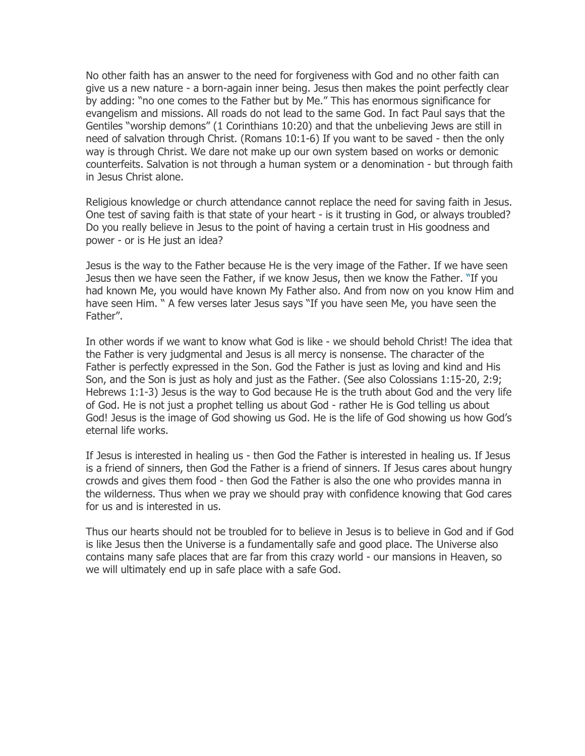No other faith has an answer to the need for forgiveness with God and no other faith can give us a new nature - a born-again inner being. Jesus then makes the point perfectly clear by adding: "no one comes to the Father but by Me." This has enormous significance for evangelism and missions. All roads do not lead to the same God. In fact Paul says that the Gentiles "worship demons" (1 Corinthians 10:20) and that the unbelieving Jews are still in need of salvation through Christ. (Romans 10:1-6) If you want to be saved - then the only way is through Christ. We dare not make up our own system based on works or demonic counterfeits. Salvation is not through a human system or a denomination - but through faith in Jesus Christ alone.

Religious knowledge or church attendance cannot replace the need for saving faith in Jesus. One test of saving faith is that state of your heart - is it trusting in God, or always troubled? Do you really believe in Jesus to the point of having a certain trust in His goodness and power - or is He just an idea?

Jesus is the way to the Father because He is the very image of the Father. If we have seen Jesus then we have seen the Father, if we know Jesus, then we know the Father. "If you had known Me, you would have known My Father also. And from now on you know Him and have seen Him. " A few verses later Jesus says "If you have seen Me, you have seen the Father".

In other words if we want to know what God is like - we should behold Christ! The idea that the Father is very judgmental and Jesus is all mercy is nonsense. The character of the Father is perfectly expressed in the Son. God the Father is just as loving and kind and His Son, and the Son is just as holy and just as the Father. (See also Colossians 1:15-20, 2:9; Hebrews 1:1-3) Jesus is the way to God because He is the truth about God and the very life of God. He is not just a prophet telling us about God - rather He is God telling us about God! Jesus is the image of God showing us God. He is the life of God showing us how God's eternal life works.

If Jesus is interested in healing us - then God the Father is interested in healing us. If Jesus is a friend of sinners, then God the Father is a friend of sinners. If Jesus cares about hungry crowds and gives them food - then God the Father is also the one who provides manna in the wilderness. Thus when we pray we should pray with confidence knowing that God cares for us and is interested in us.

Thus our hearts should not be troubled for to believe in Jesus is to believe in God and if God is like Jesus then the Universe is a fundamentally safe and good place. The Universe also contains many safe places that are far from this crazy world - our mansions in Heaven, so we will ultimately end up in safe place with a safe God.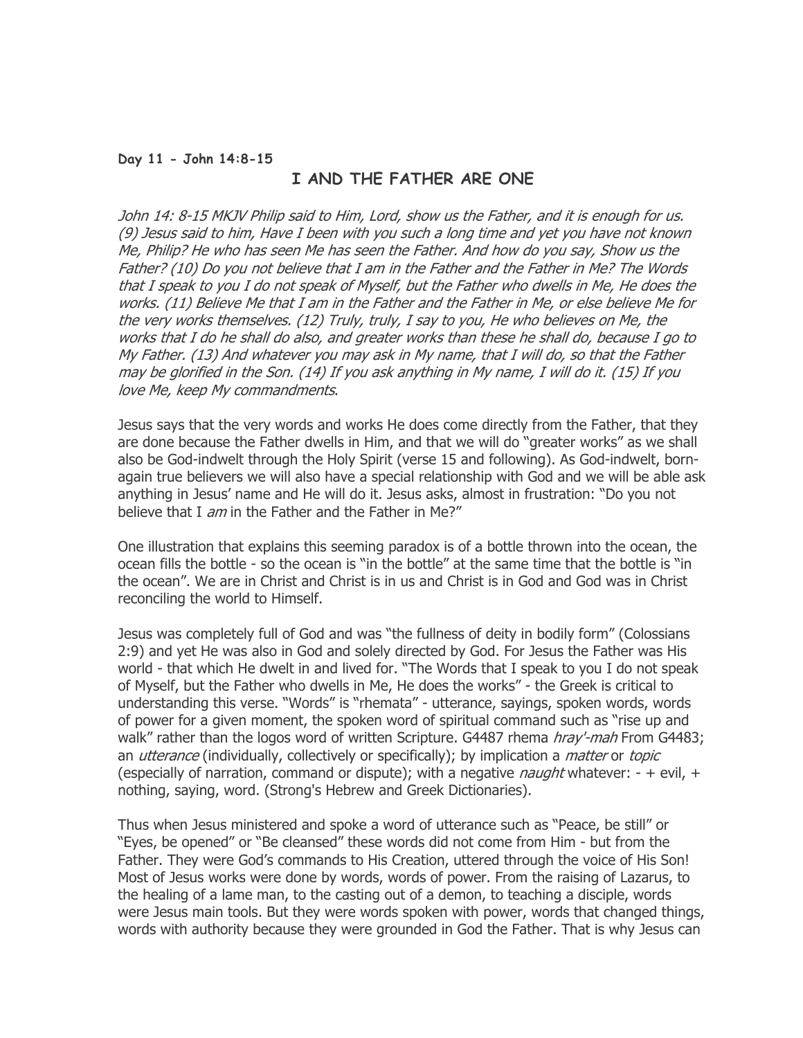**Day 11 - John 14:8-15**

## I AND THE FATHER ARE ONE

*John 14: 8-15 MKJV Philip said to Him, Lord, show us the Father, and it is enough for us. (9) Jesus said to him, Have I been with you such a long time and yet you have not known Me, Philip? He who has seen Me has seen the Father. And how do you say, Show us the Father? (10) Do you not believe that I am in the Father and the Father in Me? The Words that I speak to you I do not speak of Myself, but the Father who dwells in Me, He does the works. (11) Believe Me that I am in the Father and the Father in Me, or else believe Me for the very works themselves. (12) Truly, truly, I say to you, He who believes on Me, the works that I do he shall do also, and greater works than these he shall do, because I go to My Father. (13) And whatever you may ask in My name, that I will do, so that the Father may be glorified in the Son. (14) If you ask anything in My name, I will do it. (15) If you love Me, keep My commandments*.

Jesus says that the very words and works He does come directly from the Father, that they are done because the Father dwells in Him, and that we will do "greater works" as we shall also be God-indwelt through the Holy Spirit (verse 15 and following). As God-indwelt, born-again true believers we will also have a special relationship with God and we will be able ask anything in Jesus' name and He will do it. Jesus asks, almost in frustration: "Do you not believe that I *am* in the Father and the Father in Me?"

One illustration that explains this seeming paradox is of a bottle thrown into the ocean, the ocean fills the bottle - so the ocean is "in the bottle" at the same time that the bottle is "in the ocean". We are in Christ and Christ is in us and Christ is in God and God was in Christ reconciling the world to Himself.

Jesus was completely full of God and was "the fullness of deity in bodily form" (Colossians 2:9) and yet He was also in God and solely directed by God. For Jesus the Father was His world - that which He dwelt in and lived for. "The Words that I speak to you I do not speak of Myself, but the Father who dwells in Me, He does the works" - the Greek is critical to understanding this verse. "Words" is "rhemata" - utterance, sayings, spoken words, words of power for a given moment, the spoken word of spiritual command such as "rise up and walk" rather than the logos word of written Scripture. G4487 rhema *hray'-mah* From G4483; an *utterance* (individually, collectively or specifically); by implication a *matter* or *topic* (especially of narration, command or dispute); with a negative *naught* whatever: - + evil, + nothing, saying, word. (Strong's Hebrew and Greek Dictionaries).

Thus when Jesus ministered and spoke a word of utterance such as "Peace, be still" or "Eyes, be opened" or "Be cleansed" these words did not come from Him - but from the Father. They were God's commands to His Creation, uttered through the voice of His Son! Most of Jesus works were done by words, words of power. From the raising of Lazarus, to the healing of a lame man, to the casting out of a demon, to teaching a disciple, words were Jesus main tools. But they were words spoken with power, words that changed things, words with authority because they were grounded in God the Father. That is why Jesus can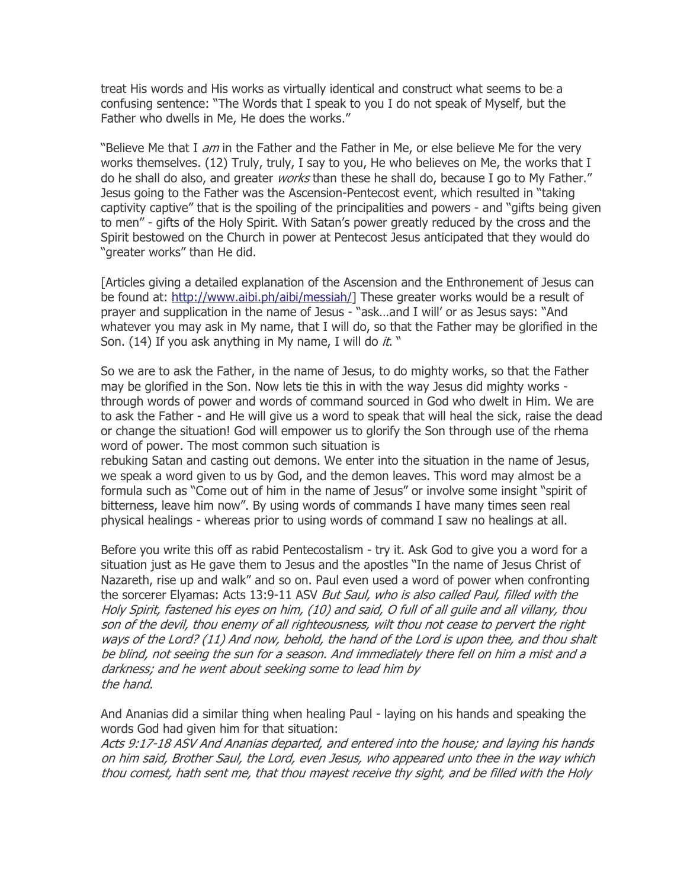treat His words and His works as virtually identical and construct what seems to be a confusing sentence: "The Words that I speak to you I do not speak of Myself, but the Father who dwells in Me, He does the works."

"Believe Me that I *am* in the Father and the Father in Me, or else believe Me for the very works themselves. (12) Truly, truly, I say to you, He who believes on Me, the works that I do he shall do also, and greater *works* than these he shall do, because I go to My Father." Jesus going to the Father was the Ascension-Pentecost event, which resulted in "taking captivity captive" that is the spoiling of the principalities and powers - and "gifts being given to men" - gifts of the Holy Spirit. With Satan's power greatly reduced by the cross and the Spirit bestowed on the Church in power at Pentecost Jesus anticipated that they would do "greater works" than He did.

[Articles giving a detailed explanation of the Ascension and the Enthronement of Jesus can be found at: http://www.aibi.ph/aibi/messiah/] These greater works would be a result of prayer and supplication in the name of Jesus - "ask…and I will' or as Jesus says: "And whatever you may ask in My name, that I will do, so that the Father may be glorified in the Son. (14) If you ask anything in My name, I will do *it*. "

So we are to ask the Father, in the name of Jesus, to do mighty works, so that the Father may be glorified in the Son. Now lets tie this in with the way Jesus did mighty works - through words of power and words of command sourced in God who dwelt in Him. We are to ask the Father - and He will give us a word to speak that will heal the sick, raise the dead or change the situation! God will empower us to glorify the Son through use of the rhema word of power. The most common such situation is rebuking Satan and casting out demons. We enter into the situation in the name of Jesus, we speak a word given to us by God, and the demon leaves. This word may almost be a formula such as "Come out of him in the name of Jesus" or involve some insight "spirit of bitterness, leave him now". By using words of commands I have many times seen real physical healings - whereas prior to using words of command I saw no healings at all.

Before you write this off as rabid Pentecostalism - try it. Ask God to give you a word for a situation just as He gave them to Jesus and the apostles "In the name of Jesus Christ of Nazareth, rise up and walk" and so on. Paul even used a word of power when confronting the sorcerer Elyamas: Acts 13:9-11 ASV *But Saul, who is also called Paul, filled with the Holy Spirit, fastened his eyes on him, (10) and said, O full of all guile and all villany, thou son of the devil, thou enemy of all righteousness, wilt thou not cease to pervert the right ways of the Lord? (11) And now, behold, the hand of the Lord is upon thee, and thou shalt be blind, not seeing the sun for a season. And immediately there fell on him a mist and a darkness; and he went about seeking some to lead him by the hand.*

And Ananias did a similar thing when healing Paul - laying on his hands and speaking the words God had given him for that situation:
*Acts 9:17-18 ASV And Ananias departed, and entered into the house; and laying his hands on him said, Brother Saul, the Lord, even Jesus, who appeared unto thee in the way which thou comest, hath sent me, that thou mayest receive thy sight, and be filled with the Holy*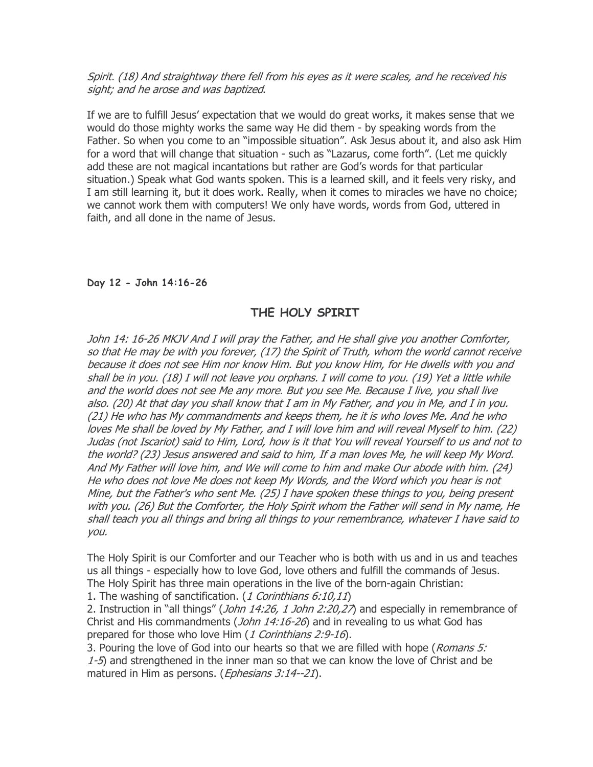*Spirit. (18) And straightway there fell from his eyes as it were scales, and he received his sight; and he arose and was baptized.*

If we are to fulfill Jesus' expectation that we would do great works, it makes sense that we would do those mighty works the same way He did them - by speaking words from the Father. So when you come to an "impossible situation". Ask Jesus about it, and also ask Him for a word that will change that situation - such as "Lazarus, come forth". (Let me quickly add these are not magical incantations but rather are God's words for that particular situation.) Speak what God wants spoken. This is a learned skill, and it feels very risky, and I am still learning it, but it does work. Really, when it comes to miracles we have no choice; we cannot work them with computers! We only have words, words from God, uttered in faith, and all done in the name of Jesus.

**Day 12 - John 14:16-26**

## THE HOLY SPIRIT

*John 14: 16-26 MKJV And I will pray the Father, and He shall give you another Comforter, so that He may be with you forever, (17) the Spirit of Truth, whom the world cannot receive because it does not see Him nor know Him. But you know Him, for He dwells with you and shall be in you. (18) I will not leave you orphans. I will come to you. (19) Yet a little while and the world does not see Me any more. But you see Me. Because I live, you shall live also. (20) At that day you shall know that I am in My Father, and you in Me, and I in you. (21) He who has My commandments and keeps them, he it is who loves Me. And he who loves Me shall be loved by My Father, and I will love him and will reveal Myself to him. (22) Judas (not Iscariot) said to Him, Lord, how is it that You will reveal Yourself to us and not to the world? (23) Jesus answered and said to him, If a man loves Me, he will keep My Word. And My Father will love him, and We will come to him and make Our abode with him. (24) He who does not love Me does not keep My Words, and the Word which you hear is not Mine, but the Father's who sent Me. (25) I have spoken these things to you, being present with you. (26) But the Comforter, the Holy Spirit whom the Father will send in My name, He shall teach you all things and bring all things to your remembrance, whatever I have said to you.*

The Holy Spirit is our Comforter and our Teacher who is both with us and in us and teaches us all things - especially how to love God, love others and fulfill the commands of Jesus. The Holy Spirit has three main operations in the live of the born-again Christian:

1. The washing of sanctification. (*1 Corinthians 6:10,11*)
2. Instruction in "all things" (*John 14:26, 1 John 2:20,27*) and especially in remembrance of Christ and His commandments (*John 14:16-26*) and in revealing to us what God has prepared for those who love Him (*1 Corinthians 2:9-16*).
3. Pouring the love of God into our hearts so that we are filled with hope (*Romans 5: 1-5*) and strengthened in the inner man so that we can know the love of Christ and be matured in Him as persons. (*Ephesians 3:14--21*).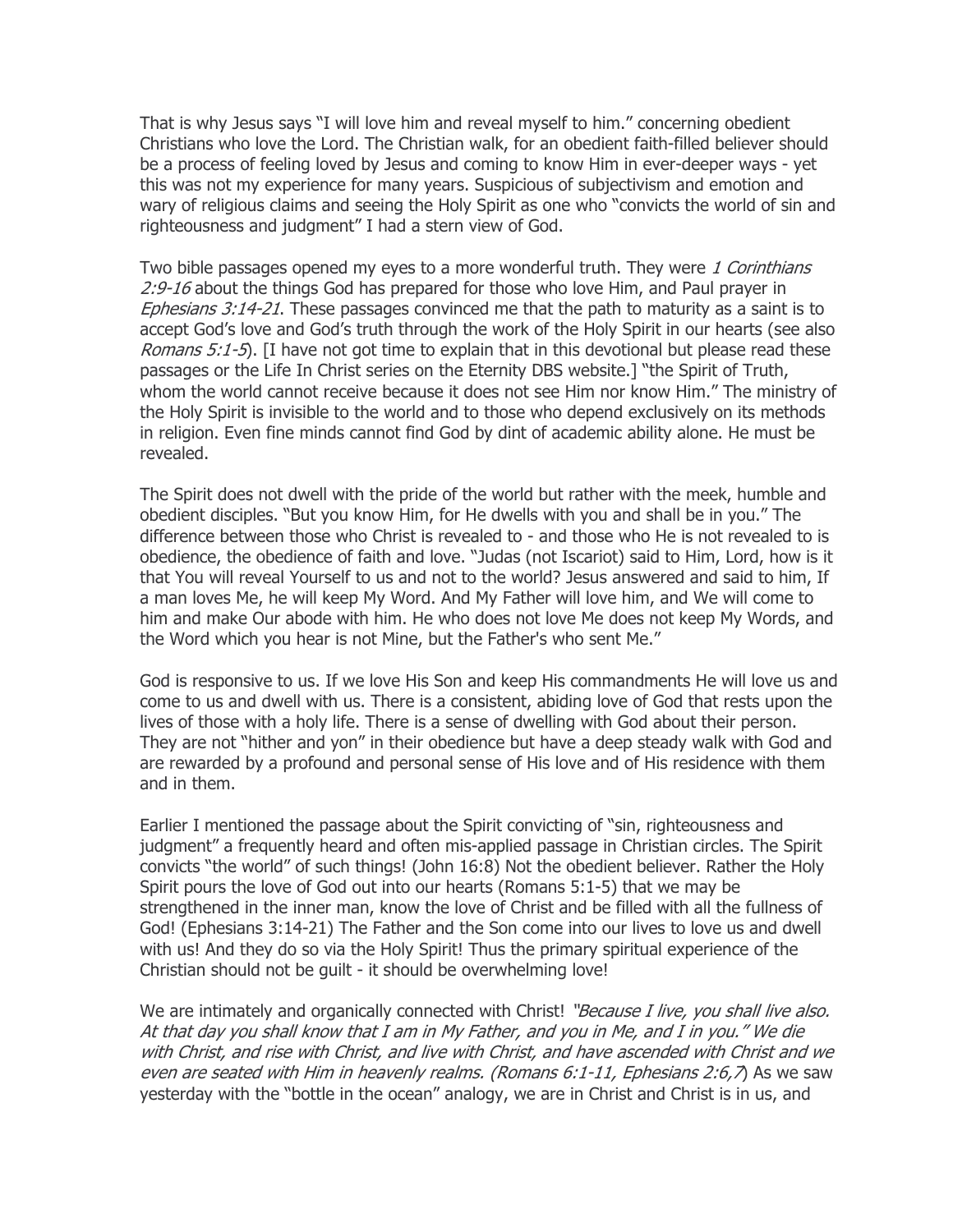That is why Jesus says "I will love him and reveal myself to him." concerning obedient Christians who love the Lord. The Christian walk, for an obedient faith-filled believer should be a process of feeling loved by Jesus and coming to know Him in ever-deeper ways - yet this was not my experience for many years. Suspicious of subjectivism and emotion and wary of religious claims and seeing the Holy Spirit as one who "convicts the world of sin and righteousness and judgment" I had a stern view of God.

Two bible passages opened my eyes to a more wonderful truth. They were *1 Corinthians 2:9-16* about the things God has prepared for those who love Him, and Paul prayer in *Ephesians 3:14-21*. These passages convinced me that the path to maturity as a saint is to accept God's love and God's truth through the work of the Holy Spirit in our hearts (see also *Romans 5:1-5*). [I have not got time to explain that in this devotional but please read these passages or the Life In Christ series on the Eternity DBS website.] "the Spirit of Truth, whom the world cannot receive because it does not see Him nor know Him." The ministry of the Holy Spirit is invisible to the world and to those who depend exclusively on its methods in religion. Even fine minds cannot find God by dint of academic ability alone. He must be revealed.

The Spirit does not dwell with the pride of the world but rather with the meek, humble and obedient disciples. "But you know Him, for He dwells with you and shall be in you." The difference between those who Christ is revealed to - and those who He is not revealed to is obedience, the obedience of faith and love. "Judas (not Iscariot) said to Him, Lord, how is it that You will reveal Yourself to us and not to the world? Jesus answered and said to him, If a man loves Me, he will keep My Word. And My Father will love him, and We will come to him and make Our abode with him. He who does not love Me does not keep My Words, and the Word which you hear is not Mine, but the Father's who sent Me."

God is responsive to us. If we love His Son and keep His commandments He will love us and come to us and dwell with us. There is a consistent, abiding love of God that rests upon the lives of those with a holy life. There is a sense of dwelling with God about their person. They are not "hither and yon" in their obedience but have a deep steady walk with God and are rewarded by a profound and personal sense of His love and of His residence with them and in them.

Earlier I mentioned the passage about the Spirit convicting of "sin, righteousness and judgment" a frequently heard and often mis-applied passage in Christian circles. The Spirit convicts "the world" of such things! (John 16:8) Not the obedient believer. Rather the Holy Spirit pours the love of God out into our hearts (Romans 5:1-5) that we may be strengthened in the inner man, know the love of Christ and be filled with all the fullness of God! (Ephesians 3:14-21) The Father and the Son come into our lives to love us and dwell with us! And they do so via the Holy Spirit! Thus the primary spiritual experience of the Christian should not be guilt - it should be overwhelming love!

We are intimately and organically connected with Christ! *"Because I live, you shall live also. At that day you shall know that I am in My Father, and you in Me, and I in you." We die with Christ, and rise with Christ, and live with Christ, and have ascended with Christ and we even are seated with Him in heavenly realms. (Romans 6:1-11, Ephesians 2:6,7*) As we saw yesterday with the "bottle in the ocean" analogy, we are in Christ and Christ is in us, and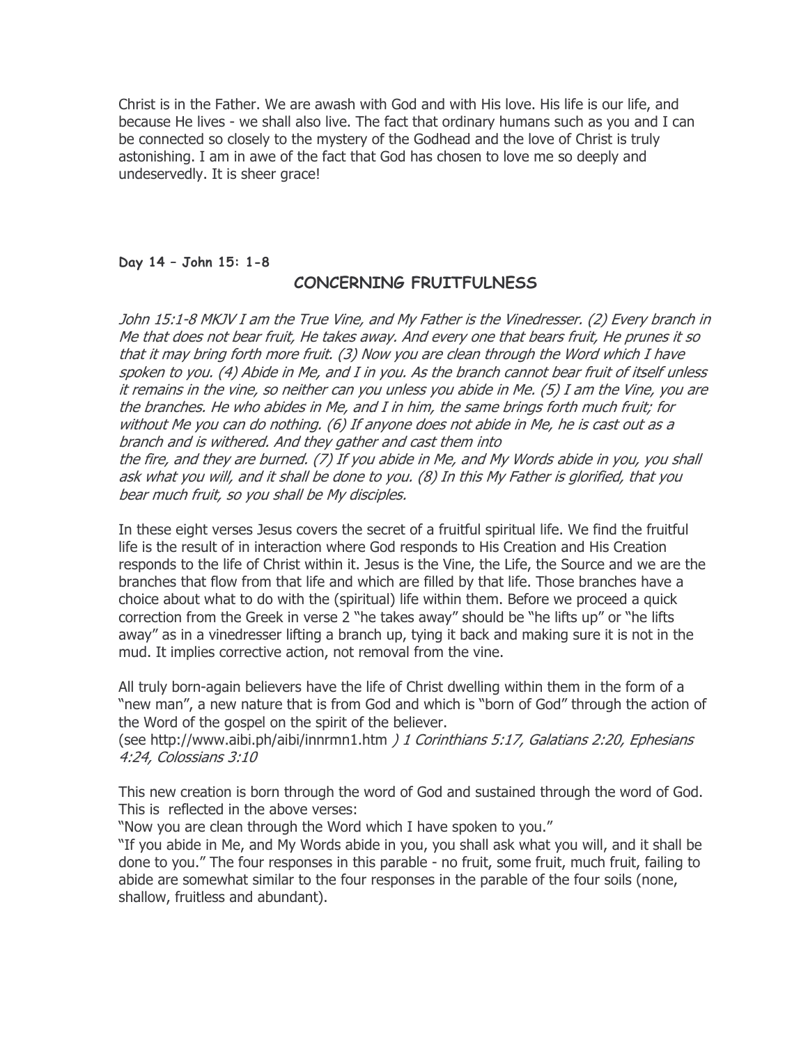Christ is in the Father. We are awash with God and with His love. His life is our life, and because He lives - we shall also live. The fact that ordinary humans such as you and I can be connected so closely to the mystery of the Godhead and the love of Christ is truly astonishing. I am in awe of the fact that God has chosen to love me so deeply and undeservedly. It is sheer grace!

**Day 14 – John 15: 1-8**

## CONCERNING FRUITFULNESS

*John 15:1-8 MKJV I am the True Vine, and My Father is the Vinedresser. (2) Every branch in Me that does not bear fruit, He takes away. And every one that bears fruit, He prunes it so that it may bring forth more fruit. (3) Now you are clean through the Word which I have spoken to you. (4) Abide in Me, and I in you. As the branch cannot bear fruit of itself unless it remains in the vine, so neither can you unless you abide in Me. (5) I am the Vine, you are the branches. He who abides in Me, and I in him, the same brings forth much fruit; for without Me you can do nothing. (6) If anyone does not abide in Me, he is cast out as a branch and is withered. And they gather and cast them into the fire, and they are burned. (7) If you abide in Me, and My Words abide in you, you shall ask what you will, and it shall be done to you. (8) In this My Father is glorified, that you bear much fruit, so you shall be My disciples.*

In these eight verses Jesus covers the secret of a fruitful spiritual life. We find the fruitful life is the result of in interaction where God responds to His Creation and His Creation responds to the life of Christ within it. Jesus is the Vine, the Life, the Source and we are the branches that flow from that life and which are filled by that life. Those branches have a choice about what to do with the (spiritual) life within them. Before we proceed a quick correction from the Greek in verse 2 "he takes away" should be "he lifts up" or "he lifts away" as in a vinedresser lifting a branch up, tying it back and making sure it is not in the mud. It implies corrective action, not removal from the vine.

All truly born-again believers have the life of Christ dwelling within them in the form of a "new man", a new nature that is from God and which is "born of God" through the action of the Word of the gospel on the spirit of the believer.
(see http://www.aibi.ph/aibi/innrmn1.htm *) 1 Corinthians 5:17, Galatians 2:20, Ephesians 4:24, Colossians 3:10*

This new creation is born through the word of God and sustained through the word of God. This is reflected in the above verses:
"Now you are clean through the Word which I have spoken to you."
"If you abide in Me, and My Words abide in you, you shall ask what you will, and it shall be done to you." The four responses in this parable - no fruit, some fruit, much fruit, failing to abide are somewhat similar to the four responses in the parable of the four soils (none, shallow, fruitless and abundant).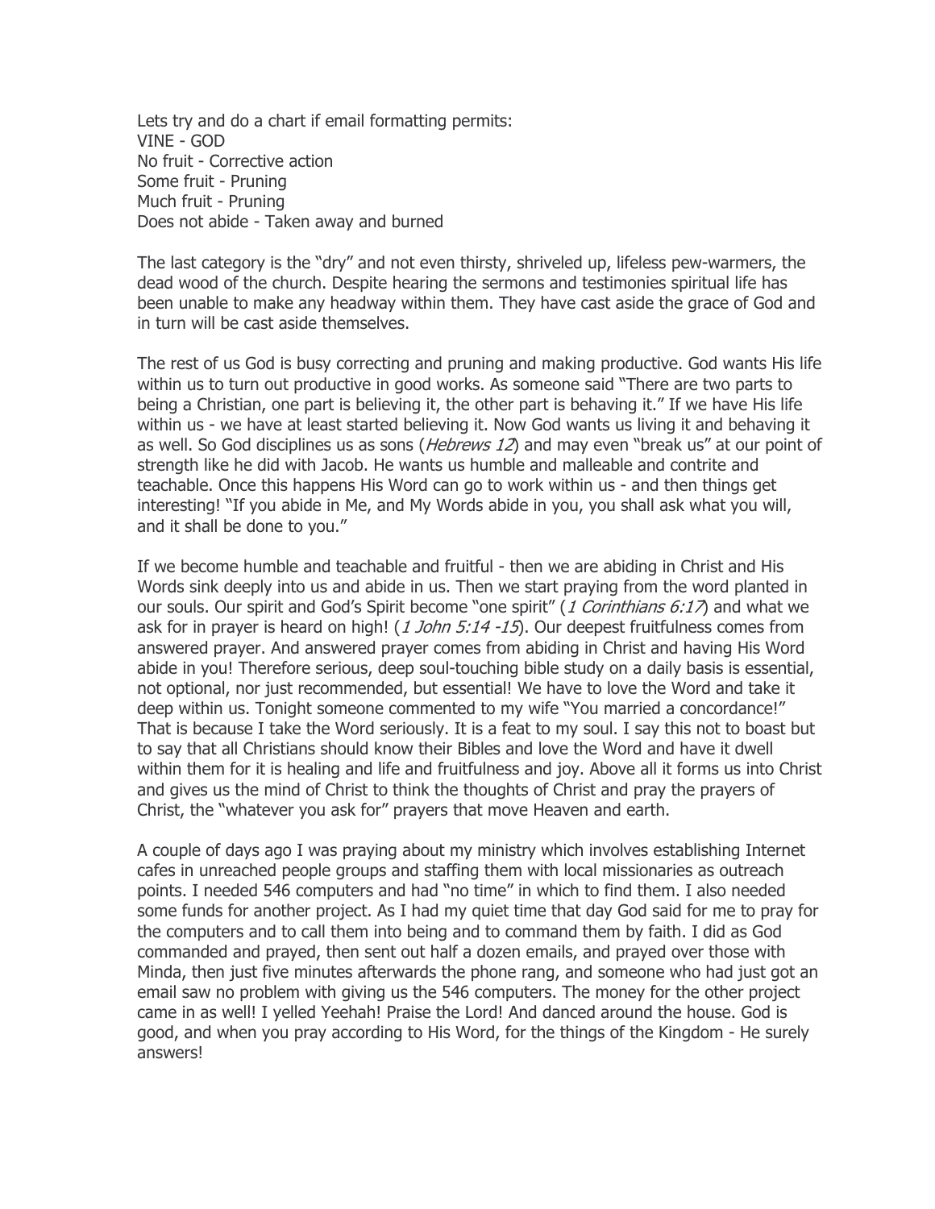Lets try and do a chart if email formatting permits:
VINE - GOD
No fruit - Corrective action
Some fruit - Pruning
Much fruit - Pruning
Does not abide - Taken away and burned

The last category is the "dry" and not even thirsty, shriveled up, lifeless pew-warmers, the dead wood of the church. Despite hearing the sermons and testimonies spiritual life has been unable to make any headway within them. They have cast aside the grace of God and in turn will be cast aside themselves.

The rest of us God is busy correcting and pruning and making productive. God wants His life within us to turn out productive in good works. As someone said "There are two parts to being a Christian, one part is believing it, the other part is behaving it." If we have His life within us - we have at least started believing it. Now God wants us living it and behaving it as well. So God disciplines us as sons (*Hebrews 12*) and may even "break us" at our point of strength like he did with Jacob. He wants us humble and malleable and contrite and teachable. Once this happens His Word can go to work within us - and then things get interesting! "If you abide in Me, and My Words abide in you, you shall ask what you will, and it shall be done to you."

If we become humble and teachable and fruitful - then we are abiding in Christ and His Words sink deeply into us and abide in us. Then we start praying from the word planted in our souls. Our spirit and God's Spirit become "one spirit" (*1 Corinthians 6:17*) and what we ask for in prayer is heard on high! (*1 John 5:14 -15*). Our deepest fruitfulness comes from answered prayer. And answered prayer comes from abiding in Christ and having His Word abide in you! Therefore serious, deep soul-touching bible study on a daily basis is essential, not optional, nor just recommended, but essential! We have to love the Word and take it deep within us. Tonight someone commented to my wife "You married a concordance!" That is because I take the Word seriously. It is a feat to my soul. I say this not to boast but to say that all Christians should know their Bibles and love the Word and have it dwell within them for it is healing and life and fruitfulness and joy. Above all it forms us into Christ and gives us the mind of Christ to think the thoughts of Christ and pray the prayers of Christ, the "whatever you ask for" prayers that move Heaven and earth.

A couple of days ago I was praying about my ministry which involves establishing Internet cafes in unreached people groups and staffing them with local missionaries as outreach points. I needed 546 computers and had "no time" in which to find them. I also needed some funds for another project. As I had my quiet time that day God said for me to pray for the computers and to call them into being and to command them by faith. I did as God commanded and prayed, then sent out half a dozen emails, and prayed over those with Minda, then just five minutes afterwards the phone rang, and someone who had just got an email saw no problem with giving us the 546 computers. The money for the other project came in as well! I yelled Yeehah! Praise the Lord! And danced around the house. God is good, and when you pray according to His Word, for the things of the Kingdom - He surely answers!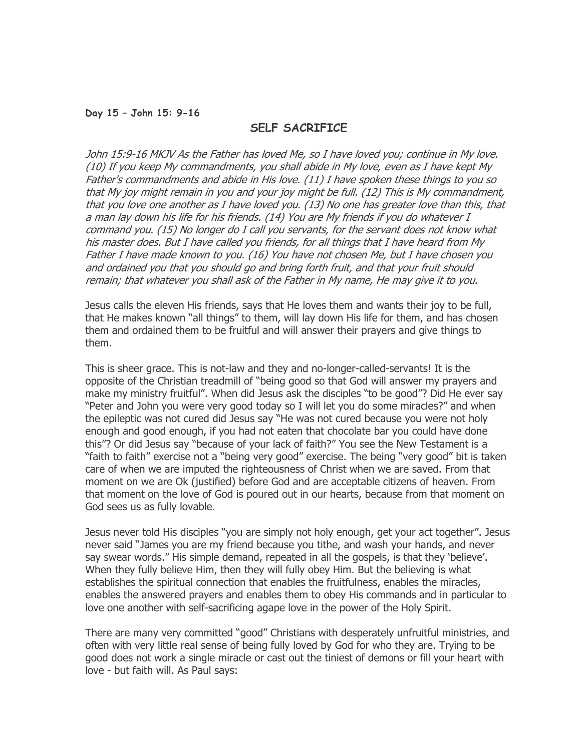**Day 15 – John 15: 9-16**

## SELF SACRIFICE

*John 15:9-16 MKJV As the Father has loved Me, so I have loved you; continue in My love. (10) If you keep My commandments, you shall abide in My love, even as I have kept My Father's commandments and abide in His love. (11) I have spoken these things to you so that My joy might remain in you and your joy might be full. (12) This is My commandment, that you love one another as I have loved you. (13) No one has greater love than this, that a man lay down his life for his friends. (14) You are My friends if you do whatever I command you. (15) No longer do I call you servants, for the servant does not know what his master does. But I have called you friends, for all things that I have heard from My Father I have made known to you. (16) You have not chosen Me, but I have chosen you and ordained you that you should go and bring forth fruit, and that your fruit should remain; that whatever you shall ask of the Father in My name, He may give it to you.*

Jesus calls the eleven His friends, says that He loves them and wants their joy to be full, that He makes known "all things" to them, will lay down His life for them, and has chosen them and ordained them to be fruitful and will answer their prayers and give things to them.

This is sheer grace. This is not-law and they and no-longer-called-servants! It is the opposite of the Christian treadmill of "being good so that God will answer my prayers and make my ministry fruitful". When did Jesus ask the disciples "to be good"? Did He ever say "Peter and John you were very good today so I will let you do some miracles?" and when the epileptic was not cured did Jesus say "He was not cured because you were not holy enough and good enough, if you had not eaten that chocolate bar you could have done this"? Or did Jesus say "because of your lack of faith?" You see the New Testament is a "faith to faith" exercise not a "being very good" exercise. The being "very good" bit is taken care of when we are imputed the righteousness of Christ when we are saved. From that moment on we are Ok (justified) before God and are acceptable citizens of heaven. From that moment on the love of God is poured out in our hearts, because from that moment on God sees us as fully lovable.

Jesus never told His disciples "you are simply not holy enough, get your act together". Jesus never said "James you are my friend because you tithe, and wash your hands, and never say swear words." His simple demand, repeated in all the gospels, is that they 'believe'. When they fully believe Him, then they will fully obey Him. But the believing is what establishes the spiritual connection that enables the fruitfulness, enables the miracles, enables the answered prayers and enables them to obey His commands and in particular to love one another with self-sacrificing agape love in the power of the Holy Spirit.

There are many very committed "good" Christians with desperately unfruitful ministries, and often with very little real sense of being fully loved by God for who they are. Trying to be good does not work a single miracle or cast out the tiniest of demons or fill your heart with love - but faith will. As Paul says: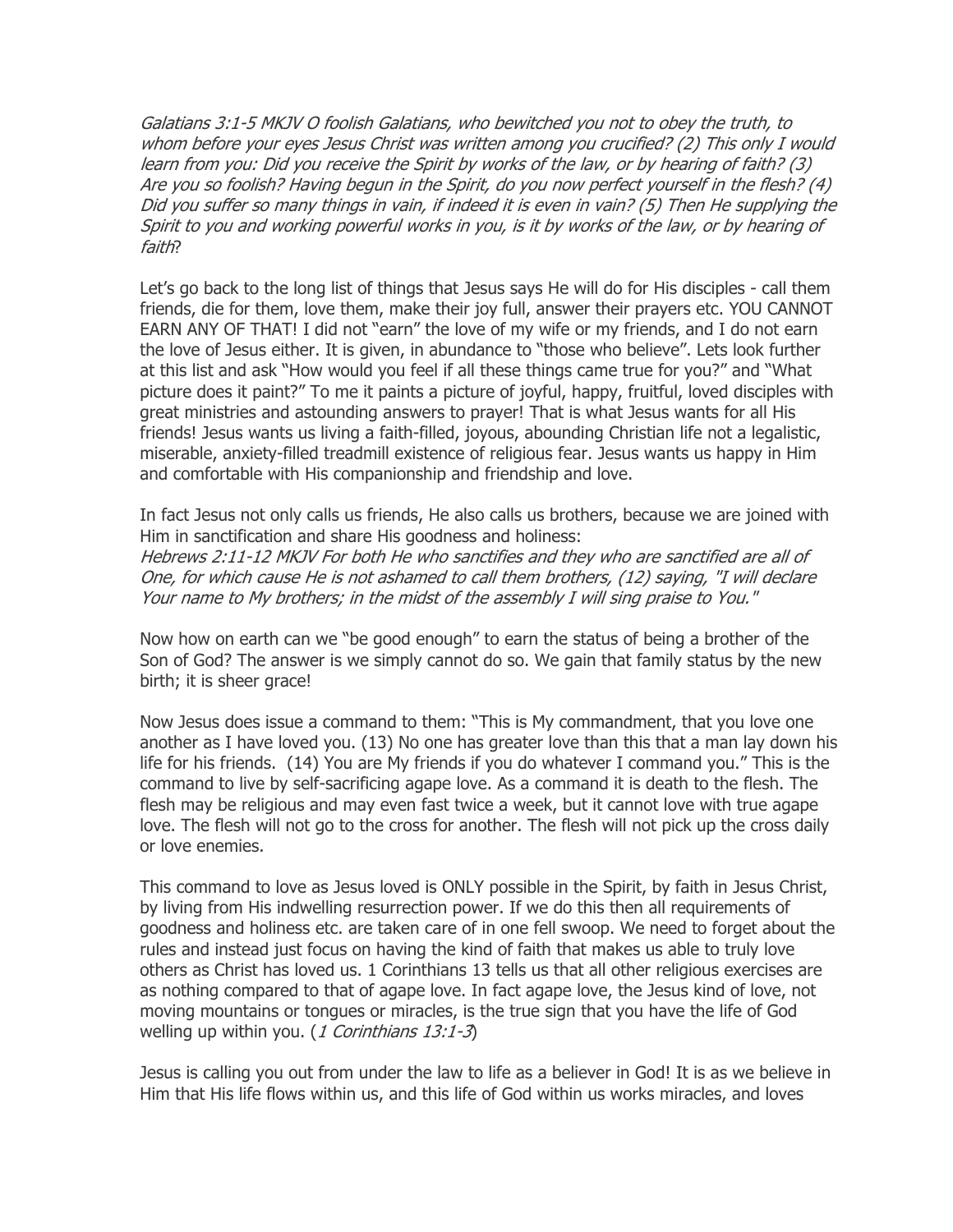*Galatians 3:1-5 MKJV O foolish Galatians, who bewitched you not to obey the truth, to whom before your eyes Jesus Christ was written among you crucified? (2) This only I would learn from you: Did you receive the Spirit by works of the law, or by hearing of faith? (3) Are you so foolish? Having begun in the Spirit, do you now perfect yourself in the flesh? (4) Did you suffer so many things in vain, if indeed it is even in vain? (5) Then He supplying the Spirit to you and working powerful works in you, is it by works of the law, or by hearing of faith*?

Let's go back to the long list of things that Jesus says He will do for His disciples - call them friends, die for them, love them, make their joy full, answer their prayers etc. YOU CANNOT EARN ANY OF THAT! I did not "earn" the love of my wife or my friends, and I do not earn the love of Jesus either. It is given, in abundance to "those who believe". Lets look further at this list and ask "How would you feel if all these things came true for you?" and "What picture does it paint?" To me it paints a picture of joyful, happy, fruitful, loved disciples with great ministries and astounding answers to prayer! That is what Jesus wants for all His friends! Jesus wants us living a faith-filled, joyous, abounding Christian life not a legalistic, miserable, anxiety-filled treadmill existence of religious fear. Jesus wants us happy in Him and comfortable with His companionship and friendship and love.

In fact Jesus not only calls us friends, He also calls us brothers, because we are joined with Him in sanctification and share His goodness and holiness:
*Hebrews 2:11-12 MKJV For both He who sanctifies and they who are sanctified are all of One, for which cause He is not ashamed to call them brothers, (12) saying, "I will declare Your name to My brothers; in the midst of the assembly I will sing praise to You."*

Now how on earth can we "be good enough" to earn the status of being a brother of the Son of God? The answer is we simply cannot do so. We gain that family status by the new birth; it is sheer grace!

Now Jesus does issue a command to them: "This is My commandment, that you love one another as I have loved you. (13) No one has greater love than this that a man lay down his life for his friends. (14) You are My friends if you do whatever I command you." This is the command to live by self-sacrificing agape love. As a command it is death to the flesh. The flesh may be religious and may even fast twice a week, but it cannot love with true agape love. The flesh will not go to the cross for another. The flesh will not pick up the cross daily or love enemies.

This command to love as Jesus loved is ONLY possible in the Spirit, by faith in Jesus Christ, by living from His indwelling resurrection power. If we do this then all requirements of goodness and holiness etc. are taken care of in one fell swoop. We need to forget about the rules and instead just focus on having the kind of faith that makes us able to truly love others as Christ has loved us. 1 Corinthians 13 tells us that all other religious exercises are as nothing compared to that of agape love. In fact agape love, the Jesus kind of love, not moving mountains or tongues or miracles, is the true sign that you have the life of God welling up within you. (*1 Corinthians 13:1-3*)

Jesus is calling you out from under the law to life as a believer in God! It is as we believe in Him that His life flows within us, and this life of God within us works miracles, and loves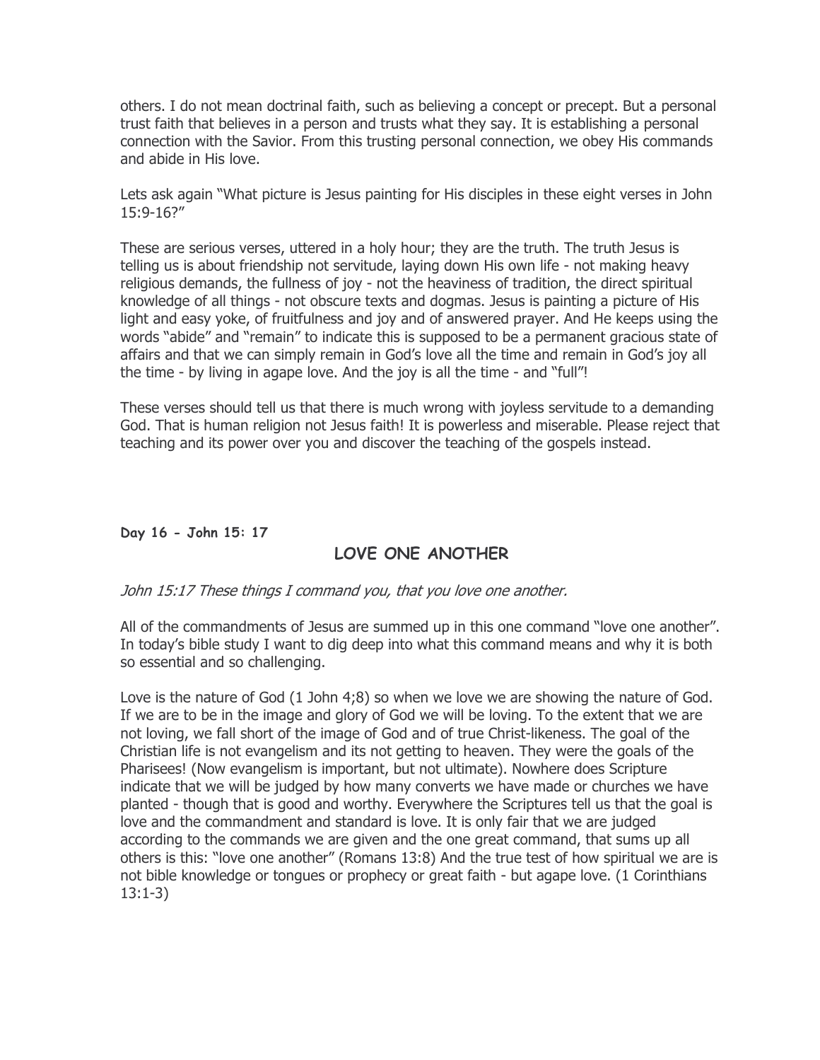others. I do not mean doctrinal faith, such as believing a concept or precept. But a personal trust faith that believes in a person and trusts what they say. It is establishing a personal connection with the Savior. From this trusting personal connection, we obey His commands and abide in His love.

Lets ask again "What picture is Jesus painting for His disciples in these eight verses in John 15:9-16?"

These are serious verses, uttered in a holy hour; they are the truth. The truth Jesus is telling us is about friendship not servitude, laying down His own life - not making heavy religious demands, the fullness of joy - not the heaviness of tradition, the direct spiritual knowledge of all things - not obscure texts and dogmas. Jesus is painting a picture of His light and easy yoke, of fruitfulness and joy and of answered prayer. And He keeps using the words "abide" and "remain" to indicate this is supposed to be a permanent gracious state of affairs and that we can simply remain in God's love all the time and remain in God's joy all the time - by living in agape love. And the joy is all the time - and "full"!

These verses should tell us that there is much wrong with joyless servitude to a demanding God. That is human religion not Jesus faith! It is powerless and miserable. Please reject that teaching and its power over you and discover the teaching of the gospels instead.

**Day 16 - John 15: 17**

## LOVE ONE ANOTHER

*John 15:17 These things I command you, that you love one another.*

All of the commandments of Jesus are summed up in this one command "love one another". In today's bible study I want to dig deep into what this command means and why it is both so essential and so challenging.

Love is the nature of God (1 John 4;8) so when we love we are showing the nature of God. If we are to be in the image and glory of God we will be loving. To the extent that we are not loving, we fall short of the image of God and of true Christ-likeness. The goal of the Christian life is not evangelism and its not getting to heaven. They were the goals of the Pharisees! (Now evangelism is important, but not ultimate). Nowhere does Scripture indicate that we will be judged by how many converts we have made or churches we have planted - though that is good and worthy. Everywhere the Scriptures tell us that the goal is love and the commandment and standard is love. It is only fair that we are judged according to the commands we are given and the one great command, that sums up all others is this: "love one another" (Romans 13:8) And the true test of how spiritual we are is not bible knowledge or tongues or prophecy or great faith - but agape love. (1 Corinthians 13:1-3)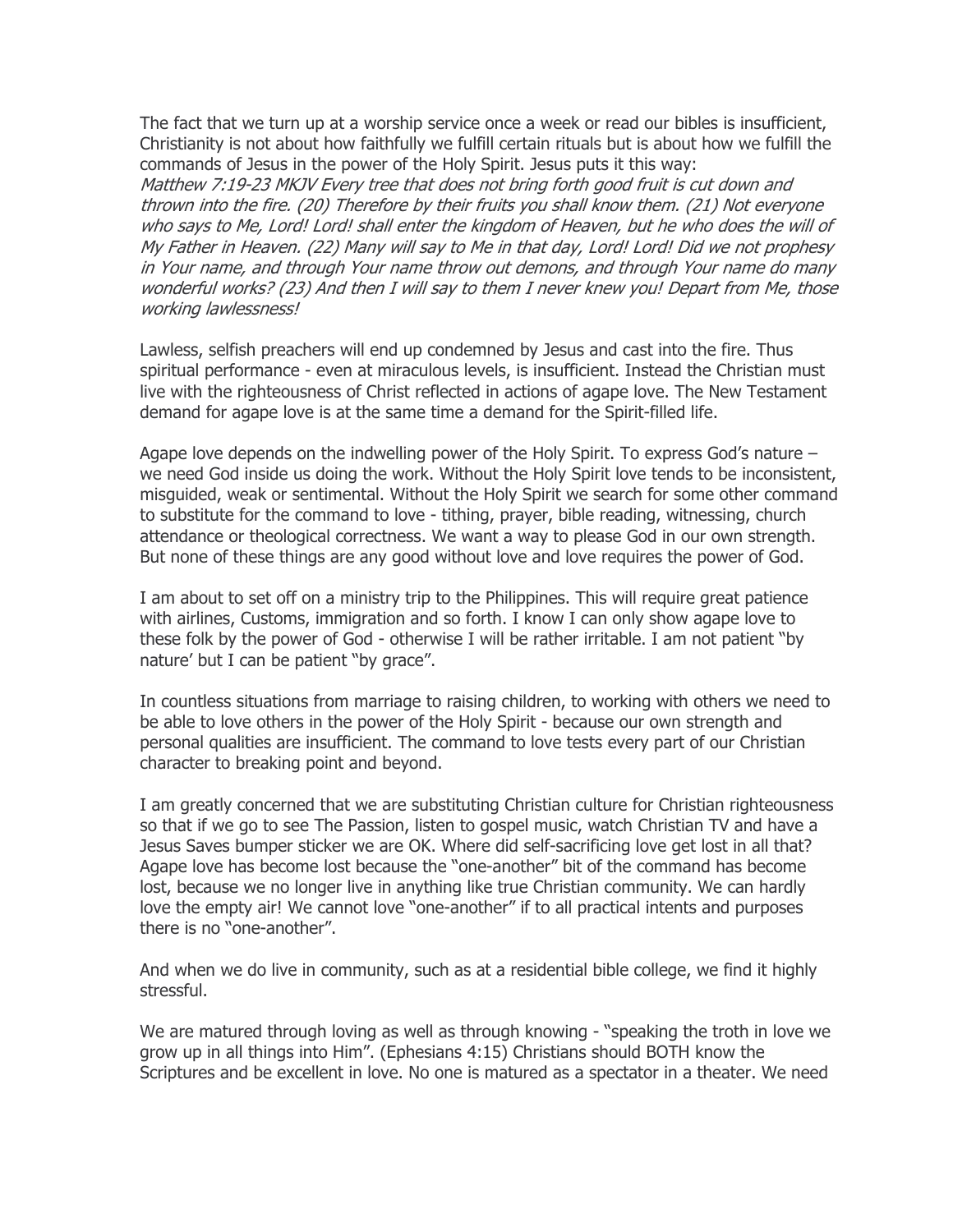The fact that we turn up at a worship service once a week or read our bibles is insufficient, Christianity is not about how faithfully we fulfill certain rituals but is about how we fulfill the commands of Jesus in the power of the Holy Spirit. Jesus puts it this way:
*Matthew 7:19-23 MKJV Every tree that does not bring forth good fruit is cut down and thrown into the fire. (20) Therefore by their fruits you shall know them. (21) Not everyone who says to Me, Lord! Lord! shall enter the kingdom of Heaven, but he who does the will of My Father in Heaven. (22) Many will say to Me in that day, Lord! Lord! Did we not prophesy in Your name, and through Your name throw out demons, and through Your name do many wonderful works? (23) And then I will say to them I never knew you! Depart from Me, those working lawlessness!*

Lawless, selfish preachers will end up condemned by Jesus and cast into the fire. Thus spiritual performance - even at miraculous levels, is insufficient. Instead the Christian must live with the righteousness of Christ reflected in actions of agape love. The New Testament demand for agape love is at the same time a demand for the Spirit-filled life.

Agape love depends on the indwelling power of the Holy Spirit. To express God's nature – we need God inside us doing the work. Without the Holy Spirit love tends to be inconsistent, misguided, weak or sentimental. Without the Holy Spirit we search for some other command to substitute for the command to love - tithing, prayer, bible reading, witnessing, church attendance or theological correctness. We want a way to please God in our own strength. But none of these things are any good without love and love requires the power of God.

I am about to set off on a ministry trip to the Philippines. This will require great patience with airlines, Customs, immigration and so forth. I know I can only show agape love to these folk by the power of God - otherwise I will be rather irritable. I am not patient "by nature' but I can be patient "by grace".

In countless situations from marriage to raising children, to working with others we need to be able to love others in the power of the Holy Spirit - because our own strength and personal qualities are insufficient. The command to love tests every part of our Christian character to breaking point and beyond.

I am greatly concerned that we are substituting Christian culture for Christian righteousness so that if we go to see The Passion, listen to gospel music, watch Christian TV and have a Jesus Saves bumper sticker we are OK. Where did self-sacrificing love get lost in all that? Agape love has become lost because the "one-another" bit of the command has become lost, because we no longer live in anything like true Christian community. We can hardly love the empty air! We cannot love "one-another" if to all practical intents and purposes there is no "one-another".

And when we do live in community, such as at a residential bible college, we find it highly stressful.

We are matured through loving as well as through knowing - "speaking the troth in love we grow up in all things into Him". (Ephesians 4:15) Christians should BOTH know the Scriptures and be excellent in love. No one is matured as a spectator in a theater. We need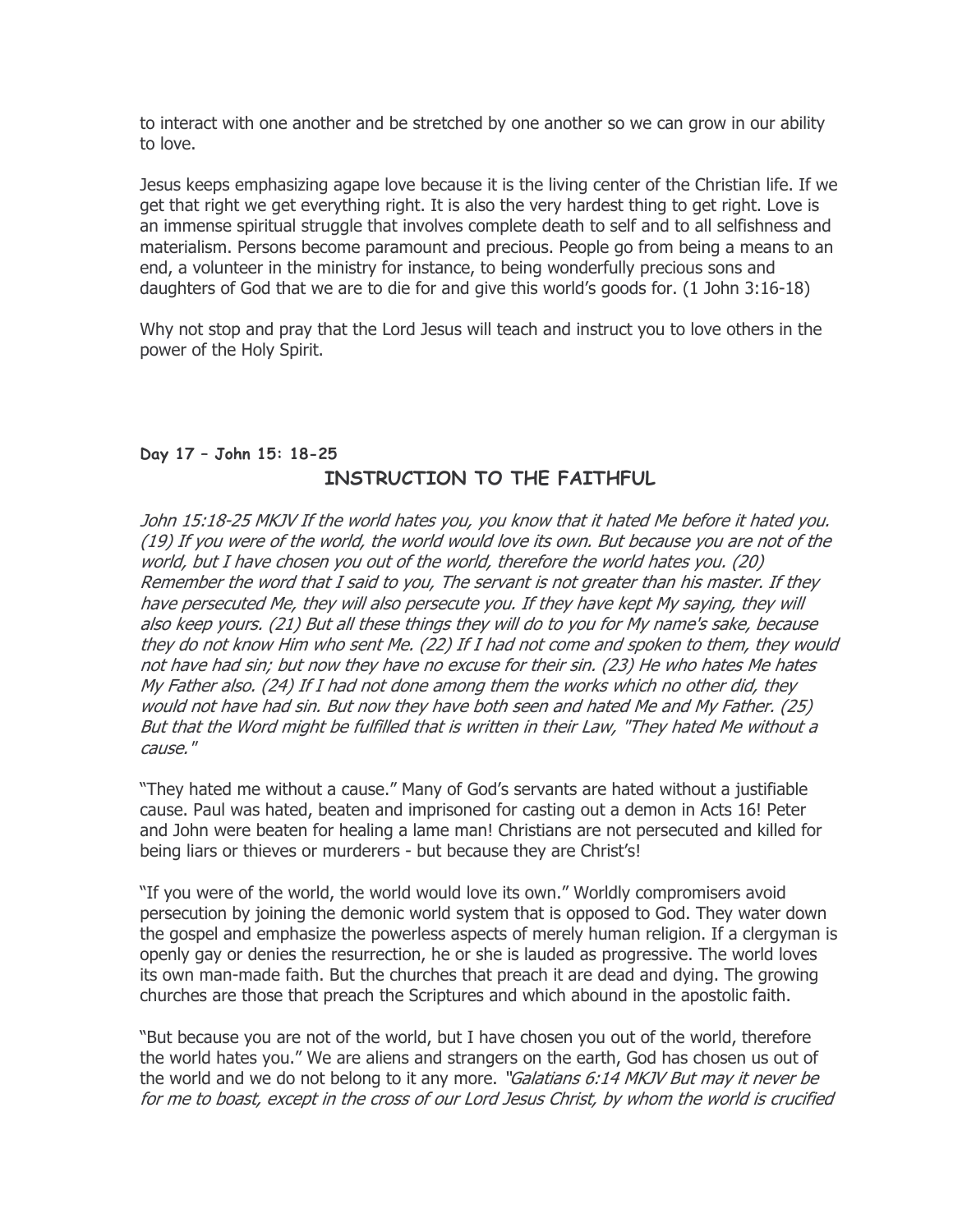to interact with one another and be stretched by one another so we can grow in our ability to love.

Jesus keeps emphasizing agape love because it is the living center of the Christian life. If we get that right we get everything right. It is also the very hardest thing to get right. Love is an immense spiritual struggle that involves complete death to self and to all selfishness and materialism. Persons become paramount and precious. People go from being a means to an end, a volunteer in the ministry for instance, to being wonderfully precious sons and daughters of God that we are to die for and give this world's goods for. (1 John 3:16-18)

Why not stop and pray that the Lord Jesus will teach and instruct you to love others in the power of the Holy Spirit.

**Day 17 – John 15: 18-25**

## INSTRUCTION TO THE FAITHFUL

*John 15:18-25 MKJV If the world hates you, you know that it hated Me before it hated you. (19) If you were of the world, the world would love its own. But because you are not of the world, but I have chosen you out of the world, therefore the world hates you. (20) Remember the word that I said to you, The servant is not greater than his master. If they have persecuted Me, they will also persecute you. If they have kept My saying, they will also keep yours. (21) But all these things they will do to you for My name's sake, because they do not know Him who sent Me. (22) If I had not come and spoken to them, they would not have had sin; but now they have no excuse for their sin. (23) He who hates Me hates My Father also. (24) If I had not done among them the works which no other did, they would not have had sin. But now they have both seen and hated Me and My Father. (25) But that the Word might be fulfilled that is written in their Law, "They hated Me without a cause."*

"They hated me without a cause." Many of God's servants are hated without a justifiable cause. Paul was hated, beaten and imprisoned for casting out a demon in Acts 16! Peter and John were beaten for healing a lame man! Christians are not persecuted and killed for being liars or thieves or murderers - but because they are Christ's!

"If you were of the world, the world would love its own." Worldly compromisers avoid persecution by joining the demonic world system that is opposed to God. They water down the gospel and emphasize the powerless aspects of merely human religion. If a clergyman is openly gay or denies the resurrection, he or she is lauded as progressive. The world loves its own man-made faith. But the churches that preach it are dead and dying. The growing churches are those that preach the Scriptures and which abound in the apostolic faith.

"But because you are not of the world, but I have chosen you out of the world, therefore the world hates you." We are aliens and strangers on the earth, God has chosen us out of the world and we do not belong to it any more. *"Galatians 6:14 MKJV But may it never be for me to boast, except in the cross of our Lord Jesus Christ, by whom the world is crucified*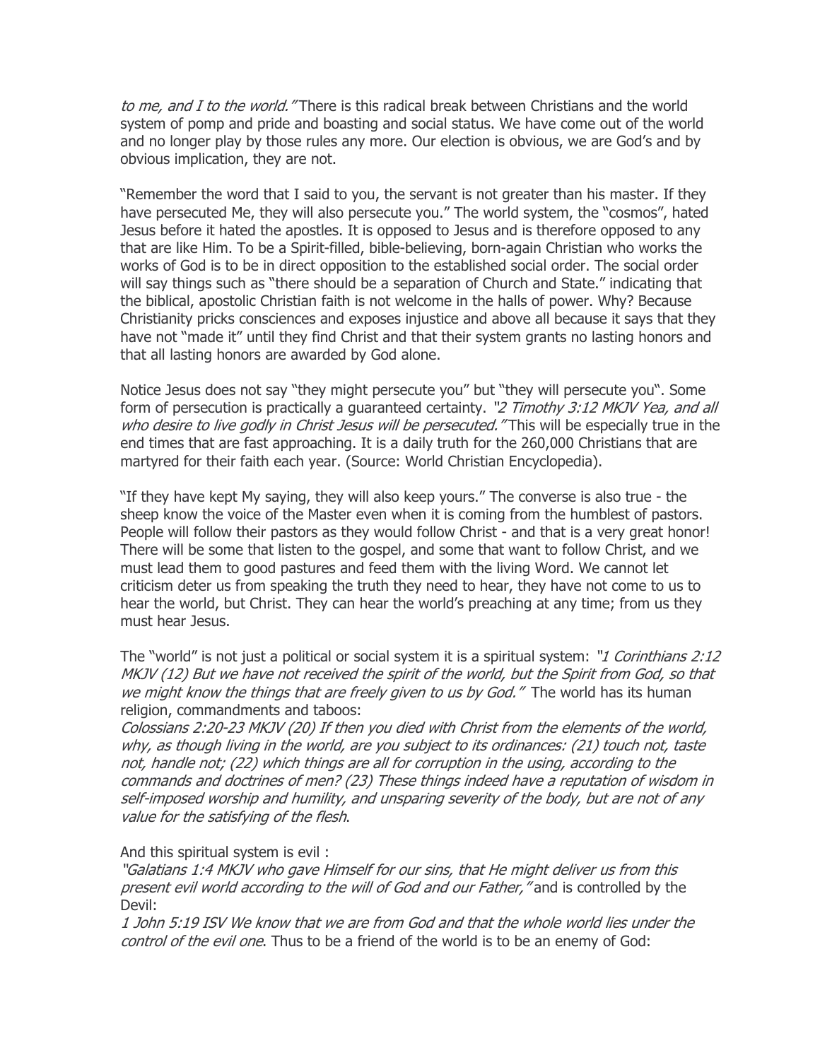*to me, and I to the world."* There is this radical break between Christians and the world system of pomp and pride and boasting and social status. We have come out of the world and no longer play by those rules any more. Our election is obvious, we are God's and by obvious implication, they are not.

"Remember the word that I said to you, the servant is not greater than his master. If they have persecuted Me, they will also persecute you." The world system, the "cosmos", hated Jesus before it hated the apostles. It is opposed to Jesus and is therefore opposed to any that are like Him. To be a Spirit-filled, bible-believing, born-again Christian who works the works of God is to be in direct opposition to the established social order. The social order will say things such as "there should be a separation of Church and State." indicating that the biblical, apostolic Christian faith is not welcome in the halls of power. Why? Because Christianity pricks consciences and exposes injustice and above all because it says that they have not "made it" until they find Christ and that their system grants no lasting honors and that all lasting honors are awarded by God alone.

Notice Jesus does not say "they might persecute you" but "they will persecute you". Some form of persecution is practically a guaranteed certainty. *"2 Timothy 3:12 MKJV Yea, and all who desire to live godly in Christ Jesus will be persecuted."* This will be especially true in the end times that are fast approaching. It is a daily truth for the 260,000 Christians that are martyred for their faith each year. (Source: World Christian Encyclopedia).

"If they have kept My saying, they will also keep yours." The converse is also true - the sheep know the voice of the Master even when it is coming from the humblest of pastors. People will follow their pastors as they would follow Christ - and that is a very great honor! There will be some that listen to the gospel, and some that want to follow Christ, and we must lead them to good pastures and feed them with the living Word. We cannot let criticism deter us from speaking the truth they need to hear, they have not come to us to hear the world, but Christ. They can hear the world's preaching at any time; from us they must hear Jesus.

The "world" is not just a political or social system it is a spiritual system: *"1 Corinthians 2:12 MKJV (12) But we have not received the spirit of the world, but the Spirit from God, so that we might know the things that are freely given to us by God."* The world has its human religion, commandments and taboos:
*Colossians 2:20-23 MKJV (20) If then you died with Christ from the elements of the world, why, as though living in the world, are you subject to its ordinances: (21) touch not, taste not, handle not; (22) which things are all for corruption in the using, according to the commands and doctrines of men? (23) These things indeed have a reputation of wisdom in self-imposed worship and humility, and unsparing severity of the body, but are not of any value for the satisfying of the flesh*.

And this spiritual system is evil :
*"Galatians 1:4 MKJV who gave Himself for our sins, that He might deliver us from this present evil world according to the will of God and our Father,"* and is controlled by the Devil:
*1 John 5:19 ISV We know that we are from God and that the whole world lies under the control of the evil one*. Thus to be a friend of the world is to be an enemy of God: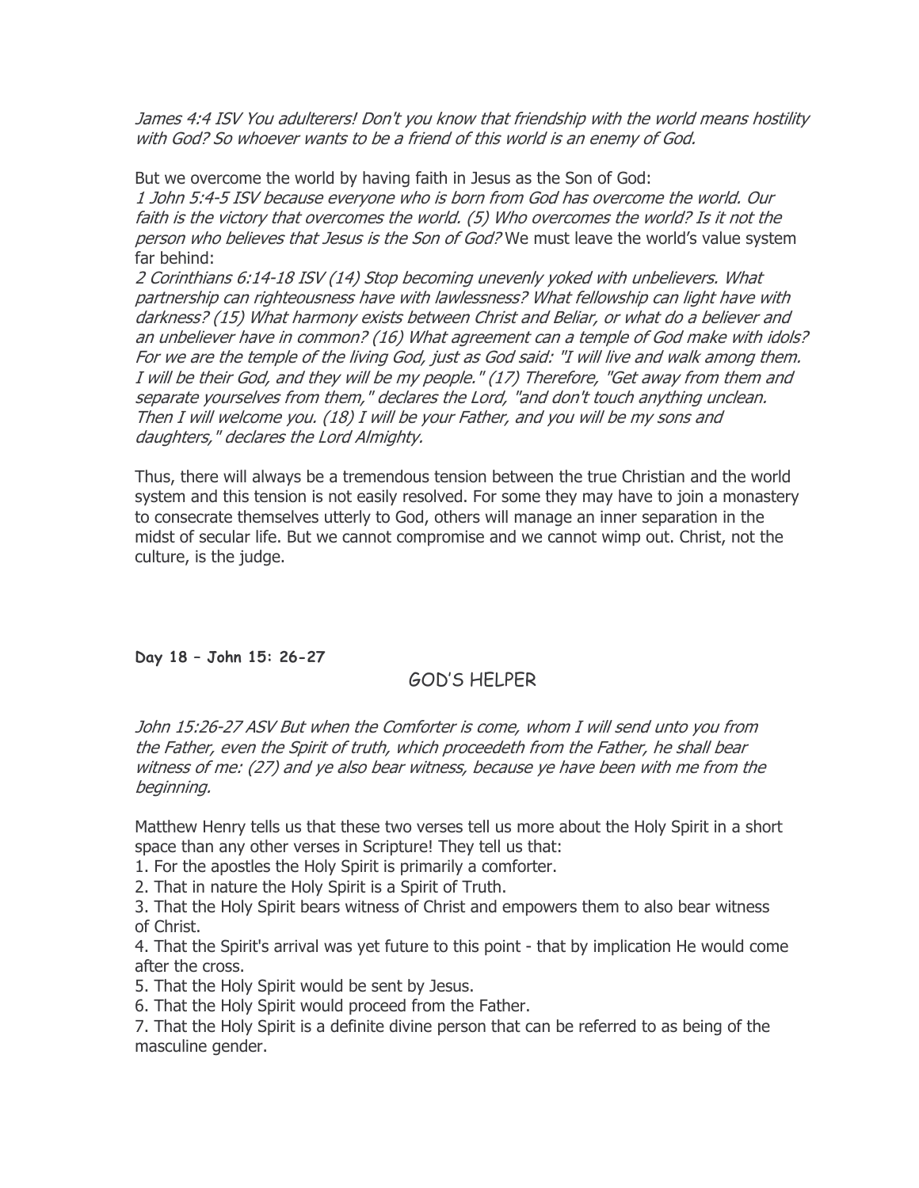*James 4:4 ISV You adulterers! Don't you know that friendship with the world means hostility with God? So whoever wants to be a friend of this world is an enemy of God.*

But we overcome the world by having faith in Jesus as the Son of God:
*1 John 5:4-5 ISV because everyone who is born from God has overcome the world. Our faith is the victory that overcomes the world. (5) Who overcomes the world? Is it not the person who believes that Jesus is the Son of God?* We must leave the world's value system far behind:
*2 Corinthians 6:14-18 ISV (14) Stop becoming unevenly yoked with unbelievers. What partnership can righteousness have with lawlessness? What fellowship can light have with darkness? (15) What harmony exists between Christ and Beliar, or what do a believer and an unbeliever have in common? (16) What agreement can a temple of God make with idols? For we are the temple of the living God, just as God said: "I will live and walk among them. I will be their God, and they will be my people." (17) Therefore, "Get away from them and separate yourselves from them," declares the Lord, "and don't touch anything unclean. Then I will welcome you. (18) I will be your Father, and you will be my sons and daughters," declares the Lord Almighty.*

Thus, there will always be a tremendous tension between the true Christian and the world system and this tension is not easily resolved. For some they may have to join a monastery to consecrate themselves utterly to God, others will manage an inner separation in the midst of secular life. But we cannot compromise and we cannot wimp out. Christ, not the culture, is the judge.

**Day 18 – John 15: 26-27**

## GOD'S HELPER

*John 15:26-27 ASV But when the Comforter is come, whom I will send unto you from the Father, even the Spirit of truth, which proceedeth from the Father, he shall bear witness of me: (27) and ye also bear witness, because ye have been with me from the beginning.*

Matthew Henry tells us that these two verses tell us more about the Holy Spirit in a short space than any other verses in Scripture! They tell us that:

1. For the apostles the Holy Spirit is primarily a comforter.
2. That in nature the Holy Spirit is a Spirit of Truth.
3. That the Holy Spirit bears witness of Christ and empowers them to also bear witness of Christ.
4. That the Spirit's arrival was yet future to this point - that by implication He would come after the cross.
5. That the Holy Spirit would be sent by Jesus.
6. That the Holy Spirit would proceed from the Father.
7. That the Holy Spirit is a definite divine person that can be referred to as being of the masculine gender.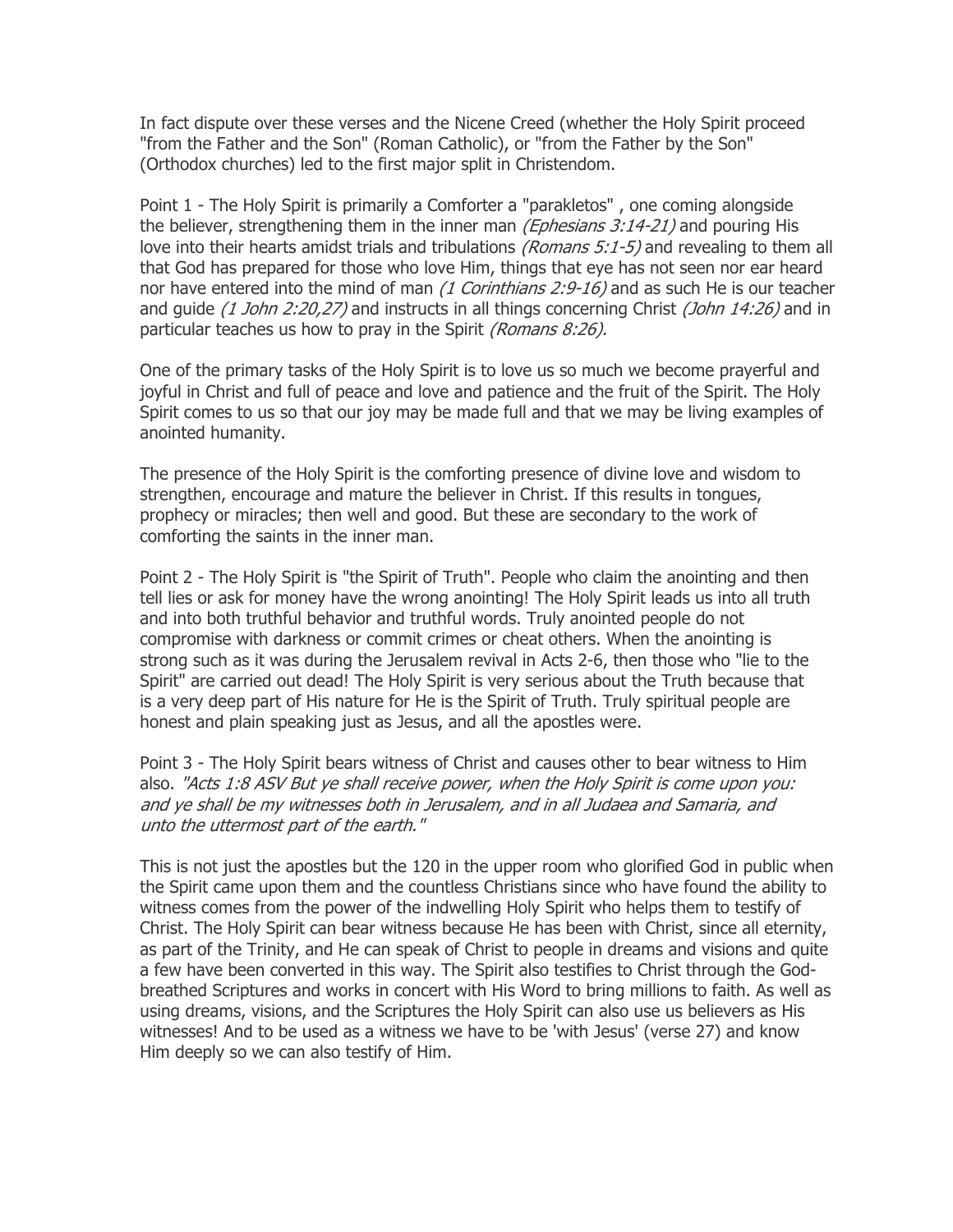In fact dispute over these verses and the Nicene Creed (whether the Holy Spirit proceed "from the Father and the Son" (Roman Catholic), or "from the Father by the Son" (Orthodox churches) led to the first major split in Christendom.

Point 1 - The Holy Spirit is primarily a Comforter a "parakletos" , one coming alongside the believer, strengthening them in the inner man *(Ephesians 3:14-21)* and pouring His love into their hearts amidst trials and tribulations *(Romans 5:1-5)* and revealing to them all that God has prepared for those who love Him, things that eye has not seen nor ear heard nor have entered into the mind of man *(1 Corinthians 2:9-16)* and as such He is our teacher and guide *(1 John 2:20,27)* and instructs in all things concerning Christ *(John 14:26)* and in particular teaches us how to pray in the Spirit *(Romans 8:26).*

One of the primary tasks of the Holy Spirit is to love us so much we become prayerful and joyful in Christ and full of peace and love and patience and the fruit of the Spirit. The Holy Spirit comes to us so that our joy may be made full and that we may be living examples of anointed humanity.

The presence of the Holy Spirit is the comforting presence of divine love and wisdom to strengthen, encourage and mature the believer in Christ. If this results in tongues, prophecy or miracles; then well and good. But these are secondary to the work of comforting the saints in the inner man.

Point 2 - The Holy Spirit is "the Spirit of Truth". People who claim the anointing and then tell lies or ask for money have the wrong anointing! The Holy Spirit leads us into all truth and into both truthful behavior and truthful words. Truly anointed people do not compromise with darkness or commit crimes or cheat others. When the anointing is strong such as it was during the Jerusalem revival in Acts 2-6, then those who "lie to the Spirit" are carried out dead! The Holy Spirit is very serious about the Truth because that is a very deep part of His nature for He is the Spirit of Truth. Truly spiritual people are honest and plain speaking just as Jesus, and all the apostles were.

Point 3 - The Holy Spirit bears witness of Christ and causes other to bear witness to Him also. *"Acts 1:8 ASV But ye shall receive power, when the Holy Spirit is come upon you: and ye shall be my witnesses both in Jerusalem, and in all Judaea and Samaria, and unto the uttermost part of the earth."*

This is not just the apostles but the 120 in the upper room who glorified God in public when the Spirit came upon them and the countless Christians since who have found the ability to witness comes from the power of the indwelling Holy Spirit who helps them to testify of Christ. The Holy Spirit can bear witness because He has been with Christ, since all eternity, as part of the Trinity, and He can speak of Christ to people in dreams and visions and quite a few have been converted in this way. The Spirit also testifies to Christ through the God-breathed Scriptures and works in concert with His Word to bring millions to faith. As well as using dreams, visions, and the Scriptures the Holy Spirit can also use us believers as His witnesses! And to be used as a witness we have to be 'with Jesus' (verse 27) and know Him deeply so we can also testify of Him.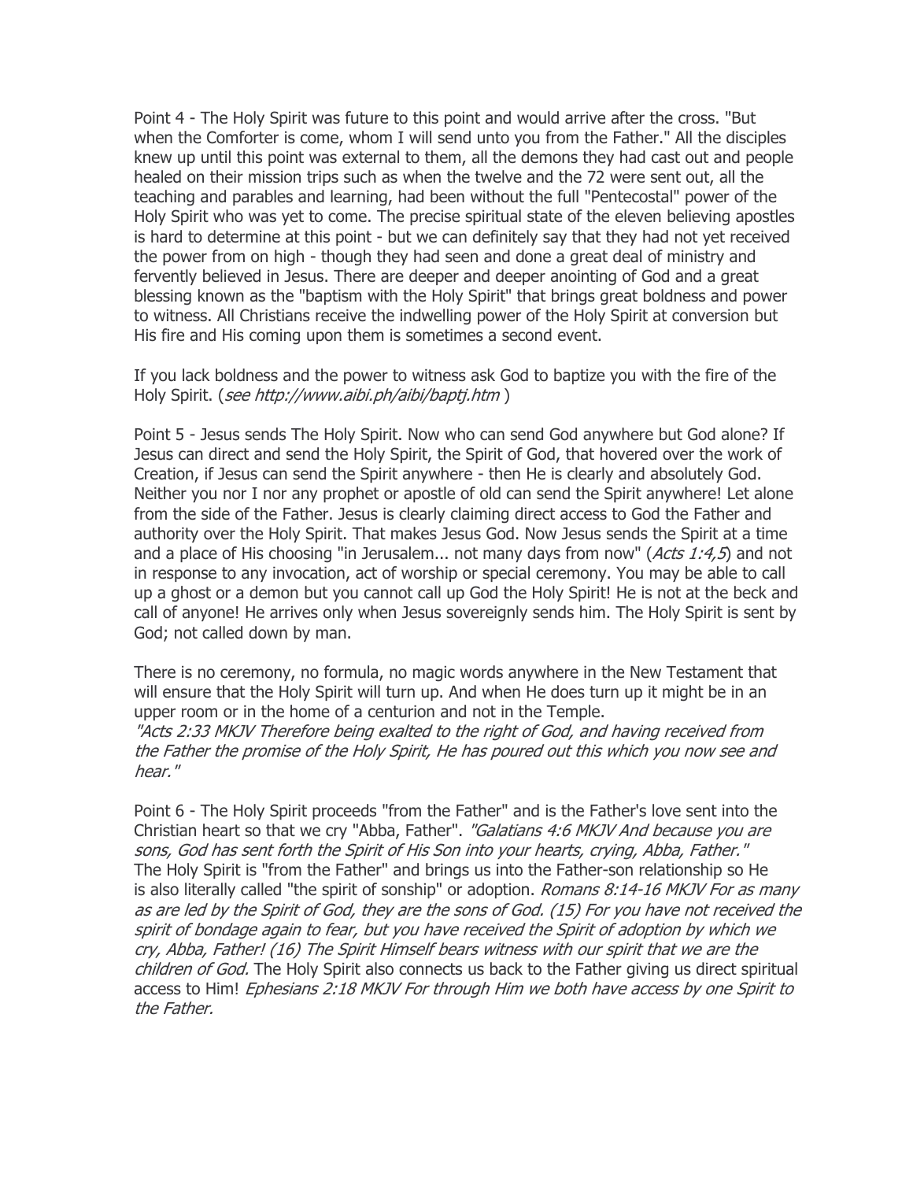Point 4 - The Holy Spirit was future to this point and would arrive after the cross. "But when the Comforter is come, whom I will send unto you from the Father." All the disciples knew up until this point was external to them, all the demons they had cast out and people healed on their mission trips such as when the twelve and the 72 were sent out, all the teaching and parables and learning, had been without the full "Pentecostal" power of the Holy Spirit who was yet to come. The precise spiritual state of the eleven believing apostles is hard to determine at this point - but we can definitely say that they had not yet received the power from on high - though they had seen and done a great deal of ministry and fervently believed in Jesus. There are deeper and deeper anointing of God and a great blessing known as the "baptism with the Holy Spirit" that brings great boldness and power to witness. All Christians receive the indwelling power of the Holy Spirit at conversion but His fire and His coming upon them is sometimes a second event.

If you lack boldness and the power to witness ask God to baptize you with the fire of the Holy Spirit. (*see http://www.aibi.ph/aibi/baptj.htm* )

Point 5 - Jesus sends The Holy Spirit. Now who can send God anywhere but God alone? If Jesus can direct and send the Holy Spirit, the Spirit of God, that hovered over the work of Creation, if Jesus can send the Spirit anywhere - then He is clearly and absolutely God. Neither you nor I nor any prophet or apostle of old can send the Spirit anywhere! Let alone from the side of the Father. Jesus is clearly claiming direct access to God the Father and authority over the Holy Spirit. That makes Jesus God. Now Jesus sends the Spirit at a time and a place of His choosing "in Jerusalem... not many days from now" (*Acts 1:4,5*) and not in response to any invocation, act of worship or special ceremony. You may be able to call up a ghost or a demon but you cannot call up God the Holy Spirit! He is not at the beck and call of anyone! He arrives only when Jesus sovereignly sends him. The Holy Spirit is sent by God; not called down by man.

There is no ceremony, no formula, no magic words anywhere in the New Testament that will ensure that the Holy Spirit will turn up. And when He does turn up it might be in an upper room or in the home of a centurion and not in the Temple.
*"Acts 2:33 MKJV Therefore being exalted to the right of God, and having received from the Father the promise of the Holy Spirit, He has poured out this which you now see and hear."*

Point 6 - The Holy Spirit proceeds "from the Father" and is the Father's love sent into the Christian heart so that we cry "Abba, Father". *"Galatians 4:6 MKJV And because you are sons, God has sent forth the Spirit of His Son into your hearts, crying, Abba, Father."*
The Holy Spirit is "from the Father" and brings us into the Father-son relationship so He is also literally called "the spirit of sonship" or adoption. *Romans 8:14-16 MKJV For as many as are led by the Spirit of God, they are the sons of God. (15) For you have not received the spirit of bondage again to fear, but you have received the Spirit of adoption by which we cry, Abba, Father! (16) The Spirit Himself bears witness with our spirit that we are the children of God.* The Holy Spirit also connects us back to the Father giving us direct spiritual access to Him! *Ephesians 2:18 MKJV For through Him we both have access by one Spirit to the Father.*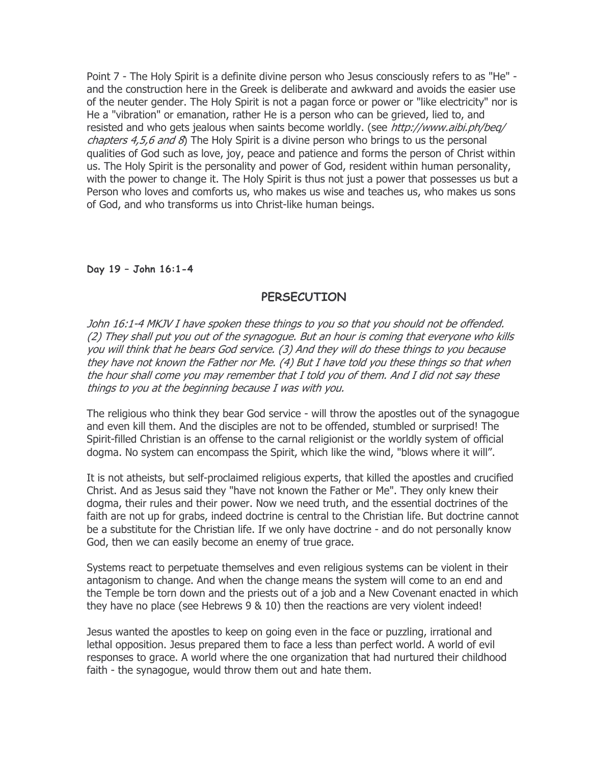Point 7 - The Holy Spirit is a definite divine person who Jesus consciously refers to as "He" - and the construction here in the Greek is deliberate and awkward and avoids the easier use of the neuter gender. The Holy Spirit is not a pagan force or power or "like electricity" nor is He a "vibration" or emanation, rather He is a person who can be grieved, lied to, and resisted and who gets jealous when saints become worldly. (see *http://www.aibi.ph/beq/ chapters 4,5,6 and 8*) The Holy Spirit is a divine person who brings to us the personal qualities of God such as love, joy, peace and patience and forms the person of Christ within us. The Holy Spirit is the personality and power of God, resident within human personality, with the power to change it. The Holy Spirit is thus not just a power that possesses us but a Person who loves and comforts us, who makes us wise and teaches us, who makes us sons of God, and who transforms us into Christ-like human beings.

**Day 19 – John 16:1-4**

## PERSECUTION

*John 16:1-4 MKJV I have spoken these things to you so that you should not be offended. (2) They shall put you out of the synagogue. But an hour is coming that everyone who kills you will think that he bears God service. (3) And they will do these things to you because they have not known the Father nor Me. (4) But I have told you these things so that when the hour shall come you may remember that I told you of them. And I did not say these things to you at the beginning because I was with you.*

The religious who think they bear God service - will throw the apostles out of the synagogue and even kill them. And the disciples are not to be offended, stumbled or surprised! The Spirit-filled Christian is an offense to the carnal religionist or the worldly system of official dogma. No system can encompass the Spirit, which like the wind, "blows where it will".

It is not atheists, but self-proclaimed religious experts, that killed the apostles and crucified Christ. And as Jesus said they "have not known the Father or Me". They only knew their dogma, their rules and their power. Now we need truth, and the essential doctrines of the faith are not up for grabs, indeed doctrine is central to the Christian life. But doctrine cannot be a substitute for the Christian life. If we only have doctrine - and do not personally know God, then we can easily become an enemy of true grace.

Systems react to perpetuate themselves and even religious systems can be violent in their antagonism to change. And when the change means the system will come to an end and the Temple be torn down and the priests out of a job and a New Covenant enacted in which they have no place (see Hebrews 9 & 10) then the reactions are very violent indeed!

Jesus wanted the apostles to keep on going even in the face or puzzling, irrational and lethal opposition. Jesus prepared them to face a less than perfect world. A world of evil responses to grace. A world where the one organization that had nurtured their childhood faith - the synagogue, would throw them out and hate them.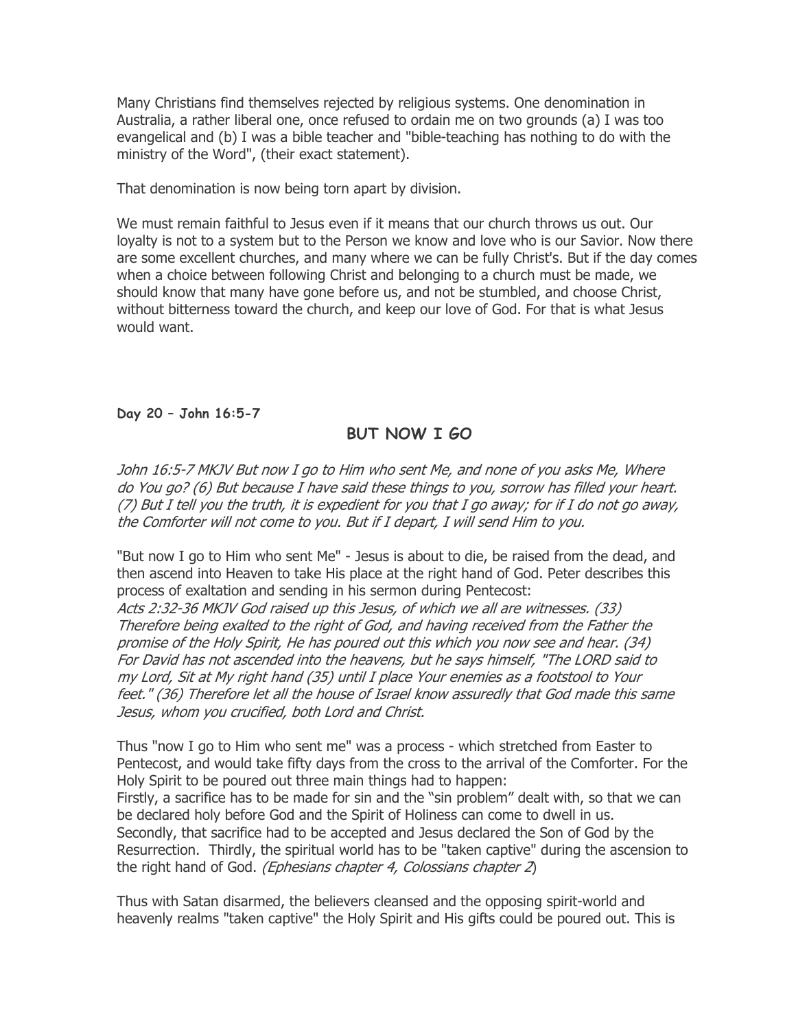Many Christians find themselves rejected by religious systems. One denomination in Australia, a rather liberal one, once refused to ordain me on two grounds (a) I was too evangelical and (b) I was a bible teacher and "bible-teaching has nothing to do with the ministry of the Word", (their exact statement).

That denomination is now being torn apart by division.

We must remain faithful to Jesus even if it means that our church throws us out. Our loyalty is not to a system but to the Person we know and love who is our Savior. Now there are some excellent churches, and many where we can be fully Christ's. But if the day comes when a choice between following Christ and belonging to a church must be made, we should know that many have gone before us, and not be stumbled, and choose Christ, without bitterness toward the church, and keep our love of God. For that is what Jesus would want.

**Day 20 – John 16:5-7**

## BUT NOW I GO

*John 16:5-7 MKJV But now I go to Him who sent Me, and none of you asks Me, Where do You go? (6) But because I have said these things to you, sorrow has filled your heart. (7) But I tell you the truth, it is expedient for you that I go away; for if I do not go away, the Comforter will not come to you. But if I depart, I will send Him to you.*

"But now I go to Him who sent Me" - Jesus is about to die, be raised from the dead, and then ascend into Heaven to take His place at the right hand of God. Peter describes this process of exaltation and sending in his sermon during Pentecost:
*Acts 2:32-36 MKJV God raised up this Jesus, of which we all are witnesses. (33) Therefore being exalted to the right of God, and having received from the Father the promise of the Holy Spirit, He has poured out this which you now see and hear. (34) For David has not ascended into the heavens, but he says himself, "The LORD said to my Lord, Sit at My right hand (35) until I place Your enemies as a footstool to Your feet." (36) Therefore let all the house of Israel know assuredly that God made this same Jesus, whom you crucified, both Lord and Christ.*

Thus "now I go to Him who sent me" was a process - which stretched from Easter to Pentecost, and would take fifty days from the cross to the arrival of the Comforter. For the Holy Spirit to be poured out three main things had to happen:
Firstly, a sacrifice has to be made for sin and the "sin problem" dealt with, so that we can be declared holy before God and the Spirit of Holiness can come to dwell in us.
Secondly, that sacrifice had to be accepted and Jesus declared the Son of God by the Resurrection. Thirdly, the spiritual world has to be "taken captive" during the ascension to the right hand of God. (*Ephesians chapter 4, Colossians chapter 2*)

Thus with Satan disarmed, the believers cleansed and the opposing spirit-world and heavenly realms "taken captive" the Holy Spirit and His gifts could be poured out. This is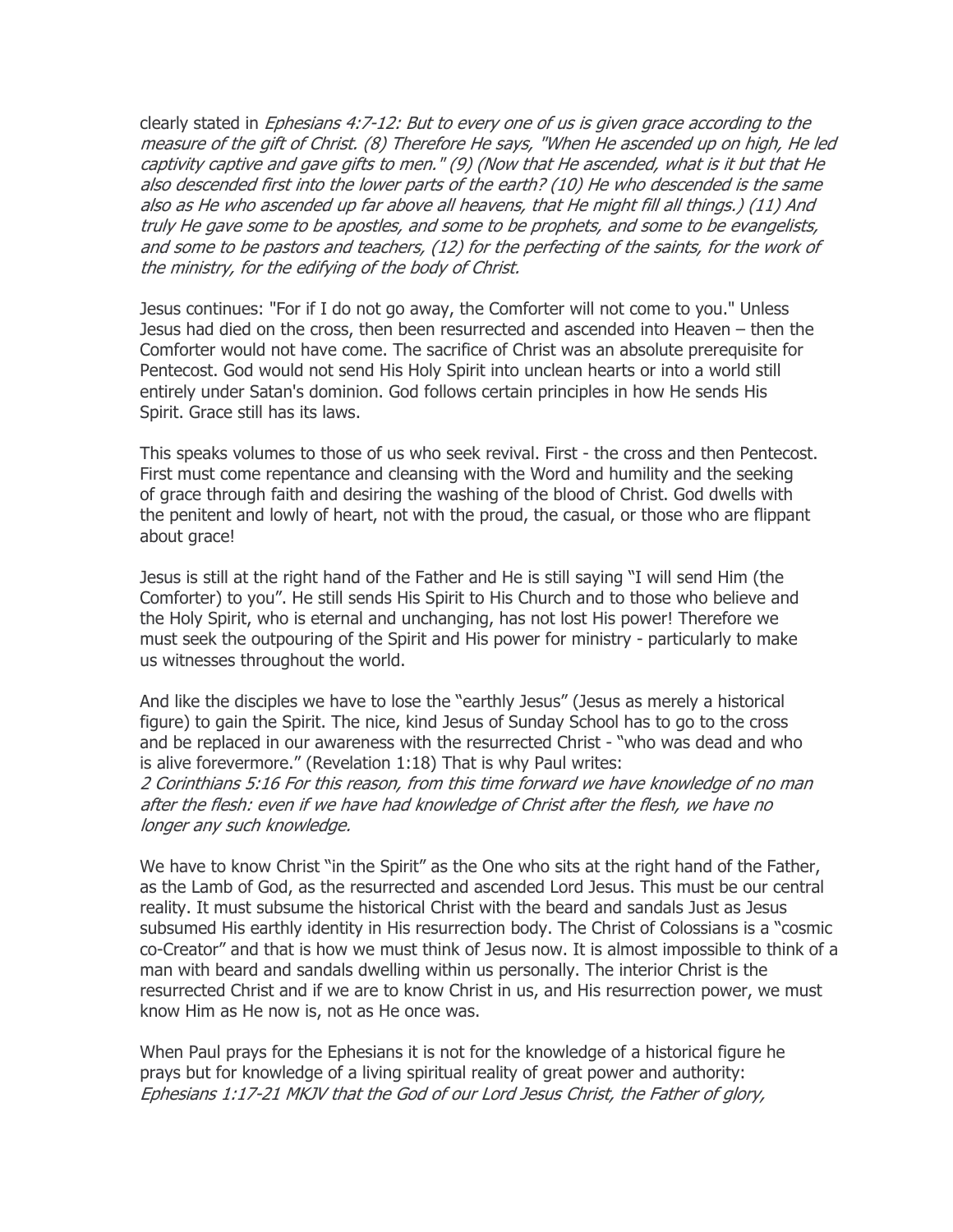clearly stated in *Ephesians 4:7-12: But to every one of us is given grace according to the measure of the gift of Christ. (8) Therefore He says, "When He ascended up on high, He led captivity captive and gave gifts to men." (9) (Now that He ascended, what is it but that He also descended first into the lower parts of the earth? (10) He who descended is the same also as He who ascended up far above all heavens, that He might fill all things.) (11) And truly He gave some to be apostles, and some to be prophets, and some to be evangelists, and some to be pastors and teachers, (12) for the perfecting of the saints, for the work of the ministry, for the edifying of the body of Christ.*

Jesus continues: "For if I do not go away, the Comforter will not come to you." Unless Jesus had died on the cross, then been resurrected and ascended into Heaven – then the Comforter would not have come. The sacrifice of Christ was an absolute prerequisite for Pentecost. God would not send His Holy Spirit into unclean hearts or into a world still entirely under Satan's dominion. God follows certain principles in how He sends His Spirit. Grace still has its laws.

This speaks volumes to those of us who seek revival. First - the cross and then Pentecost. First must come repentance and cleansing with the Word and humility and the seeking of grace through faith and desiring the washing of the blood of Christ. God dwells with the penitent and lowly of heart, not with the proud, the casual, or those who are flippant about grace!

Jesus is still at the right hand of the Father and He is still saying "I will send Him (the Comforter) to you". He still sends His Spirit to His Church and to those who believe and the Holy Spirit, who is eternal and unchanging, has not lost His power! Therefore we must seek the outpouring of the Spirit and His power for ministry - particularly to make us witnesses throughout the world.

And like the disciples we have to lose the "earthly Jesus" (Jesus as merely a historical figure) to gain the Spirit. The nice, kind Jesus of Sunday School has to go to the cross and be replaced in our awareness with the resurrected Christ - "who was dead and who is alive forevermore." (Revelation 1:18) That is why Paul writes:
*2 Corinthians 5:16 For this reason, from this time forward we have knowledge of no man after the flesh: even if we have had knowledge of Christ after the flesh, we have no longer any such knowledge.*

We have to know Christ "in the Spirit" as the One who sits at the right hand of the Father, as the Lamb of God, as the resurrected and ascended Lord Jesus. This must be our central reality. It must subsume the historical Christ with the beard and sandals Just as Jesus subsumed His earthly identity in His resurrection body. The Christ of Colossians is a "cosmic co-Creator" and that is how we must think of Jesus now. It is almost impossible to think of a man with beard and sandals dwelling within us personally. The interior Christ is the resurrected Christ and if we are to know Christ in us, and His resurrection power, we must know Him as He now is, not as He once was.

When Paul prays for the Ephesians it is not for the knowledge of a historical figure he prays but for knowledge of a living spiritual reality of great power and authority:
*Ephesians 1:17-21 MKJV that the God of our Lord Jesus Christ, the Father of glory,*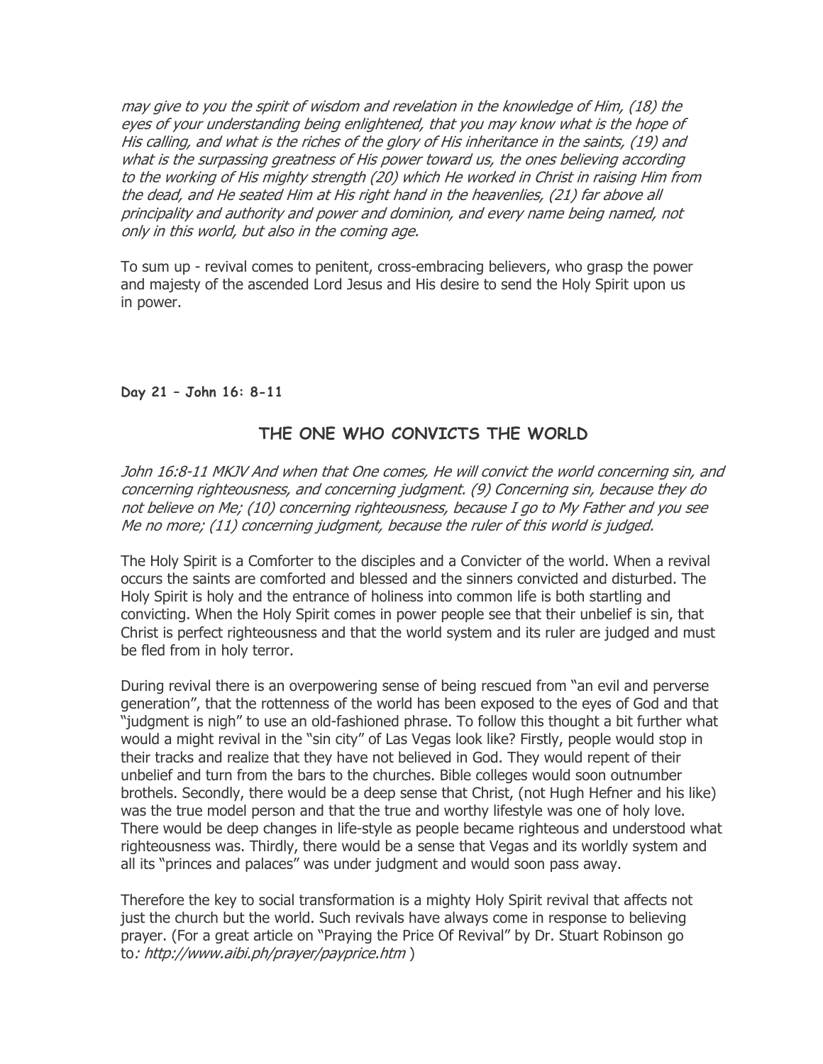*may give to you the spirit of wisdom and revelation in the knowledge of Him, (18) the eyes of your understanding being enlightened, that you may know what is the hope of His calling, and what is the riches of the glory of His inheritance in the saints, (19) and what is the surpassing greatness of His power toward us, the ones believing according to the working of His mighty strength (20) which He worked in Christ in raising Him from the dead, and He seated Him at His right hand in the heavenlies, (21) far above all principality and authority and power and dominion, and every name being named, not only in this world, but also in the coming age.*

To sum up - revival comes to penitent, cross-embracing believers, who grasp the power and majesty of the ascended Lord Jesus and His desire to send the Holy Spirit upon us in power.

**Day 21 – John 16: 8-11**

## THE ONE WHO CONVICTS THE WORLD

*John 16:8-11 MKJV And when that One comes, He will convict the world concerning sin, and concerning righteousness, and concerning judgment. (9) Concerning sin, because they do not believe on Me; (10) concerning righteousness, because I go to My Father and you see Me no more; (11) concerning judgment, because the ruler of this world is judged.*

The Holy Spirit is a Comforter to the disciples and a Convicter of the world. When a revival occurs the saints are comforted and blessed and the sinners convicted and disturbed. The Holy Spirit is holy and the entrance of holiness into common life is both startling and convicting. When the Holy Spirit comes in power people see that their unbelief is sin, that Christ is perfect righteousness and that the world system and its ruler are judged and must be fled from in holy terror.

During revival there is an overpowering sense of being rescued from "an evil and perverse generation", that the rottenness of the world has been exposed to the eyes of God and that "judgment is nigh" to use an old-fashioned phrase. To follow this thought a bit further what would a might revival in the "sin city" of Las Vegas look like? Firstly, people would stop in their tracks and realize that they have not believed in God. They would repent of their unbelief and turn from the bars to the churches. Bible colleges would soon outnumber brothels. Secondly, there would be a deep sense that Christ, (not Hugh Hefner and his like) was the true model person and that the true and worthy lifestyle was one of holy love. There would be deep changes in life-style as people became righteous and understood what righteousness was. Thirdly, there would be a sense that Vegas and its worldly system and all its "princes and palaces" was under judgment and would soon pass away.

Therefore the key to social transformation is a mighty Holy Spirit revival that affects not just the church but the world. Such revivals have always come in response to believing prayer. (For a great article on "Praying the Price Of Revival" by Dr. Stuart Robinson go to*: http://www.aibi.ph/prayer/payprice.htm* )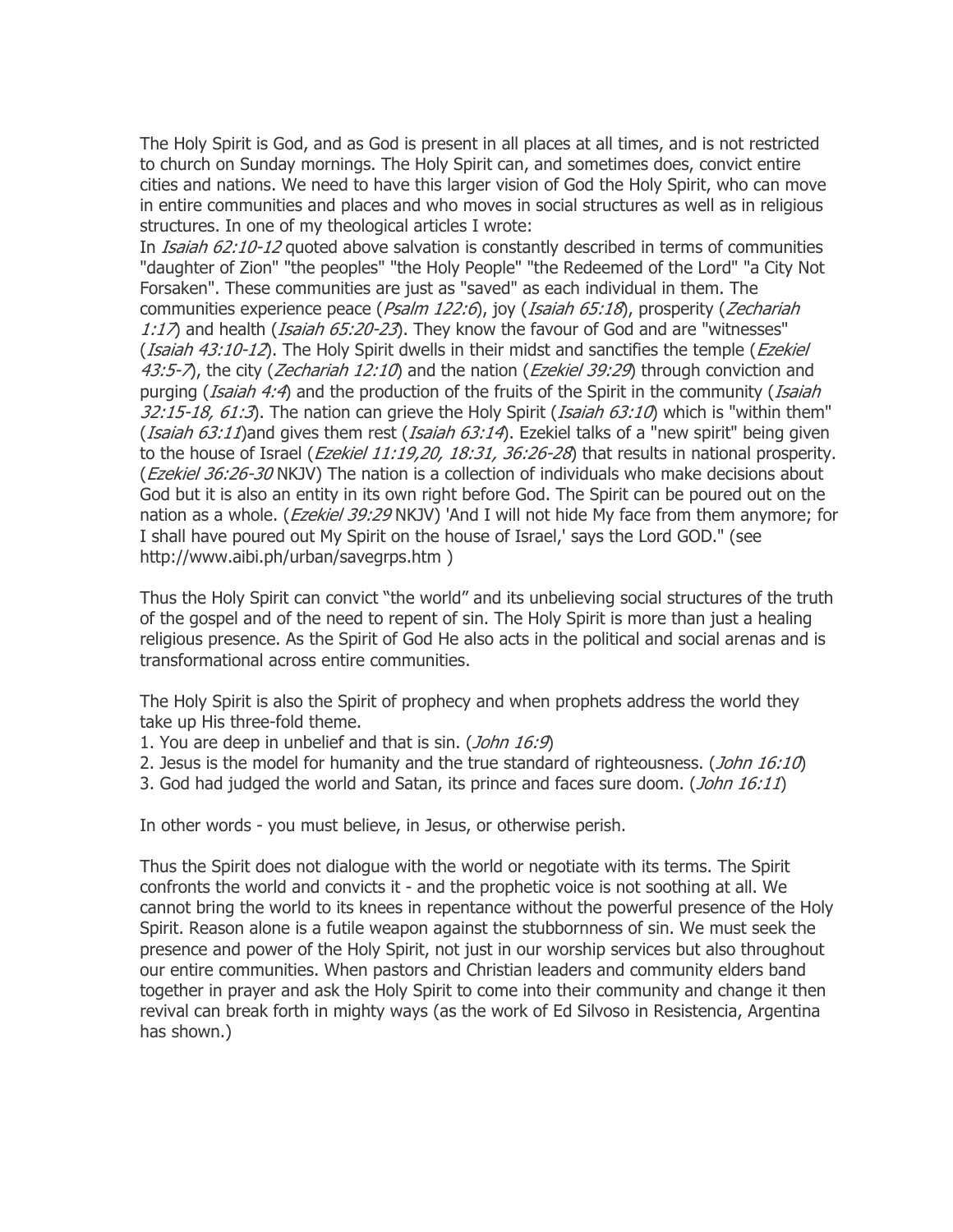The Holy Spirit is God, and as God is present in all places at all times, and is not restricted to church on Sunday mornings. The Holy Spirit can, and sometimes does, convict entire cities and nations. We need to have this larger vision of God the Holy Spirit, who can move in entire communities and places and who moves in social structures as well as in religious structures. In one of my theological articles I wrote:

In *Isaiah 62:10-12* quoted above salvation is constantly described in terms of communities "daughter of Zion" "the peoples" "the Holy People" "the Redeemed of the Lord" "a City Not Forsaken". These communities are just as "saved" as each individual in them. The communities experience peace (*Psalm 122:6*), joy (*Isaiah 65:18*), prosperity (*Zechariah 1:17*) and health (*Isaiah 65:20-23*). They know the favour of God and are "witnesses" (*Isaiah 43:10-12*). The Holy Spirit dwells in their midst and sanctifies the temple (*Ezekiel 43:5-7*), the city (*Zechariah 12:10*) and the nation (*Ezekiel 39:29*) through conviction and purging (*Isaiah 4:4*) and the production of the fruits of the Spirit in the community (*Isaiah 32:15-18, 61:3*). The nation can grieve the Holy Spirit (*Isaiah 63:10*) which is "within them" (*Isaiah 63:11*)and gives them rest (*Isaiah 63:14*). Ezekiel talks of a "new spirit" being given to the house of Israel (*Ezekiel 11:19,20, 18:31, 36:26-28*) that results in national prosperity. (*Ezekiel 36:26-30* NKJV) The nation is a collection of individuals who make decisions about God but it is also an entity in its own right before God. The Spirit can be poured out on the nation as a whole. (*Ezekiel 39:29* NKJV) 'And I will not hide My face from them anymore; for I shall have poured out My Spirit on the house of Israel,' says the Lord GOD." (see http://www.aibi.ph/urban/savegrps.htm )

Thus the Holy Spirit can convict "the world" and its unbelieving social structures of the truth of the gospel and of the need to repent of sin. The Holy Spirit is more than just a healing religious presence. As the Spirit of God He also acts in the political and social arenas and is transformational across entire communities.

The Holy Spirit is also the Spirit of prophecy and when prophets address the world they take up His three-fold theme.

1. You are deep in unbelief and that is sin. (*John 16:9*)
2. Jesus is the model for humanity and the true standard of righteousness. (*John 16:10*)
3. God had judged the world and Satan, its prince and faces sure doom. (*John 16:11*)

In other words - you must believe, in Jesus, or otherwise perish.

Thus the Spirit does not dialogue with the world or negotiate with its terms. The Spirit confronts the world and convicts it - and the prophetic voice is not soothing at all. We cannot bring the world to its knees in repentance without the powerful presence of the Holy Spirit. Reason alone is a futile weapon against the stubbornness of sin. We must seek the presence and power of the Holy Spirit, not just in our worship services but also throughout our entire communities. When pastors and Christian leaders and community elders band together in prayer and ask the Holy Spirit to come into their community and change it then revival can break forth in mighty ways (as the work of Ed Silvoso in Resistencia, Argentina has shown.)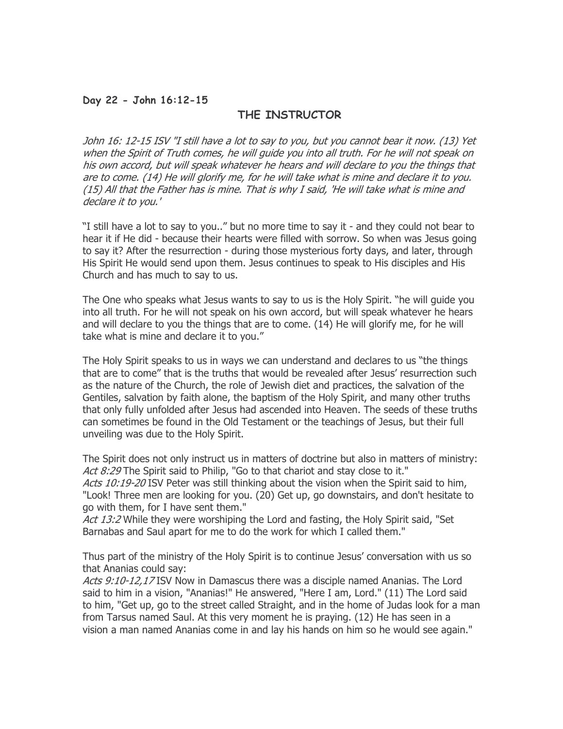**Day 22 - John 16:12-15**

## THE INSTRUCTOR

*John 16: 12-15 ISV "I still have a lot to say to you, but you cannot bear it now. (13) Yet when the Spirit of Truth comes, he will guide you into all truth. For he will not speak on his own accord, but will speak whatever he hears and will declare to you the things that are to come. (14) He will glorify me, for he will take what is mine and declare it to you. (15) All that the Father has is mine. That is why I said, 'He will take what is mine and declare it to you.'*

"I still have a lot to say to you.." but no more time to say it - and they could not bear to hear it if He did - because their hearts were filled with sorrow. So when was Jesus going to say it? After the resurrection - during those mysterious forty days, and later, through His Spirit He would send upon them. Jesus continues to speak to His disciples and His Church and has much to say to us.

The One who speaks what Jesus wants to say to us is the Holy Spirit. "he will guide you into all truth. For he will not speak on his own accord, but will speak whatever he hears and will declare to you the things that are to come. (14) He will glorify me, for he will take what is mine and declare it to you."

The Holy Spirit speaks to us in ways we can understand and declares to us "the things that are to come" that is the truths that would be revealed after Jesus' resurrection such as the nature of the Church, the role of Jewish diet and practices, the salvation of the Gentiles, salvation by faith alone, the baptism of the Holy Spirit, and many other truths that only fully unfolded after Jesus had ascended into Heaven. The seeds of these truths can sometimes be found in the Old Testament or the teachings of Jesus, but their full unveiling was due to the Holy Spirit.

The Spirit does not only instruct us in matters of doctrine but also in matters of ministry:
*Act 8:29* The Spirit said to Philip, "Go to that chariot and stay close to it."
*Acts 10:19-20* ISV Peter was still thinking about the vision when the Spirit said to him, "Look! Three men are looking for you. (20) Get up, go downstairs, and don't hesitate to go with them, for I have sent them."
*Act 13:2* While they were worshiping the Lord and fasting, the Holy Spirit said, "Set Barnabas and Saul apart for me to do the work for which I called them."

Thus part of the ministry of the Holy Spirit is to continue Jesus' conversation with us so that Ananias could say:
*Acts 9:10-12,17* ISV Now in Damascus there was a disciple named Ananias. The Lord said to him in a vision, "Ananias!" He answered, "Here I am, Lord." (11) The Lord said to him, "Get up, go to the street called Straight, and in the home of Judas look for a man from Tarsus named Saul. At this very moment he is praying. (12) He has seen in a vision a man named Ananias come in and lay his hands on him so he would see again."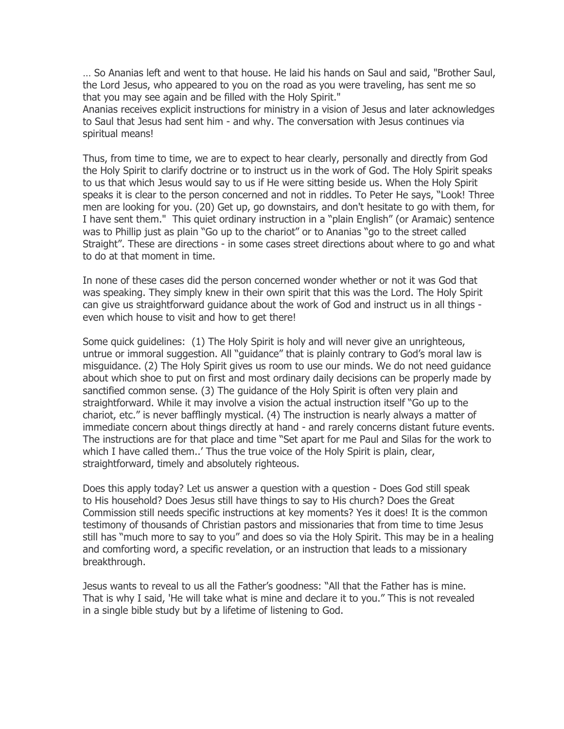… So Ananias left and went to that house. He laid his hands on Saul and said, "Brother Saul, the Lord Jesus, who appeared to you on the road as you were traveling, has sent me so that you may see again and be filled with the Holy Spirit."
Ananias receives explicit instructions for ministry in a vision of Jesus and later acknowledges to Saul that Jesus had sent him - and why. The conversation with Jesus continues via spiritual means!

Thus, from time to time, we are to expect to hear clearly, personally and directly from God the Holy Spirit to clarify doctrine or to instruct us in the work of God. The Holy Spirit speaks to us that which Jesus would say to us if He were sitting beside us. When the Holy Spirit speaks it is clear to the person concerned and not in riddles. To Peter He says, "Look! Three men are looking for you. (20) Get up, go downstairs, and don't hesitate to go with them, for I have sent them." This quiet ordinary instruction in a "plain English" (or Aramaic) sentence was to Phillip just as plain "Go up to the chariot" or to Ananias "go to the street called Straight". These are directions - in some cases street directions about where to go and what to do at that moment in time.

In none of these cases did the person concerned wonder whether or not it was God that was speaking. They simply knew in their own spirit that this was the Lord. The Holy Spirit can give us straightforward guidance about the work of God and instruct us in all things - even which house to visit and how to get there!

Some quick guidelines: (1) The Holy Spirit is holy and will never give an unrighteous, untrue or immoral suggestion. All "guidance" that is plainly contrary to God's moral law is misguidance. (2) The Holy Spirit gives us room to use our minds. We do not need guidance about which shoe to put on first and most ordinary daily decisions can be properly made by sanctified common sense. (3) The guidance of the Holy Spirit is often very plain and straightforward. While it may involve a vision the actual instruction itself "Go up to the chariot, etc." is never bafflingly mystical. (4) The instruction is nearly always a matter of immediate concern about things directly at hand - and rarely concerns distant future events. The instructions are for that place and time "Set apart for me Paul and Silas for the work to which I have called them..' Thus the true voice of the Holy Spirit is plain, clear, straightforward, timely and absolutely righteous.

Does this apply today? Let us answer a question with a question - Does God still speak to His household? Does Jesus still have things to say to His church? Does the Great Commission still needs specific instructions at key moments? Yes it does! It is the common testimony of thousands of Christian pastors and missionaries that from time to time Jesus still has "much more to say to you" and does so via the Holy Spirit. This may be in a healing and comforting word, a specific revelation, or an instruction that leads to a missionary breakthrough.

Jesus wants to reveal to us all the Father's goodness: "All that the Father has is mine. That is why I said, 'He will take what is mine and declare it to you." This is not revealed in a single bible study but by a lifetime of listening to God.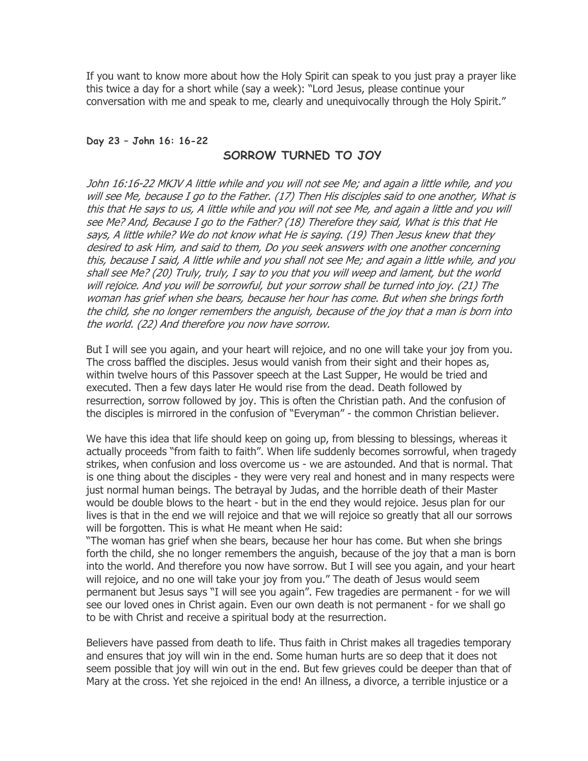If you want to know more about how the Holy Spirit can speak to you just pray a prayer like this twice a day for a short while (say a week): "Lord Jesus, please continue your conversation with me and speak to me, clearly and unequivocally through the Holy Spirit."

**Day 23 – John 16: 16-22**

## SORROW TURNED TO JOY

*John 16:16-22 MKJV A little while and you will not see Me; and again a little while, and you will see Me, because I go to the Father. (17) Then His disciples said to one another, What is this that He says to us, A little while and you will not see Me, and again a little and you will see Me? And, Because I go to the Father? (18) Therefore they said, What is this that He says, A little while? We do not know what He is saying. (19) Then Jesus knew that they desired to ask Him, and said to them, Do you seek answers with one another concerning this, because I said, A little while and you shall not see Me; and again a little while, and you shall see Me? (20) Truly, truly, I say to you that you will weep and lament, but the world will rejoice. And you will be sorrowful, but your sorrow shall be turned into joy. (21) The woman has grief when she bears, because her hour has come. But when she brings forth the child, she no longer remembers the anguish, because of the joy that a man is born into the world. (22) And therefore you now have sorrow.*

But I will see you again, and your heart will rejoice, and no one will take your joy from you. The cross baffled the disciples. Jesus would vanish from their sight and their hopes as, within twelve hours of this Passover speech at the Last Supper, He would be tried and executed. Then a few days later He would rise from the dead. Death followed by resurrection, sorrow followed by joy. This is often the Christian path. And the confusion of the disciples is mirrored in the confusion of "Everyman" - the common Christian believer.

We have this idea that life should keep on going up, from blessing to blessings, whereas it actually proceeds "from faith to faith". When life suddenly becomes sorrowful, when tragedy strikes, when confusion and loss overcome us - we are astounded. And that is normal. That is one thing about the disciples - they were very real and honest and in many respects were just normal human beings. The betrayal by Judas, and the horrible death of their Master would be double blows to the heart - but in the end they would rejoice. Jesus plan for our lives is that in the end we will rejoice and that we will rejoice so greatly that all our sorrows will be forgotten. This is what He meant when He said:
"The woman has grief when she bears, because her hour has come. But when she brings forth the child, she no longer remembers the anguish, because of the joy that a man is born into the world. And therefore you now have sorrow. But I will see you again, and your heart will rejoice, and no one will take your joy from you." The death of Jesus would seem permanent but Jesus says "I will see you again". Few tragedies are permanent - for we will see our loved ones in Christ again. Even our own death is not permanent - for we shall go to be with Christ and receive a spiritual body at the resurrection.

Believers have passed from death to life. Thus faith in Christ makes all tragedies temporary and ensures that joy will win in the end. Some human hurts are so deep that it does not seem possible that joy will win out in the end. But few grieves could be deeper than that of Mary at the cross. Yet she rejoiced in the end! An illness, a divorce, a terrible injustice or a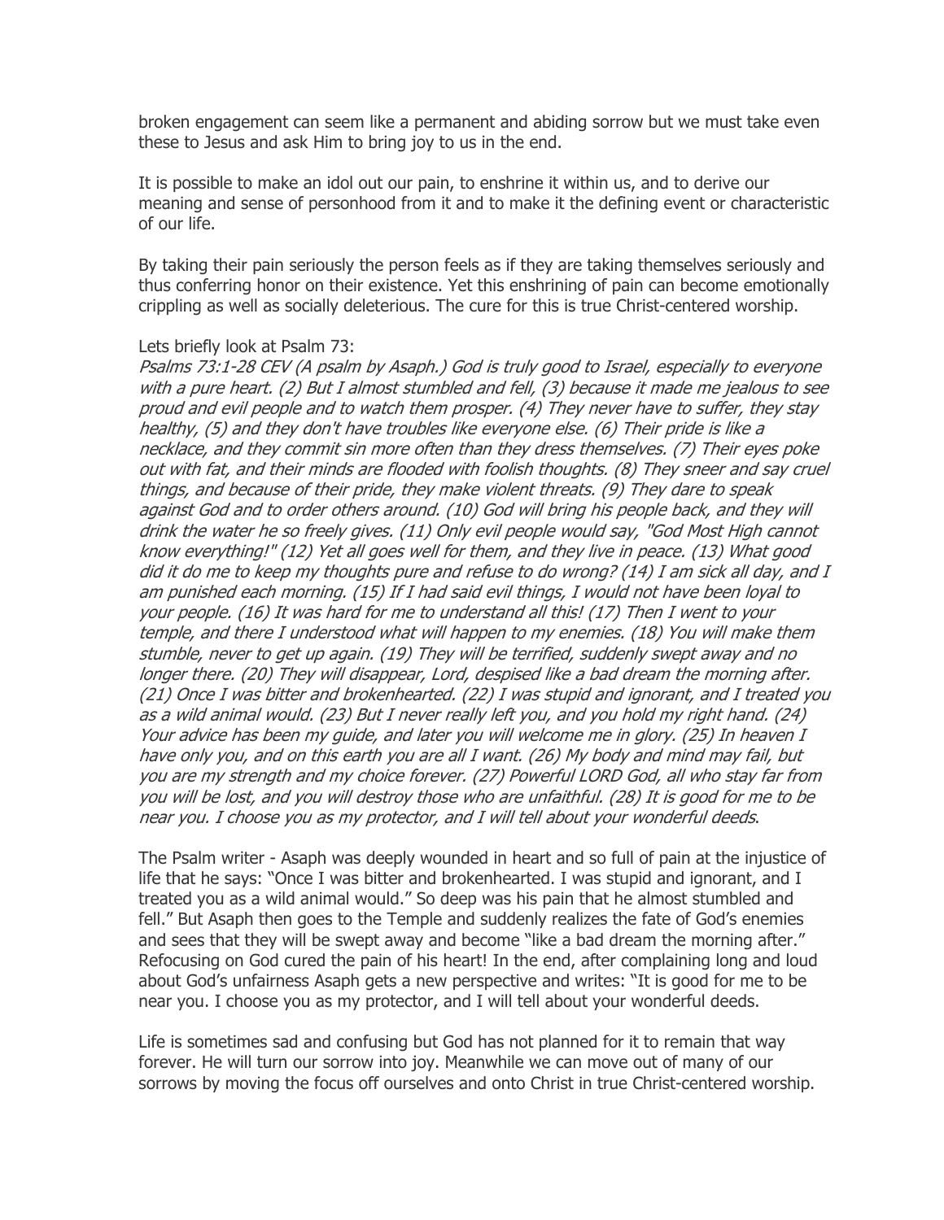broken engagement can seem like a permanent and abiding sorrow but we must take even these to Jesus and ask Him to bring joy to us in the end.

It is possible to make an idol out our pain, to enshrine it within us, and to derive our meaning and sense of personhood from it and to make it the defining event or characteristic of our life.

By taking their pain seriously the person feels as if they are taking themselves seriously and thus conferring honor on their existence. Yet this enshrining of pain can become emotionally crippling as well as socially deleterious. The cure for this is true Christ-centered worship.

Lets briefly look at Psalm 73:

*Psalms 73:1-28 CEV (A psalm by Asaph.) God is truly good to Israel, especially to everyone with a pure heart. (2) But I almost stumbled and fell, (3) because it made me jealous to see proud and evil people and to watch them prosper. (4) They never have to suffer, they stay healthy, (5) and they don't have troubles like everyone else. (6) Their pride is like a necklace, and they commit sin more often than they dress themselves. (7) Their eyes poke out with fat, and their minds are flooded with foolish thoughts. (8) They sneer and say cruel things, and because of their pride, they make violent threats. (9) They dare to speak against God and to order others around. (10) God will bring his people back, and they will drink the water he so freely gives. (11) Only evil people would say, "God Most High cannot know everything!" (12) Yet all goes well for them, and they live in peace. (13) What good did it do me to keep my thoughts pure and refuse to do wrong? (14) I am sick all day, and I am punished each morning. (15) If I had said evil things, I would not have been loyal to your people. (16) It was hard for me to understand all this! (17) Then I went to your temple, and there I understood what will happen to my enemies. (18) You will make them stumble, never to get up again. (19) They will be terrified, suddenly swept away and no longer there. (20) They will disappear, Lord, despised like a bad dream the morning after. (21) Once I was bitter and brokenhearted. (22) I was stupid and ignorant, and I treated you as a wild animal would. (23) But I never really left you, and you hold my right hand. (24) Your advice has been my guide, and later you will welcome me in glory. (25) In heaven I have only you, and on this earth you are all I want. (26) My body and mind may fail, but you are my strength and my choice forever. (27) Powerful LORD God, all who stay far from you will be lost, and you will destroy those who are unfaithful. (28) It is good for me to be near you. I choose you as my protector, and I will tell about your wonderful deeds*.

The Psalm writer - Asaph was deeply wounded in heart and so full of pain at the injustice of life that he says: "Once I was bitter and brokenhearted. I was stupid and ignorant, and I treated you as a wild animal would." So deep was his pain that he almost stumbled and fell." But Asaph then goes to the Temple and suddenly realizes the fate of God's enemies and sees that they will be swept away and become "like a bad dream the morning after." Refocusing on God cured the pain of his heart! In the end, after complaining long and loud about God's unfairness Asaph gets a new perspective and writes: "It is good for me to be near you. I choose you as my protector, and I will tell about your wonderful deeds.

Life is sometimes sad and confusing but God has not planned for it to remain that way forever. He will turn our sorrow into joy. Meanwhile we can move out of many of our sorrows by moving the focus off ourselves and onto Christ in true Christ-centered worship.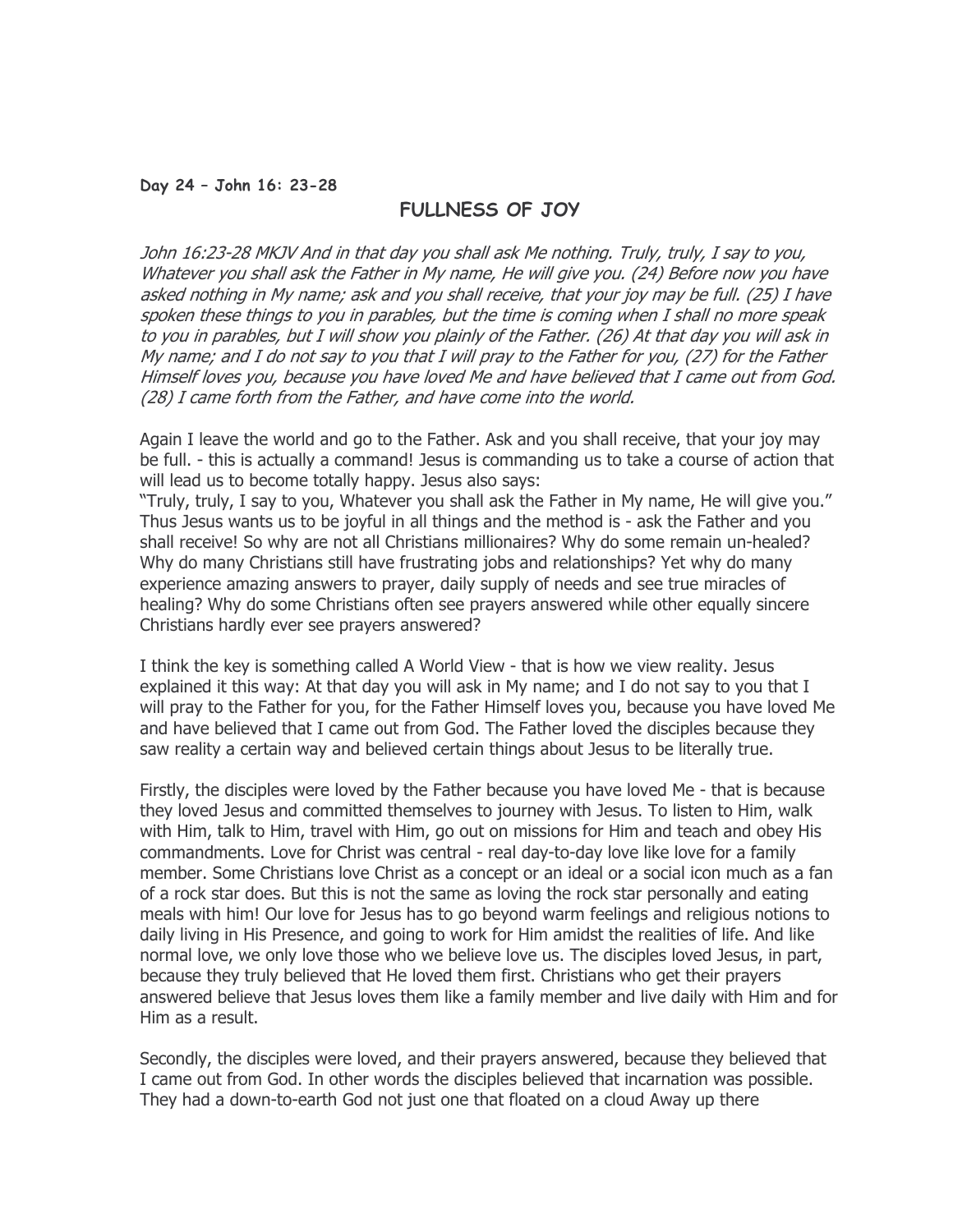**Day 24 – John 16: 23-28**

## FULLNESS OF JOY

*John 16:23-28 MKJV And in that day you shall ask Me nothing. Truly, truly, I say to you, Whatever you shall ask the Father in My name, He will give you. (24) Before now you have asked nothing in My name; ask and you shall receive, that your joy may be full. (25) I have spoken these things to you in parables, but the time is coming when I shall no more speak to you in parables, but I will show you plainly of the Father. (26) At that day you will ask in My name; and I do not say to you that I will pray to the Father for you, (27) for the Father Himself loves you, because you have loved Me and have believed that I came out from God. (28) I came forth from the Father, and have come into the world.*

Again I leave the world and go to the Father. Ask and you shall receive, that your joy may be full. - this is actually a command! Jesus is commanding us to take a course of action that will lead us to become totally happy. Jesus also says:
"Truly, truly, I say to you, Whatever you shall ask the Father in My name, He will give you." Thus Jesus wants us to be joyful in all things and the method is - ask the Father and you shall receive! So why are not all Christians millionaires? Why do some remain un-healed? Why do many Christians still have frustrating jobs and relationships? Yet why do many experience amazing answers to prayer, daily supply of needs and see true miracles of healing? Why do some Christians often see prayers answered while other equally sincere Christians hardly ever see prayers answered?

I think the key is something called A World View - that is how we view reality. Jesus explained it this way: At that day you will ask in My name; and I do not say to you that I will pray to the Father for you, for the Father Himself loves you, because you have loved Me and have believed that I came out from God. The Father loved the disciples because they saw reality a certain way and believed certain things about Jesus to be literally true.

Firstly, the disciples were loved by the Father because you have loved Me - that is because they loved Jesus and committed themselves to journey with Jesus. To listen to Him, walk with Him, talk to Him, travel with Him, go out on missions for Him and teach and obey His commandments. Love for Christ was central - real day-to-day love like love for a family member. Some Christians love Christ as a concept or an ideal or a social icon much as a fan of a rock star does. But this is not the same as loving the rock star personally and eating meals with him! Our love for Jesus has to go beyond warm feelings and religious notions to daily living in His Presence, and going to work for Him amidst the realities of life. And like normal love, we only love those who we believe love us. The disciples loved Jesus, in part, because they truly believed that He loved them first. Christians who get their prayers answered believe that Jesus loves them like a family member and live daily with Him and for Him as a result.

Secondly, the disciples were loved, and their prayers answered, because they believed that I came out from God. In other words the disciples believed that incarnation was possible. They had a down-to-earth God not just one that floated on a cloud Away up there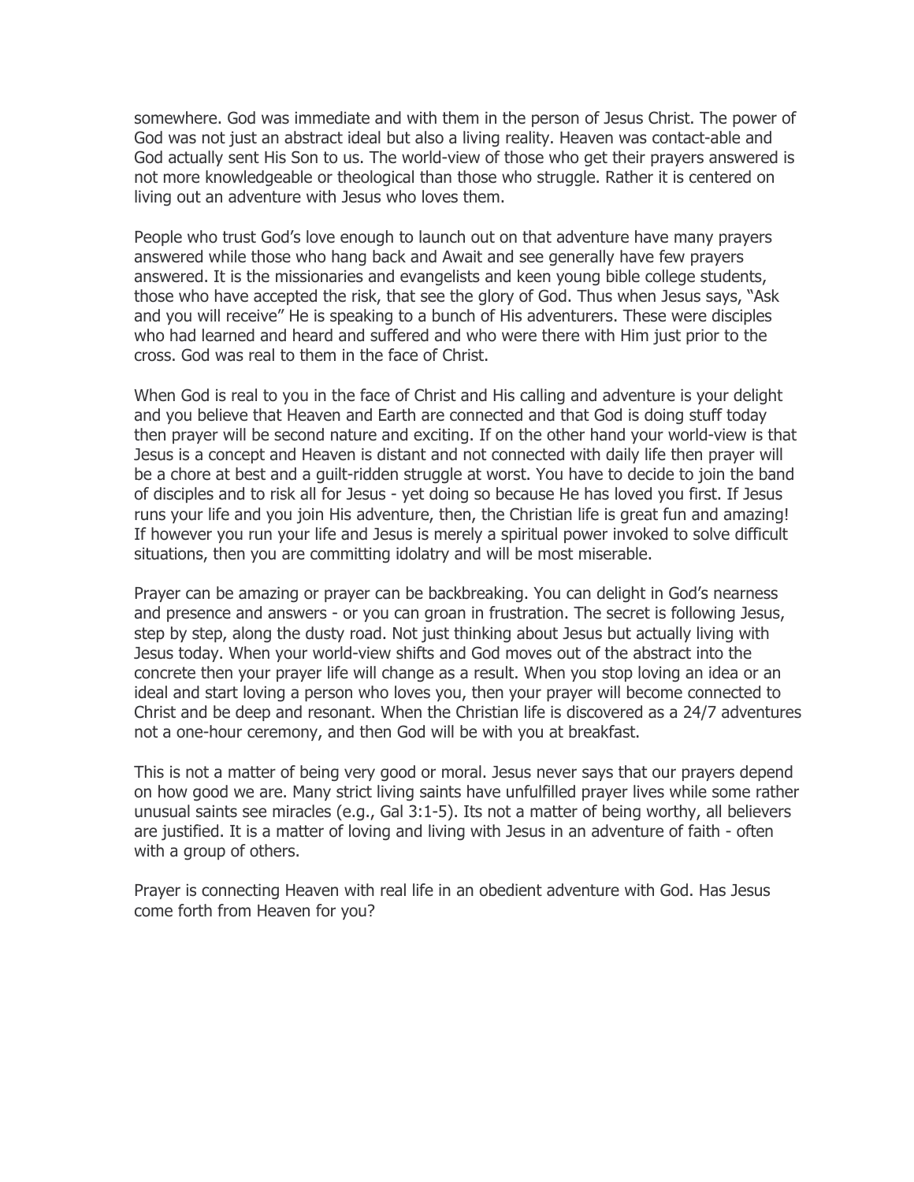somewhere. God was immediate and with them in the person of Jesus Christ. The power of God was not just an abstract ideal but also a living reality. Heaven was contact-able and God actually sent His Son to us. The world-view of those who get their prayers answered is not more knowledgeable or theological than those who struggle. Rather it is centered on living out an adventure with Jesus who loves them.

People who trust God's love enough to launch out on that adventure have many prayers answered while those who hang back and Await and see generally have few prayers answered. It is the missionaries and evangelists and keen young bible college students, those who have accepted the risk, that see the glory of God. Thus when Jesus says, "Ask and you will receive" He is speaking to a bunch of His adventurers. These were disciples who had learned and heard and suffered and who were there with Him just prior to the cross. God was real to them in the face of Christ.

When God is real to you in the face of Christ and His calling and adventure is your delight and you believe that Heaven and Earth are connected and that God is doing stuff today then prayer will be second nature and exciting. If on the other hand your world-view is that Jesus is a concept and Heaven is distant and not connected with daily life then prayer will be a chore at best and a guilt-ridden struggle at worst. You have to decide to join the band of disciples and to risk all for Jesus - yet doing so because He has loved you first. If Jesus runs your life and you join His adventure, then, the Christian life is great fun and amazing! If however you run your life and Jesus is merely a spiritual power invoked to solve difficult situations, then you are committing idolatry and will be most miserable.

Prayer can be amazing or prayer can be backbreaking. You can delight in God's nearness and presence and answers - or you can groan in frustration. The secret is following Jesus, step by step, along the dusty road. Not just thinking about Jesus but actually living with Jesus today. When your world-view shifts and God moves out of the abstract into the concrete then your prayer life will change as a result. When you stop loving an idea or an ideal and start loving a person who loves you, then your prayer will become connected to Christ and be deep and resonant. When the Christian life is discovered as a 24/7 adventures not a one-hour ceremony, and then God will be with you at breakfast.

This is not a matter of being very good or moral. Jesus never says that our prayers depend on how good we are. Many strict living saints have unfulfilled prayer lives while some rather unusual saints see miracles (e.g., Gal 3:1-5). Its not a matter of being worthy, all believers are justified. It is a matter of loving and living with Jesus in an adventure of faith - often with a group of others.

Prayer is connecting Heaven with real life in an obedient adventure with God. Has Jesus come forth from Heaven for you?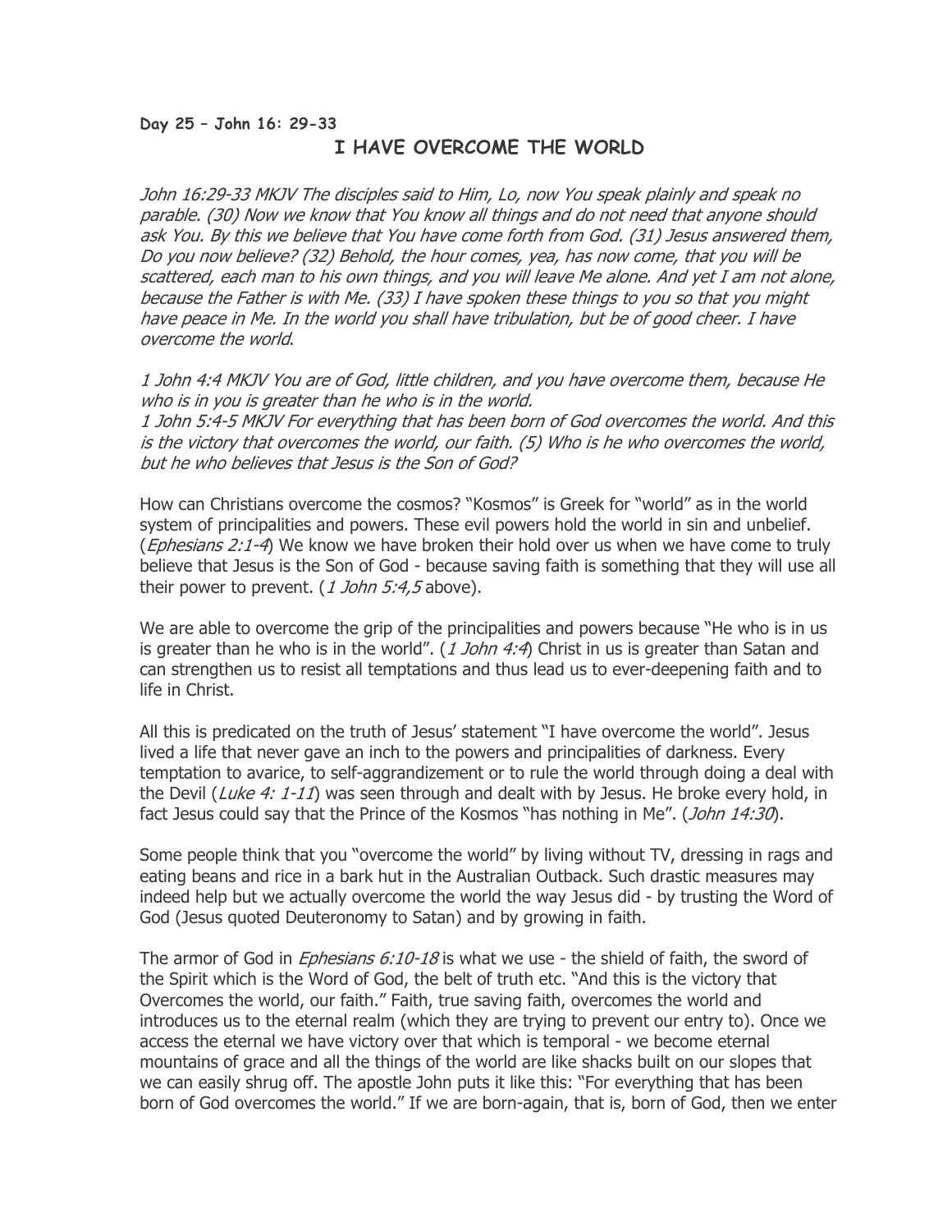**Day 25 – John 16: 29-33**

## I HAVE OVERCOME THE WORLD

*John 16:29-33 MKJV The disciples said to Him, Lo, now You speak plainly and speak no parable. (30) Now we know that You know all things and do not need that anyone should ask You. By this we believe that You have come forth from God. (31) Jesus answered them, Do you now believe? (32) Behold, the hour comes, yea, has now come, that you will be scattered, each man to his own things, and you will leave Me alone. And yet I am not alone, because the Father is with Me. (33) I have spoken these things to you so that you might have peace in Me. In the world you shall have tribulation, but be of good cheer. I have overcome the world*.

*1 John 4:4 MKJV You are of God, little children, and you have overcome them, because He who is in you is greater than he who is in the world.*
*1 John 5:4-5 MKJV For everything that has been born of God overcomes the world. And this is the victory that overcomes the world, our faith. (5) Who is he who overcomes the world, but he who believes that Jesus is the Son of God?*

How can Christians overcome the cosmos? "Kosmos" is Greek for "world" as in the world system of principalities and powers. These evil powers hold the world in sin and unbelief. (*Ephesians 2:1-4*) We know we have broken their hold over us when we have come to truly believe that Jesus is the Son of God - because saving faith is something that they will use all their power to prevent. (*1 John 5:4,5* above).

We are able to overcome the grip of the principalities and powers because "He who is in us is greater than he who is in the world". (*1 John 4:4*) Christ in us is greater than Satan and can strengthen us to resist all temptations and thus lead us to ever-deepening faith and to life in Christ.

All this is predicated on the truth of Jesus' statement "I have overcome the world". Jesus lived a life that never gave an inch to the powers and principalities of darkness. Every temptation to avarice, to self-aggrandizement or to rule the world through doing a deal with the Devil (*Luke 4: 1-11*) was seen through and dealt with by Jesus. He broke every hold, in fact Jesus could say that the Prince of the Kosmos "has nothing in Me". (*John 14:30*).

Some people think that you "overcome the world" by living without TV, dressing in rags and eating beans and rice in a bark hut in the Australian Outback. Such drastic measures may indeed help but we actually overcome the world the way Jesus did - by trusting the Word of God (Jesus quoted Deuteronomy to Satan) and by growing in faith.

The armor of God in *Ephesians 6:10-18* is what we use - the shield of faith, the sword of the Spirit which is the Word of God, the belt of truth etc. "And this is the victory that Overcomes the world, our faith." Faith, true saving faith, overcomes the world and introduces us to the eternal realm (which they are trying to prevent our entry to). Once we access the eternal we have victory over that which is temporal - we become eternal mountains of grace and all the things of the world are like shacks built on our slopes that we can easily shrug off. The apostle John puts it like this: "For everything that has been born of God overcomes the world." If we are born-again, that is, born of God, then we enter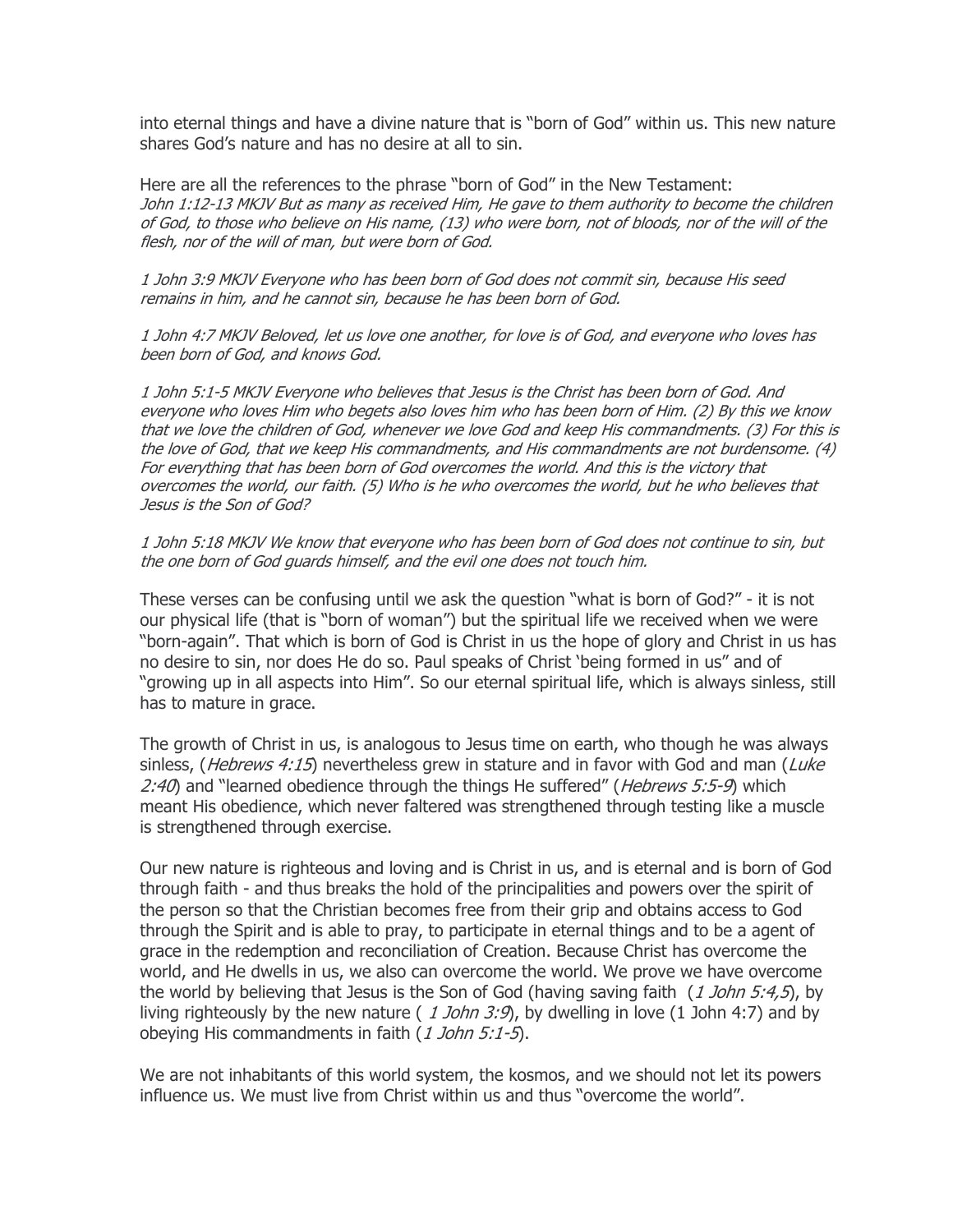into eternal things and have a divine nature that is "born of God" within us. This new nature shares God's nature and has no desire at all to sin.

Here are all the references to the phrase "born of God" in the New Testament:
*John 1:12-13 MKJV But as many as received Him, He gave to them authority to become the children of God, to those who believe on His name, (13) who were born, not of bloods, nor of the will of the flesh, nor of the will of man, but were born of God.*

*1 John 3:9 MKJV Everyone who has been born of God does not commit sin, because His seed remains in him, and he cannot sin, because he has been born of God.*

*1 John 4:7 MKJV Beloved, let us love one another, for love is of God, and everyone who loves has been born of God, and knows God.*

*1 John 5:1-5 MKJV Everyone who believes that Jesus is the Christ has been born of God. And everyone who loves Him who begets also loves him who has been born of Him. (2) By this we know that we love the children of God, whenever we love God and keep His commandments. (3) For this is the love of God, that we keep His commandments, and His commandments are not burdensome. (4) For everything that has been born of God overcomes the world. And this is the victory that overcomes the world, our faith. (5) Who is he who overcomes the world, but he who believes that Jesus is the Son of God?*

*1 John 5:18 MKJV We know that everyone who has been born of God does not continue to sin, but the one born of God guards himself, and the evil one does not touch him.*

These verses can be confusing until we ask the question "what is born of God?" - it is not our physical life (that is "born of woman") but the spiritual life we received when we were "born-again". That which is born of God is Christ in us the hope of glory and Christ in us has no desire to sin, nor does He do so. Paul speaks of Christ 'being formed in us" and of "growing up in all aspects into Him". So our eternal spiritual life, which is always sinless, still has to mature in grace.

The growth of Christ in us, is analogous to Jesus time on earth, who though he was always sinless, (*Hebrews 4:15*) nevertheless grew in stature and in favor with God and man (*Luke 2:40*) and "learned obedience through the things He suffered" (*Hebrews 5:5-9*) which meant His obedience, which never faltered was strengthened through testing like a muscle is strengthened through exercise.

Our new nature is righteous and loving and is Christ in us, and is eternal and is born of God through faith - and thus breaks the hold of the principalities and powers over the spirit of the person so that the Christian becomes free from their grip and obtains access to God through the Spirit and is able to pray, to participate in eternal things and to be a agent of grace in the redemption and reconciliation of Creation. Because Christ has overcome the world, and He dwells in us, we also can overcome the world. We prove we have overcome the world by believing that Jesus is the Son of God (having saving faith (*1 John 5:4,5*), by living righteously by the new nature ( *1 John 3:9*), by dwelling in love (1 John 4:7) and by obeying His commandments in faith (*1 John 5:1-5*).

We are not inhabitants of this world system, the kosmos, and we should not let its powers influence us. We must live from Christ within us and thus "overcome the world".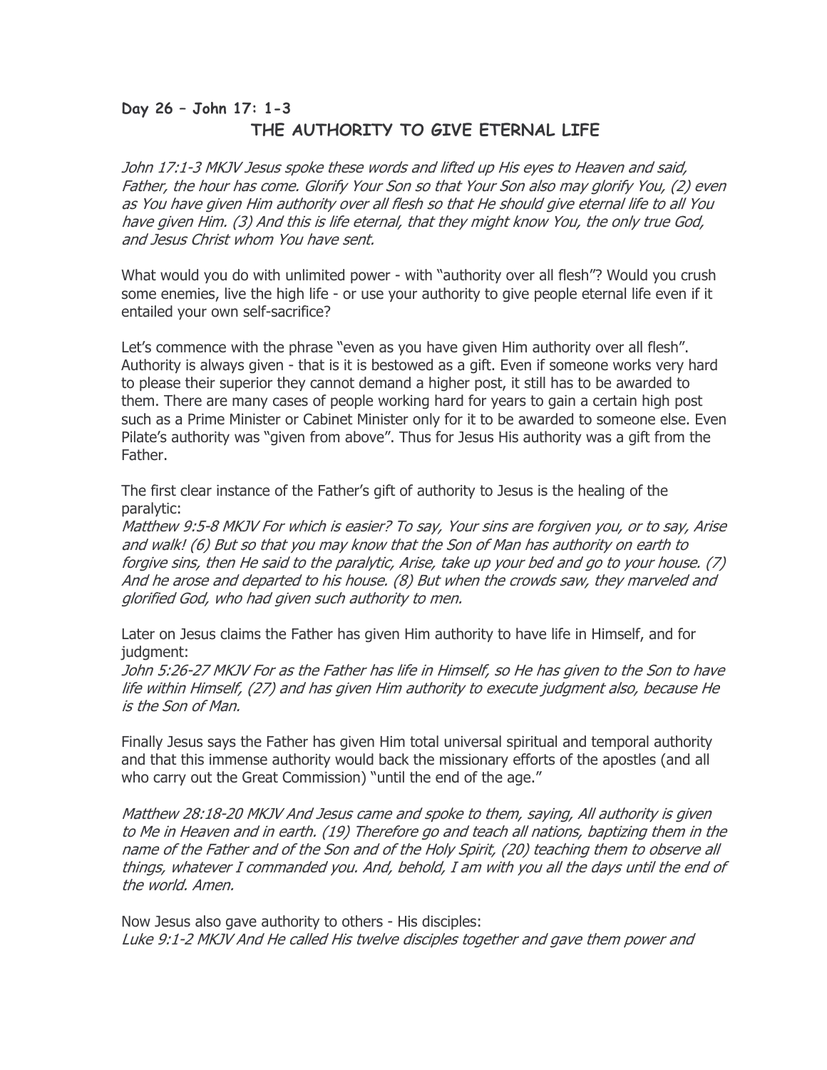**Day 26 – John 17: 1-3**

## THE AUTHORITY TO GIVE ETERNAL LIFE

*John 17:1-3 MKJV Jesus spoke these words and lifted up His eyes to Heaven and said, Father, the hour has come. Glorify Your Son so that Your Son also may glorify You, (2) even as You have given Him authority over all flesh so that He should give eternal life to all You have given Him. (3) And this is life eternal, that they might know You, the only true God, and Jesus Christ whom You have sent.*

What would you do with unlimited power - with "authority over all flesh"? Would you crush some enemies, live the high life - or use your authority to give people eternal life even if it entailed your own self-sacrifice?

Let's commence with the phrase "even as you have given Him authority over all flesh". Authority is always given - that is it is bestowed as a gift. Even if someone works very hard to please their superior they cannot demand a higher post, it still has to be awarded to them. There are many cases of people working hard for years to gain a certain high post such as a Prime Minister or Cabinet Minister only for it to be awarded to someone else. Even Pilate's authority was "given from above". Thus for Jesus His authority was a gift from the Father.

The first clear instance of the Father's gift of authority to Jesus is the healing of the paralytic:

*Matthew 9:5-8 MKJV For which is easier? To say, Your sins are forgiven you, or to say, Arise and walk! (6) But so that you may know that the Son of Man has authority on earth to forgive sins, then He said to the paralytic, Arise, take up your bed and go to your house. (7) And he arose and departed to his house. (8) But when the crowds saw, they marveled and glorified God, who had given such authority to men.*

Later on Jesus claims the Father has given Him authority to have life in Himself, and for judgment:

*John 5:26-27 MKJV For as the Father has life in Himself, so He has given to the Son to have life within Himself, (27) and has given Him authority to execute judgment also, because He is the Son of Man.*

Finally Jesus says the Father has given Him total universal spiritual and temporal authority and that this immense authority would back the missionary efforts of the apostles (and all who carry out the Great Commission) "until the end of the age."

*Matthew 28:18-20 MKJV And Jesus came and spoke to them, saying, All authority is given to Me in Heaven and in earth. (19) Therefore go and teach all nations, baptizing them in the name of the Father and of the Son and of the Holy Spirit, (20) teaching them to observe all things, whatever I commanded you. And, behold, I am with you all the days until the end of the world. Amen.*

Now Jesus also gave authority to others - His disciples:

*Luke 9:1-2 MKJV And He called His twelve disciples together and gave them power and*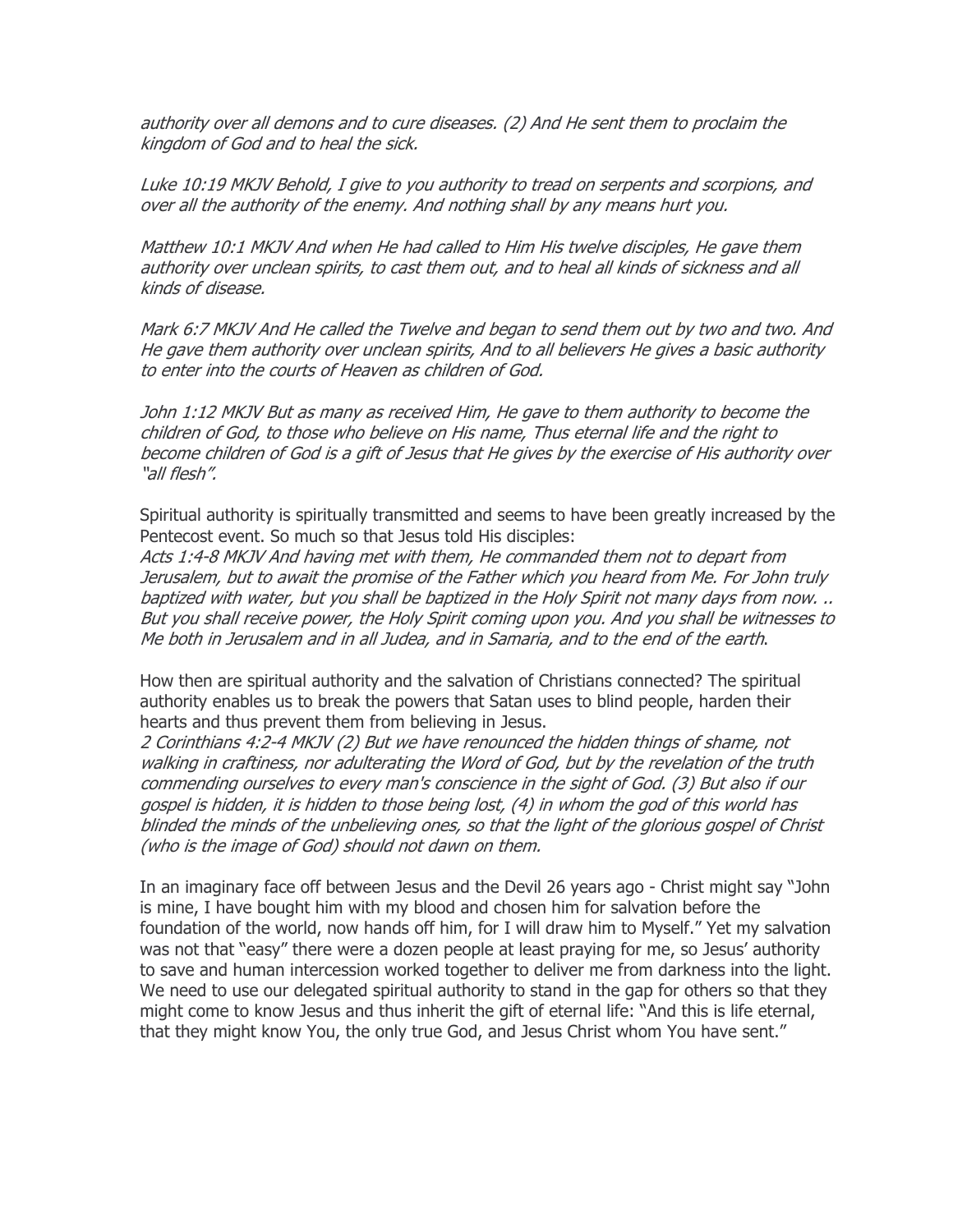*authority over all demons and to cure diseases. (2) And He sent them to proclaim the kingdom of God and to heal the sick.*

*Luke 10:19 MKJV Behold, I give to you authority to tread on serpents and scorpions, and over all the authority of the enemy. And nothing shall by any means hurt you.*

*Matthew 10:1 MKJV And when He had called to Him His twelve disciples, He gave them authority over unclean spirits, to cast them out, and to heal all kinds of sickness and all kinds of disease.*

*Mark 6:7 MKJV And He called the Twelve and began to send them out by two and two. And He gave them authority over unclean spirits, And to all believers He gives a basic authority to enter into the courts of Heaven as children of God.*

*John 1:12 MKJV But as many as received Him, He gave to them authority to become the children of God, to those who believe on His name, Thus eternal life and the right to become children of God is a gift of Jesus that He gives by the exercise of His authority over "all flesh".*

Spiritual authority is spiritually transmitted and seems to have been greatly increased by the Pentecost event. So much so that Jesus told His disciples:
*Acts 1:4-8 MKJV And having met with them, He commanded them not to depart from Jerusalem, but to await the promise of the Father which you heard from Me. For John truly baptized with water, but you shall be baptized in the Holy Spirit not many days from now. .. But you shall receive power, the Holy Spirit coming upon you. And you shall be witnesses to Me both in Jerusalem and in all Judea, and in Samaria, and to the end of the earth*.

How then are spiritual authority and the salvation of Christians connected? The spiritual authority enables us to break the powers that Satan uses to blind people, harden their hearts and thus prevent them from believing in Jesus.
*2 Corinthians 4:2-4 MKJV (2) But we have renounced the hidden things of shame, not walking in craftiness, nor adulterating the Word of God, but by the revelation of the truth commending ourselves to every man's conscience in the sight of God. (3) But also if our gospel is hidden, it is hidden to those being lost, (4) in whom the god of this world has blinded the minds of the unbelieving ones, so that the light of the glorious gospel of Christ (who is the image of God) should not dawn on them.*

In an imaginary face off between Jesus and the Devil 26 years ago - Christ might say "John is mine, I have bought him with my blood and chosen him for salvation before the foundation of the world, now hands off him, for I will draw him to Myself." Yet my salvation was not that "easy" there were a dozen people at least praying for me, so Jesus' authority to save and human intercession worked together to deliver me from darkness into the light. We need to use our delegated spiritual authority to stand in the gap for others so that they might come to know Jesus and thus inherit the gift of eternal life: "And this is life eternal, that they might know You, the only true God, and Jesus Christ whom You have sent."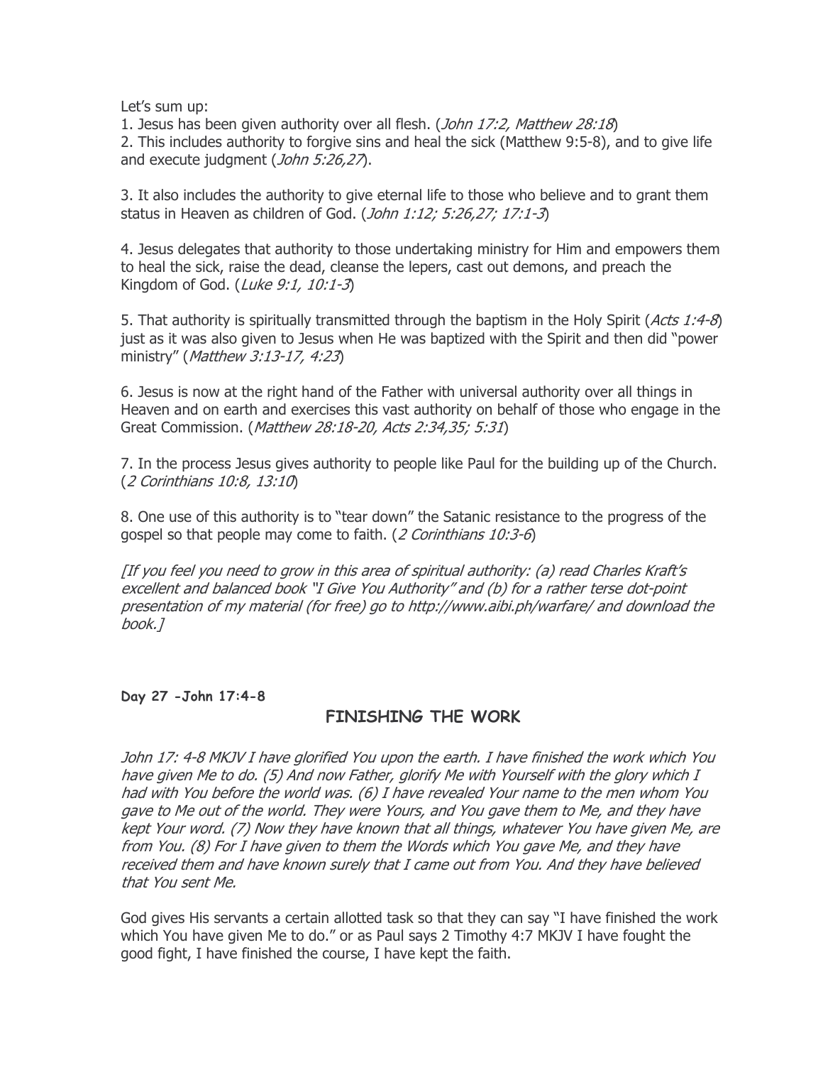Let's sum up:

1. Jesus has been given authority over all flesh. (*John 17:2, Matthew 28:18*)
2. This includes authority to forgive sins and heal the sick (Matthew 9:5-8), and to give life and execute judgment (*John 5:26,27*).

3. It also includes the authority to give eternal life to those who believe and to grant them status in Heaven as children of God. (*John 1:12; 5:26,27; 17:1-3*)

4. Jesus delegates that authority to those undertaking ministry for Him and empowers them to heal the sick, raise the dead, cleanse the lepers, cast out demons, and preach the Kingdom of God. (*Luke 9:1, 10:1-3*)

5. That authority is spiritually transmitted through the baptism in the Holy Spirit (*Acts 1:4-8*) just as it was also given to Jesus when He was baptized with the Spirit and then did "power ministry" (*Matthew 3:13-17, 4:23*)

6. Jesus is now at the right hand of the Father with universal authority over all things in Heaven and on earth and exercises this vast authority on behalf of those who engage in the Great Commission. (*Matthew 28:18-20, Acts 2:34,35; 5:31*)

7. In the process Jesus gives authority to people like Paul for the building up of the Church. (*2 Corinthians 10:8, 13:10*)

8. One use of this authority is to "tear down" the Satanic resistance to the progress of the gospel so that people may come to faith. (*2 Corinthians 10:3-6*)

*[If you feel you need to grow in this area of spiritual authority: (a) read Charles Kraft's excellent and balanced book "I Give You Authority" and (b) for a rather terse dot-point presentation of my material (for free) go to http://www.aibi.ph/warfare/ and download the book.]*

**Day 27 -John 17:4-8**

## FINISHING THE WORK

*John 17: 4-8 MKJV I have glorified You upon the earth. I have finished the work which You have given Me to do. (5) And now Father, glorify Me with Yourself with the glory which I had with You before the world was. (6) I have revealed Your name to the men whom You gave to Me out of the world. They were Yours, and You gave them to Me, and they have kept Your word. (7) Now they have known that all things, whatever You have given Me, are from You. (8) For I have given to them the Words which You gave Me, and they have received them and have known surely that I came out from You. And they have believed that You sent Me.*

God gives His servants a certain allotted task so that they can say "I have finished the work which You have given Me to do." or as Paul says 2 Timothy 4:7 MKJV I have fought the good fight, I have finished the course, I have kept the faith.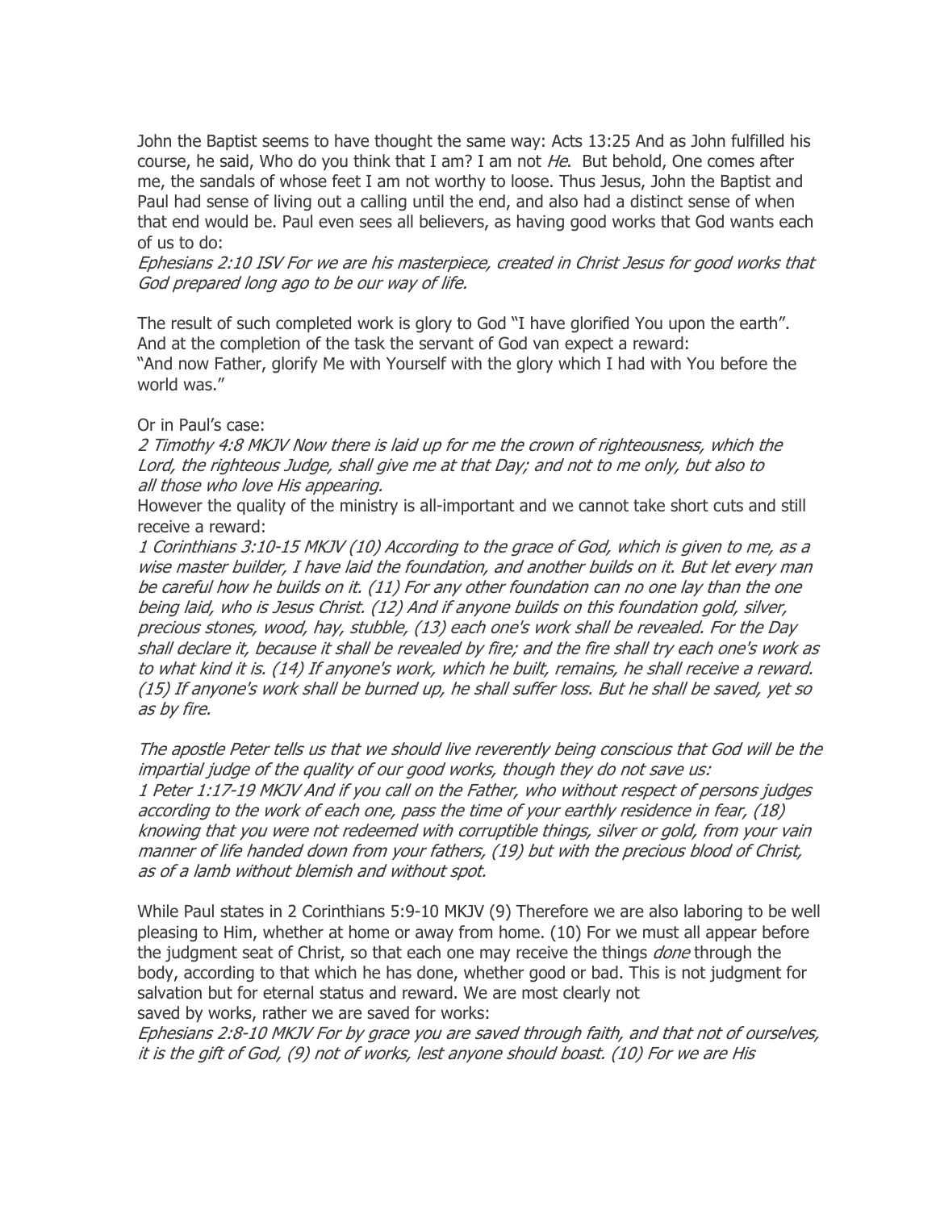John the Baptist seems to have thought the same way: Acts 13:25 And as John fulfilled his course, he said, Who do you think that I am? I am not *He*. But behold, One comes after me, the sandals of whose feet I am not worthy to loose. Thus Jesus, John the Baptist and Paul had sense of living out a calling until the end, and also had a distinct sense of when that end would be. Paul even sees all believers, as having good works that God wants each of us to do:

*Ephesians 2:10 ISV For we are his masterpiece, created in Christ Jesus for good works that God prepared long ago to be our way of life.*

The result of such completed work is glory to God "I have glorified You upon the earth". And at the completion of the task the servant of God van expect a reward:
"And now Father, glorify Me with Yourself with the glory which I had with You before the world was."

Or in Paul's case:

*2 Timothy 4:8 MKJV Now there is laid up for me the crown of righteousness, which the Lord, the righteous Judge, shall give me at that Day; and not to me only, but also to all those who love His appearing.*

However the quality of the ministry is all-important and we cannot take short cuts and still receive a reward:

*1 Corinthians 3:10-15 MKJV (10) According to the grace of God, which is given to me, as a wise master builder, I have laid the foundation, and another builds on it. But let every man be careful how he builds on it. (11) For any other foundation can no one lay than the one being laid, who is Jesus Christ. (12) And if anyone builds on this foundation gold, silver, precious stones, wood, hay, stubble, (13) each one's work shall be revealed. For the Day shall declare it, because it shall be revealed by fire; and the fire shall try each one's work as to what kind it is. (14) If anyone's work, which he built, remains, he shall receive a reward. (15) If anyone's work shall be burned up, he shall suffer loss. But he shall be saved, yet so as by fire.*

*The apostle Peter tells us that we should live reverently being conscious that God will be the impartial judge of the quality of our good works, though they do not save us:*
*1 Peter 1:17-19 MKJV And if you call on the Father, who without respect of persons judges according to the work of each one, pass the time of your earthly residence in fear, (18) knowing that you were not redeemed with corruptible things, silver or gold, from your vain manner of life handed down from your fathers, (19) but with the precious blood of Christ, as of a lamb without blemish and without spot.*

While Paul states in 2 Corinthians 5:9-10 MKJV (9) Therefore we are also laboring to be well pleasing to Him, whether at home or away from home. (10) For we must all appear before the judgment seat of Christ, so that each one may receive the things *done* through the body, according to that which he has done, whether good or bad. This is not judgment for salvation but for eternal status and reward. We are most clearly not saved by works, rather we are saved for works:

*Ephesians 2:8-10 MKJV For by grace you are saved through faith, and that not of ourselves, it is the gift of God, (9) not of works, lest anyone should boast. (10) For we are His*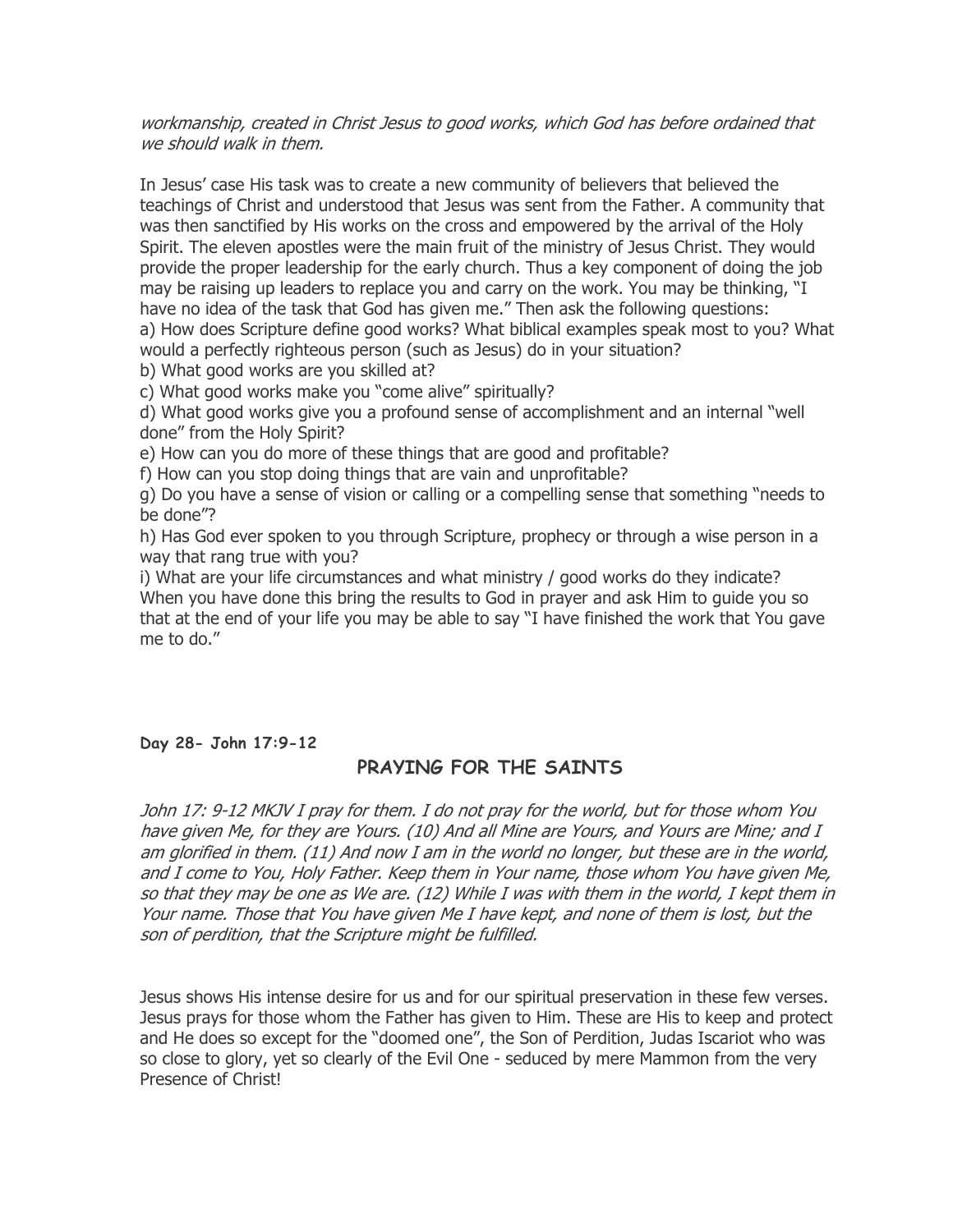*workmanship, created in Christ Jesus to good works, which God has before ordained that we should walk in them.*

In Jesus' case His task was to create a new community of believers that believed the teachings of Christ and understood that Jesus was sent from the Father. A community that was then sanctified by His works on the cross and empowered by the arrival of the Holy Spirit. The eleven apostles were the main fruit of the ministry of Jesus Christ. They would provide the proper leadership for the early church. Thus a key component of doing the job may be raising up leaders to replace you and carry on the work. You may be thinking, "I have no idea of the task that God has given me." Then ask the following questions:
a) How does Scripture define good works? What biblical examples speak most to you? What would a perfectly righteous person (such as Jesus) do in your situation?
b) What good works are you skilled at?
c) What good works make you "come alive" spiritually?
d) What good works give you a profound sense of accomplishment and an internal "well done" from the Holy Spirit?
e) How can you do more of these things that are good and profitable?
f) How can you stop doing things that are vain and unprofitable?
g) Do you have a sense of vision or calling or a compelling sense that something "needs to be done"?
h) Has God ever spoken to you through Scripture, prophecy or through a wise person in a way that rang true with you?
i) What are your life circumstances and what ministry / good works do they indicate?
When you have done this bring the results to God in prayer and ask Him to guide you so that at the end of your life you may be able to say "I have finished the work that You gave me to do."

**Day 28- John 17:9-12**

## PRAYING FOR THE SAINTS

*John 17: 9-12 MKJV I pray for them. I do not pray for the world, but for those whom You have given Me, for they are Yours. (10) And all Mine are Yours, and Yours are Mine; and I am glorified in them. (11) And now I am in the world no longer, but these are in the world, and I come to You, Holy Father. Keep them in Your name, those whom You have given Me, so that they may be one as We are. (12) While I was with them in the world, I kept them in Your name. Those that You have given Me I have kept, and none of them is lost, but the son of perdition, that the Scripture might be fulfilled.*

Jesus shows His intense desire for us and for our spiritual preservation in these few verses. Jesus prays for those whom the Father has given to Him. These are His to keep and protect and He does so except for the "doomed one", the Son of Perdition, Judas Iscariot who was so close to glory, yet so clearly of the Evil One - seduced by mere Mammon from the very Presence of Christ!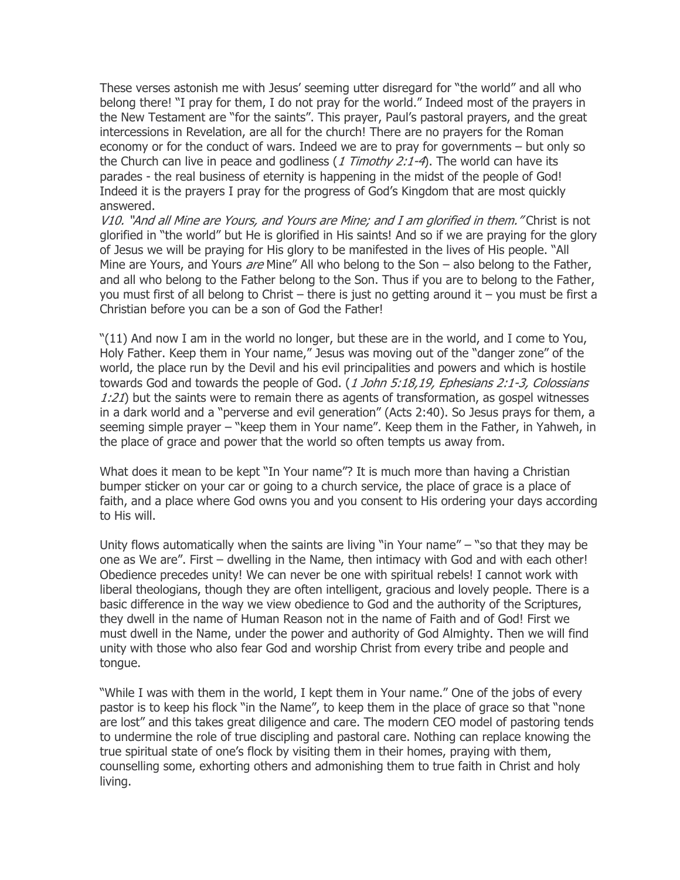These verses astonish me with Jesus' seeming utter disregard for "the world" and all who belong there! "I pray for them, I do not pray for the world." Indeed most of the prayers in the New Testament are "for the saints". This prayer, Paul's pastoral prayers, and the great intercessions in Revelation, are all for the church! There are no prayers for the Roman economy or for the conduct of wars. Indeed we are to pray for governments – but only so the Church can live in peace and godliness (*1 Timothy 2:1-4*). The world can have its parades - the real business of eternity is happening in the midst of the people of God! Indeed it is the prayers I pray for the progress of God's Kingdom that are most quickly answered.
*V10. "And all Mine are Yours, and Yours are Mine; and I am glorified in them."* Christ is not glorified in "the world" but He is glorified in His saints! And so if we are praying for the glory of Jesus we will be praying for His glory to be manifested in the lives of His people. "All Mine are Yours, and Yours *are* Mine" All who belong to the Son – also belong to the Father, and all who belong to the Father belong to the Son. Thus if you are to belong to the Father, you must first of all belong to Christ – there is just no getting around it – you must be first a Christian before you can be a son of God the Father!

"(11) And now I am in the world no longer, but these are in the world, and I come to You, Holy Father. Keep them in Your name," Jesus was moving out of the "danger zone" of the world, the place run by the Devil and his evil principalities and powers and which is hostile towards God and towards the people of God. (*1 John 5:18,19, Ephesians 2:1-3, Colossians 1:21*) but the saints were to remain there as agents of transformation, as gospel witnesses in a dark world and a "perverse and evil generation" (Acts 2:40). So Jesus prays for them, a seeming simple prayer – "keep them in Your name". Keep them in the Father, in Yahweh, in the place of grace and power that the world so often tempts us away from.

What does it mean to be kept "In Your name"? It is much more than having a Christian bumper sticker on your car or going to a church service, the place of grace is a place of faith, and a place where God owns you and you consent to His ordering your days according to His will.

Unity flows automatically when the saints are living "in Your name" – "so that they may be one as We are". First – dwelling in the Name, then intimacy with God and with each other! Obedience precedes unity! We can never be one with spiritual rebels! I cannot work with liberal theologians, though they are often intelligent, gracious and lovely people. There is a basic difference in the way we view obedience to God and the authority of the Scriptures, they dwell in the name of Human Reason not in the name of Faith and of God! First we must dwell in the Name, under the power and authority of God Almighty. Then we will find unity with those who also fear God and worship Christ from every tribe and people and tongue.

"While I was with them in the world, I kept them in Your name." One of the jobs of every pastor is to keep his flock "in the Name", to keep them in the place of grace so that "none are lost" and this takes great diligence and care. The modern CEO model of pastoring tends to undermine the role of true discipling and pastoral care. Nothing can replace knowing the true spiritual state of one's flock by visiting them in their homes, praying with them, counselling some, exhorting others and admonishing them to true faith in Christ and holy living.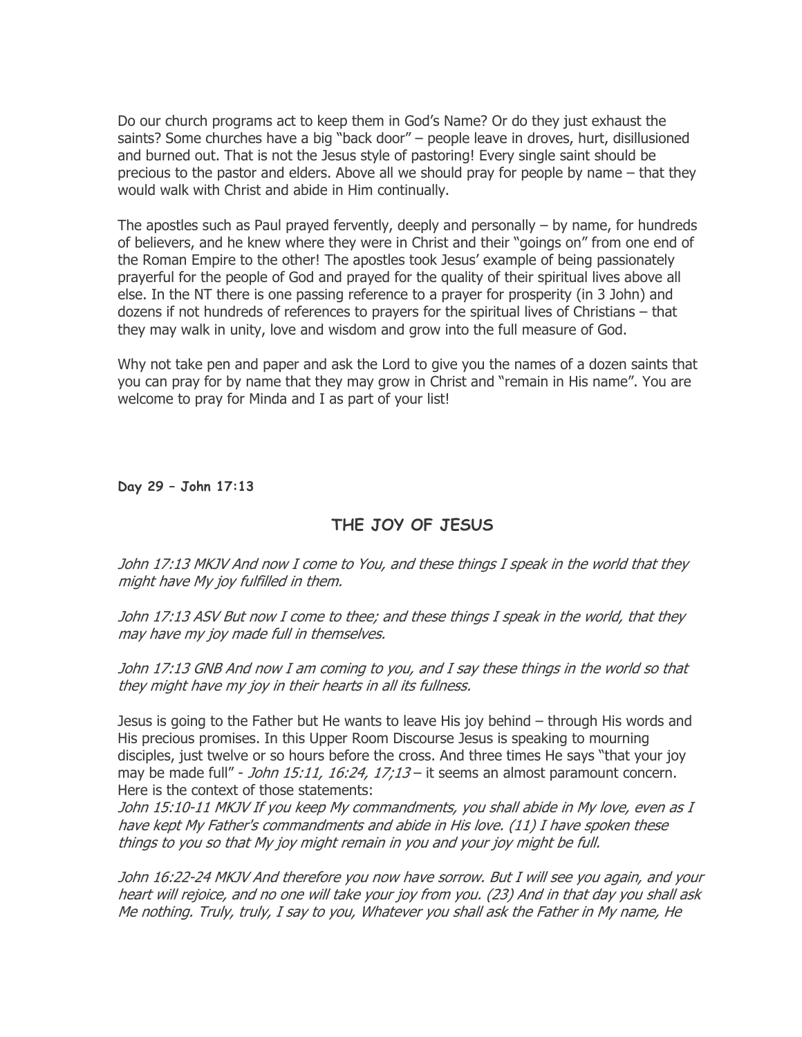Do our church programs act to keep them in God's Name? Or do they just exhaust the saints? Some churches have a big "back door" – people leave in droves, hurt, disillusioned and burned out. That is not the Jesus style of pastoring! Every single saint should be precious to the pastor and elders. Above all we should pray for people by name – that they would walk with Christ and abide in Him continually.

The apostles such as Paul prayed fervently, deeply and personally – by name, for hundreds of believers, and he knew where they were in Christ and their "goings on" from one end of the Roman Empire to the other! The apostles took Jesus' example of being passionately prayerful for the people of God and prayed for the quality of their spiritual lives above all else. In the NT there is one passing reference to a prayer for prosperity (in 3 John) and dozens if not hundreds of references to prayers for the spiritual lives of Christians – that they may walk in unity, love and wisdom and grow into the full measure of God.

Why not take pen and paper and ask the Lord to give you the names of a dozen saints that you can pray for by name that they may grow in Christ and "remain in His name". You are welcome to pray for Minda and I as part of your list!

**Day 29 – John 17:13**

## THE JOY OF JESUS

*John 17:13 MKJV And now I come to You, and these things I speak in the world that they might have My joy fulfilled in them.*

*John 17:13 ASV But now I come to thee; and these things I speak in the world, that they may have my joy made full in themselves.*

*John 17:13 GNB And now I am coming to you, and I say these things in the world so that they might have my joy in their hearts in all its fullness.*

Jesus is going to the Father but He wants to leave His joy behind – through His words and His precious promises. In this Upper Room Discourse Jesus is speaking to mourning disciples, just twelve or so hours before the cross. And three times He says "that your joy may be made full" - *John 15:11, 16:24, 17;13* – it seems an almost paramount concern. Here is the context of those statements:

*John 15:10-11 MKJV If you keep My commandments, you shall abide in My love, even as I have kept My Father's commandments and abide in His love. (11) I have spoken these things to you so that My joy might remain in you and your joy might be full.*

*John 16:22-24 MKJV And therefore you now have sorrow. But I will see you again, and your heart will rejoice, and no one will take your joy from you. (23) And in that day you shall ask Me nothing. Truly, truly, I say to you, Whatever you shall ask the Father in My name, He*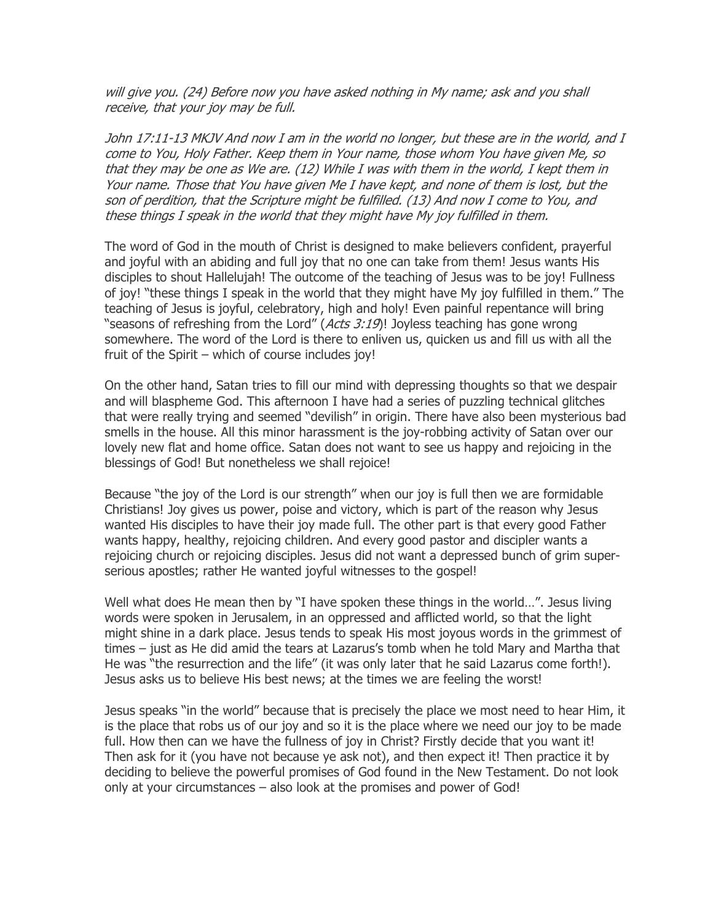*will give you. (24) Before now you have asked nothing in My name; ask and you shall receive, that your joy may be full.*

*John 17:11-13 MKJV And now I am in the world no longer, but these are in the world, and I come to You, Holy Father. Keep them in Your name, those whom You have given Me, so that they may be one as We are. (12) While I was with them in the world, I kept them in Your name. Those that You have given Me I have kept, and none of them is lost, but the son of perdition, that the Scripture might be fulfilled. (13) And now I come to You, and these things I speak in the world that they might have My joy fulfilled in them.*

The word of God in the mouth of Christ is designed to make believers confident, prayerful and joyful with an abiding and full joy that no one can take from them! Jesus wants His disciples to shout Hallelujah! The outcome of the teaching of Jesus was to be joy! Fullness of joy! "these things I speak in the world that they might have My joy fulfilled in them." The teaching of Jesus is joyful, celebratory, high and holy! Even painful repentance will bring "seasons of refreshing from the Lord" (*Acts 3:19*)! Joyless teaching has gone wrong somewhere. The word of the Lord is there to enliven us, quicken us and fill us with all the fruit of the Spirit – which of course includes joy!

On the other hand, Satan tries to fill our mind with depressing thoughts so that we despair and will blaspheme God. This afternoon I have had a series of puzzling technical glitches that were really trying and seemed "devilish" in origin. There have also been mysterious bad smells in the house. All this minor harassment is the joy-robbing activity of Satan over our lovely new flat and home office. Satan does not want to see us happy and rejoicing in the blessings of God! But nonetheless we shall rejoice!

Because "the joy of the Lord is our strength" when our joy is full then we are formidable Christians! Joy gives us power, poise and victory, which is part of the reason why Jesus wanted His disciples to have their joy made full. The other part is that every good Father wants happy, healthy, rejoicing children. And every good pastor and discipler wants a rejoicing church or rejoicing disciples. Jesus did not want a depressed bunch of grim super-serious apostles; rather He wanted joyful witnesses to the gospel!

Well what does He mean then by "I have spoken these things in the world…". Jesus living words were spoken in Jerusalem, in an oppressed and afflicted world, so that the light might shine in a dark place. Jesus tends to speak His most joyous words in the grimmest of times – just as He did amid the tears at Lazarus's tomb when he told Mary and Martha that He was "the resurrection and the life" (it was only later that he said Lazarus come forth!). Jesus asks us to believe His best news; at the times we are feeling the worst!

Jesus speaks "in the world" because that is precisely the place we most need to hear Him, it is the place that robs us of our joy and so it is the place where we need our joy to be made full. How then can we have the fullness of joy in Christ? Firstly decide that you want it! Then ask for it (you have not because ye ask not), and then expect it! Then practice it by deciding to believe the powerful promises of God found in the New Testament. Do not look only at your circumstances – also look at the promises and power of God!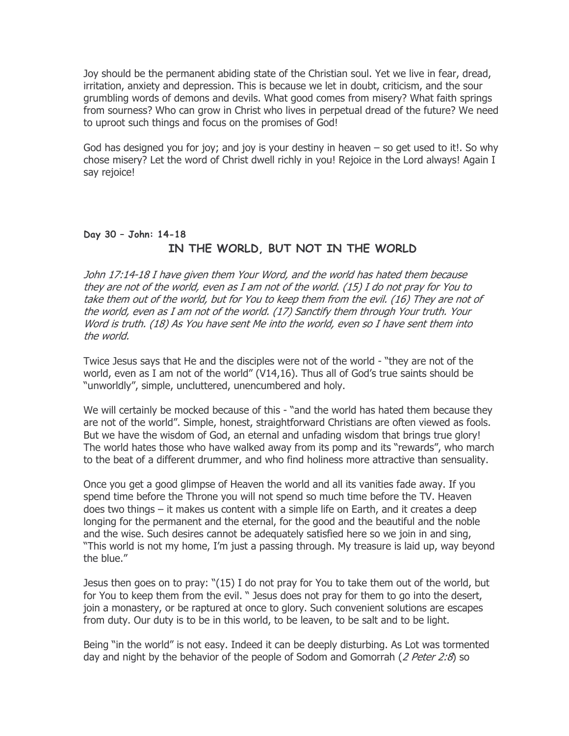Joy should be the permanent abiding state of the Christian soul. Yet we live in fear, dread, irritation, anxiety and depression. This is because we let in doubt, criticism, and the sour grumbling words of demons and devils. What good comes from misery? What faith springs from sourness? Who can grow in Christ who lives in perpetual dread of the future? We need to uproot such things and focus on the promises of God!

God has designed you for joy; and joy is your destiny in heaven – so get used to it!. So why chose misery? Let the word of Christ dwell richly in you! Rejoice in the Lord always! Again I say rejoice!

**Day 30 – John: 14-18**

## IN THE WORLD, BUT NOT IN THE WORLD

*John 17:14-18 I have given them Your Word, and the world has hated them because they are not of the world, even as I am not of the world. (15) I do not pray for You to take them out of the world, but for You to keep them from the evil. (16) They are not of the world, even as I am not of the world. (17) Sanctify them through Your truth. Your Word is truth. (18) As You have sent Me into the world, even so I have sent them into the world.*

Twice Jesus says that He and the disciples were not of the world - "they are not of the world, even as I am not of the world" (V14,16). Thus all of God's true saints should be "unworldly", simple, uncluttered, unencumbered and holy.

We will certainly be mocked because of this - "and the world has hated them because they are not of the world". Simple, honest, straightforward Christians are often viewed as fools. But we have the wisdom of God, an eternal and unfading wisdom that brings true glory! The world hates those who have walked away from its pomp and its "rewards", who march to the beat of a different drummer, and who find holiness more attractive than sensuality.

Once you get a good glimpse of Heaven the world and all its vanities fade away. If you spend time before the Throne you will not spend so much time before the TV. Heaven does two things – it makes us content with a simple life on Earth, and it creates a deep longing for the permanent and the eternal, for the good and the beautiful and the noble and the wise. Such desires cannot be adequately satisfied here so we join in and sing, "This world is not my home, I'm just a passing through. My treasure is laid up, way beyond the blue."

Jesus then goes on to pray: "(15) I do not pray for You to take them out of the world, but for You to keep them from the evil. " Jesus does not pray for them to go into the desert, join a monastery, or be raptured at once to glory. Such convenient solutions are escapes from duty. Our duty is to be in this world, to be leaven, to be salt and to be light.

Being "in the world" is not easy. Indeed it can be deeply disturbing. As Lot was tormented day and night by the behavior of the people of Sodom and Gomorrah (*2 Peter 2:8*) so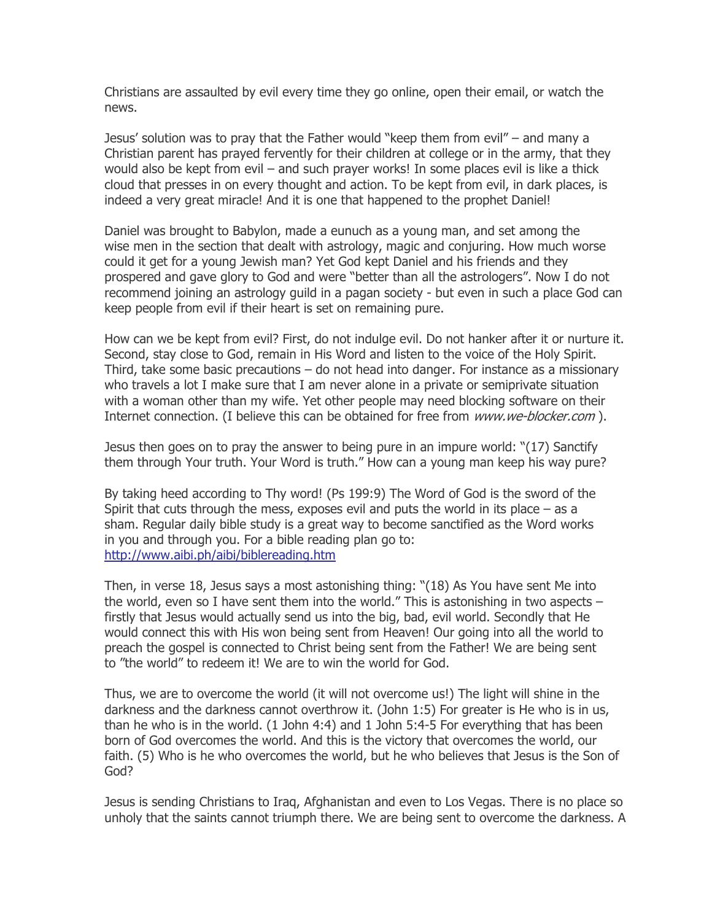Christians are assaulted by evil every time they go online, open their email, or watch the news.

Jesus' solution was to pray that the Father would "keep them from evil" – and many a Christian parent has prayed fervently for their children at college or in the army, that they would also be kept from evil – and such prayer works! In some places evil is like a thick cloud that presses in on every thought and action. To be kept from evil, in dark places, is indeed a very great miracle! And it is one that happened to the prophet Daniel!

Daniel was brought to Babylon, made a eunuch as a young man, and set among the wise men in the section that dealt with astrology, magic and conjuring. How much worse could it get for a young Jewish man? Yet God kept Daniel and his friends and they prospered and gave glory to God and were "better than all the astrologers". Now I do not recommend joining an astrology guild in a pagan society - but even in such a place God can keep people from evil if their heart is set on remaining pure.

How can we be kept from evil? First, do not indulge evil. Do not hanker after it or nurture it. Second, stay close to God, remain in His Word and listen to the voice of the Holy Spirit. Third, take some basic precautions – do not head into danger. For instance as a missionary who travels a lot I make sure that I am never alone in a private or semiprivate situation with a woman other than my wife. Yet other people may need blocking software on their Internet connection. (I believe this can be obtained for free from *www.we-blocker.com* ).

Jesus then goes on to pray the answer to being pure in an impure world: "(17) Sanctify them through Your truth. Your Word is truth." How can a young man keep his way pure?

By taking heed according to Thy word! (Ps 199:9) The Word of God is the sword of the Spirit that cuts through the mess, exposes evil and puts the world in its place – as a sham. Regular daily bible study is a great way to become sanctified as the Word works in you and through you. For a bible reading plan go to: [http://www.aibi.ph/aibi/biblereading.htm](http://www.aibi.ph/aibi/biblereading.htm)

Then, in verse 18, Jesus says a most astonishing thing: "(18) As You have sent Me into the world, even so I have sent them into the world." This is astonishing in two aspects – firstly that Jesus would actually send us into the big, bad, evil world. Secondly that He would connect this with His won being sent from Heaven! Our going into all the world to preach the gospel is connected to Christ being sent from the Father! We are being sent to "the world" to redeem it! We are to win the world for God.

Thus, we are to overcome the world (it will not overcome us!) The light will shine in the darkness and the darkness cannot overthrow it. (John 1:5) For greater is He who is in us, than he who is in the world. (1 John 4:4) and 1 John 5:4-5 For everything that has been born of God overcomes the world. And this is the victory that overcomes the world, our faith. (5) Who is he who overcomes the world, but he who believes that Jesus is the Son of God?

Jesus is sending Christians to Iraq, Afghanistan and even to Los Vegas. There is no place so unholy that the saints cannot triumph there. We are being sent to overcome the darkness. A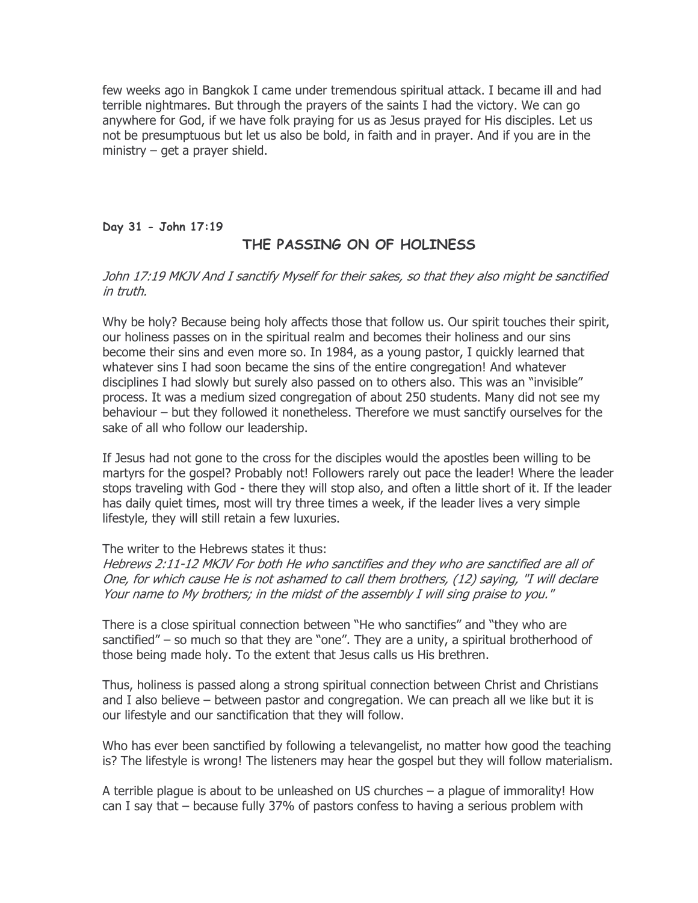few weeks ago in Bangkok I came under tremendous spiritual attack. I became ill and had terrible nightmares. But through the prayers of the saints I had the victory. We can go anywhere for God, if we have folk praying for us as Jesus prayed for His disciples. Let us not be presumptuous but let us also be bold, in faith and in prayer. And if you are in the ministry – get a prayer shield.

**Day 31 - John 17:19**

## THE PASSING ON OF HOLINESS

*John 17:19 MKJV And I sanctify Myself for their sakes, so that they also might be sanctified in truth.*

Why be holy? Because being holy affects those that follow us. Our spirit touches their spirit, our holiness passes on in the spiritual realm and becomes their holiness and our sins become their sins and even more so. In 1984, as a young pastor, I quickly learned that whatever sins I had soon became the sins of the entire congregation! And whatever disciplines I had slowly but surely also passed on to others also. This was an "invisible" process. It was a medium sized congregation of about 250 students. Many did not see my behaviour – but they followed it nonetheless. Therefore we must sanctify ourselves for the sake of all who follow our leadership.

If Jesus had not gone to the cross for the disciples would the apostles been willing to be martyrs for the gospel? Probably not! Followers rarely out pace the leader! Where the leader stops traveling with God - there they will stop also, and often a little short of it. If the leader has daily quiet times, most will try three times a week, if the leader lives a very simple lifestyle, they will still retain a few luxuries.

The writer to the Hebrews states it thus:
*Hebrews 2:11-12 MKJV For both He who sanctifies and they who are sanctified are all of One, for which cause He is not ashamed to call them brothers, (12) saying, "I will declare Your name to My brothers; in the midst of the assembly I will sing praise to you."*

There is a close spiritual connection between "He who sanctifies" and "they who are sanctified" – so much so that they are "one". They are a unity, a spiritual brotherhood of those being made holy. To the extent that Jesus calls us His brethren.

Thus, holiness is passed along a strong spiritual connection between Christ and Christians and I also believe – between pastor and congregation. We can preach all we like but it is our lifestyle and our sanctification that they will follow.

Who has ever been sanctified by following a televangelist, no matter how good the teaching is? The lifestyle is wrong! The listeners may hear the gospel but they will follow materialism.

A terrible plague is about to be unleashed on US churches – a plague of immorality! How can I say that – because fully 37% of pastors confess to having a serious problem with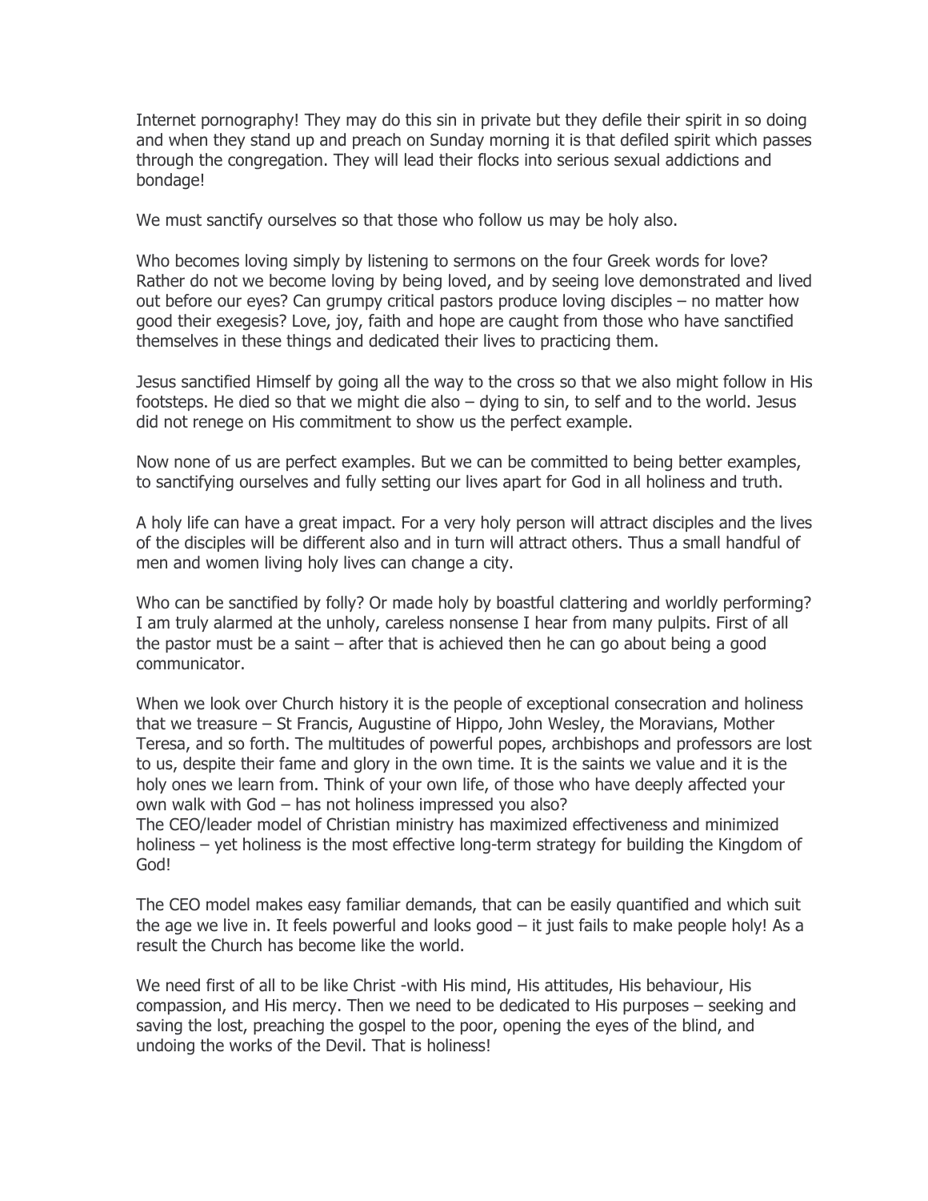Internet pornography! They may do this sin in private but they defile their spirit in so doing and when they stand up and preach on Sunday morning it is that defiled spirit which passes through the congregation. They will lead their flocks into serious sexual addictions and bondage!

We must sanctify ourselves so that those who follow us may be holy also.

Who becomes loving simply by listening to sermons on the four Greek words for love? Rather do not we become loving by being loved, and by seeing love demonstrated and lived out before our eyes? Can grumpy critical pastors produce loving disciples – no matter how good their exegesis? Love, joy, faith and hope are caught from those who have sanctified themselves in these things and dedicated their lives to practicing them.

Jesus sanctified Himself by going all the way to the cross so that we also might follow in His footsteps. He died so that we might die also – dying to sin, to self and to the world. Jesus did not renege on His commitment to show us the perfect example.

Now none of us are perfect examples. But we can be committed to being better examples, to sanctifying ourselves and fully setting our lives apart for God in all holiness and truth.

A holy life can have a great impact. For a very holy person will attract disciples and the lives of the disciples will be different also and in turn will attract others. Thus a small handful of men and women living holy lives can change a city.

Who can be sanctified by folly? Or made holy by boastful clattering and worldly performing? I am truly alarmed at the unholy, careless nonsense I hear from many pulpits. First of all the pastor must be a saint – after that is achieved then he can go about being a good communicator.

When we look over Church history it is the people of exceptional consecration and holiness that we treasure – St Francis, Augustine of Hippo, John Wesley, the Moravians, Mother Teresa, and so forth. The multitudes of powerful popes, archbishops and professors are lost to us, despite their fame and glory in the own time. It is the saints we value and it is the holy ones we learn from. Think of your own life, of those who have deeply affected your own walk with God – has not holiness impressed you also?
The CEO/leader model of Christian ministry has maximized effectiveness and minimized holiness – yet holiness is the most effective long-term strategy for building the Kingdom of God!

The CEO model makes easy familiar demands, that can be easily quantified and which suit the age we live in. It feels powerful and looks good – it just fails to make people holy! As a result the Church has become like the world.

We need first of all to be like Christ -with His mind, His attitudes, His behaviour, His compassion, and His mercy. Then we need to be dedicated to His purposes – seeking and saving the lost, preaching the gospel to the poor, opening the eyes of the blind, and undoing the works of the Devil. That is holiness!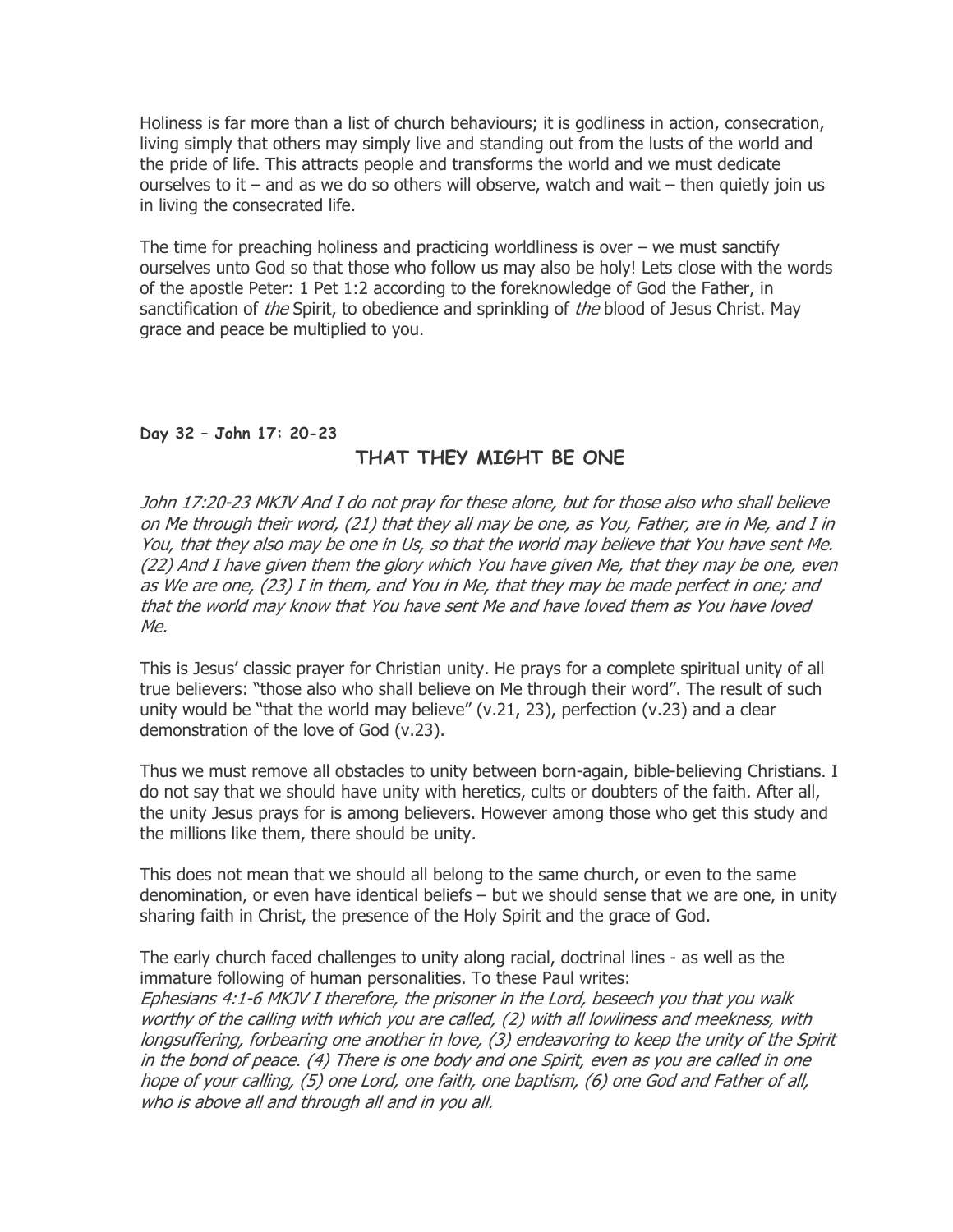Holiness is far more than a list of church behaviours; it is godliness in action, consecration, living simply that others may simply live and standing out from the lusts of the world and the pride of life. This attracts people and transforms the world and we must dedicate ourselves to it – and as we do so others will observe, watch and wait – then quietly join us in living the consecrated life.

The time for preaching holiness and practicing worldliness is over – we must sanctify ourselves unto God so that those who follow us may also be holy! Lets close with the words of the apostle Peter: 1 Pet 1:2 according to the foreknowledge of God the Father, in sanctification of *the* Spirit, to obedience and sprinkling of *the* blood of Jesus Christ. May grace and peace be multiplied to you.

**Day 32 – John 17: 20-23**

## THAT THEY MIGHT BE ONE

*John 17:20-23 MKJV And I do not pray for these alone, but for those also who shall believe on Me through their word, (21) that they all may be one, as You, Father, are in Me, and I in You, that they also may be one in Us, so that the world may believe that You have sent Me. (22) And I have given them the glory which You have given Me, that they may be one, even as We are one, (23) I in them, and You in Me, that they may be made perfect in one; and that the world may know that You have sent Me and have loved them as You have loved Me.*

This is Jesus' classic prayer for Christian unity. He prays for a complete spiritual unity of all true believers: "those also who shall believe on Me through their word". The result of such unity would be "that the world may believe" (v.21, 23), perfection (v.23) and a clear demonstration of the love of God (v.23).

Thus we must remove all obstacles to unity between born-again, bible-believing Christians. I do not say that we should have unity with heretics, cults or doubters of the faith. After all, the unity Jesus prays for is among believers. However among those who get this study and the millions like them, there should be unity.

This does not mean that we should all belong to the same church, or even to the same denomination, or even have identical beliefs – but we should sense that we are one, in unity sharing faith in Christ, the presence of the Holy Spirit and the grace of God.

The early church faced challenges to unity along racial, doctrinal lines - as well as the immature following of human personalities. To these Paul writes:
*Ephesians 4:1-6 MKJV I therefore, the prisoner in the Lord, beseech you that you walk worthy of the calling with which you are called, (2) with all lowliness and meekness, with longsuffering, forbearing one another in love, (3) endeavoring to keep the unity of the Spirit in the bond of peace. (4) There is one body and one Spirit, even as you are called in one hope of your calling, (5) one Lord, one faith, one baptism, (6) one God and Father of all, who is above all and through all and in you all.*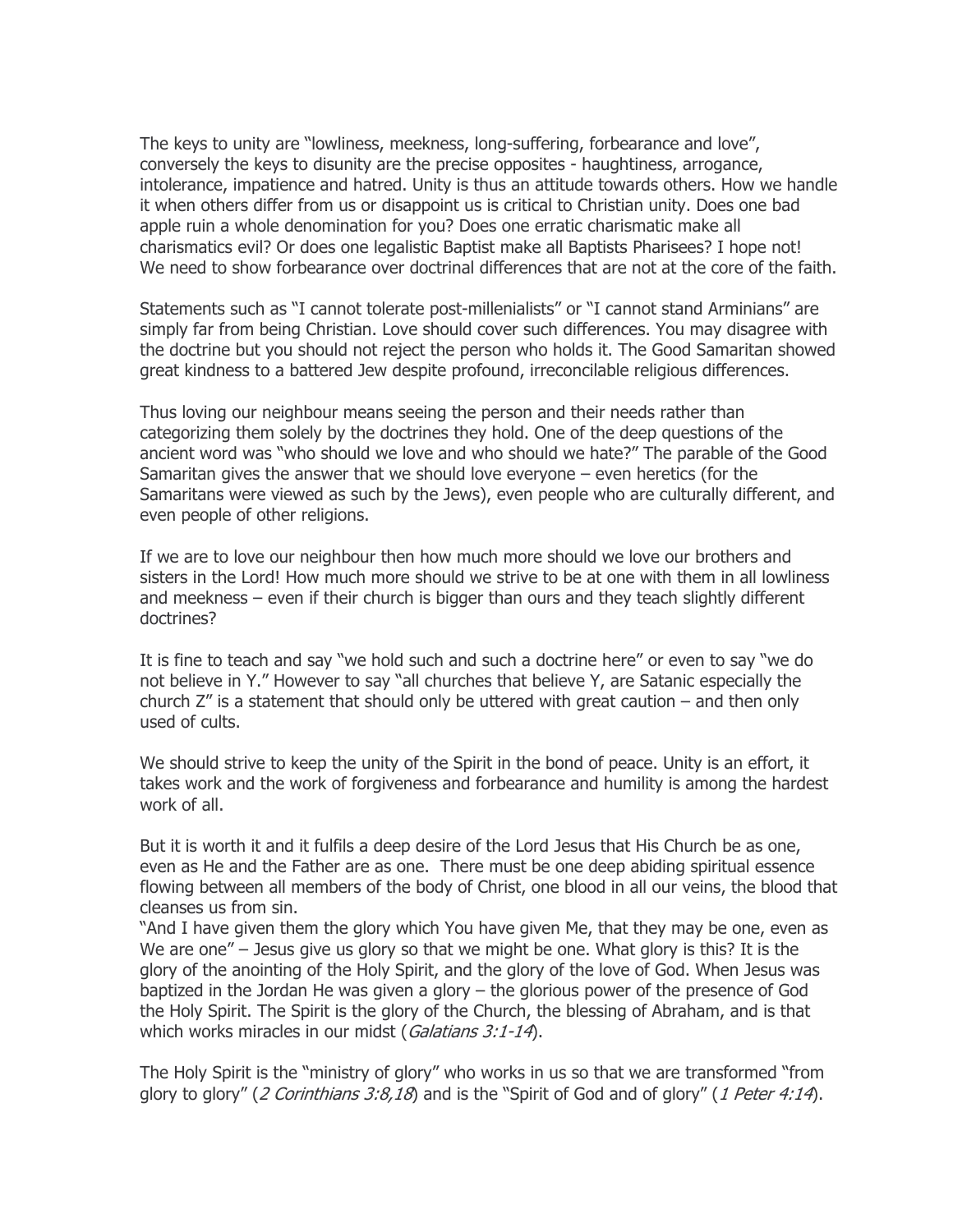The keys to unity are "lowliness, meekness, long-suffering, forbearance and love", conversely the keys to disunity are the precise opposites - haughtiness, arrogance, intolerance, impatience and hatred. Unity is thus an attitude towards others. How we handle it when others differ from us or disappoint us is critical to Christian unity. Does one bad apple ruin a whole denomination for you? Does one erratic charismatic make all charismatics evil? Or does one legalistic Baptist make all Baptists Pharisees? I hope not! We need to show forbearance over doctrinal differences that are not at the core of the faith.

Statements such as "I cannot tolerate post-millenialists" or "I cannot stand Arminians" are simply far from being Christian. Love should cover such differences. You may disagree with the doctrine but you should not reject the person who holds it. The Good Samaritan showed great kindness to a battered Jew despite profound, irreconcilable religious differences.

Thus loving our neighbour means seeing the person and their needs rather than categorizing them solely by the doctrines they hold. One of the deep questions of the ancient word was "who should we love and who should we hate?" The parable of the Good Samaritan gives the answer that we should love everyone – even heretics (for the Samaritans were viewed as such by the Jews), even people who are culturally different, and even people of other religions.

If we are to love our neighbour then how much more should we love our brothers and sisters in the Lord! How much more should we strive to be at one with them in all lowliness and meekness – even if their church is bigger than ours and they teach slightly different doctrines?

It is fine to teach and say "we hold such and such a doctrine here" or even to say "we do not believe in Y." However to say "all churches that believe Y, are Satanic especially the church Z" is a statement that should only be uttered with great caution – and then only used of cults.

We should strive to keep the unity of the Spirit in the bond of peace. Unity is an effort, it takes work and the work of forgiveness and forbearance and humility is among the hardest work of all.

But it is worth it and it fulfils a deep desire of the Lord Jesus that His Church be as one, even as He and the Father are as one. There must be one deep abiding spiritual essence flowing between all members of the body of Christ, one blood in all our veins, the blood that cleanses us from sin.

"And I have given them the glory which You have given Me, that they may be one, even as We are one" – Jesus give us glory so that we might be one. What glory is this? It is the glory of the anointing of the Holy Spirit, and the glory of the love of God. When Jesus was baptized in the Jordan He was given a glory – the glorious power of the presence of God the Holy Spirit. The Spirit is the glory of the Church, the blessing of Abraham, and is that which works miracles in our midst (*Galatians 3:1-14*).

The Holy Spirit is the "ministry of glory" who works in us so that we are transformed "from glory to glory" (*2 Corinthians 3:8,18*) and is the "Spirit of God and of glory" (*1 Peter 4:14*).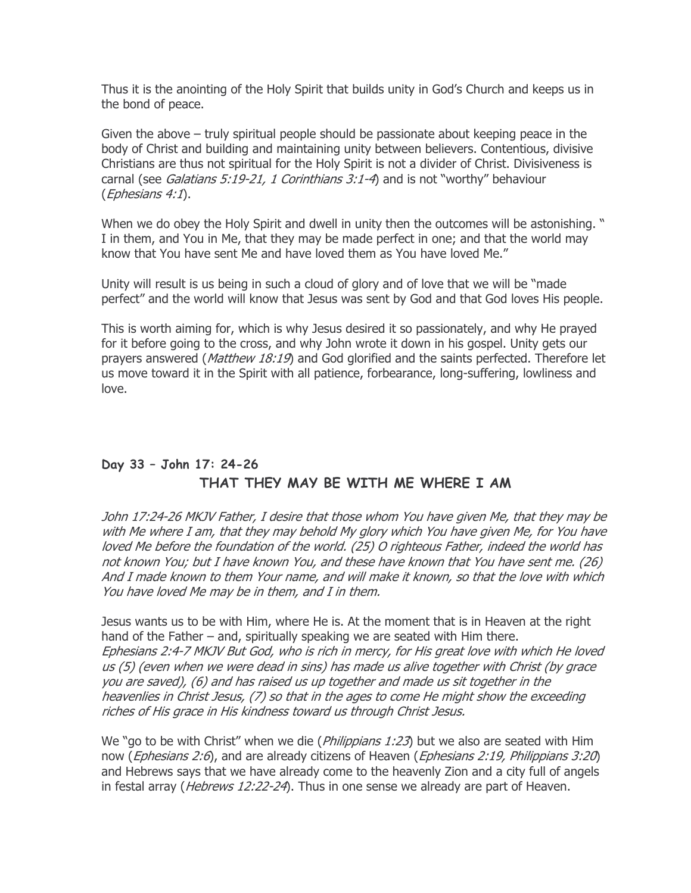Thus it is the anointing of the Holy Spirit that builds unity in God's Church and keeps us in the bond of peace.

Given the above – truly spiritual people should be passionate about keeping peace in the body of Christ and building and maintaining unity between believers. Contentious, divisive Christians are thus not spiritual for the Holy Spirit is not a divider of Christ. Divisiveness is carnal (see *Galatians 5:19-21, 1 Corinthians 3:1-4*) and is not "worthy" behaviour (*Ephesians 4:1*).

When we do obey the Holy Spirit and dwell in unity then the outcomes will be astonishing. " I in them, and You in Me, that they may be made perfect in one; and that the world may know that You have sent Me and have loved them as You have loved Me."

Unity will result is us being in such a cloud of glory and of love that we will be "made perfect" and the world will know that Jesus was sent by God and that God loves His people.

This is worth aiming for, which is why Jesus desired it so passionately, and why He prayed for it before going to the cross, and why John wrote it down in his gospel. Unity gets our prayers answered (*Matthew 18:19*) and God glorified and the saints perfected. Therefore let us move toward it in the Spirit with all patience, forbearance, long-suffering, lowliness and love.

## Day 33 – John 17: 24-26

## THAT THEY MAY BE WITH ME WHERE I AM

*John 17:24-26 MKJV Father, I desire that those whom You have given Me, that they may be with Me where I am, that they may behold My glory which You have given Me, for You have loved Me before the foundation of the world. (25) O righteous Father, indeed the world has not known You; but I have known You, and these have known that You have sent me. (26) And I made known to them Your name, and will make it known, so that the love with which You have loved Me may be in them, and I in them.*

Jesus wants us to be with Him, where He is. At the moment that is in Heaven at the right hand of the Father – and, spiritually speaking we are seated with Him there.
*Ephesians 2:4-7 MKJV But God, who is rich in mercy, for His great love with which He loved us (5) (even when we were dead in sins) has made us alive together with Christ (by grace you are saved), (6) and has raised us up together and made us sit together in the heavenlies in Christ Jesus, (7) so that in the ages to come He might show the exceeding riches of His grace in His kindness toward us through Christ Jesus.*

We "go to be with Christ" when we die (*Philippians 1:23*) but we also are seated with Him now (*Ephesians 2:6*), and are already citizens of Heaven (*Ephesians 2:19, Philippians 3:20*) and Hebrews says that we have already come to the heavenly Zion and a city full of angels in festal array (*Hebrews 12:22-24*). Thus in one sense we already are part of Heaven.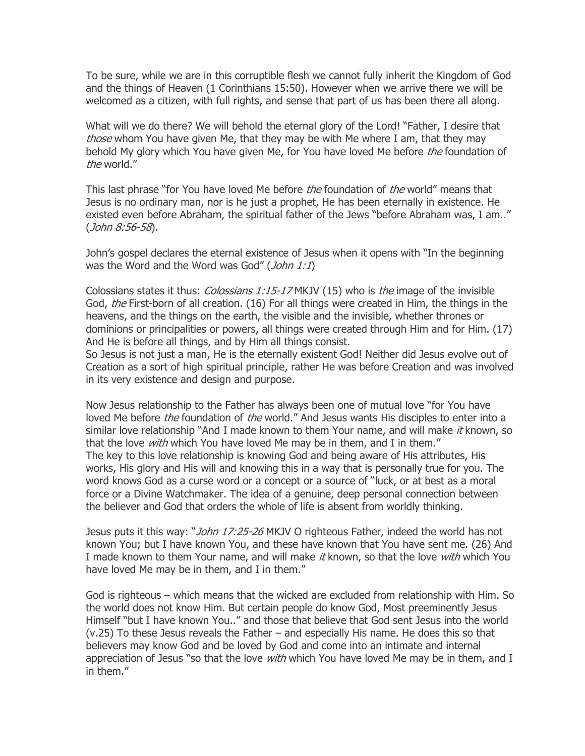To be sure, while we are in this corruptible flesh we cannot fully inherit the Kingdom of God and the things of Heaven (1 Corinthians 15:50). However when we arrive there we will be welcomed as a citizen, with full rights, and sense that part of us has been there all along.

What will we do there? We will behold the eternal glory of the Lord! "Father, I desire that *those* whom You have given Me, that they may be with Me where I am, that they may behold My glory which You have given Me, for You have loved Me before *the* foundation of *the* world."

This last phrase "for You have loved Me before *the* foundation of *the* world" means that Jesus is no ordinary man, nor is he just a prophet, He has been eternally in existence. He existed even before Abraham, the spiritual father of the Jews "before Abraham was, I am.." (*John 8:56-58*).

John's gospel declares the eternal existence of Jesus when it opens with "In the beginning was the Word and the Word was God" (*John 1:1*)

Colossians states it thus: *Colossians 1:15-17* MKJV (15) who is *the* image of the invisible God, *the* First-born of all creation. (16) For all things were created in Him, the things in the heavens, and the things on the earth, the visible and the invisible, whether thrones or dominions or principalities or powers, all things were created through Him and for Him. (17) And He is before all things, and by Him all things consist.
So Jesus is not just a man, He is the eternally existent God! Neither did Jesus evolve out of Creation as a sort of high spiritual principle, rather He was before Creation and was involved in its very existence and design and purpose.

Now Jesus relationship to the Father has always been one of mutual love "for You have loved Me before *the* foundation of *the* world." And Jesus wants His disciples to enter into a similar love relationship "And I made known to them Your name, and will make *it* known, so that the love *with* which You have loved Me may be in them, and I in them."
The key to this love relationship is knowing God and being aware of His attributes, His works, His glory and His will and knowing this in a way that is personally true for you. The word knows God as a curse word or a concept or a source of "luck, or at best as a moral force or a Divine Watchmaker. The idea of a genuine, deep personal connection between the believer and God that orders the whole of life is absent from worldly thinking.

Jesus puts it this way: "*John 17:25-26* MKJV O righteous Father, indeed the world has not known You; but I have known You, and these have known that You have sent me. (26) And I made known to them Your name, and will make *it* known, so that the love *with* which You have loved Me may be in them, and I in them."

God is righteous – which means that the wicked are excluded from relationship with Him. So the world does not know Him. But certain people do know God, Most preeminently Jesus Himself "but I have known You.." and those that believe that God sent Jesus into the world (v.25) To these Jesus reveals the Father – and especially His name. He does this so that believers may know God and be loved by God and come into an intimate and internal appreciation of Jesus "so that the love *with* which You have loved Me may be in them, and I in them."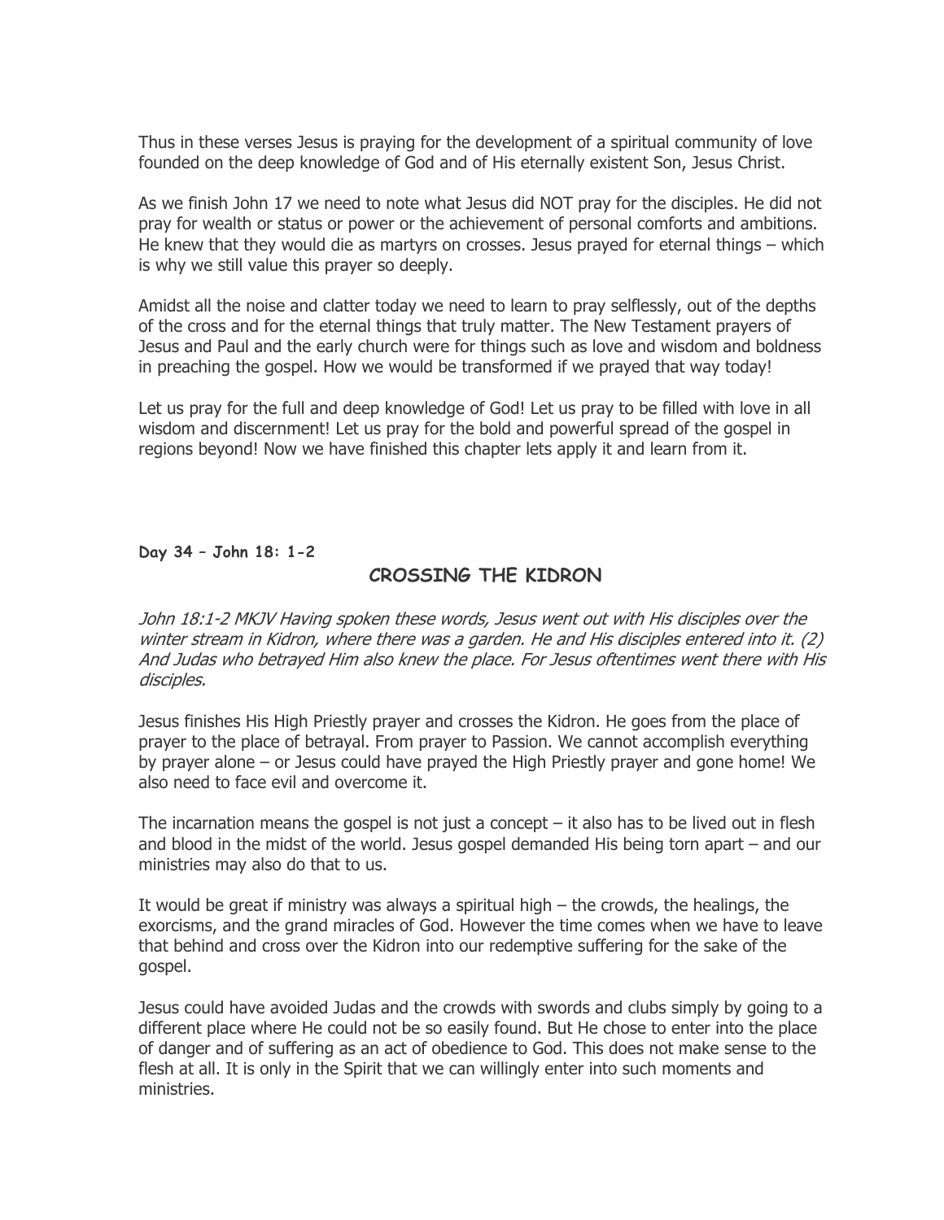Thus in these verses Jesus is praying for the development of a spiritual community of love founded on the deep knowledge of God and of His eternally existent Son, Jesus Christ.

As we finish John 17 we need to note what Jesus did NOT pray for the disciples. He did not pray for wealth or status or power or the achievement of personal comforts and ambitions. He knew that they would die as martyrs on crosses. Jesus prayed for eternal things – which is why we still value this prayer so deeply.

Amidst all the noise and clatter today we need to learn to pray selflessly, out of the depths of the cross and for the eternal things that truly matter. The New Testament prayers of Jesus and Paul and the early church were for things such as love and wisdom and boldness in preaching the gospel. How we would be transformed if we prayed that way today!

Let us pray for the full and deep knowledge of God! Let us pray to be filled with love in all wisdom and discernment! Let us pray for the bold and powerful spread of the gospel in regions beyond! Now we have finished this chapter lets apply it and learn from it.

**Day 34 – John 18: 1-2**

## CROSSING THE KIDRON

*John 18:1-2 MKJV Having spoken these words, Jesus went out with His disciples over the winter stream in Kidron, where there was a garden. He and His disciples entered into it. (2) And Judas who betrayed Him also knew the place. For Jesus oftentimes went there with His disciples.*

Jesus finishes His High Priestly prayer and crosses the Kidron. He goes from the place of prayer to the place of betrayal. From prayer to Passion. We cannot accomplish everything by prayer alone – or Jesus could have prayed the High Priestly prayer and gone home! We also need to face evil and overcome it.

The incarnation means the gospel is not just a concept – it also has to be lived out in flesh and blood in the midst of the world. Jesus gospel demanded His being torn apart – and our ministries may also do that to us.

It would be great if ministry was always a spiritual high – the crowds, the healings, the exorcisms, and the grand miracles of God. However the time comes when we have to leave that behind and cross over the Kidron into our redemptive suffering for the sake of the gospel.

Jesus could have avoided Judas and the crowds with swords and clubs simply by going to a different place where He could not be so easily found. But He chose to enter into the place of danger and of suffering as an act of obedience to God. This does not make sense to the flesh at all. It is only in the Spirit that we can willingly enter into such moments and ministries.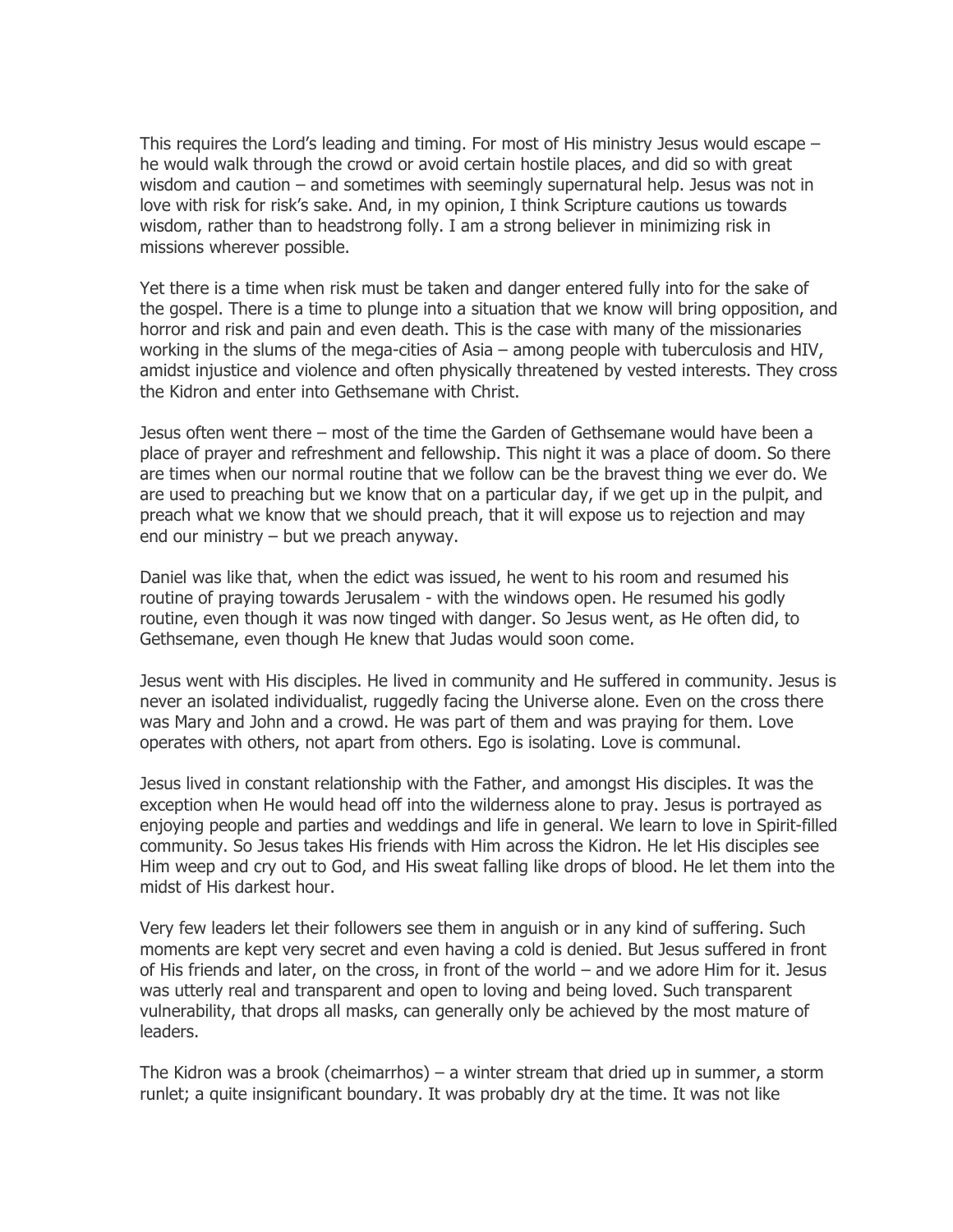This requires the Lord's leading and timing. For most of His ministry Jesus would escape – he would walk through the crowd or avoid certain hostile places, and did so with great wisdom and caution – and sometimes with seemingly supernatural help. Jesus was not in love with risk for risk's sake. And, in my opinion, I think Scripture cautions us towards wisdom, rather than to headstrong folly. I am a strong believer in minimizing risk in missions wherever possible.

Yet there is a time when risk must be taken and danger entered fully into for the sake of the gospel. There is a time to plunge into a situation that we know will bring opposition, and horror and risk and pain and even death. This is the case with many of the missionaries working in the slums of the mega-cities of Asia – among people with tuberculosis and HIV, amidst injustice and violence and often physically threatened by vested interests. They cross the Kidron and enter into Gethsemane with Christ.

Jesus often went there – most of the time the Garden of Gethsemane would have been a place of prayer and refreshment and fellowship. This night it was a place of doom. So there are times when our normal routine that we follow can be the bravest thing we ever do. We are used to preaching but we know that on a particular day, if we get up in the pulpit, and preach what we know that we should preach, that it will expose us to rejection and may end our ministry – but we preach anyway.

Daniel was like that, when the edict was issued, he went to his room and resumed his routine of praying towards Jerusalem - with the windows open. He resumed his godly routine, even though it was now tinged with danger. So Jesus went, as He often did, to Gethsemane, even though He knew that Judas would soon come.

Jesus went with His disciples. He lived in community and He suffered in community. Jesus is never an isolated individualist, ruggedly facing the Universe alone. Even on the cross there was Mary and John and a crowd. He was part of them and was praying for them. Love operates with others, not apart from others. Ego is isolating. Love is communal.

Jesus lived in constant relationship with the Father, and amongst His disciples. It was the exception when He would head off into the wilderness alone to pray. Jesus is portrayed as enjoying people and parties and weddings and life in general. We learn to love in Spirit-filled community. So Jesus takes His friends with Him across the Kidron. He let His disciples see Him weep and cry out to God, and His sweat falling like drops of blood. He let them into the midst of His darkest hour.

Very few leaders let their followers see them in anguish or in any kind of suffering. Such moments are kept very secret and even having a cold is denied. But Jesus suffered in front of His friends and later, on the cross, in front of the world – and we adore Him for it. Jesus was utterly real and transparent and open to loving and being loved. Such transparent vulnerability, that drops all masks, can generally only be achieved by the most mature of leaders.

The Kidron was a brook (cheimarrhos) – a winter stream that dried up in summer, a storm runlet; a quite insignificant boundary. It was probably dry at the time. It was not like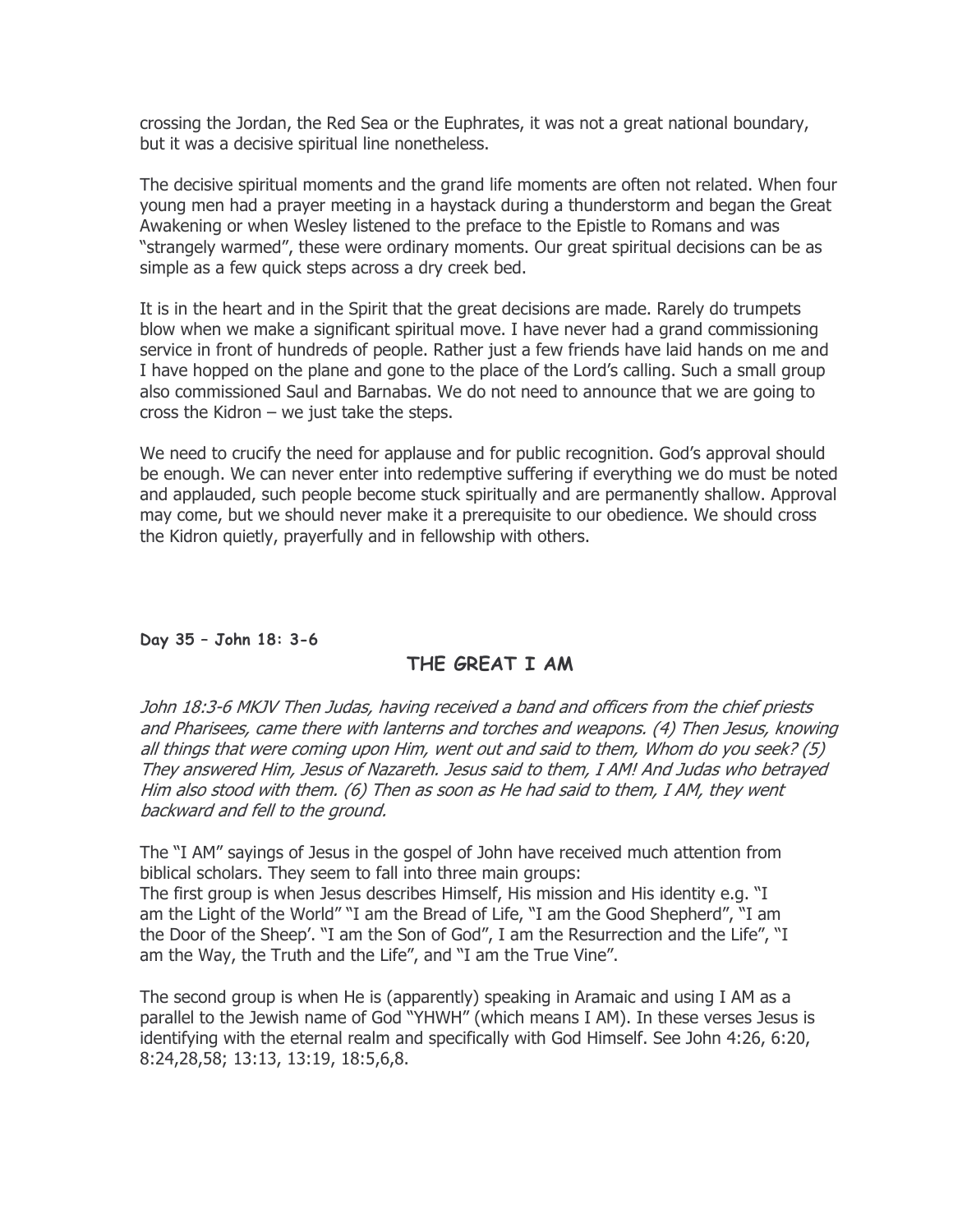crossing the Jordan, the Red Sea or the Euphrates, it was not a great national boundary, but it was a decisive spiritual line nonetheless.

The decisive spiritual moments and the grand life moments are often not related. When four young men had a prayer meeting in a haystack during a thunderstorm and began the Great Awakening or when Wesley listened to the preface to the Epistle to Romans and was "strangely warmed", these were ordinary moments. Our great spiritual decisions can be as simple as a few quick steps across a dry creek bed.

It is in the heart and in the Spirit that the great decisions are made. Rarely do trumpets blow when we make a significant spiritual move. I have never had a grand commissioning service in front of hundreds of people. Rather just a few friends have laid hands on me and I have hopped on the plane and gone to the place of the Lord's calling. Such a small group also commissioned Saul and Barnabas. We do not need to announce that we are going to cross the Kidron – we just take the steps.

We need to crucify the need for applause and for public recognition. God's approval should be enough. We can never enter into redemptive suffering if everything we do must be noted and applauded, such people become stuck spiritually and are permanently shallow. Approval may come, but we should never make it a prerequisite to our obedience. We should cross the Kidron quietly, prayerfully and in fellowship with others.

**Day 35 – John 18: 3-6**

## THE GREAT I AM

*John 18:3-6 MKJV Then Judas, having received a band and officers from the chief priests and Pharisees, came there with lanterns and torches and weapons. (4) Then Jesus, knowing all things that were coming upon Him, went out and said to them, Whom do you seek? (5) They answered Him, Jesus of Nazareth. Jesus said to them, I AM! And Judas who betrayed Him also stood with them. (6) Then as soon as He had said to them, I AM, they went backward and fell to the ground.*

The "I AM" sayings of Jesus in the gospel of John have received much attention from biblical scholars. They seem to fall into three main groups:
The first group is when Jesus describes Himself, His mission and His identity e.g. "I am the Light of the World" "I am the Bread of Life, "I am the Good Shepherd", "I am the Door of the Sheep'. "I am the Son of God", I am the Resurrection and the Life", "I am the Way, the Truth and the Life", and "I am the True Vine".

The second group is when He is (apparently) speaking in Aramaic and using I AM as a parallel to the Jewish name of God "YHWH" (which means I AM). In these verses Jesus is identifying with the eternal realm and specifically with God Himself. See John 4:26, 6:20, 8:24,28,58; 13:13, 13:19, 18:5,6,8.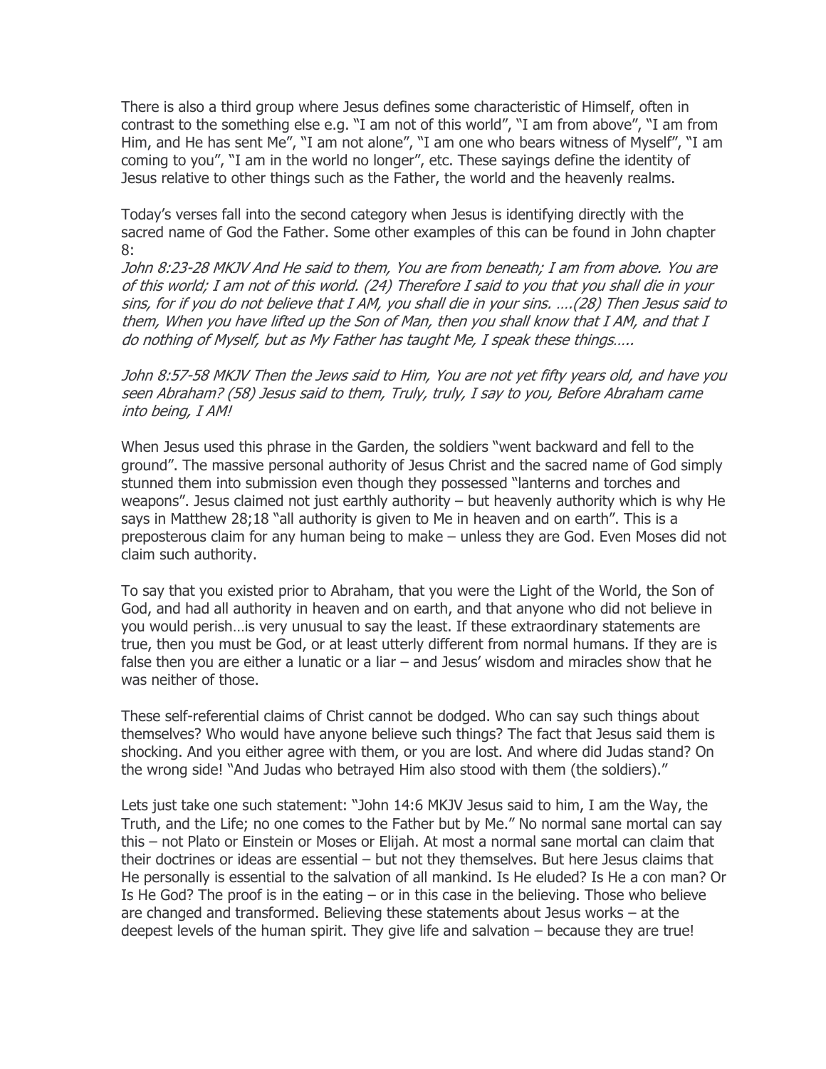There is also a third group where Jesus defines some characteristic of Himself, often in contrast to the something else e.g. "I am not of this world", "I am from above", "I am from Him, and He has sent Me", "I am not alone", "I am one who bears witness of Myself", "I am coming to you", "I am in the world no longer", etc. These sayings define the identity of Jesus relative to other things such as the Father, the world and the heavenly realms.

Today's verses fall into the second category when Jesus is identifying directly with the sacred name of God the Father. Some other examples of this can be found in John chapter 8:

*John 8:23-28 MKJV And He said to them, You are from beneath; I am from above. You are of this world; I am not of this world. (24) Therefore I said to you that you shall die in your sins, for if you do not believe that I AM, you shall die in your sins. ….(28) Then Jesus said to them, When you have lifted up the Son of Man, then you shall know that I AM, and that I do nothing of Myself, but as My Father has taught Me, I speak these things…..*

*John 8:57-58 MKJV Then the Jews said to Him, You are not yet fifty years old, and have you seen Abraham? (58) Jesus said to them, Truly, truly, I say to you, Before Abraham came into being, I AM!*

When Jesus used this phrase in the Garden, the soldiers "went backward and fell to the ground". The massive personal authority of Jesus Christ and the sacred name of God simply stunned them into submission even though they possessed "lanterns and torches and weapons". Jesus claimed not just earthly authority – but heavenly authority which is why He says in Matthew 28;18 "all authority is given to Me in heaven and on earth". This is a preposterous claim for any human being to make – unless they are God. Even Moses did not claim such authority.

To say that you existed prior to Abraham, that you were the Light of the World, the Son of God, and had all authority in heaven and on earth, and that anyone who did not believe in you would perish…is very unusual to say the least. If these extraordinary statements are true, then you must be God, or at least utterly different from normal humans. If they are is false then you are either a lunatic or a liar – and Jesus' wisdom and miracles show that he was neither of those.

These self-referential claims of Christ cannot be dodged. Who can say such things about themselves? Who would have anyone believe such things? The fact that Jesus said them is shocking. And you either agree with them, or you are lost. And where did Judas stand? On the wrong side! "And Judas who betrayed Him also stood with them (the soldiers)."

Lets just take one such statement: "John 14:6 MKJV Jesus said to him, I am the Way, the Truth, and the Life; no one comes to the Father but by Me." No normal sane mortal can say this – not Plato or Einstein or Moses or Elijah. At most a normal sane mortal can claim that their doctrines or ideas are essential – but not they themselves. But here Jesus claims that He personally is essential to the salvation of all mankind. Is He eluded? Is He a con man? Or Is He God? The proof is in the eating – or in this case in the believing. Those who believe are changed and transformed. Believing these statements about Jesus works – at the deepest levels of the human spirit. They give life and salvation – because they are true!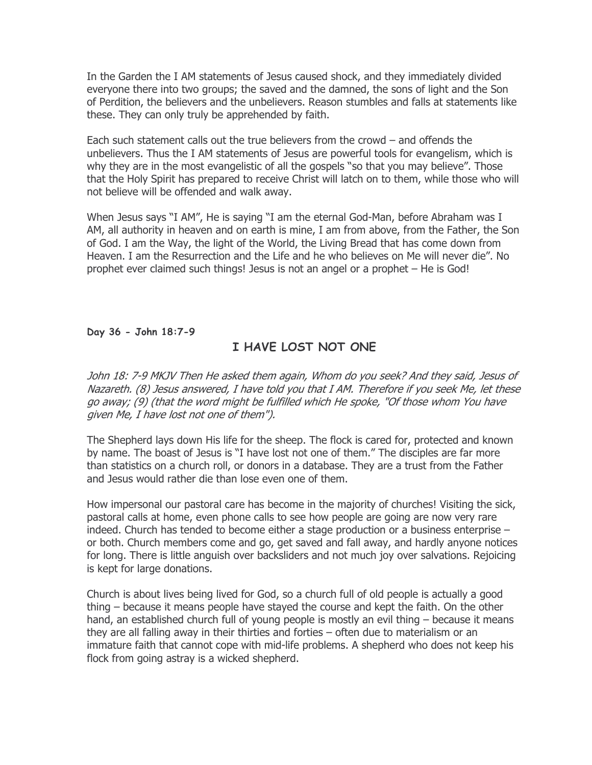In the Garden the I AM statements of Jesus caused shock, and they immediately divided everyone there into two groups; the saved and the damned, the sons of light and the Son of Perdition, the believers and the unbelievers. Reason stumbles and falls at statements like these. They can only truly be apprehended by faith.

Each such statement calls out the true believers from the crowd – and offends the unbelievers. Thus the I AM statements of Jesus are powerful tools for evangelism, which is why they are in the most evangelistic of all the gospels "so that you may believe". Those that the Holy Spirit has prepared to receive Christ will latch on to them, while those who will not believe will be offended and walk away.

When Jesus says "I AM", He is saying "I am the eternal God-Man, before Abraham was I AM, all authority in heaven and on earth is mine, I am from above, from the Father, the Son of God. I am the Way, the light of the World, the Living Bread that has come down from Heaven. I am the Resurrection and the Life and he who believes on Me will never die". No prophet ever claimed such things! Jesus is not an angel or a prophet – He is God!

**Day 36 - John 18:7-9**

## I HAVE LOST NOT ONE

*John 18: 7-9 MKJV Then He asked them again, Whom do you seek? And they said, Jesus of Nazareth. (8) Jesus answered, I have told you that I AM. Therefore if you seek Me, let these go away; (9) (that the word might be fulfilled which He spoke, "Of those whom You have given Me, I have lost not one of them").*

The Shepherd lays down His life for the sheep. The flock is cared for, protected and known by name. The boast of Jesus is "I have lost not one of them." The disciples are far more than statistics on a church roll, or donors in a database. They are a trust from the Father and Jesus would rather die than lose even one of them.

How impersonal our pastoral care has become in the majority of churches! Visiting the sick, pastoral calls at home, even phone calls to see how people are going are now very rare indeed. Church has tended to become either a stage production or a business enterprise – or both. Church members come and go, get saved and fall away, and hardly anyone notices for long. There is little anguish over backsliders and not much joy over salvations. Rejoicing is kept for large donations.

Church is about lives being lived for God, so a church full of old people is actually a good thing – because it means people have stayed the course and kept the faith. On the other hand, an established church full of young people is mostly an evil thing – because it means they are all falling away in their thirties and forties – often due to materialism or an immature faith that cannot cope with mid-life problems. A shepherd who does not keep his flock from going astray is a wicked shepherd.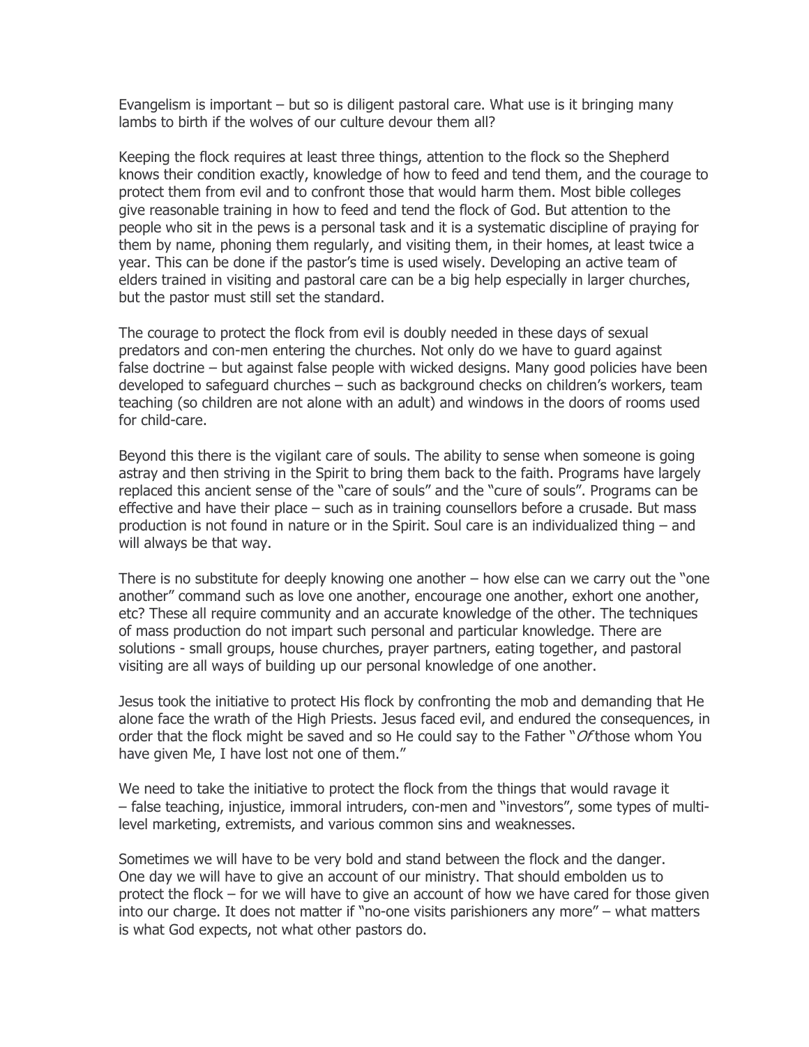Evangelism is important – but so is diligent pastoral care. What use is it bringing many lambs to birth if the wolves of our culture devour them all?

Keeping the flock requires at least three things, attention to the flock so the Shepherd knows their condition exactly, knowledge of how to feed and tend them, and the courage to protect them from evil and to confront those that would harm them. Most bible colleges give reasonable training in how to feed and tend the flock of God. But attention to the people who sit in the pews is a personal task and it is a systematic discipline of praying for them by name, phoning them regularly, and visiting them, in their homes, at least twice a year. This can be done if the pastor's time is used wisely. Developing an active team of elders trained in visiting and pastoral care can be a big help especially in larger churches, but the pastor must still set the standard.

The courage to protect the flock from evil is doubly needed in these days of sexual predators and con-men entering the churches. Not only do we have to guard against false doctrine – but against false people with wicked designs. Many good policies have been developed to safeguard churches – such as background checks on children's workers, team teaching (so children are not alone with an adult) and windows in the doors of rooms used for child-care.

Beyond this there is the vigilant care of souls. The ability to sense when someone is going astray and then striving in the Spirit to bring them back to the faith. Programs have largely replaced this ancient sense of the "care of souls" and the "cure of souls". Programs can be effective and have their place – such as in training counsellors before a crusade. But mass production is not found in nature or in the Spirit. Soul care is an individualized thing – and will always be that way.

There is no substitute for deeply knowing one another – how else can we carry out the "one another" command such as love one another, encourage one another, exhort one another, etc? These all require community and an accurate knowledge of the other. The techniques of mass production do not impart such personal and particular knowledge. There are solutions - small groups, house churches, prayer partners, eating together, and pastoral visiting are all ways of building up our personal knowledge of one another.

Jesus took the initiative to protect His flock by confronting the mob and demanding that He alone face the wrath of the High Priests. Jesus faced evil, and endured the consequences, in order that the flock might be saved and so He could say to the Father "*Of* those whom You have given Me, I have lost not one of them."

We need to take the initiative to protect the flock from the things that would ravage it – false teaching, injustice, immoral intruders, con-men and "investors", some types of multi-level marketing, extremists, and various common sins and weaknesses.

Sometimes we will have to be very bold and stand between the flock and the danger. One day we will have to give an account of our ministry. That should embolden us to protect the flock – for we will have to give an account of how we have cared for those given into our charge. It does not matter if "no-one visits parishioners any more" – what matters is what God expects, not what other pastors do.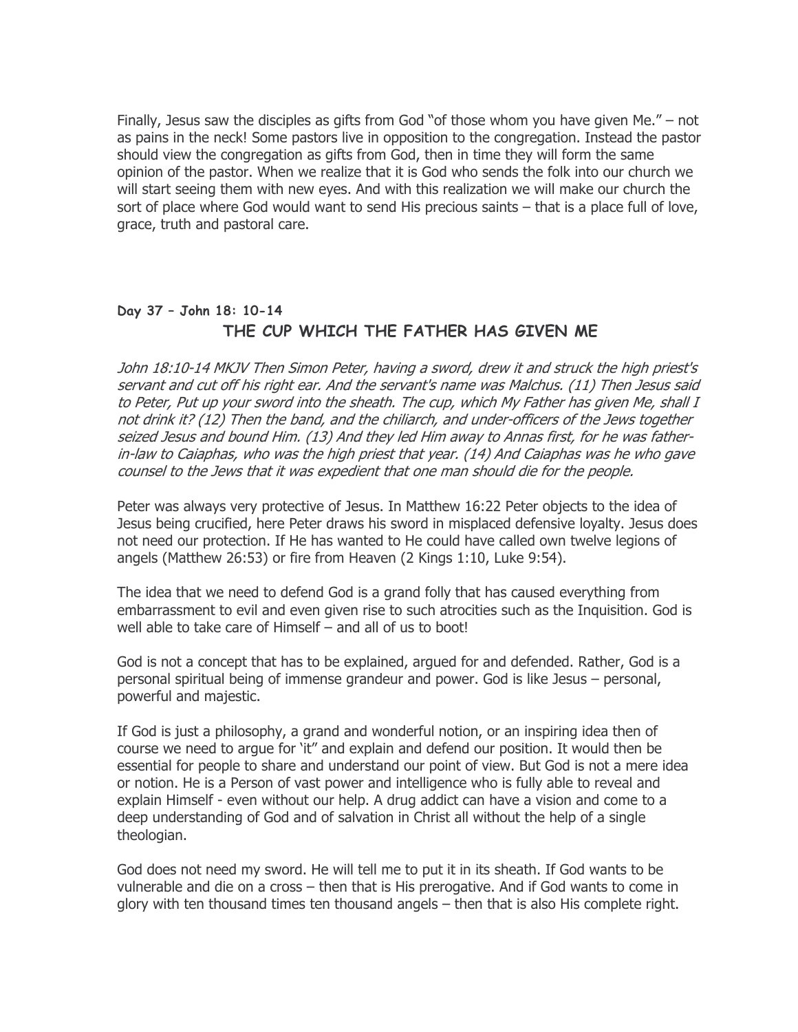Finally, Jesus saw the disciples as gifts from God "of those whom you have given Me." – not as pains in the neck! Some pastors live in opposition to the congregation. Instead the pastor should view the congregation as gifts from God, then in time they will form the same opinion of the pastor. When we realize that it is God who sends the folk into our church we will start seeing them with new eyes. And with this realization we will make our church the sort of place where God would want to send His precious saints – that is a place full of love, grace, truth and pastoral care.

**Day 37 – John 18: 10-14**

## THE CUP WHICH THE FATHER HAS GIVEN ME

*John 18:10-14 MKJV Then Simon Peter, having a sword, drew it and struck the high priest's servant and cut off his right ear. And the servant's name was Malchus. (11) Then Jesus said to Peter, Put up your sword into the sheath. The cup, which My Father has given Me, shall I not drink it? (12) Then the band, and the chiliarch, and under-officers of the Jews together seized Jesus and bound Him. (13) And they led Him away to Annas first, for he was father-in-law to Caiaphas, who was the high priest that year. (14) And Caiaphas was he who gave counsel to the Jews that it was expedient that one man should die for the people.*

Peter was always very protective of Jesus. In Matthew 16:22 Peter objects to the idea of Jesus being crucified, here Peter draws his sword in misplaced defensive loyalty. Jesus does not need our protection. If He has wanted to He could have called own twelve legions of angels (Matthew 26:53) or fire from Heaven (2 Kings 1:10, Luke 9:54).

The idea that we need to defend God is a grand folly that has caused everything from embarrassment to evil and even given rise to such atrocities such as the Inquisition. God is well able to take care of Himself – and all of us to boot!

God is not a concept that has to be explained, argued for and defended. Rather, God is a personal spiritual being of immense grandeur and power. God is like Jesus – personal, powerful and majestic.

If God is just a philosophy, a grand and wonderful notion, or an inspiring idea then of course we need to argue for 'it" and explain and defend our position. It would then be essential for people to share and understand our point of view. But God is not a mere idea or notion. He is a Person of vast power and intelligence who is fully able to reveal and explain Himself - even without our help. A drug addict can have a vision and come to a deep understanding of God and of salvation in Christ all without the help of a single theologian.

God does not need my sword. He will tell me to put it in its sheath. If God wants to be vulnerable and die on a cross – then that is His prerogative. And if God wants to come in glory with ten thousand times ten thousand angels – then that is also His complete right.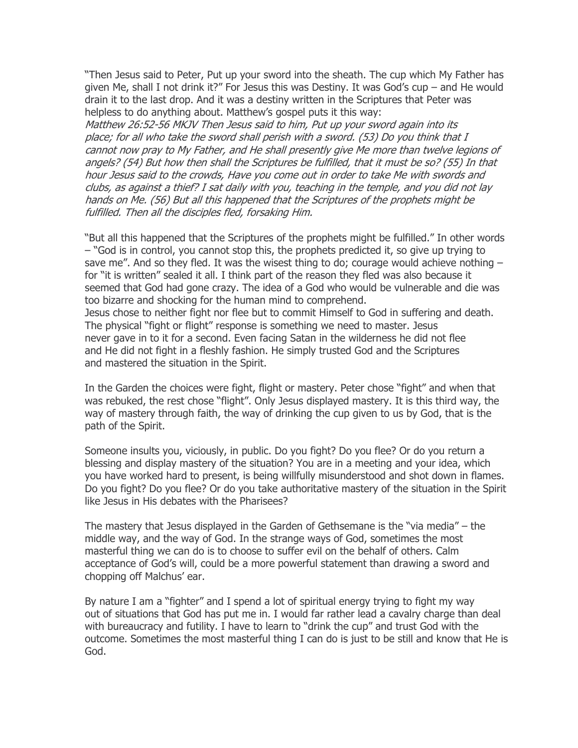"Then Jesus said to Peter, Put up your sword into the sheath. The cup which My Father has given Me, shall I not drink it?" For Jesus this was Destiny. It was God's cup – and He would drain it to the last drop. And it was a destiny written in the Scriptures that Peter was helpless to do anything about. Matthew's gospel puts it this way:
*Matthew 26:52-56 MKJV Then Jesus said to him, Put up your sword again into its place; for all who take the sword shall perish with a sword. (53) Do you think that I cannot now pray to My Father, and He shall presently give Me more than twelve legions of angels? (54) But how then shall the Scriptures be fulfilled, that it must be so? (55) In that hour Jesus said to the crowds, Have you come out in order to take Me with swords and clubs, as against a thief? I sat daily with you, teaching in the temple, and you did not lay hands on Me. (56) But all this happened that the Scriptures of the prophets might be fulfilled. Then all the disciples fled, forsaking Him.*

"But all this happened that the Scriptures of the prophets might be fulfilled." In other words – "God is in control, you cannot stop this, the prophets predicted it, so give up trying to save me". And so they fled. It was the wisest thing to do; courage would achieve nothing – for "it is written" sealed it all. I think part of the reason they fled was also because it seemed that God had gone crazy. The idea of a God who would be vulnerable and die was too bizarre and shocking for the human mind to comprehend.
Jesus chose to neither fight nor flee but to commit Himself to God in suffering and death. The physical "fight or flight" response is something we need to master. Jesus never gave in to it for a second. Even facing Satan in the wilderness he did not flee and He did not fight in a fleshly fashion. He simply trusted God and the Scriptures and mastered the situation in the Spirit.

In the Garden the choices were fight, flight or mastery. Peter chose "fight" and when that was rebuked, the rest chose "flight". Only Jesus displayed mastery. It is this third way, the way of mastery through faith, the way of drinking the cup given to us by God, that is the path of the Spirit.

Someone insults you, viciously, in public. Do you fight? Do you flee? Or do you return a blessing and display mastery of the situation? You are in a meeting and your idea, which you have worked hard to present, is being willfully misunderstood and shot down in flames. Do you fight? Do you flee? Or do you take authoritative mastery of the situation in the Spirit like Jesus in His debates with the Pharisees?

The mastery that Jesus displayed in the Garden of Gethsemane is the "via media" – the middle way, and the way of God. In the strange ways of God, sometimes the most masterful thing we can do is to choose to suffer evil on the behalf of others. Calm acceptance of God's will, could be a more powerful statement than drawing a sword and chopping off Malchus' ear.

By nature I am a "fighter" and I spend a lot of spiritual energy trying to fight my way out of situations that God has put me in. I would far rather lead a cavalry charge than deal with bureaucracy and futility. I have to learn to "drink the cup" and trust God with the outcome. Sometimes the most masterful thing I can do is just to be still and know that He is God.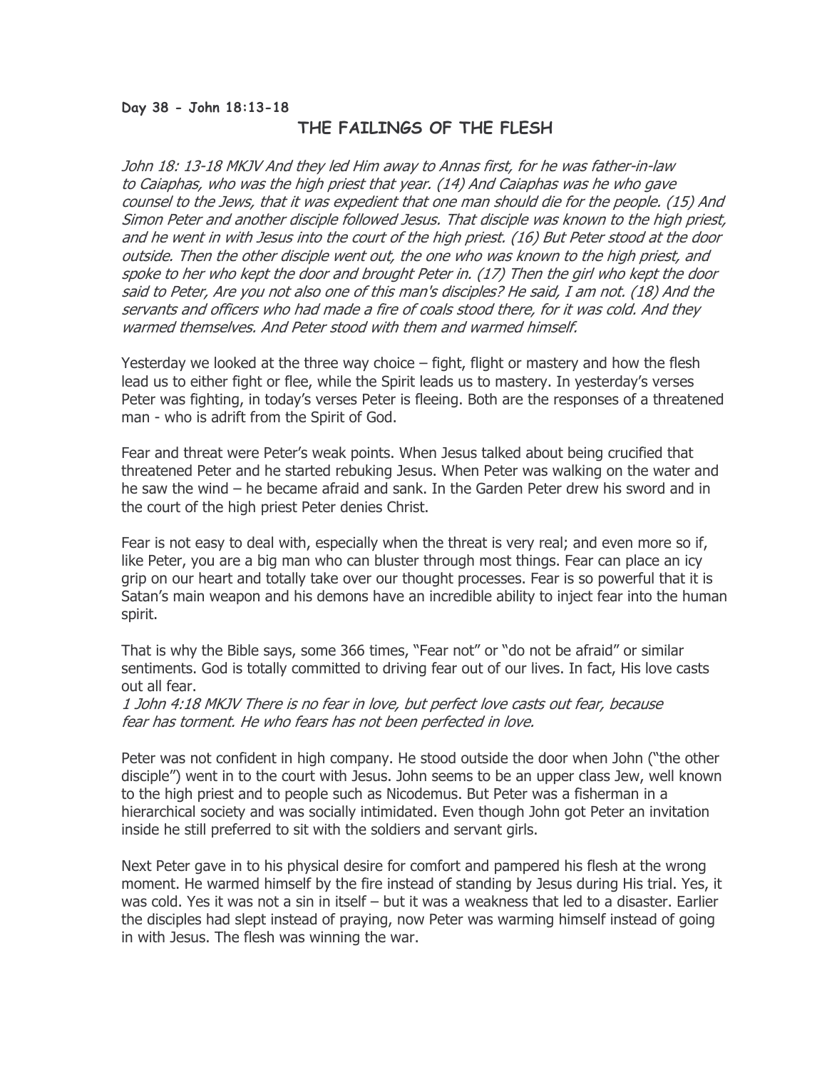**Day 38 - John 18:13-18**

## THE FAILINGS OF THE FLESH

*John 18: 13-18 MKJV And they led Him away to Annas first, for he was father-in-law to Caiaphas, who was the high priest that year. (14) And Caiaphas was he who gave counsel to the Jews, that it was expedient that one man should die for the people. (15) And Simon Peter and another disciple followed Jesus. That disciple was known to the high priest, and he went in with Jesus into the court of the high priest. (16) But Peter stood at the door outside. Then the other disciple went out, the one who was known to the high priest, and spoke to her who kept the door and brought Peter in. (17) Then the girl who kept the door said to Peter, Are you not also one of this man's disciples? He said, I am not. (18) And the servants and officers who had made a fire of coals stood there, for it was cold. And they warmed themselves. And Peter stood with them and warmed himself.*

Yesterday we looked at the three way choice – fight, flight or mastery and how the flesh lead us to either fight or flee, while the Spirit leads us to mastery. In yesterday's verses Peter was fighting, in today's verses Peter is fleeing. Both are the responses of a threatened man - who is adrift from the Spirit of God.

Fear and threat were Peter's weak points. When Jesus talked about being crucified that threatened Peter and he started rebuking Jesus. When Peter was walking on the water and he saw the wind – he became afraid and sank. In the Garden Peter drew his sword and in the court of the high priest Peter denies Christ.

Fear is not easy to deal with, especially when the threat is very real; and even more so if, like Peter, you are a big man who can bluster through most things. Fear can place an icy grip on our heart and totally take over our thought processes. Fear is so powerful that it is Satan's main weapon and his demons have an incredible ability to inject fear into the human spirit.

That is why the Bible says, some 366 times, "Fear not" or "do not be afraid" or similar sentiments. God is totally committed to driving fear out of our lives. In fact, His love casts out all fear.

*1 John 4:18 MKJV There is no fear in love, but perfect love casts out fear, because fear has torment. He who fears has not been perfected in love.*

Peter was not confident in high company. He stood outside the door when John ("the other disciple") went in to the court with Jesus. John seems to be an upper class Jew, well known to the high priest and to people such as Nicodemus. But Peter was a fisherman in a hierarchical society and was socially intimidated. Even though John got Peter an invitation inside he still preferred to sit with the soldiers and servant girls.

Next Peter gave in to his physical desire for comfort and pampered his flesh at the wrong moment. He warmed himself by the fire instead of standing by Jesus during His trial. Yes, it was cold. Yes it was not a sin in itself – but it was a weakness that led to a disaster. Earlier the disciples had slept instead of praying, now Peter was warming himself instead of going in with Jesus. The flesh was winning the war.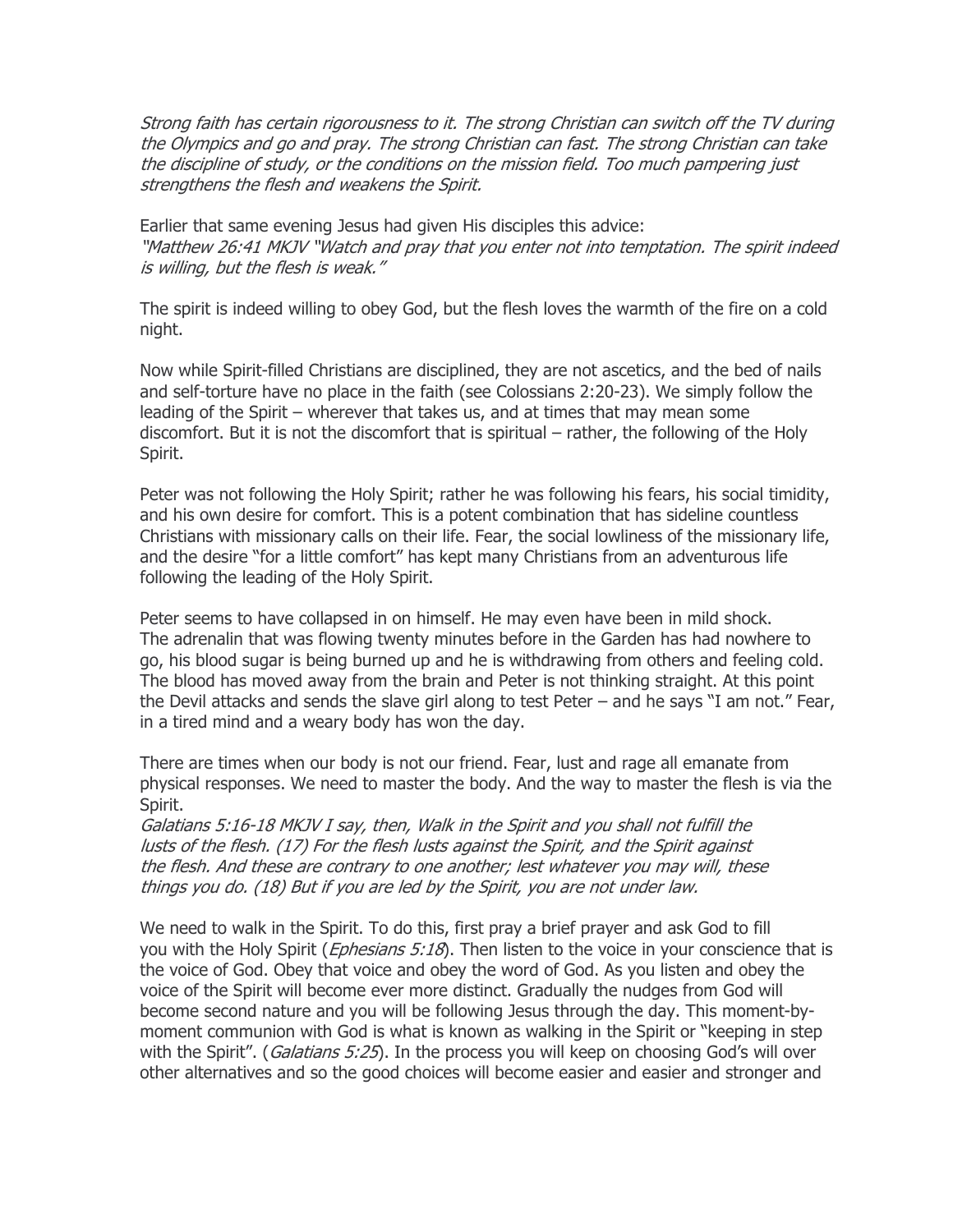*Strong faith has certain rigorousness to it. The strong Christian can switch off the TV during the Olympics and go and pray. The strong Christian can fast. The strong Christian can take the discipline of study, or the conditions on the mission field. Too much pampering just strengthens the flesh and weakens the Spirit.*

Earlier that same evening Jesus had given His disciples this advice:
*"Matthew 26:41 MKJV "Watch and pray that you enter not into temptation. The spirit indeed is willing, but the flesh is weak."*

The spirit is indeed willing to obey God, but the flesh loves the warmth of the fire on a cold night.

Now while Spirit-filled Christians are disciplined, they are not ascetics, and the bed of nails and self-torture have no place in the faith (see Colossians 2:20-23). We simply follow the leading of the Spirit – wherever that takes us, and at times that may mean some discomfort. But it is not the discomfort that is spiritual – rather, the following of the Holy Spirit.

Peter was not following the Holy Spirit; rather he was following his fears, his social timidity, and his own desire for comfort. This is a potent combination that has sideline countless Christians with missionary calls on their life. Fear, the social lowliness of the missionary life, and the desire "for a little comfort" has kept many Christians from an adventurous life following the leading of the Holy Spirit.

Peter seems to have collapsed in on himself. He may even have been in mild shock. The adrenalin that was flowing twenty minutes before in the Garden has had nowhere to go, his blood sugar is being burned up and he is withdrawing from others and feeling cold. The blood has moved away from the brain and Peter is not thinking straight. At this point the Devil attacks and sends the slave girl along to test Peter – and he says "I am not." Fear, in a tired mind and a weary body has won the day.

There are times when our body is not our friend. Fear, lust and rage all emanate from physical responses. We need to master the body. And the way to master the flesh is via the Spirit.
*Galatians 5:16-18 MKJV I say, then, Walk in the Spirit and you shall not fulfill the lusts of the flesh. (17) For the flesh lusts against the Spirit, and the Spirit against the flesh. And these are contrary to one another; lest whatever you may will, these things you do. (18) But if you are led by the Spirit, you are not under law.*

We need to walk in the Spirit. To do this, first pray a brief prayer and ask God to fill you with the Holy Spirit (*Ephesians 5:18*). Then listen to the voice in your conscience that is the voice of God. Obey that voice and obey the word of God. As you listen and obey the voice of the Spirit will become ever more distinct. Gradually the nudges from God will become second nature and you will be following Jesus through the day. This moment-by-moment communion with God is what is known as walking in the Spirit or "keeping in step with the Spirit". (*Galatians 5:25*). In the process you will keep on choosing God's will over other alternatives and so the good choices will become easier and easier and stronger and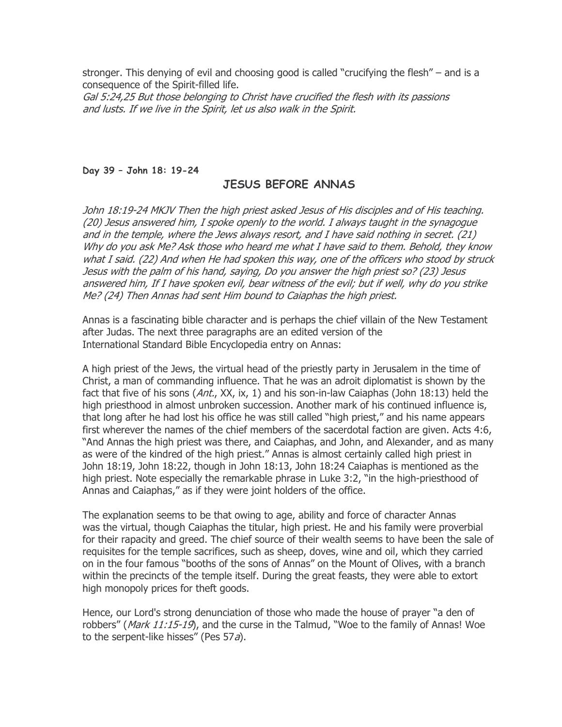stronger. This denying of evil and choosing good is called "crucifying the flesh" – and is a consequence of the Spirit-filled life.
*Gal 5:24,25 But those belonging to Christ have crucified the flesh with its passions and lusts. If we live in the Spirit, let us also walk in the Spirit.*

**Day 39 – John 18: 19-24**

## JESUS BEFORE ANNAS

*John 18:19-24 MKJV Then the high priest asked Jesus of His disciples and of His teaching. (20) Jesus answered him, I spoke openly to the world. I always taught in the synagogue and in the temple, where the Jews always resort, and I have said nothing in secret. (21) Why do you ask Me? Ask those who heard me what I have said to them. Behold, they know what I said. (22) And when He had spoken this way, one of the officers who stood by struck Jesus with the palm of his hand, saying, Do you answer the high priest so? (23) Jesus answered him, If I have spoken evil, bear witness of the evil; but if well, why do you strike Me? (24) Then Annas had sent Him bound to Caiaphas the high priest.*

Annas is a fascinating bible character and is perhaps the chief villain of the New Testament after Judas. The next three paragraphs are an edited version of the International Standard Bible Encyclopedia entry on Annas:

A high priest of the Jews, the virtual head of the priestly party in Jerusalem in the time of Christ, a man of commanding influence. That he was an adroit diplomatist is shown by the fact that five of his sons (*Ant.*, XX, ix, 1) and his son-in-law Caiaphas (John 18:13) held the high priesthood in almost unbroken succession. Another mark of his continued influence is, that long after he had lost his office he was still called "high priest," and his name appears first wherever the names of the chief members of the sacerdotal faction are given. Acts 4:6, "And Annas the high priest was there, and Caiaphas, and John, and Alexander, and as many as were of the kindred of the high priest." Annas is almost certainly called high priest in John 18:19, John 18:22, though in John 18:13, John 18:24 Caiaphas is mentioned as the high priest. Note especially the remarkable phrase in Luke 3:2, "in the high-priesthood of Annas and Caiaphas," as if they were joint holders of the office.

The explanation seems to be that owing to age, ability and force of character Annas was the virtual, though Caiaphas the titular, high priest. He and his family were proverbial for their rapacity and greed. The chief source of their wealth seems to have been the sale of requisites for the temple sacrifices, such as sheep, doves, wine and oil, which they carried on in the four famous "booths of the sons of Annas" on the Mount of Olives, with a branch within the precincts of the temple itself. During the great feasts, they were able to extort high monopoly prices for theft goods.

Hence, our Lord's strong denunciation of those who made the house of prayer "a den of robbers" (*Mark 11:15-19*), and the curse in the Talmud, "Woe to the family of Annas! Woe to the serpent-like hisses" (Pes 57*a*).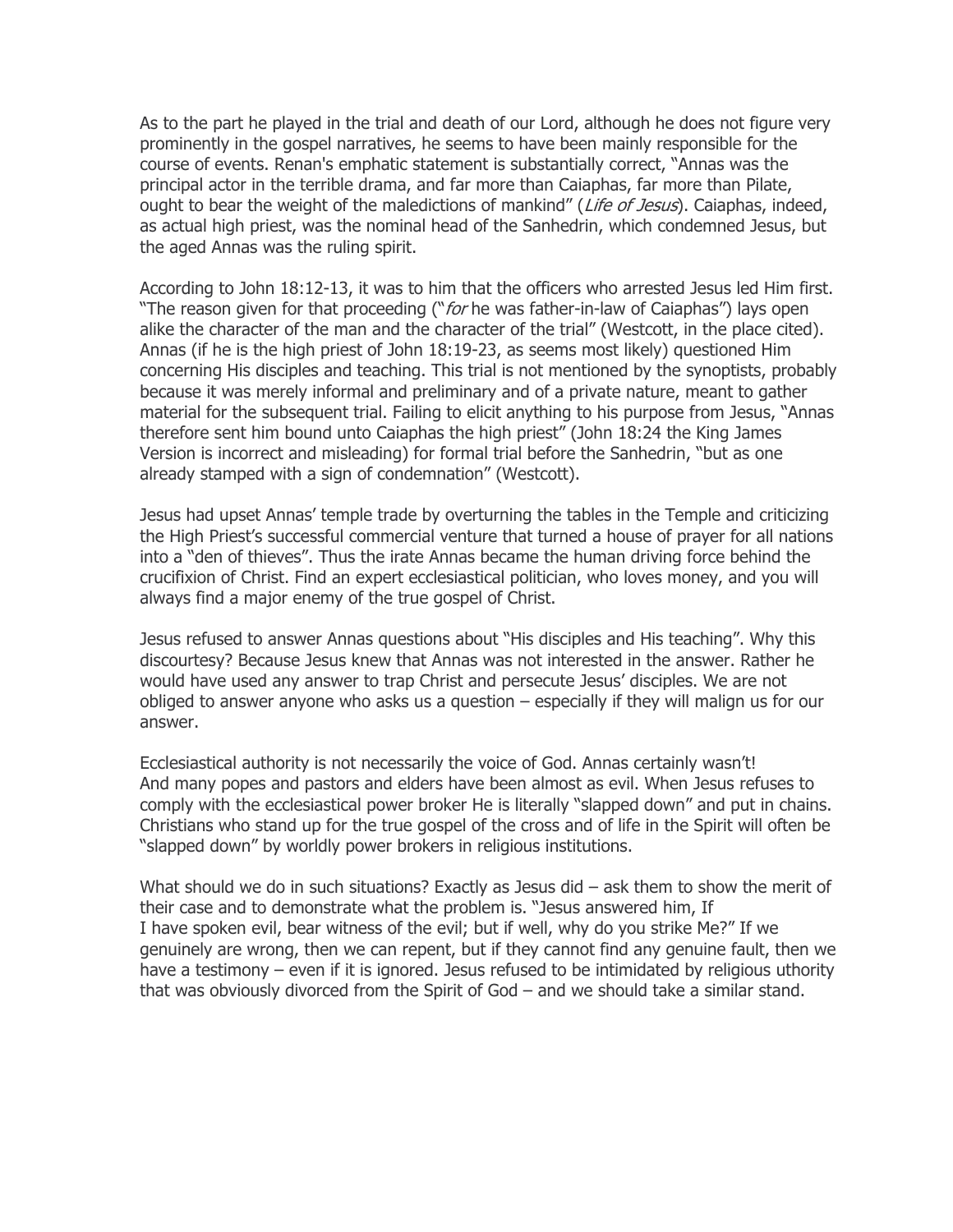As to the part he played in the trial and death of our Lord, although he does not figure very prominently in the gospel narratives, he seems to have been mainly responsible for the course of events. Renan's emphatic statement is substantially correct, "Annas was the principal actor in the terrible drama, and far more than Caiaphas, far more than Pilate, ought to bear the weight of the maledictions of mankind" (*Life of Jesus*). Caiaphas, indeed, as actual high priest, was the nominal head of the Sanhedrin, which condemned Jesus, but the aged Annas was the ruling spirit.

According to John 18:12-13, it was to him that the officers who arrested Jesus led Him first. "The reason given for that proceeding ("*for* he was father-in-law of Caiaphas") lays open alike the character of the man and the character of the trial" (Westcott, in the place cited). Annas (if he is the high priest of John 18:19-23, as seems most likely) questioned Him concerning His disciples and teaching. This trial is not mentioned by the synoptists, probably because it was merely informal and preliminary and of a private nature, meant to gather material for the subsequent trial. Failing to elicit anything to his purpose from Jesus, "Annas therefore sent him bound unto Caiaphas the high priest" (John 18:24 the King James Version is incorrect and misleading) for formal trial before the Sanhedrin, "but as one already stamped with a sign of condemnation" (Westcott).

Jesus had upset Annas' temple trade by overturning the tables in the Temple and criticizing the High Priest's successful commercial venture that turned a house of prayer for all nations into a "den of thieves". Thus the irate Annas became the human driving force behind the crucifixion of Christ. Find an expert ecclesiastical politician, who loves money, and you will always find a major enemy of the true gospel of Christ.

Jesus refused to answer Annas questions about "His disciples and His teaching". Why this discourtesy? Because Jesus knew that Annas was not interested in the answer. Rather he would have used any answer to trap Christ and persecute Jesus' disciples. We are not obliged to answer anyone who asks us a question – especially if they will malign us for our answer.

Ecclesiastical authority is not necessarily the voice of God. Annas certainly wasn't! And many popes and pastors and elders have been almost as evil. When Jesus refuses to comply with the ecclesiastical power broker He is literally "slapped down" and put in chains. Christians who stand up for the true gospel of the cross and of life in the Spirit will often be "slapped down" by worldly power brokers in religious institutions.

What should we do in such situations? Exactly as Jesus did – ask them to show the merit of their case and to demonstrate what the problem is. "Jesus answered him, If I have spoken evil, bear witness of the evil; but if well, why do you strike Me?" If we genuinely are wrong, then we can repent, but if they cannot find any genuine fault, then we have a testimony – even if it is ignored. Jesus refused to be intimidated by religious uthority that was obviously divorced from the Spirit of God – and we should take a similar stand.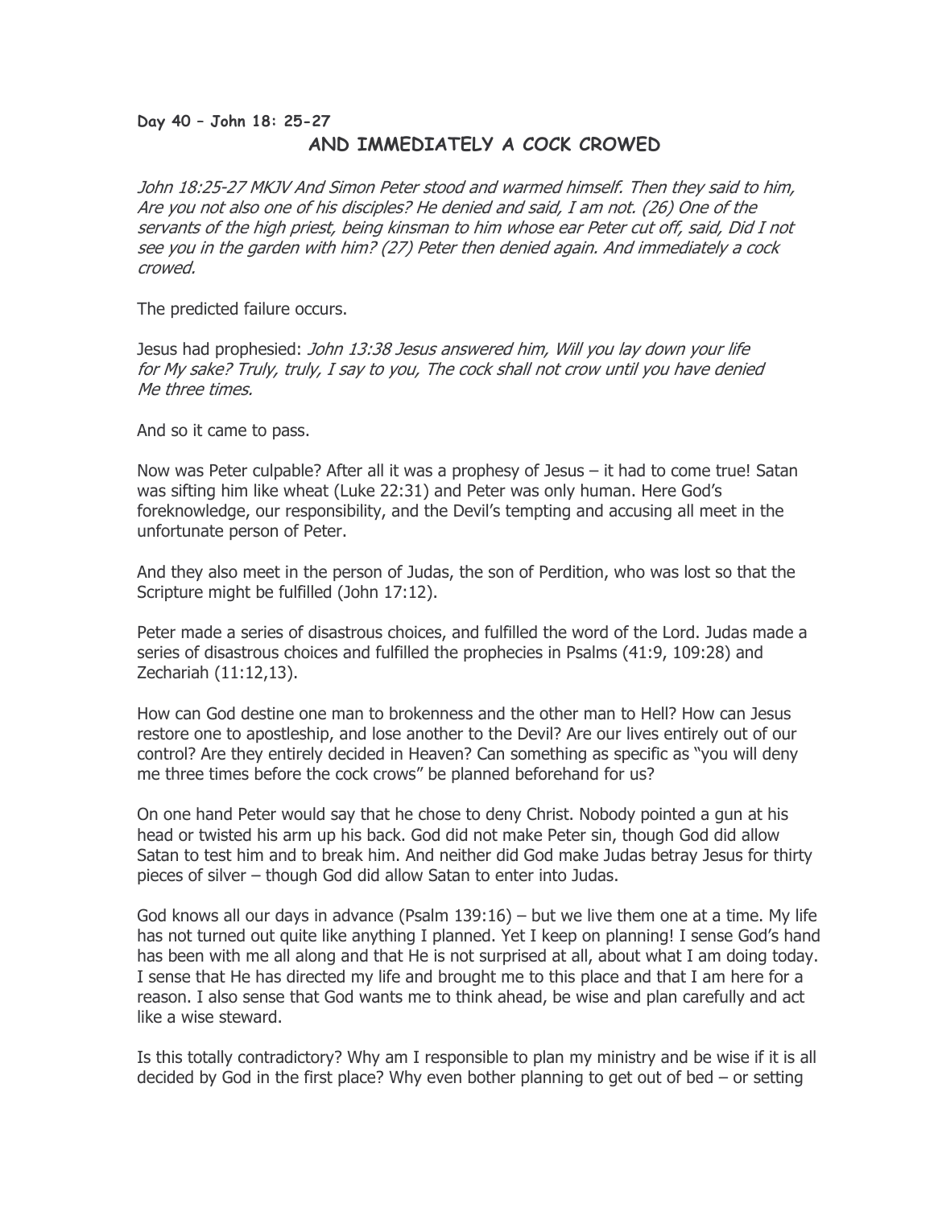**Day 40 – John 18: 25-27**

## AND IMMEDIATELY A COCK CROWED

*John 18:25-27 MKJV And Simon Peter stood and warmed himself. Then they said to him, Are you not also one of his disciples? He denied and said, I am not. (26) One of the servants of the high priest, being kinsman to him whose ear Peter cut off, said, Did I not see you in the garden with him? (27) Peter then denied again. And immediately a cock crowed.*

The predicted failure occurs.

Jesus had prophesied: *John 13:38 Jesus answered him, Will you lay down your life for My sake? Truly, truly, I say to you, The cock shall not crow until you have denied Me three times.*

And so it came to pass.

Now was Peter culpable? After all it was a prophesy of Jesus – it had to come true! Satan was sifting him like wheat (Luke 22:31) and Peter was only human. Here God's foreknowledge, our responsibility, and the Devil's tempting and accusing all meet in the unfortunate person of Peter.

And they also meet in the person of Judas, the son of Perdition, who was lost so that the Scripture might be fulfilled (John 17:12).

Peter made a series of disastrous choices, and fulfilled the word of the Lord. Judas made a series of disastrous choices and fulfilled the prophecies in Psalms (41:9, 109:28) and Zechariah (11:12,13).

How can God destine one man to brokenness and the other man to Hell? How can Jesus restore one to apostleship, and lose another to the Devil? Are our lives entirely out of our control? Are they entirely decided in Heaven? Can something as specific as "you will deny me three times before the cock crows" be planned beforehand for us?

On one hand Peter would say that he chose to deny Christ. Nobody pointed a gun at his head or twisted his arm up his back. God did not make Peter sin, though God did allow Satan to test him and to break him. And neither did God make Judas betray Jesus for thirty pieces of silver – though God did allow Satan to enter into Judas.

God knows all our days in advance (Psalm 139:16) – but we live them one at a time. My life has not turned out quite like anything I planned. Yet I keep on planning! I sense God's hand has been with me all along and that He is not surprised at all, about what I am doing today. I sense that He has directed my life and brought me to this place and that I am here for a reason. I also sense that God wants me to think ahead, be wise and plan carefully and act like a wise steward.

Is this totally contradictory? Why am I responsible to plan my ministry and be wise if it is all decided by God in the first place? Why even bother planning to get out of bed – or setting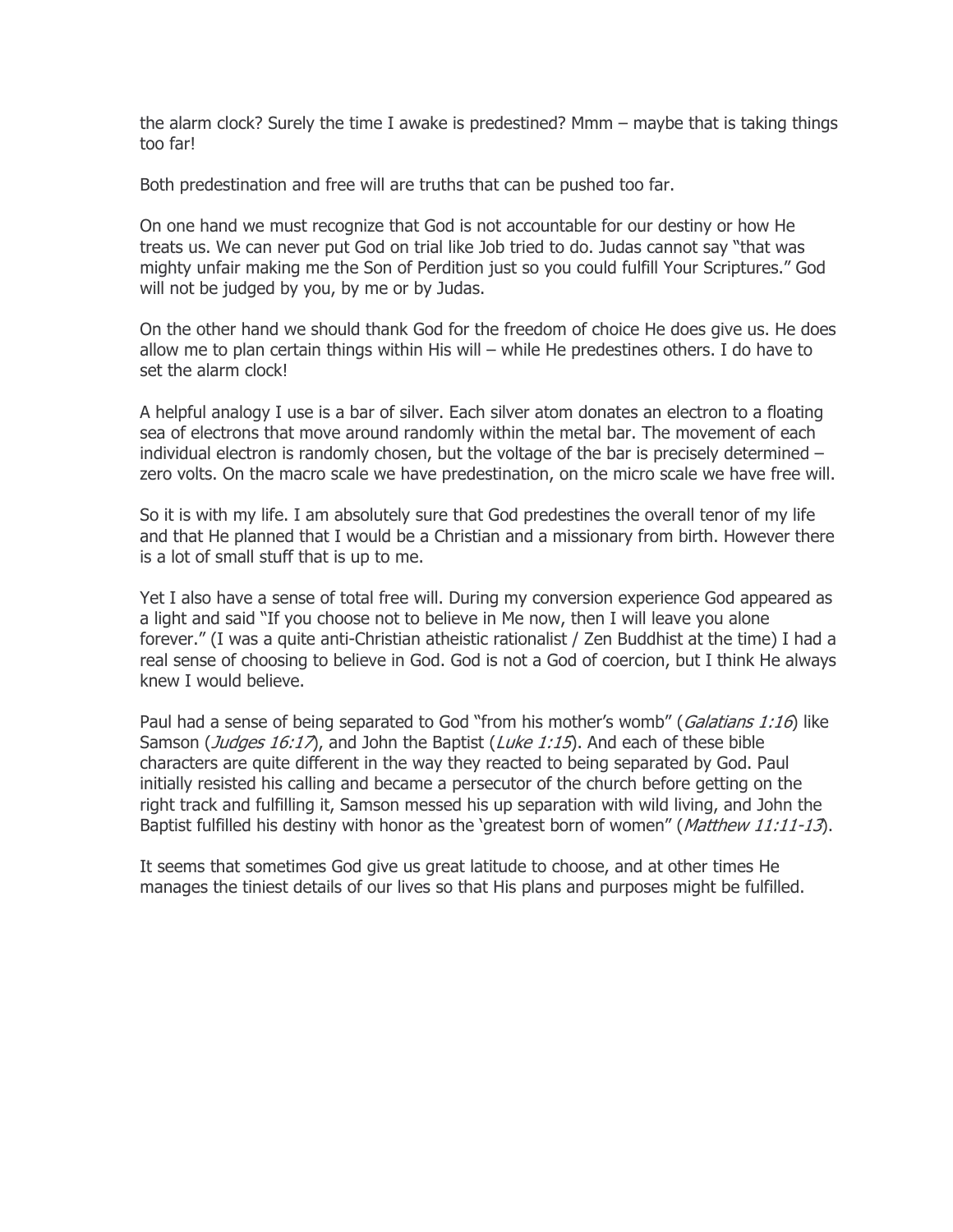the alarm clock? Surely the time I awake is predestined? Mmm – maybe that is taking things too far!

Both predestination and free will are truths that can be pushed too far.

On one hand we must recognize that God is not accountable for our destiny or how He treats us. We can never put God on trial like Job tried to do. Judas cannot say "that was mighty unfair making me the Son of Perdition just so you could fulfill Your Scriptures." God will not be judged by you, by me or by Judas.

On the other hand we should thank God for the freedom of choice He does give us. He does allow me to plan certain things within His will – while He predestines others. I do have to set the alarm clock!

A helpful analogy I use is a bar of silver. Each silver atom donates an electron to a floating sea of electrons that move around randomly within the metal bar. The movement of each individual electron is randomly chosen, but the voltage of the bar is precisely determined – zero volts. On the macro scale we have predestination, on the micro scale we have free will.

So it is with my life. I am absolutely sure that God predestines the overall tenor of my life and that He planned that I would be a Christian and a missionary from birth. However there is a lot of small stuff that is up to me.

Yet I also have a sense of total free will. During my conversion experience God appeared as a light and said "If you choose not to believe in Me now, then I will leave you alone forever." (I was a quite anti-Christian atheistic rationalist / Zen Buddhist at the time) I had a real sense of choosing to believe in God. God is not a God of coercion, but I think He always knew I would believe.

Paul had a sense of being separated to God "from his mother's womb" (*Galatians 1:16*) like Samson (*Judges 16:17*), and John the Baptist (*Luke 1:15*). And each of these bible characters are quite different in the way they reacted to being separated by God. Paul initially resisted his calling and became a persecutor of the church before getting on the right track and fulfilling it, Samson messed his up separation with wild living, and John the Baptist fulfilled his destiny with honor as the 'greatest born of women" (*Matthew 11:11-13*).

It seems that sometimes God give us great latitude to choose, and at other times He manages the tiniest details of our lives so that His plans and purposes might be fulfilled.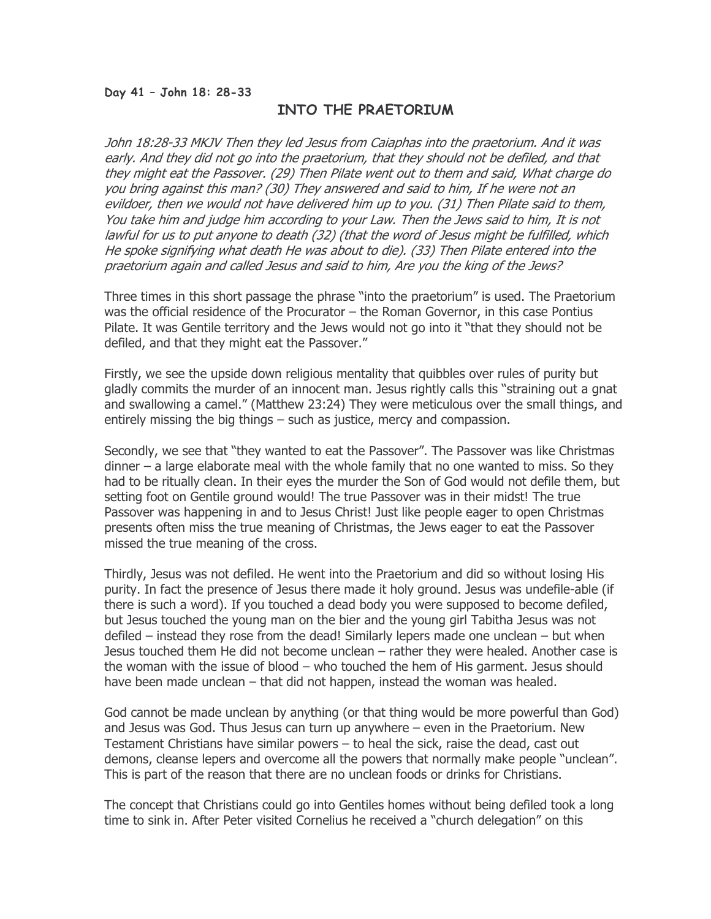**Day 41 – John 18: 28-33**

## INTO THE PRAETORIUM

*John 18:28-33 MKJV Then they led Jesus from Caiaphas into the praetorium. And it was early. And they did not go into the praetorium, that they should not be defiled, and that they might eat the Passover. (29) Then Pilate went out to them and said, What charge do you bring against this man? (30) They answered and said to him, If he were not an evildoer, then we would not have delivered him up to you. (31) Then Pilate said to them, You take him and judge him according to your Law. Then the Jews said to him, It is not lawful for us to put anyone to death (32) (that the word of Jesus might be fulfilled, which He spoke signifying what death He was about to die). (33) Then Pilate entered into the praetorium again and called Jesus and said to him, Are you the king of the Jews?*

Three times in this short passage the phrase "into the praetorium" is used. The Praetorium was the official residence of the Procurator – the Roman Governor, in this case Pontius Pilate. It was Gentile territory and the Jews would not go into it "that they should not be defiled, and that they might eat the Passover."

Firstly, we see the upside down religious mentality that quibbles over rules of purity but gladly commits the murder of an innocent man. Jesus rightly calls this "straining out a gnat and swallowing a camel." (Matthew 23:24) They were meticulous over the small things, and entirely missing the big things – such as justice, mercy and compassion.

Secondly, we see that "they wanted to eat the Passover". The Passover was like Christmas dinner – a large elaborate meal with the whole family that no one wanted to miss. So they had to be ritually clean. In their eyes the murder the Son of God would not defile them, but setting foot on Gentile ground would! The true Passover was in their midst! The true Passover was happening in and to Jesus Christ! Just like people eager to open Christmas presents often miss the true meaning of Christmas, the Jews eager to eat the Passover missed the true meaning of the cross.

Thirdly, Jesus was not defiled. He went into the Praetorium and did so without losing His purity. In fact the presence of Jesus there made it holy ground. Jesus was undefile-able (if there is such a word). If you touched a dead body you were supposed to become defiled, but Jesus touched the young man on the bier and the young girl Tabitha Jesus was not defiled – instead they rose from the dead! Similarly lepers made one unclean – but when Jesus touched them He did not become unclean – rather they were healed. Another case is the woman with the issue of blood – who touched the hem of His garment. Jesus should have been made unclean – that did not happen, instead the woman was healed.

God cannot be made unclean by anything (or that thing would be more powerful than God) and Jesus was God. Thus Jesus can turn up anywhere – even in the Praetorium. New Testament Christians have similar powers – to heal the sick, raise the dead, cast out demons, cleanse lepers and overcome all the powers that normally make people "unclean". This is part of the reason that there are no unclean foods or drinks for Christians.

The concept that Christians could go into Gentiles homes without being defiled took a long time to sink in. After Peter visited Cornelius he received a "church delegation" on this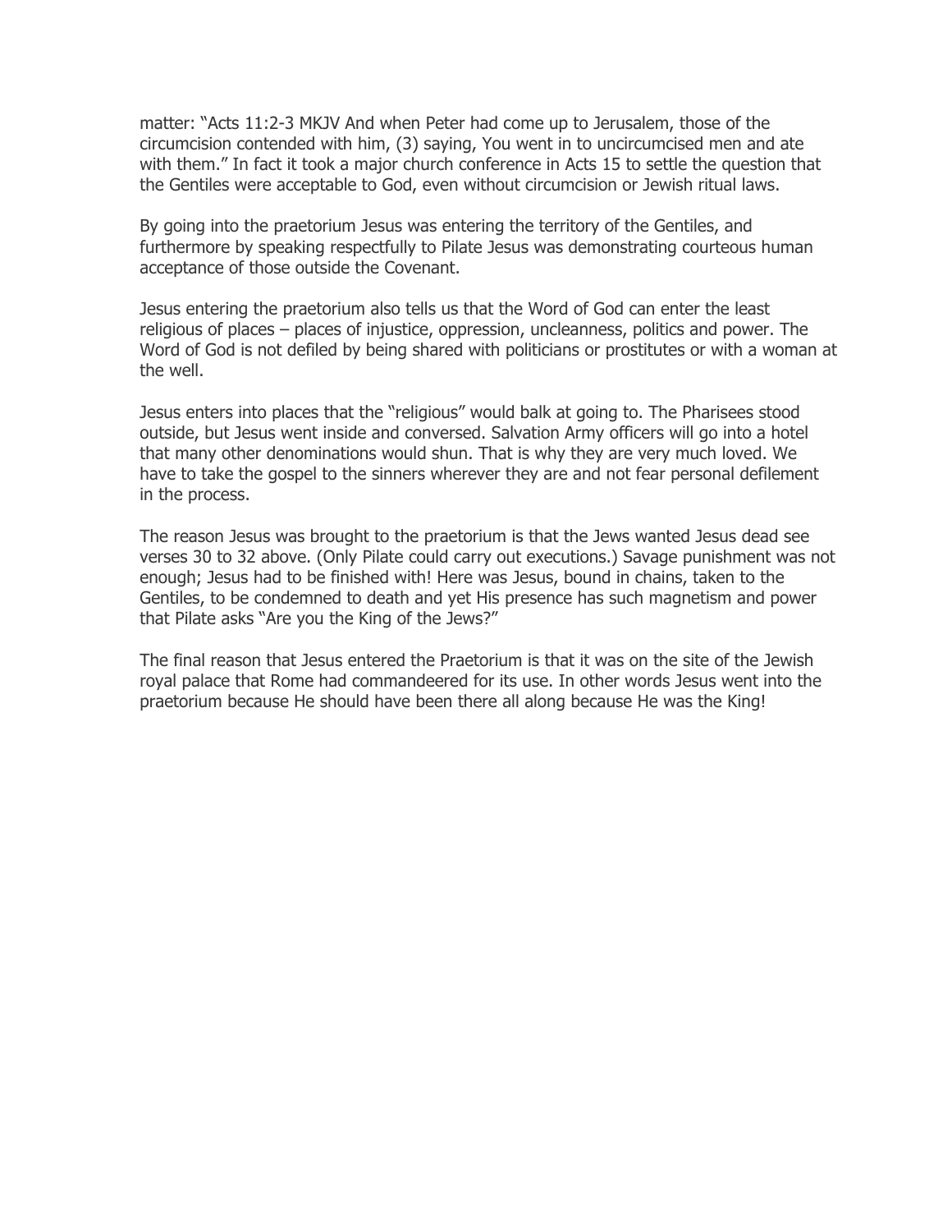matter: "Acts 11:2-3 MKJV And when Peter had come up to Jerusalem, those of the circumcision contended with him, (3) saying, You went in to uncircumcised men and ate with them." In fact it took a major church conference in Acts 15 to settle the question that the Gentiles were acceptable to God, even without circumcision or Jewish ritual laws.

By going into the praetorium Jesus was entering the territory of the Gentiles, and furthermore by speaking respectfully to Pilate Jesus was demonstrating courteous human acceptance of those outside the Covenant.

Jesus entering the praetorium also tells us that the Word of God can enter the least religious of places – places of injustice, oppression, uncleanness, politics and power. The Word of God is not defiled by being shared with politicians or prostitutes or with a woman at the well.

Jesus enters into places that the "religious" would balk at going to. The Pharisees stood outside, but Jesus went inside and conversed. Salvation Army officers will go into a hotel that many other denominations would shun. That is why they are very much loved. We have to take the gospel to the sinners wherever they are and not fear personal defilement in the process.

The reason Jesus was brought to the praetorium is that the Jews wanted Jesus dead see verses 30 to 32 above. (Only Pilate could carry out executions.) Savage punishment was not enough; Jesus had to be finished with! Here was Jesus, bound in chains, taken to the Gentiles, to be condemned to death and yet His presence has such magnetism and power that Pilate asks "Are you the King of the Jews?"

The final reason that Jesus entered the Praetorium is that it was on the site of the Jewish royal palace that Rome had commandeered for its use. In other words Jesus went into the praetorium because He should have been there all along because He was the King!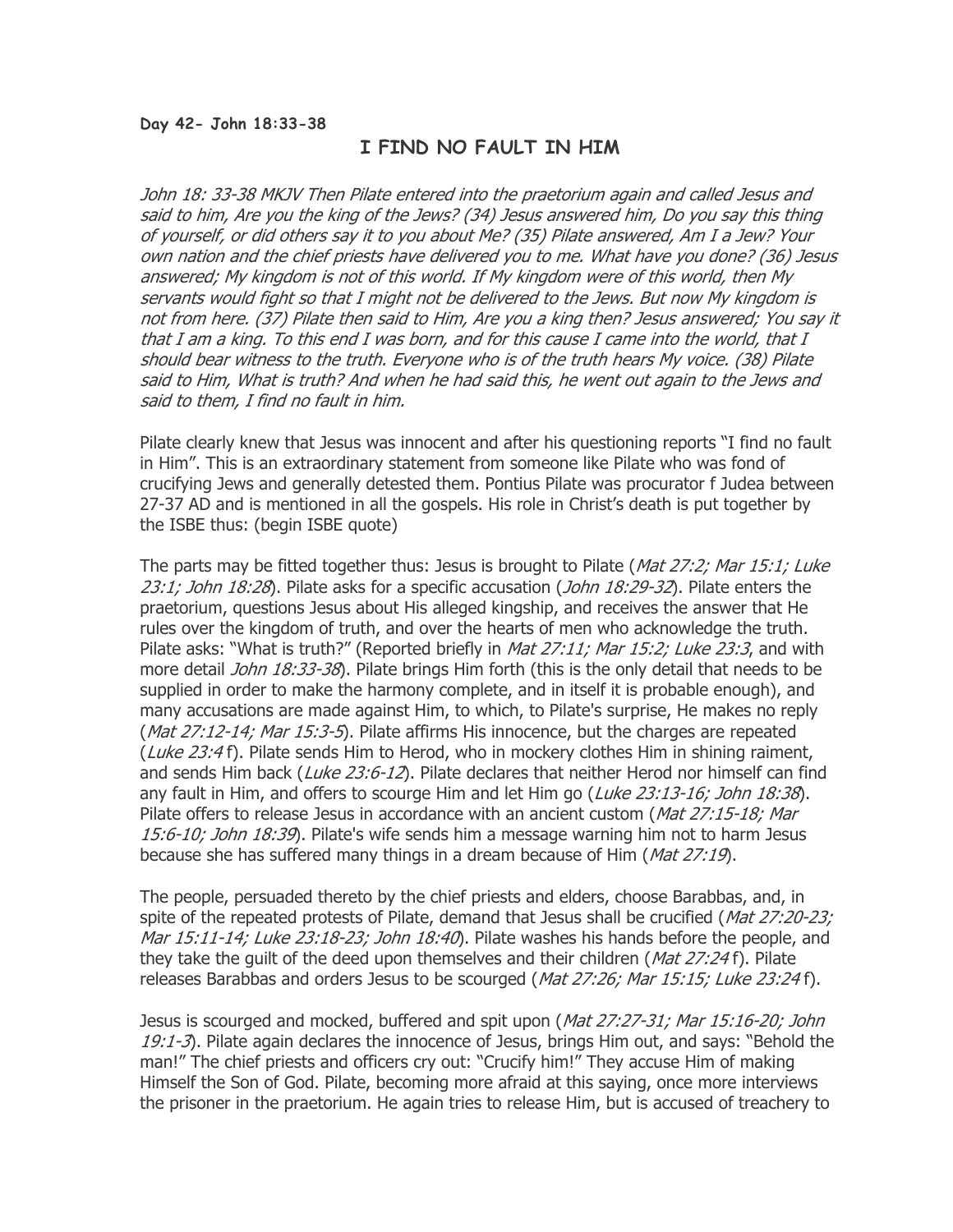**Day 42- John 18:33-38**

## I FIND NO FAULT IN HIM

*John 18: 33-38 MKJV Then Pilate entered into the praetorium again and called Jesus and said to him, Are you the king of the Jews? (34) Jesus answered him, Do you say this thing of yourself, or did others say it to you about Me? (35) Pilate answered, Am I a Jew? Your own nation and the chief priests have delivered you to me. What have you done? (36) Jesus answered; My kingdom is not of this world. If My kingdom were of this world, then My servants would fight so that I might not be delivered to the Jews. But now My kingdom is not from here. (37) Pilate then said to Him, Are you a king then? Jesus answered; You say it that I am a king. To this end I was born, and for this cause I came into the world, that I should bear witness to the truth. Everyone who is of the truth hears My voice. (38) Pilate said to Him, What is truth? And when he had said this, he went out again to the Jews and said to them, I find no fault in him.*

Pilate clearly knew that Jesus was innocent and after his questioning reports "I find no fault in Him". This is an extraordinary statement from someone like Pilate who was fond of crucifying Jews and generally detested them. Pontius Pilate was procurator f Judea between 27-37 AD and is mentioned in all the gospels. His role in Christ's death is put together by the ISBE thus: (begin ISBE quote)

The parts may be fitted together thus: Jesus is brought to Pilate (*Mat 27:2; Mar 15:1; Luke 23:1; John 18:28*). Pilate asks for a specific accusation (*John 18:29-32*). Pilate enters the praetorium, questions Jesus about His alleged kingship, and receives the answer that He rules over the kingdom of truth, and over the hearts of men who acknowledge the truth. Pilate asks: "What is truth?" (Reported briefly in *Mat 27:11; Mar 15:2; Luke 23:3*, and with more detail *John 18:33-38*). Pilate brings Him forth (this is the only detail that needs to be supplied in order to make the harmony complete, and in itself it is probable enough), and many accusations are made against Him, to which, to Pilate's surprise, He makes no reply (*Mat 27:12-14; Mar 15:3-5*). Pilate affirms His innocence, but the charges are repeated (*Luke 23:4* f). Pilate sends Him to Herod, who in mockery clothes Him in shining raiment, and sends Him back (*Luke 23:6-12*). Pilate declares that neither Herod nor himself can find any fault in Him, and offers to scourge Him and let Him go (*Luke 23:13-16; John 18:38*). Pilate offers to release Jesus in accordance with an ancient custom (*Mat 27:15-18; Mar 15:6-10; John 18:39*). Pilate's wife sends him a message warning him not to harm Jesus because she has suffered many things in a dream because of Him (*Mat 27:19*).

The people, persuaded thereto by the chief priests and elders, choose Barabbas, and, in spite of the repeated protests of Pilate, demand that Jesus shall be crucified (*Mat 27:20-23; Mar 15:11-14; Luke 23:18-23; John 18:40*). Pilate washes his hands before the people, and they take the guilt of the deed upon themselves and their children (*Mat 27:24* f). Pilate releases Barabbas and orders Jesus to be scourged (*Mat 27:26; Mar 15:15; Luke 23:24* f).

Jesus is scourged and mocked, buffered and spit upon (*Mat 27:27-31; Mar 15:16-20; John 19:1-3*). Pilate again declares the innocence of Jesus, brings Him out, and says: "Behold the man!" The chief priests and officers cry out: "Crucify him!" They accuse Him of making Himself the Son of God. Pilate, becoming more afraid at this saying, once more interviews the prisoner in the praetorium. He again tries to release Him, but is accused of treachery to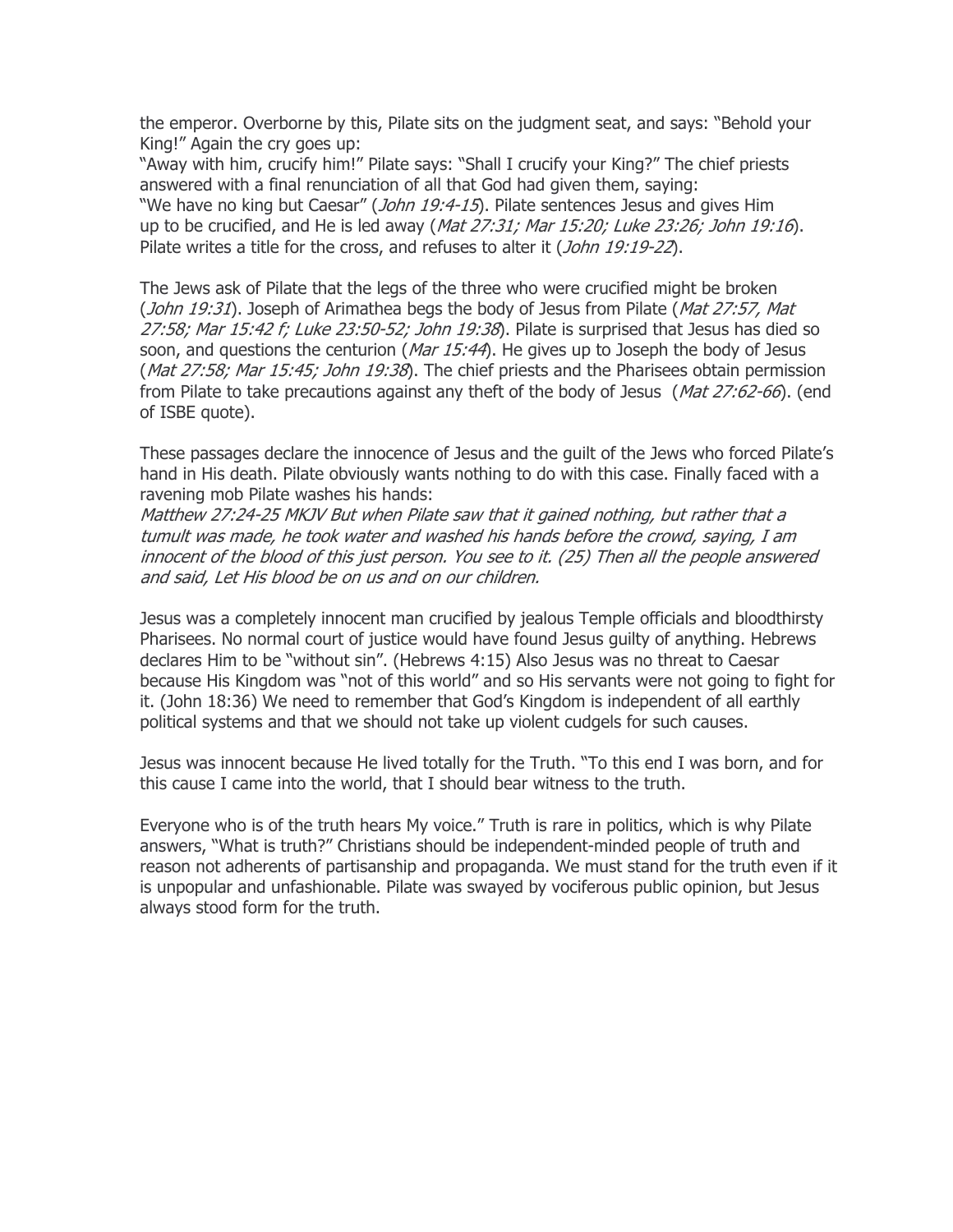the emperor. Overborne by this, Pilate sits on the judgment seat, and says: "Behold your King!" Again the cry goes up:
"Away with him, crucify him!" Pilate says: "Shall I crucify your King?" The chief priests answered with a final renunciation of all that God had given them, saying:
"We have no king but Caesar" (*John 19:4-15*). Pilate sentences Jesus and gives Him up to be crucified, and He is led away (*Mat 27:31; Mar 15:20; Luke 23:26; John 19:16*). Pilate writes a title for the cross, and refuses to alter it (*John 19:19-22*).

The Jews ask of Pilate that the legs of the three who were crucified might be broken (*John 19:31*). Joseph of Arimathea begs the body of Jesus from Pilate (*Mat 27:57, Mat 27:58; Mar 15:42 f; Luke 23:50-52; John 19:38*). Pilate is surprised that Jesus has died so soon, and questions the centurion (*Mar 15:44*). He gives up to Joseph the body of Jesus (*Mat 27:58; Mar 15:45; John 19:38*). The chief priests and the Pharisees obtain permission from Pilate to take precautions against any theft of the body of Jesus (*Mat 27:62-66*). (end of ISBE quote).

These passages declare the innocence of Jesus and the guilt of the Jews who forced Pilate's hand in His death. Pilate obviously wants nothing to do with this case. Finally faced with a ravening mob Pilate washes his hands:
*Matthew 27:24-25 MKJV But when Pilate saw that it gained nothing, but rather that a tumult was made, he took water and washed his hands before the crowd, saying, I am innocent of the blood of this just person. You see to it. (25) Then all the people answered and said, Let His blood be on us and on our children.*

Jesus was a completely innocent man crucified by jealous Temple officials and bloodthirsty Pharisees. No normal court of justice would have found Jesus guilty of anything. Hebrews declares Him to be "without sin". (Hebrews 4:15) Also Jesus was no threat to Caesar because His Kingdom was "not of this world" and so His servants were not going to fight for it. (John 18:36) We need to remember that God's Kingdom is independent of all earthly political systems and that we should not take up violent cudgels for such causes.

Jesus was innocent because He lived totally for the Truth. "To this end I was born, and for this cause I came into the world, that I should bear witness to the truth.

Everyone who is of the truth hears My voice." Truth is rare in politics, which is why Pilate answers, "What is truth?" Christians should be independent-minded people of truth and reason not adherents of partisanship and propaganda. We must stand for the truth even if it is unpopular and unfashionable. Pilate was swayed by vociferous public opinion, but Jesus always stood form for the truth.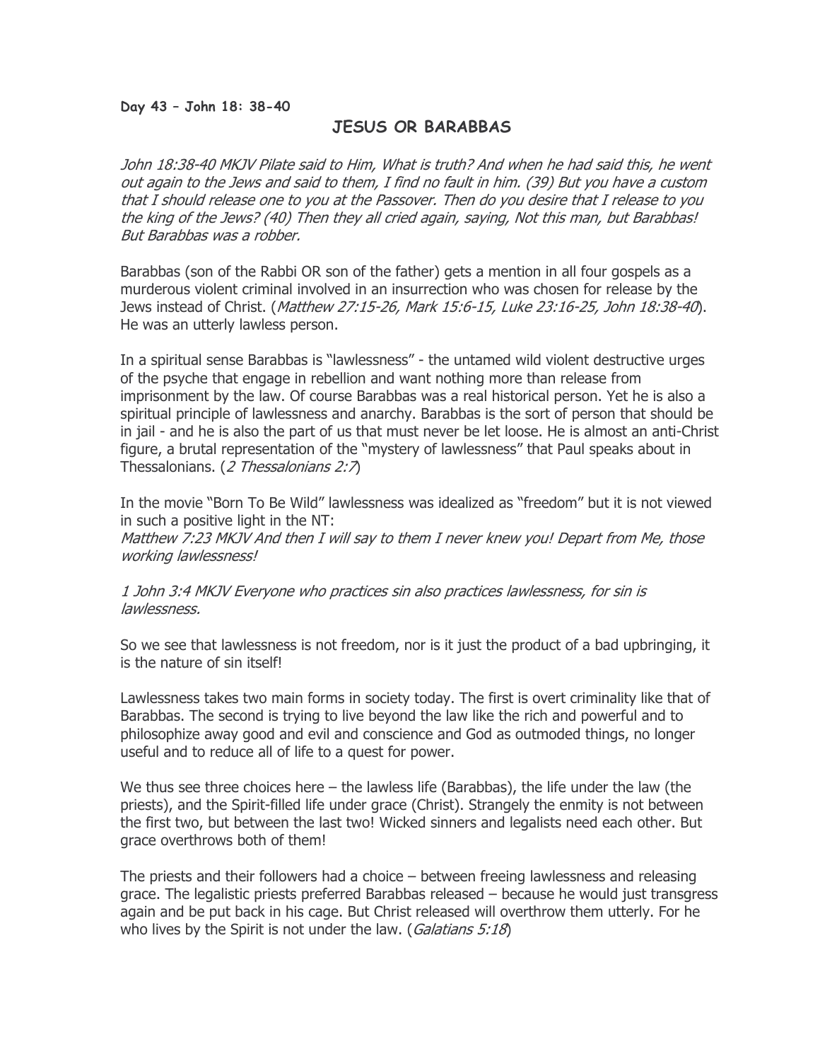**Day 43 – John 18: 38-40**

## JESUS OR BARABBAS

*John 18:38-40 MKJV Pilate said to Him, What is truth? And when he had said this, he went out again to the Jews and said to them, I find no fault in him. (39) But you have a custom that I should release one to you at the Passover. Then do you desire that I release to you the king of the Jews? (40) Then they all cried again, saying, Not this man, but Barabbas! But Barabbas was a robber.*

Barabbas (son of the Rabbi OR son of the father) gets a mention in all four gospels as a murderous violent criminal involved in an insurrection who was chosen for release by the Jews instead of Christ. (*Matthew 27:15-26, Mark 15:6-15, Luke 23:16-25, John 18:38-40*). He was an utterly lawless person.

In a spiritual sense Barabbas is "lawlessness" - the untamed wild violent destructive urges of the psyche that engage in rebellion and want nothing more than release from imprisonment by the law. Of course Barabbas was a real historical person. Yet he is also a spiritual principle of lawlessness and anarchy. Barabbas is the sort of person that should be in jail - and he is also the part of us that must never be let loose. He is almost an anti-Christ figure, a brutal representation of the "mystery of lawlessness" that Paul speaks about in Thessalonians. (*2 Thessalonians 2:7*)

In the movie "Born To Be Wild" lawlessness was idealized as "freedom" but it is not viewed in such a positive light in the NT:
*Matthew 7:23 MKJV And then I will say to them I never knew you! Depart from Me, those working lawlessness!*

*1 John 3:4 MKJV Everyone who practices sin also practices lawlessness, for sin is lawlessness.*

So we see that lawlessness is not freedom, nor is it just the product of a bad upbringing, it is the nature of sin itself!

Lawlessness takes two main forms in society today. The first is overt criminality like that of Barabbas. The second is trying to live beyond the law like the rich and powerful and to philosophize away good and evil and conscience and God as outmoded things, no longer useful and to reduce all of life to a quest for power.

We thus see three choices here – the lawless life (Barabbas), the life under the law (the priests), and the Spirit-filled life under grace (Christ). Strangely the enmity is not between the first two, but between the last two! Wicked sinners and legalists need each other. But grace overthrows both of them!

The priests and their followers had a choice – between freeing lawlessness and releasing grace. The legalistic priests preferred Barabbas released – because he would just transgress again and be put back in his cage. But Christ released will overthrow them utterly. For he who lives by the Spirit is not under the law. (*Galatians 5:18*)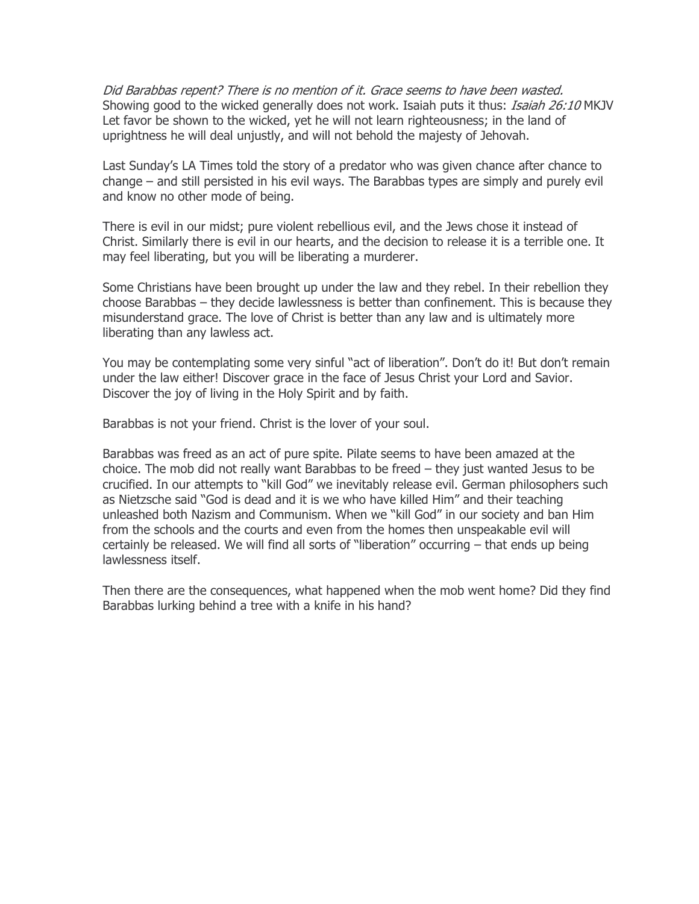*Did Barabbas repent? There is no mention of it. Grace seems to have been wasted.* Showing good to the wicked generally does not work. Isaiah puts it thus: *Isaiah 26:10* MKJV Let favor be shown to the wicked, yet he will not learn righteousness; in the land of uprightness he will deal unjustly, and will not behold the majesty of Jehovah.

Last Sunday's LA Times told the story of a predator who was given chance after chance to change – and still persisted in his evil ways. The Barabbas types are simply and purely evil and know no other mode of being.

There is evil in our midst; pure violent rebellious evil, and the Jews chose it instead of Christ. Similarly there is evil in our hearts, and the decision to release it is a terrible one. It may feel liberating, but you will be liberating a murderer.

Some Christians have been brought up under the law and they rebel. In their rebellion they choose Barabbas – they decide lawlessness is better than confinement. This is because they misunderstand grace. The love of Christ is better than any law and is ultimately more liberating than any lawless act.

You may be contemplating some very sinful "act of liberation". Don't do it! But don't remain under the law either! Discover grace in the face of Jesus Christ your Lord and Savior. Discover the joy of living in the Holy Spirit and by faith.

Barabbas is not your friend. Christ is the lover of your soul.

Barabbas was freed as an act of pure spite. Pilate seems to have been amazed at the choice. The mob did not really want Barabbas to be freed – they just wanted Jesus to be crucified. In our attempts to "kill God" we inevitably release evil. German philosophers such as Nietzsche said "God is dead and it is we who have killed Him" and their teaching unleashed both Nazism and Communism. When we "kill God" in our society and ban Him from the schools and the courts and even from the homes then unspeakable evil will certainly be released. We will find all sorts of "liberation" occurring – that ends up being lawlessness itself.

Then there are the consequences, what happened when the mob went home? Did they find Barabbas lurking behind a tree with a knife in his hand?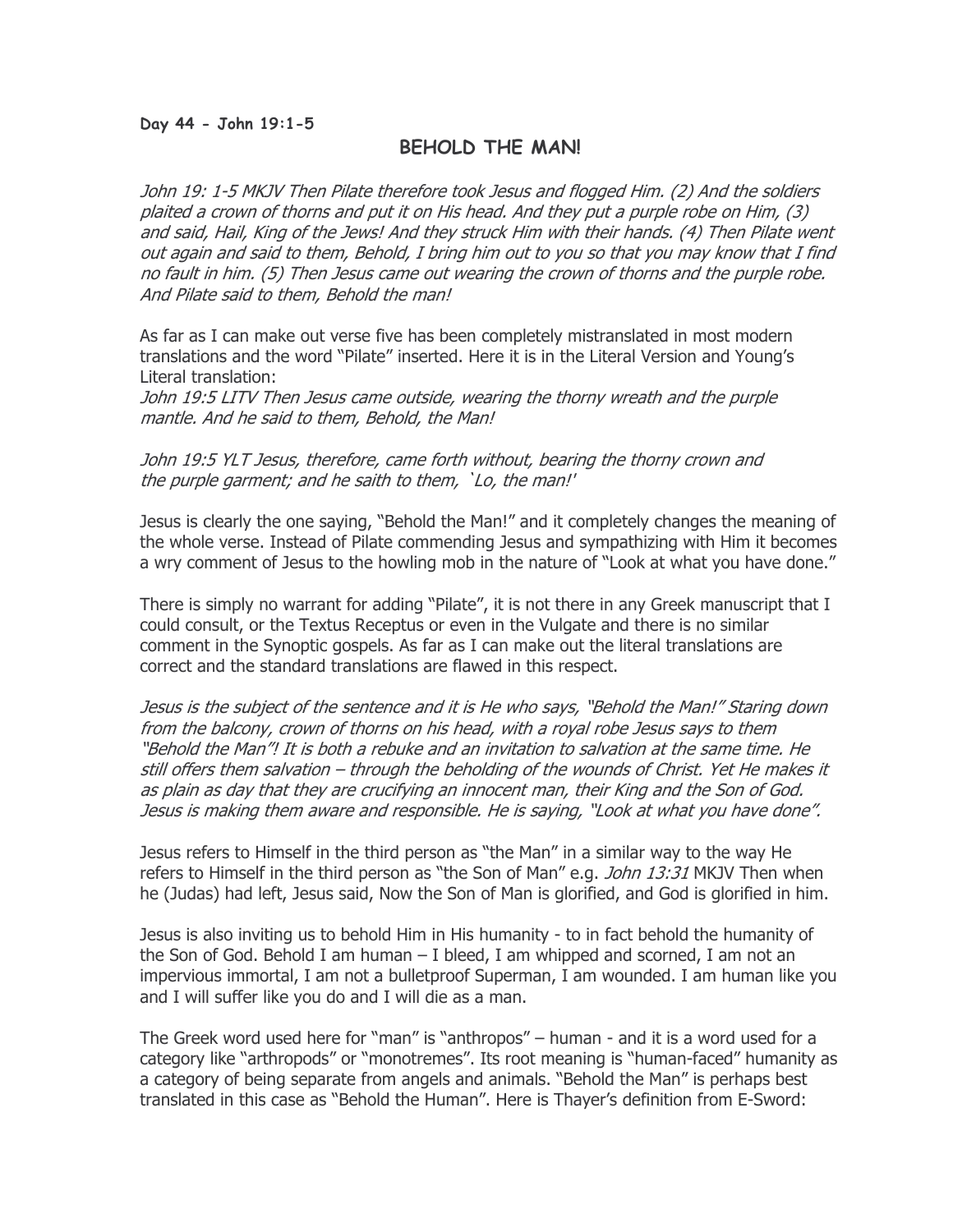**Day 44 - John 19:1-5**

## BEHOLD THE MAN!

*John 19: 1-5 MKJV Then Pilate therefore took Jesus and flogged Him. (2) And the soldiers plaited a crown of thorns and put it on His head. And they put a purple robe on Him, (3) and said, Hail, King of the Jews! And they struck Him with their hands. (4) Then Pilate went out again and said to them, Behold, I bring him out to you so that you may know that I find no fault in him. (5) Then Jesus came out wearing the crown of thorns and the purple robe. And Pilate said to them, Behold the man!*

As far as I can make out verse five has been completely mistranslated in most modern translations and the word "Pilate" inserted. Here it is in the Literal Version and Young's Literal translation:

*John 19:5 LITV Then Jesus came outside, wearing the thorny wreath and the purple mantle. And he said to them, Behold, the Man!*

*John 19:5 YLT Jesus, therefore, came forth without, bearing the thorny crown and the purple garment; and he saith to them, `Lo, the man!'*

Jesus is clearly the one saying, "Behold the Man!" and it completely changes the meaning of the whole verse. Instead of Pilate commending Jesus and sympathizing with Him it becomes a wry comment of Jesus to the howling mob in the nature of "Look at what you have done."

There is simply no warrant for adding "Pilate", it is not there in any Greek manuscript that I could consult, or the Textus Receptus or even in the Vulgate and there is no similar comment in the Synoptic gospels. As far as I can make out the literal translations are correct and the standard translations are flawed in this respect.

*Jesus is the subject of the sentence and it is He who says, "Behold the Man!" Staring down from the balcony, crown of thorns on his head, with a royal robe Jesus says to them "Behold the Man"! It is both a rebuke and an invitation to salvation at the same time. He still offers them salvation – through the beholding of the wounds of Christ. Yet He makes it as plain as day that they are crucifying an innocent man, their King and the Son of God. Jesus is making them aware and responsible. He is saying, "Look at what you have done".*

Jesus refers to Himself in the third person as "the Man" in a similar way to the way He refers to Himself in the third person as "the Son of Man" e.g. *John 13:31* MKJV Then when he (Judas) had left, Jesus said, Now the Son of Man is glorified, and God is glorified in him.

Jesus is also inviting us to behold Him in His humanity - to in fact behold the humanity of the Son of God. Behold I am human – I bleed, I am whipped and scorned, I am not an impervious immortal, I am not a bulletproof Superman, I am wounded. I am human like you and I will suffer like you do and I will die as a man.

The Greek word used here for "man" is "anthropos" – human - and it is a word used for a category like "arthropods" or "monotremes". Its root meaning is "human-faced" humanity as a category of being separate from angels and animals. "Behold the Man" is perhaps best translated in this case as "Behold the Human". Here is Thayer's definition from E-Sword: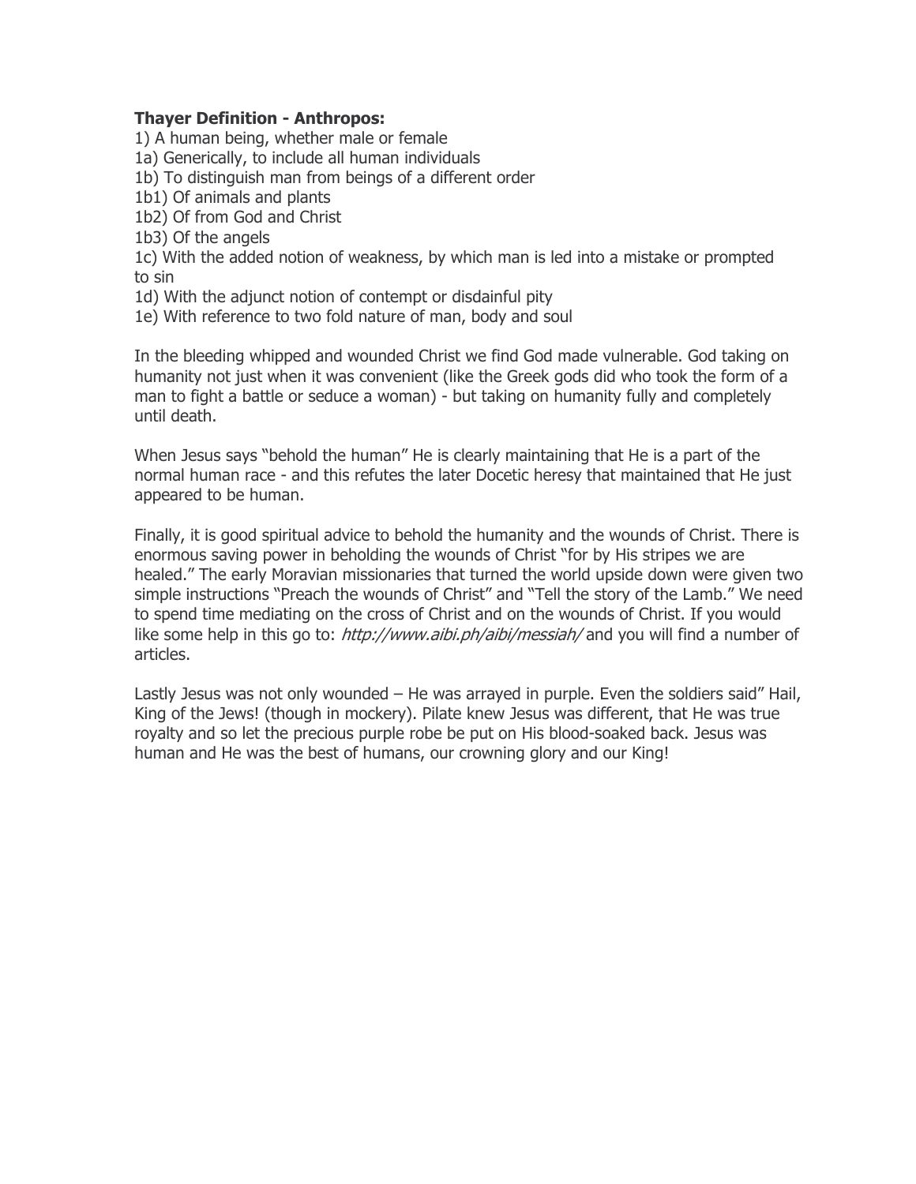**Thayer Definition - Anthropos:**

1) A human being, whether male or female
1a) Generically, to include all human individuals
1b) To distinguish man from beings of a different order
1b1) Of animals and plants
1b2) Of from God and Christ
1b3) Of the angels
1c) With the added notion of weakness, by which man is led into a mistake or prompted to sin
1d) With the adjunct notion of contempt or disdainful pity
1e) With reference to two fold nature of man, body and soul

In the bleeding whipped and wounded Christ we find God made vulnerable. God taking on humanity not just when it was convenient (like the Greek gods did who took the form of a man to fight a battle or seduce a woman) - but taking on humanity fully and completely until death.

When Jesus says "behold the human" He is clearly maintaining that He is a part of the normal human race - and this refutes the later Docetic heresy that maintained that He just appeared to be human.

Finally, it is good spiritual advice to behold the humanity and the wounds of Christ. There is enormous saving power in beholding the wounds of Christ "for by His stripes we are healed." The early Moravian missionaries that turned the world upside down were given two simple instructions "Preach the wounds of Christ" and "Tell the story of the Lamb." We need to spend time mediating on the cross of Christ and on the wounds of Christ. If you would like some help in this go to: *http://www.aibi.ph/aibi/messiah/* and you will find a number of articles.

Lastly Jesus was not only wounded – He was arrayed in purple. Even the soldiers said" Hail, King of the Jews! (though in mockery). Pilate knew Jesus was different, that He was true royalty and so let the precious purple robe be put on His blood-soaked back. Jesus was human and He was the best of humans, our crowning glory and our King!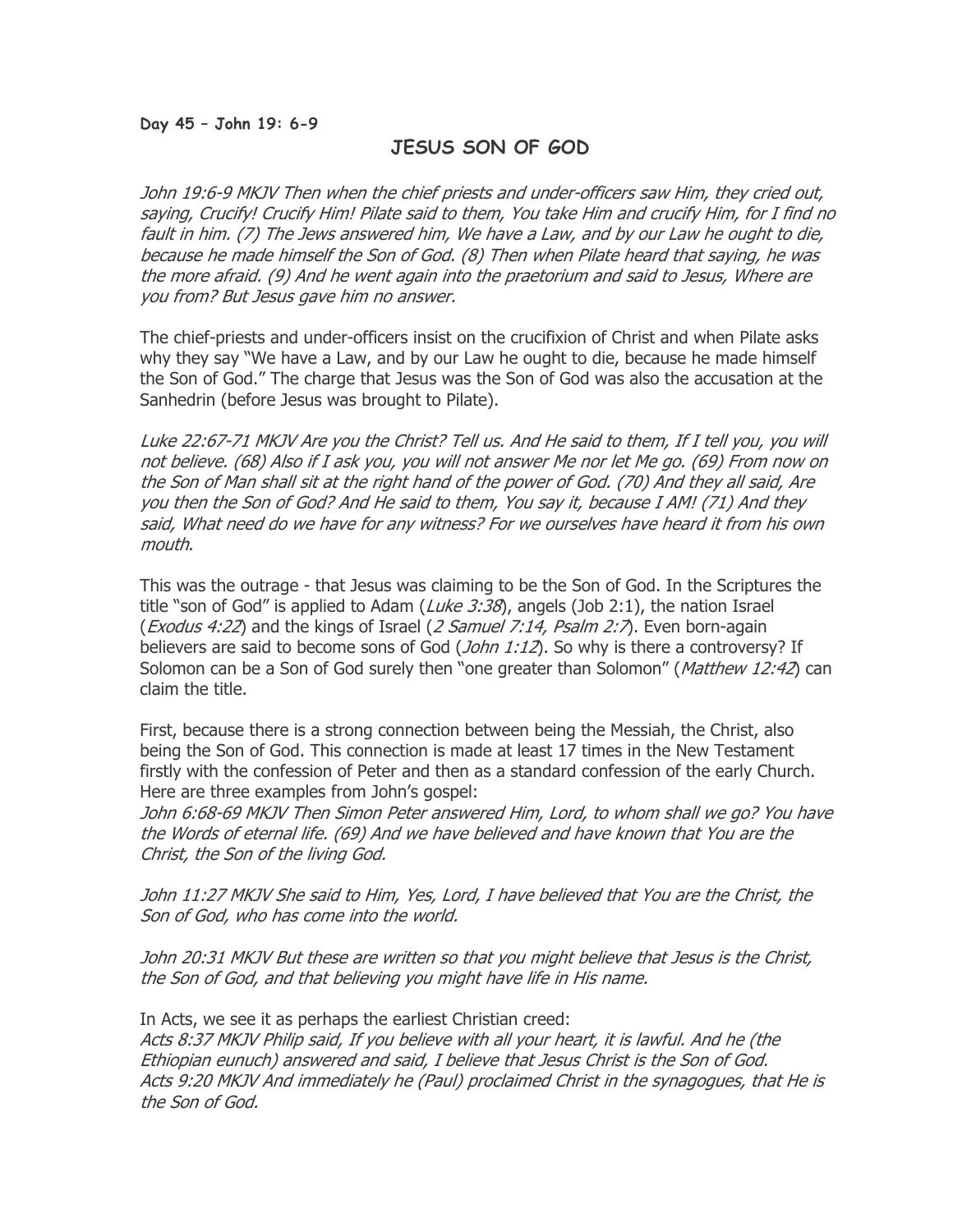**Day 45 – John 19: 6-9**

# JESUS SON OF GOD

*John 19:6-9 MKJV Then when the chief priests and under-officers saw Him, they cried out, saying, Crucify! Crucify Him! Pilate said to them, You take Him and crucify Him, for I find no fault in him. (7) The Jews answered him, We have a Law, and by our Law he ought to die, because he made himself the Son of God. (8) Then when Pilate heard that saying, he was the more afraid. (9) And he went again into the praetorium and said to Jesus, Where are you from? But Jesus gave him no answer.*

The chief-priests and under-officers insist on the crucifixion of Christ and when Pilate asks why they say "We have a Law, and by our Law he ought to die, because he made himself the Son of God." The charge that Jesus was the Son of God was also the accusation at the Sanhedrin (before Jesus was brought to Pilate).

*Luke 22:67-71 MKJV Are you the Christ? Tell us. And He said to them, If I tell you, you will not believe. (68) Also if I ask you, you will not answer Me nor let Me go. (69) From now on the Son of Man shall sit at the right hand of the power of God. (70) And they all said, Are you then the Son of God? And He said to them, You say it, because I AM! (71) And they said, What need do we have for any witness? For we ourselves have heard it from his own mouth*.

This was the outrage - that Jesus was claiming to be the Son of God. In the Scriptures the title "son of God" is applied to Adam (*Luke 3:38*), angels (Job 2:1), the nation Israel (*Exodus 4:22*) and the kings of Israel (*2 Samuel 7:14, Psalm 2:7*). Even born-again believers are said to become sons of God (*John 1:12*). So why is there a controversy? If Solomon can be a Son of God surely then "one greater than Solomon" (*Matthew 12:42*) can claim the title.

First, because there is a strong connection between being the Messiah, the Christ, also being the Son of God. This connection is made at least 17 times in the New Testament firstly with the confession of Peter and then as a standard confession of the early Church. Here are three examples from John's gospel:
*John 6:68-69 MKJV Then Simon Peter answered Him, Lord, to whom shall we go? You have the Words of eternal life. (69) And we have believed and have known that You are the Christ, the Son of the living God.*

*John 11:27 MKJV She said to Him, Yes, Lord, I have believed that You are the Christ, the Son of God, who has come into the world.*

*John 20:31 MKJV But these are written so that you might believe that Jesus is the Christ, the Son of God, and that believing you might have life in His name.*

In Acts, we see it as perhaps the earliest Christian creed:
*Acts 8:37 MKJV Philip said, If you believe with all your heart, it is lawful. And he (the Ethiopian eunuch) answered and said, I believe that Jesus Christ is the Son of God.*
*Acts 9:20 MKJV And immediately he (Paul) proclaimed Christ in the synagogues, that He is the Son of God.*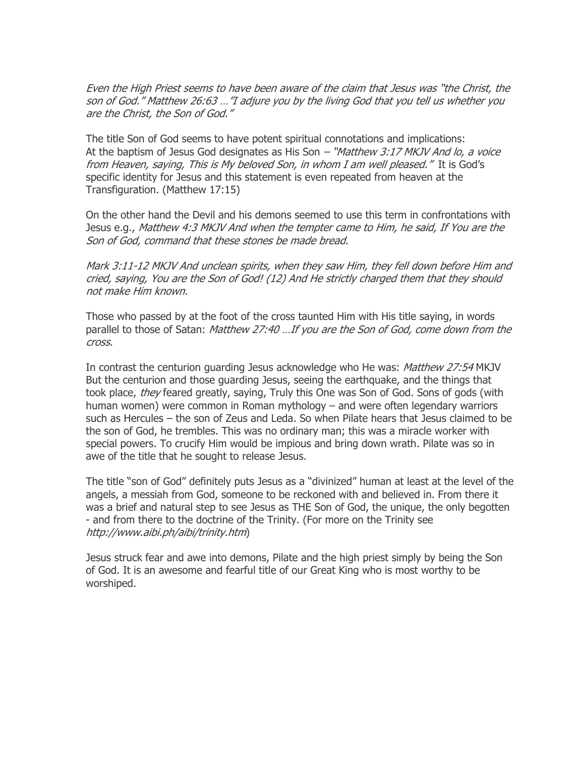*Even the High Priest seems to have been aware of the claim that Jesus was "the Christ, the son of God." Matthew 26:63 …"I adjure you by the living God that you tell us whether you are the Christ, the Son of God."*

The title Son of God seems to have potent spiritual connotations and implications:
At the baptism of Jesus God designates as His Son – *"Matthew 3:17 MKJV And lo, a voice from Heaven, saying, This is My beloved Son, in whom I am well pleased."* It is God's specific identity for Jesus and this statement is even repeated from heaven at the Transfiguration. (Matthew 17:15)

On the other hand the Devil and his demons seemed to use this term in confrontations with Jesus e.g., *Matthew 4:3 MKJV And when the tempter came to Him, he said, If You are the Son of God, command that these stones be made bread.*

*Mark 3:11-12 MKJV And unclean spirits, when they saw Him, they fell down before Him and cried, saying, You are the Son of God! (12) And He strictly charged them that they should not make Him known.*

Those who passed by at the foot of the cross taunted Him with His title saying, in words parallel to those of Satan: *Matthew 27:40 …If you are the Son of God, come down from the cross.*

In contrast the centurion guarding Jesus acknowledge who He was: *Matthew 27:54* MKJV But the centurion and those guarding Jesus, seeing the earthquake, and the things that took place, *they* feared greatly, saying, Truly this One was Son of God. Sons of gods (with human women) were common in Roman mythology – and were often legendary warriors such as Hercules – the son of Zeus and Leda. So when Pilate hears that Jesus claimed to be the son of God, he trembles. This was no ordinary man; this was a miracle worker with special powers. To crucify Him would be impious and bring down wrath. Pilate was so in awe of the title that he sought to release Jesus.

The title "son of God" definitely puts Jesus as a "divinized" human at least at the level of the angels, a messiah from God, someone to be reckoned with and believed in. From there it was a brief and natural step to see Jesus as THE Son of God, the unique, the only begotten - and from there to the doctrine of the Trinity. (For more on the Trinity see *http://www.aibi.ph/aibi/trinity.htm*)

Jesus struck fear and awe into demons, Pilate and the high priest simply by being the Son of God. It is an awesome and fearful title of our Great King who is most worthy to be worshiped.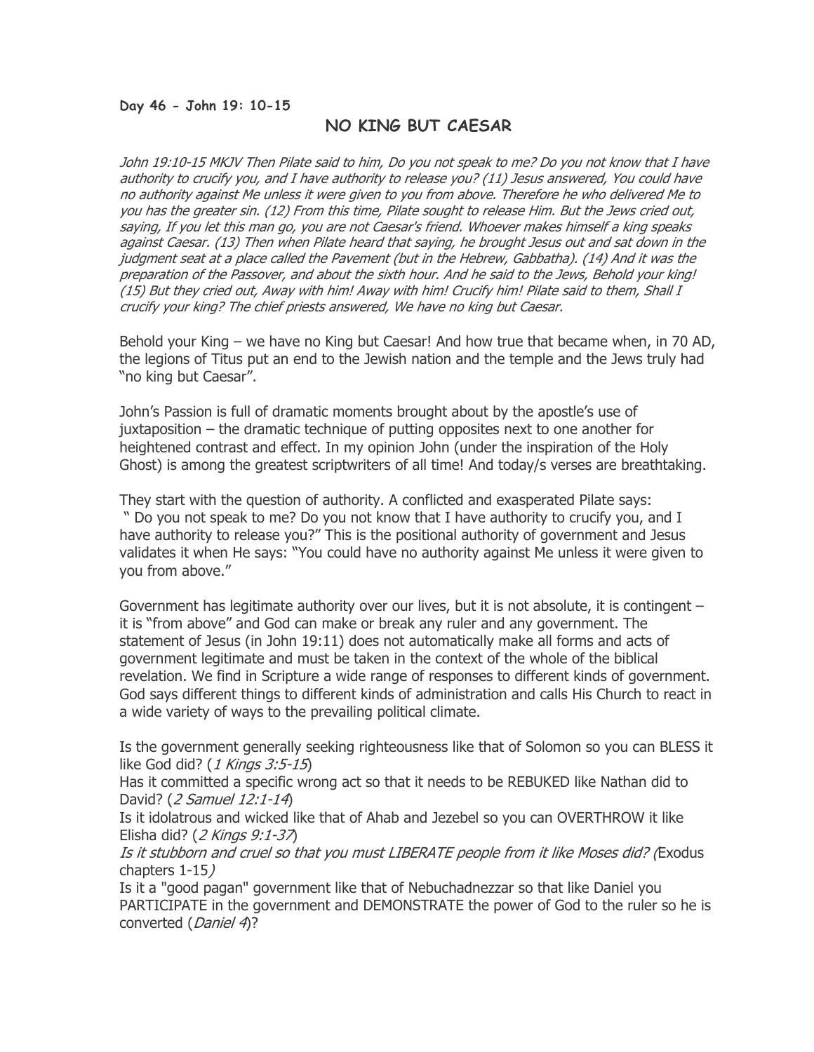**Day 46 - John 19: 10-15**

## NO KING BUT CAESAR

*John 19:10-15 MKJV Then Pilate said to him, Do you not speak to me? Do you not know that I have authority to crucify you, and I have authority to release you? (11) Jesus answered, You could have no authority against Me unless it were given to you from above. Therefore he who delivered Me to you has the greater sin. (12) From this time, Pilate sought to release Him. But the Jews cried out, saying, If you let this man go, you are not Caesar's friend. Whoever makes himself a king speaks against Caesar. (13) Then when Pilate heard that saying, he brought Jesus out and sat down in the judgment seat at a place called the Pavement (but in the Hebrew, Gabbatha). (14) And it was the preparation of the Passover, and about the sixth hour. And he said to the Jews, Behold your king! (15) But they cried out, Away with him! Away with him! Crucify him! Pilate said to them, Shall I crucify your king? The chief priests answered, We have no king but Caesar.*

Behold your King – we have no King but Caesar! And how true that became when, in 70 AD, the legions of Titus put an end to the Jewish nation and the temple and the Jews truly had "no king but Caesar".

John's Passion is full of dramatic moments brought about by the apostle's use of juxtaposition – the dramatic technique of putting opposites next to one another for heightened contrast and effect. In my opinion John (under the inspiration of the Holy Ghost) is among the greatest scriptwriters of all time! And today/s verses are breathtaking.

They start with the question of authority. A conflicted and exasperated Pilate says: " Do you not speak to me? Do you not know that I have authority to crucify you, and I have authority to release you?" This is the positional authority of government and Jesus validates it when He says: "You could have no authority against Me unless it were given to you from above."

Government has legitimate authority over our lives, but it is not absolute, it is contingent – it is "from above" and God can make or break any ruler and any government. The statement of Jesus (in John 19:11) does not automatically make all forms and acts of government legitimate and must be taken in the context of the whole of the biblical revelation. We find in Scripture a wide range of responses to different kinds of government. God says different things to different kinds of administration and calls His Church to react in a wide variety of ways to the prevailing political climate.

Is the government generally seeking righteousness like that of Solomon so you can BLESS it like God did? (*1 Kings 3:5-15*)
Has it committed a specific wrong act so that it needs to be REBUKED like Nathan did to David? (*2 Samuel 12:1-14*)
Is it idolatrous and wicked like that of Ahab and Jezebel so you can OVERTHROW it like Elisha did? (*2 Kings 9:1-37*)
*Is it stubborn and cruel so that you must LIBERATE people from it like Moses did? (*Exodus chapters 1-15*)*
Is it a "good pagan" government like that of Nebuchadnezzar so that like Daniel you PARTICIPATE in the government and DEMONSTRATE the power of God to the ruler so he is converted (*Daniel 4*)?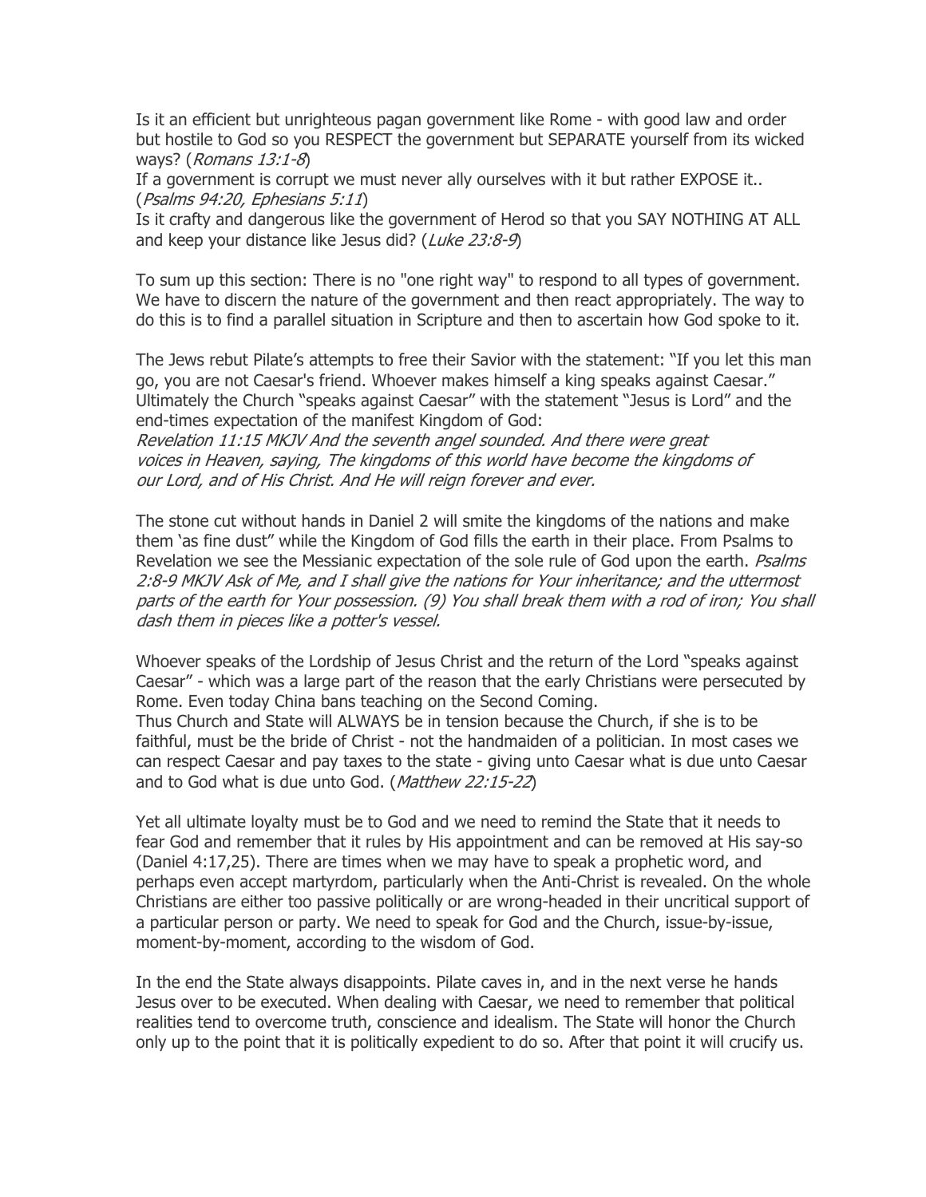Is it an efficient but unrighteous pagan government like Rome - with good law and order but hostile to God so you RESPECT the government but SEPARATE yourself from its wicked ways? (*Romans 13:1-8*)
If a government is corrupt we must never ally ourselves with it but rather EXPOSE it.. (*Psalms 94:20, Ephesians 5:11*)
Is it crafty and dangerous like the government of Herod so that you SAY NOTHING AT ALL and keep your distance like Jesus did? (*Luke 23:8-9*)

To sum up this section: There is no "one right way" to respond to all types of government. We have to discern the nature of the government and then react appropriately. The way to do this is to find a parallel situation in Scripture and then to ascertain how God spoke to it.

The Jews rebut Pilate's attempts to free their Savior with the statement: "If you let this man go, you are not Caesar's friend. Whoever makes himself a king speaks against Caesar." Ultimately the Church "speaks against Caesar" with the statement "Jesus is Lord" and the end-times expectation of the manifest Kingdom of God:
*Revelation 11:15 MKJV And the seventh angel sounded. And there were great voices in Heaven, saying, The kingdoms of this world have become the kingdoms of our Lord, and of His Christ. And He will reign forever and ever.*

The stone cut without hands in Daniel 2 will smite the kingdoms of the nations and make them 'as fine dust" while the Kingdom of God fills the earth in their place. From Psalms to Revelation we see the Messianic expectation of the sole rule of God upon the earth. *Psalms 2:8-9 MKJV Ask of Me, and I shall give the nations for Your inheritance; and the uttermost parts of the earth for Your possession. (9) You shall break them with a rod of iron; You shall dash them in pieces like a potter's vessel.*

Whoever speaks of the Lordship of Jesus Christ and the return of the Lord "speaks against Caesar" - which was a large part of the reason that the early Christians were persecuted by Rome. Even today China bans teaching on the Second Coming.
Thus Church and State will ALWAYS be in tension because the Church, if she is to be faithful, must be the bride of Christ - not the handmaiden of a politician. In most cases we can respect Caesar and pay taxes to the state - giving unto Caesar what is due unto Caesar and to God what is due unto God. (*Matthew 22:15-22*)

Yet all ultimate loyalty must be to God and we need to remind the State that it needs to fear God and remember that it rules by His appointment and can be removed at His say-so (Daniel 4:17,25). There are times when we may have to speak a prophetic word, and perhaps even accept martyrdom, particularly when the Anti-Christ is revealed. On the whole Christians are either too passive politically or are wrong-headed in their uncritical support of a particular person or party. We need to speak for God and the Church, issue-by-issue, moment-by-moment, according to the wisdom of God.

In the end the State always disappoints. Pilate caves in, and in the next verse he hands Jesus over to be executed. When dealing with Caesar, we need to remember that political realities tend to overcome truth, conscience and idealism. The State will honor the Church only up to the point that it is politically expedient to do so. After that point it will crucify us.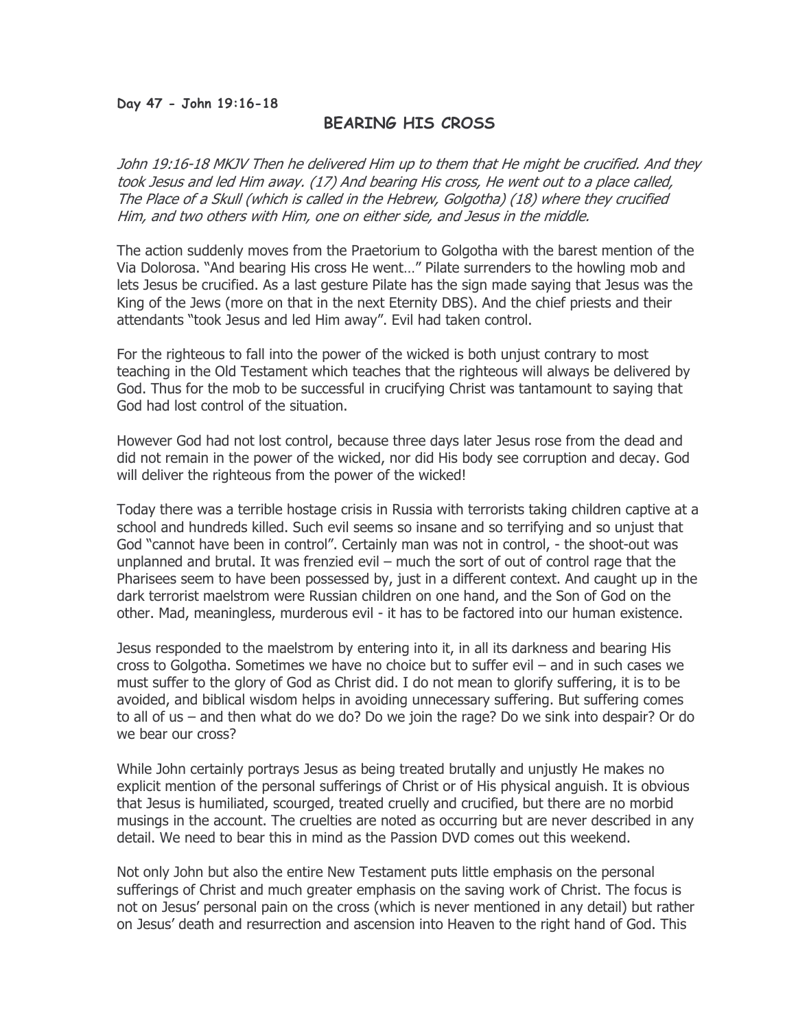**Day 47 - John 19:16-18**

## BEARING HIS CROSS

*John 19:16-18 MKJV Then he delivered Him up to them that He might be crucified. And they took Jesus and led Him away. (17) And bearing His cross, He went out to a place called, The Place of a Skull (which is called in the Hebrew, Golgotha) (18) where they crucified Him, and two others with Him, one on either side, and Jesus in the middle.*

The action suddenly moves from the Praetorium to Golgotha with the barest mention of the Via Dolorosa. "And bearing His cross He went…" Pilate surrenders to the howling mob and lets Jesus be crucified. As a last gesture Pilate has the sign made saying that Jesus was the King of the Jews (more on that in the next Eternity DBS). And the chief priests and their attendants "took Jesus and led Him away". Evil had taken control.

For the righteous to fall into the power of the wicked is both unjust contrary to most teaching in the Old Testament which teaches that the righteous will always be delivered by God. Thus for the mob to be successful in crucifying Christ was tantamount to saying that God had lost control of the situation.

However God had not lost control, because three days later Jesus rose from the dead and did not remain in the power of the wicked, nor did His body see corruption and decay. God will deliver the righteous from the power of the wicked!

Today there was a terrible hostage crisis in Russia with terrorists taking children captive at a school and hundreds killed. Such evil seems so insane and so terrifying and so unjust that God "cannot have been in control". Certainly man was not in control, - the shoot-out was unplanned and brutal. It was frenzied evil – much the sort of out of control rage that the Pharisees seem to have been possessed by, just in a different context. And caught up in the dark terrorist maelstrom were Russian children on one hand, and the Son of God on the other. Mad, meaningless, murderous evil - it has to be factored into our human existence.

Jesus responded to the maelstrom by entering into it, in all its darkness and bearing His cross to Golgotha. Sometimes we have no choice but to suffer evil – and in such cases we must suffer to the glory of God as Christ did. I do not mean to glorify suffering, it is to be avoided, and biblical wisdom helps in avoiding unnecessary suffering. But suffering comes to all of us – and then what do we do? Do we join the rage? Do we sink into despair? Or do we bear our cross?

While John certainly portrays Jesus as being treated brutally and unjustly He makes no explicit mention of the personal sufferings of Christ or of His physical anguish. It is obvious that Jesus is humiliated, scourged, treated cruelly and crucified, but there are no morbid musings in the account. The cruelties are noted as occurring but are never described in any detail. We need to bear this in mind as the Passion DVD comes out this weekend.

Not only John but also the entire New Testament puts little emphasis on the personal sufferings of Christ and much greater emphasis on the saving work of Christ. The focus is not on Jesus' personal pain on the cross (which is never mentioned in any detail) but rather on Jesus' death and resurrection and ascension into Heaven to the right hand of God. This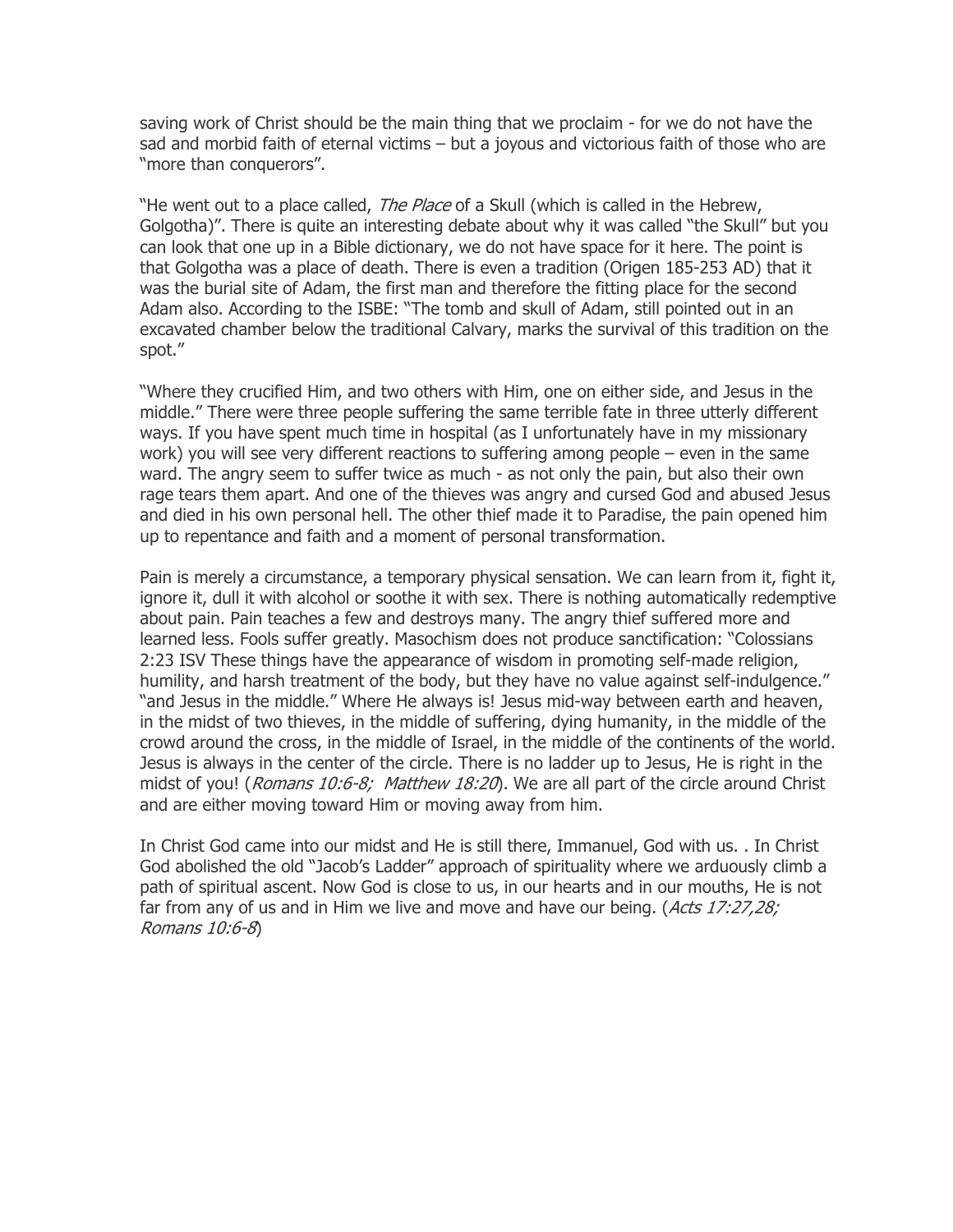saving work of Christ should be the main thing that we proclaim - for we do not have the sad and morbid faith of eternal victims – but a joyous and victorious faith of those who are "more than conquerors".

"He went out to a place called, *The Place* of a Skull (which is called in the Hebrew, Golgotha)". There is quite an interesting debate about why it was called "the Skull" but you can look that one up in a Bible dictionary, we do not have space for it here. The point is that Golgotha was a place of death. There is even a tradition (Origen 185-253 AD) that it was the burial site of Adam, the first man and therefore the fitting place for the second Adam also. According to the ISBE: "The tomb and skull of Adam, still pointed out in an excavated chamber below the traditional Calvary, marks the survival of this tradition on the spot."

"Where they crucified Him, and two others with Him, one on either side, and Jesus in the middle." There were three people suffering the same terrible fate in three utterly different ways. If you have spent much time in hospital (as I unfortunately have in my missionary work) you will see very different reactions to suffering among people – even in the same ward. The angry seem to suffer twice as much - as not only the pain, but also their own rage tears them apart. And one of the thieves was angry and cursed God and abused Jesus and died in his own personal hell. The other thief made it to Paradise, the pain opened him up to repentance and faith and a moment of personal transformation.

Pain is merely a circumstance, a temporary physical sensation. We can learn from it, fight it, ignore it, dull it with alcohol or soothe it with sex. There is nothing automatically redemptive about pain. Pain teaches a few and destroys many. The angry thief suffered more and learned less. Fools suffer greatly. Masochism does not produce sanctification: "Colossians 2:23 ISV These things have the appearance of wisdom in promoting self-made religion, humility, and harsh treatment of the body, but they have no value against self-indulgence." "and Jesus in the middle." Where He always is! Jesus mid-way between earth and heaven, in the midst of two thieves, in the middle of suffering, dying humanity, in the middle of the crowd around the cross, in the middle of Israel, in the middle of the continents of the world. Jesus is always in the center of the circle. There is no ladder up to Jesus, He is right in the midst of you! (*Romans 10:6-8; Matthew 18:20*). We are all part of the circle around Christ and are either moving toward Him or moving away from him.

In Christ God came into our midst and He is still there, Immanuel, God with us. . In Christ God abolished the old "Jacob's Ladder" approach of spirituality where we arduously climb a path of spiritual ascent. Now God is close to us, in our hearts and in our mouths, He is not far from any of us and in Him we live and move and have our being. (*Acts 17:27,28; Romans 10:6-8*)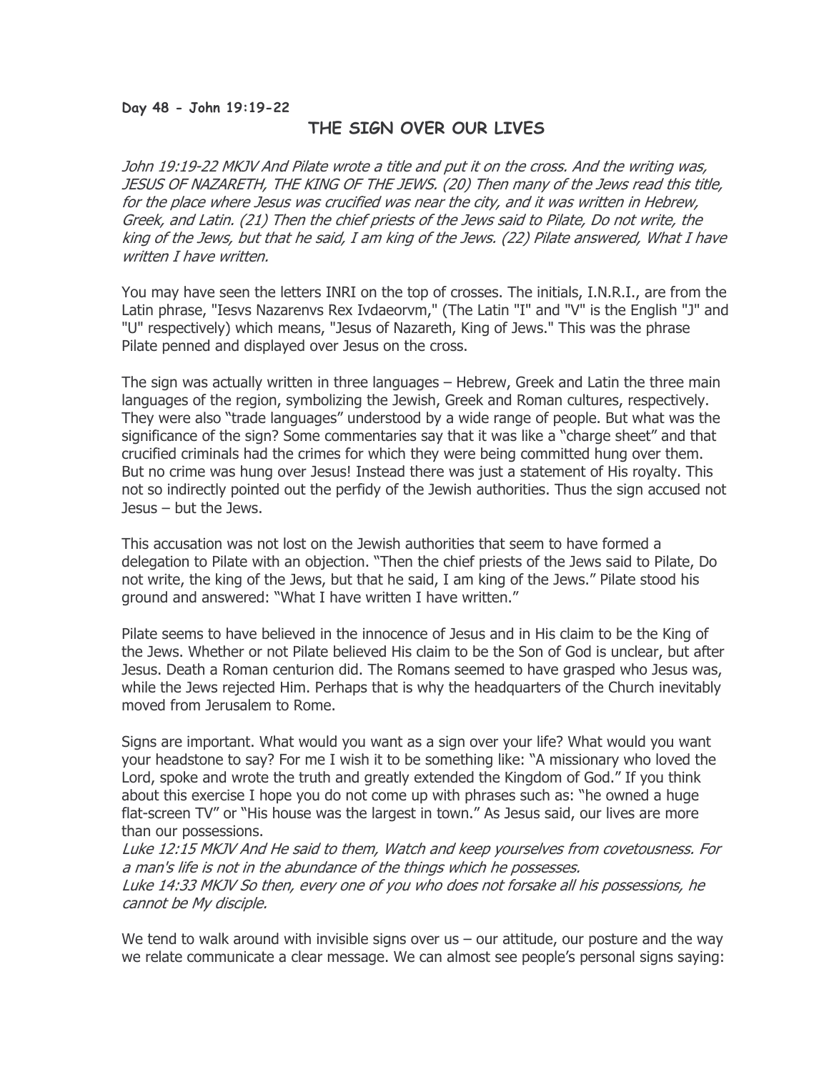**Day 48 - John 19:19-22**

## THE SIGN OVER OUR LIVES

*John 19:19-22 MKJV And Pilate wrote a title and put it on the cross. And the writing was, JESUS OF NAZARETH, THE KING OF THE JEWS. (20) Then many of the Jews read this title, for the place where Jesus was crucified was near the city, and it was written in Hebrew, Greek, and Latin. (21) Then the chief priests of the Jews said to Pilate, Do not write, the king of the Jews, but that he said, I am king of the Jews. (22) Pilate answered, What I have written I have written.*

You may have seen the letters INRI on the top of crosses. The initials, I.N.R.I., are from the Latin phrase, "Iesvs Nazarenvs Rex Ivdaeorvm," (The Latin "I" and "V" is the English "J" and "U" respectively) which means, "Jesus of Nazareth, King of Jews." This was the phrase Pilate penned and displayed over Jesus on the cross.

The sign was actually written in three languages – Hebrew, Greek and Latin the three main languages of the region, symbolizing the Jewish, Greek and Roman cultures, respectively. They were also "trade languages" understood by a wide range of people. But what was the significance of the sign? Some commentaries say that it was like a "charge sheet" and that crucified criminals had the crimes for which they were being committed hung over them. But no crime was hung over Jesus! Instead there was just a statement of His royalty. This not so indirectly pointed out the perfidy of the Jewish authorities. Thus the sign accused not Jesus – but the Jews.

This accusation was not lost on the Jewish authorities that seem to have formed a delegation to Pilate with an objection. "Then the chief priests of the Jews said to Pilate, Do not write, the king of the Jews, but that he said, I am king of the Jews." Pilate stood his ground and answered: "What I have written I have written."

Pilate seems to have believed in the innocence of Jesus and in His claim to be the King of the Jews. Whether or not Pilate believed His claim to be the Son of God is unclear, but after Jesus. Death a Roman centurion did. The Romans seemed to have grasped who Jesus was, while the Jews rejected Him. Perhaps that is why the headquarters of the Church inevitably moved from Jerusalem to Rome.

Signs are important. What would you want as a sign over your life? What would you want your headstone to say? For me I wish it to be something like: "A missionary who loved the Lord, spoke and wrote the truth and greatly extended the Kingdom of God." If you think about this exercise I hope you do not come up with phrases such as: "he owned a huge flat-screen TV" or "His house was the largest in town." As Jesus said, our lives are more than our possessions.

*Luke 12:15 MKJV And He said to them, Watch and keep yourselves from covetousness. For a man's life is not in the abundance of the things which he possesses.*

*Luke 14:33 MKJV So then, every one of you who does not forsake all his possessions, he cannot be My disciple.*

We tend to walk around with invisible signs over us – our attitude, our posture and the way we relate communicate a clear message. We can almost see people's personal signs saying: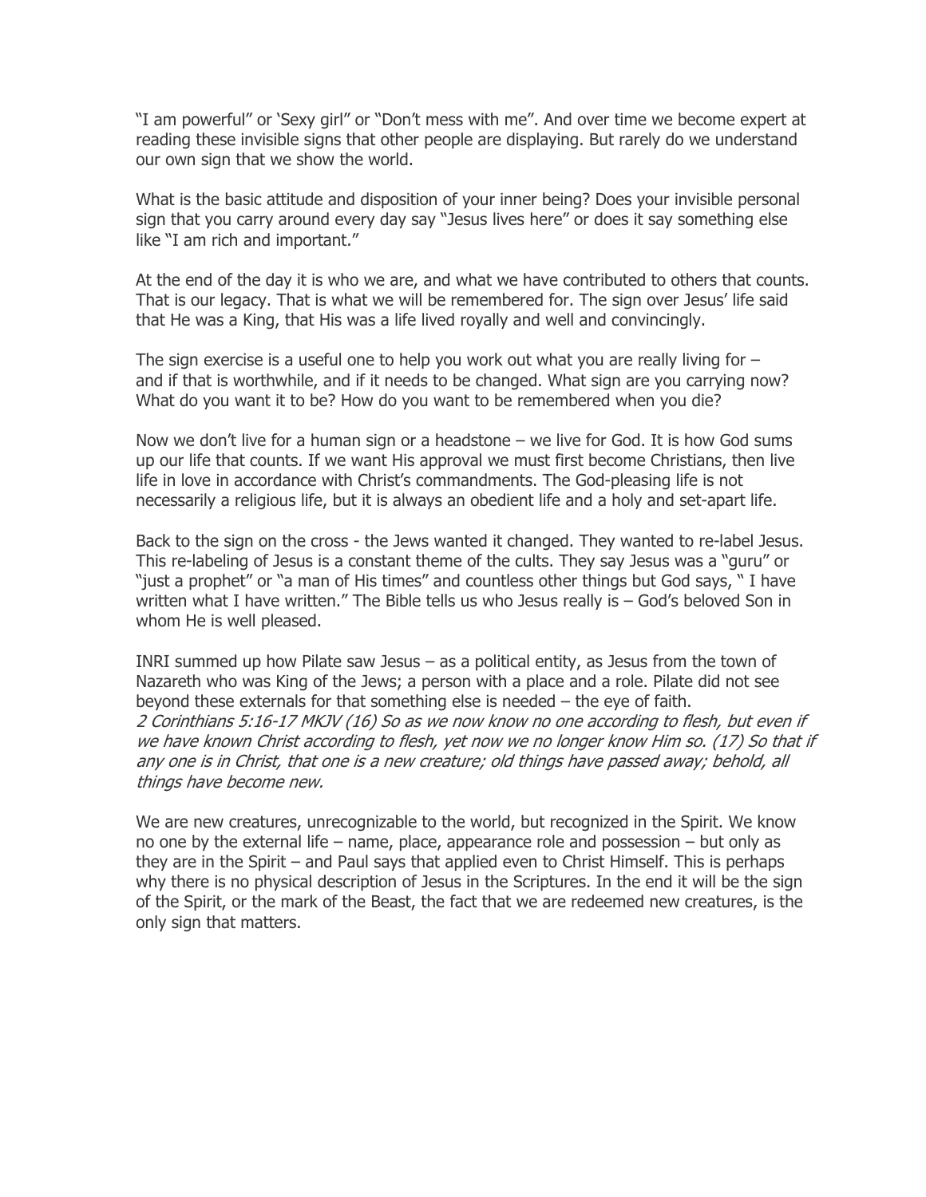"I am powerful" or 'Sexy girl" or "Don't mess with me". And over time we become expert at reading these invisible signs that other people are displaying. But rarely do we understand our own sign that we show the world.

What is the basic attitude and disposition of your inner being? Does your invisible personal sign that you carry around every day say "Jesus lives here" or does it say something else like "I am rich and important."

At the end of the day it is who we are, and what we have contributed to others that counts. That is our legacy. That is what we will be remembered for. The sign over Jesus' life said that He was a King, that His was a life lived royally and well and convincingly.

The sign exercise is a useful one to help you work out what you are really living for – and if that is worthwhile, and if it needs to be changed. What sign are you carrying now? What do you want it to be? How do you want to be remembered when you die?

Now we don't live for a human sign or a headstone – we live for God. It is how God sums up our life that counts. If we want His approval we must first become Christians, then live life in love in accordance with Christ's commandments. The God-pleasing life is not necessarily a religious life, but it is always an obedient life and a holy and set-apart life.

Back to the sign on the cross - the Jews wanted it changed. They wanted to re-label Jesus. This re-labeling of Jesus is a constant theme of the cults. They say Jesus was a "guru" or "just a prophet" or "a man of His times" and countless other things but God says, " I have written what I have written." The Bible tells us who Jesus really is – God's beloved Son in whom He is well pleased.

INRI summed up how Pilate saw Jesus – as a political entity, as Jesus from the town of Nazareth who was King of the Jews; a person with a place and a role. Pilate did not see beyond these externals for that something else is needed – the eye of faith.
*2 Corinthians 5:16-17 MKJV (16) So as we now know no one according to flesh, but even if we have known Christ according to flesh, yet now we no longer know Him so. (17) So that if any one is in Christ, that one is a new creature; old things have passed away; behold, all things have become new.*

We are new creatures, unrecognizable to the world, but recognized in the Spirit. We know no one by the external life – name, place, appearance role and possession – but only as they are in the Spirit – and Paul says that applied even to Christ Himself. This is perhaps why there is no physical description of Jesus in the Scriptures. In the end it will be the sign of the Spirit, or the mark of the Beast, the fact that we are redeemed new creatures, is the only sign that matters.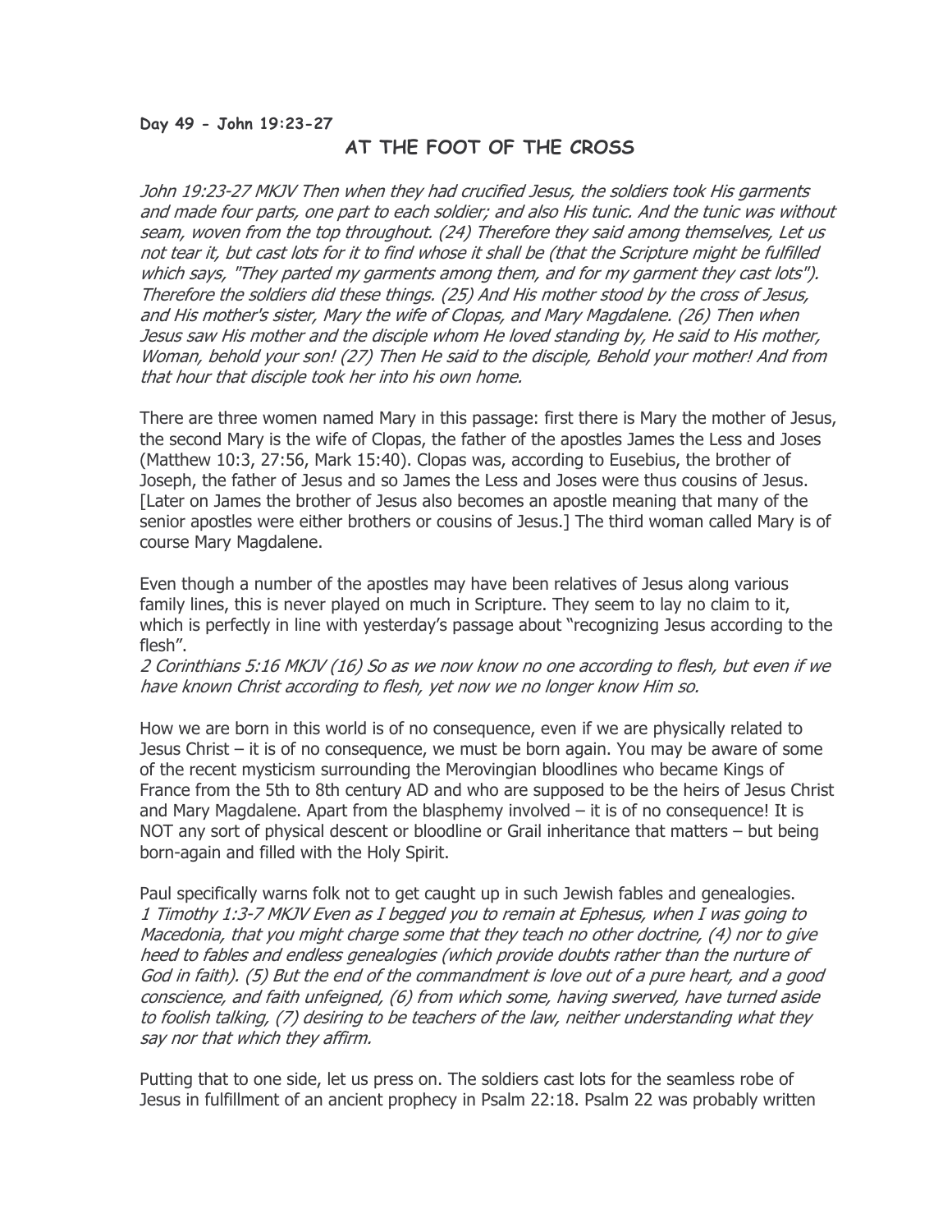**Day 49 - John 19:23-27**

## AT THE FOOT OF THE CROSS

*John 19:23-27 MKJV Then when they had crucified Jesus, the soldiers took His garments and made four parts, one part to each soldier; and also His tunic. And the tunic was without seam, woven from the top throughout. (24) Therefore they said among themselves, Let us not tear it, but cast lots for it to find whose it shall be (that the Scripture might be fulfilled which says, "They parted my garments among them, and for my garment they cast lots"). Therefore the soldiers did these things. (25) And His mother stood by the cross of Jesus, and His mother's sister, Mary the wife of Clopas, and Mary Magdalene. (26) Then when Jesus saw His mother and the disciple whom He loved standing by, He said to His mother, Woman, behold your son! (27) Then He said to the disciple, Behold your mother! And from that hour that disciple took her into his own home.*

There are three women named Mary in this passage: first there is Mary the mother of Jesus, the second Mary is the wife of Clopas, the father of the apostles James the Less and Joses (Matthew 10:3, 27:56, Mark 15:40). Clopas was, according to Eusebius, the brother of Joseph, the father of Jesus and so James the Less and Joses were thus cousins of Jesus. [Later on James the brother of Jesus also becomes an apostle meaning that many of the senior apostles were either brothers or cousins of Jesus.] The third woman called Mary is of course Mary Magdalene.

Even though a number of the apostles may have been relatives of Jesus along various family lines, this is never played on much in Scripture. They seem to lay no claim to it, which is perfectly in line with yesterday's passage about "recognizing Jesus according to the flesh".

*2 Corinthians 5:16 MKJV (16) So as we now know no one according to flesh, but even if we have known Christ according to flesh, yet now we no longer know Him so.*

How we are born in this world is of no consequence, even if we are physically related to Jesus Christ – it is of no consequence, we must be born again. You may be aware of some of the recent mysticism surrounding the Merovingian bloodlines who became Kings of France from the 5th to 8th century AD and who are supposed to be the heirs of Jesus Christ and Mary Magdalene. Apart from the blasphemy involved – it is of no consequence! It is NOT any sort of physical descent or bloodline or Grail inheritance that matters – but being born-again and filled with the Holy Spirit.

Paul specifically warns folk not to get caught up in such Jewish fables and genealogies.
*1 Timothy 1:3-7 MKJV Even as I begged you to remain at Ephesus, when I was going to Macedonia, that you might charge some that they teach no other doctrine, (4) nor to give heed to fables and endless genealogies (which provide doubts rather than the nurture of God in faith). (5) But the end of the commandment is love out of a pure heart, and a good conscience, and faith unfeigned, (6) from which some, having swerved, have turned aside to foolish talking, (7) desiring to be teachers of the law, neither understanding what they say nor that which they affirm.*

Putting that to one side, let us press on. The soldiers cast lots for the seamless robe of Jesus in fulfillment of an ancient prophecy in Psalm 22:18. Psalm 22 was probably written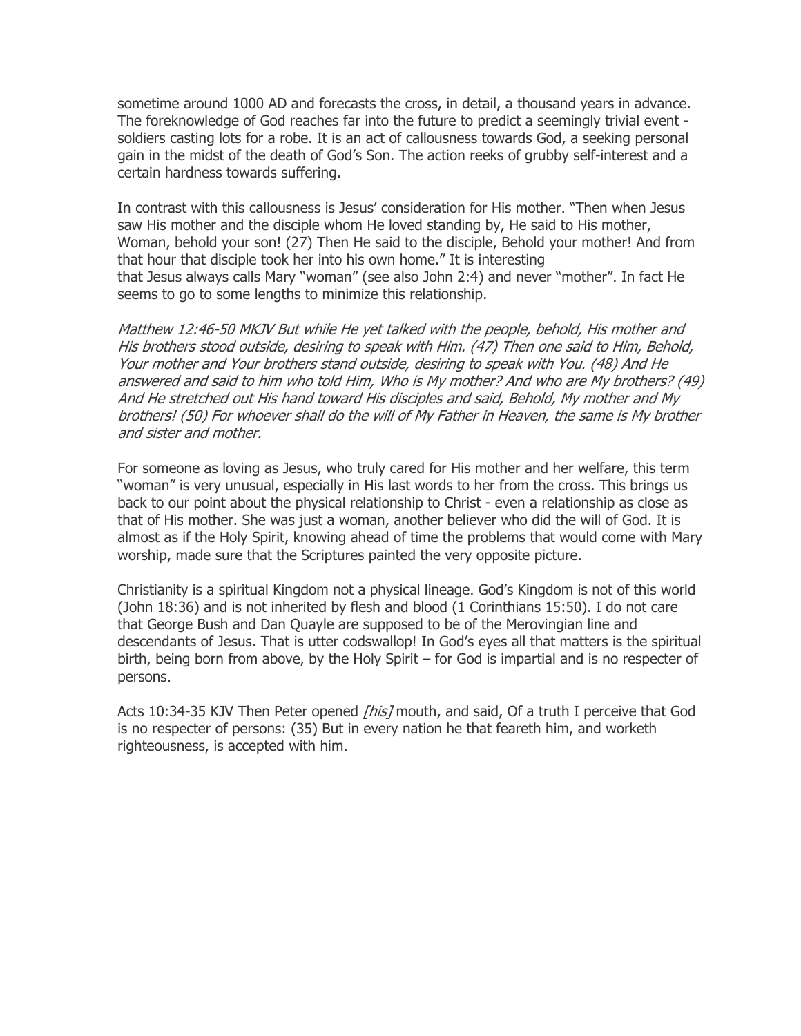sometime around 1000 AD and forecasts the cross, in detail, a thousand years in advance. The foreknowledge of God reaches far into the future to predict a seemingly trivial event - soldiers casting lots for a robe. It is an act of callousness towards God, a seeking personal gain in the midst of the death of God's Son. The action reeks of grubby self-interest and a certain hardness towards suffering.

In contrast with this callousness is Jesus' consideration for His mother. "Then when Jesus saw His mother and the disciple whom He loved standing by, He said to His mother, Woman, behold your son! (27) Then He said to the disciple, Behold your mother! And from that hour that disciple took her into his own home." It is interesting that Jesus always calls Mary "woman" (see also John 2:4) and never "mother". In fact He seems to go to some lengths to minimize this relationship.

*Matthew 12:46-50 MKJV But while He yet talked with the people, behold, His mother and His brothers stood outside, desiring to speak with Him. (47) Then one said to Him, Behold, Your mother and Your brothers stand outside, desiring to speak with You. (48) And He answered and said to him who told Him, Who is My mother? And who are My brothers? (49) And He stretched out His hand toward His disciples and said, Behold, My mother and My brothers! (50) For whoever shall do the will of My Father in Heaven, the same is My brother and sister and mother.*

For someone as loving as Jesus, who truly cared for His mother and her welfare, this term "woman" is very unusual, especially in His last words to her from the cross. This brings us back to our point about the physical relationship to Christ - even a relationship as close as that of His mother. She was just a woman, another believer who did the will of God. It is almost as if the Holy Spirit, knowing ahead of time the problems that would come with Mary worship, made sure that the Scriptures painted the very opposite picture.

Christianity is a spiritual Kingdom not a physical lineage. God's Kingdom is not of this world (John 18:36) and is not inherited by flesh and blood (1 Corinthians 15:50). I do not care that George Bush and Dan Quayle are supposed to be of the Merovingian line and descendants of Jesus. That is utter codswallop! In God's eyes all that matters is the spiritual birth, being born from above, by the Holy Spirit – for God is impartial and is no respecter of persons.

Acts 10:34-35 KJV Then Peter opened *[his]* mouth, and said, Of a truth I perceive that God is no respecter of persons: (35) But in every nation he that feareth him, and worketh righteousness, is accepted with him.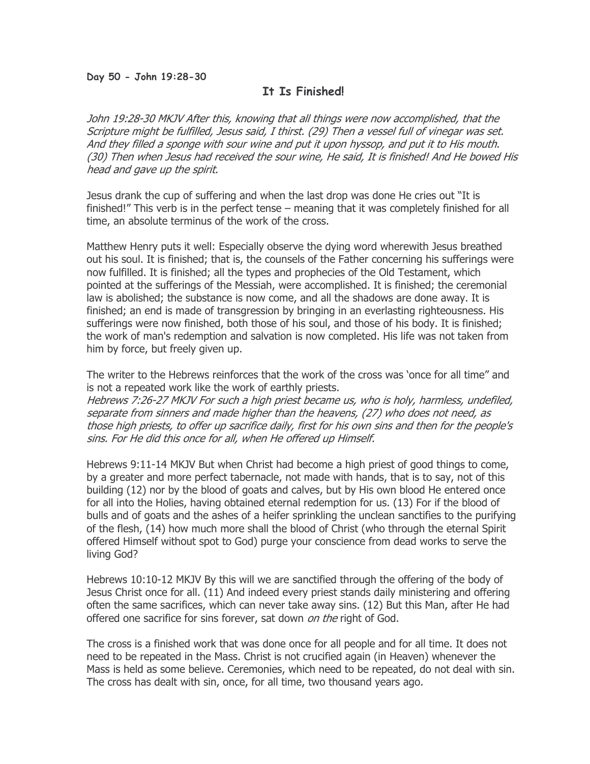**Day 50 - John 19:28-30**

## It Is Finished!

*John 19:28-30 MKJV After this, knowing that all things were now accomplished, that the Scripture might be fulfilled, Jesus said, I thirst. (29) Then a vessel full of vinegar was set. And they filled a sponge with sour wine and put it upon hyssop, and put it to His mouth. (30) Then when Jesus had received the sour wine, He said, It is finished! And He bowed His head and gave up the spirit.*

Jesus drank the cup of suffering and when the last drop was done He cries out "It is finished!" This verb is in the perfect tense – meaning that it was completely finished for all time, an absolute terminus of the work of the cross.

Matthew Henry puts it well: Especially observe the dying word wherewith Jesus breathed out his soul. It is finished; that is, the counsels of the Father concerning his sufferings were now fulfilled. It is finished; all the types and prophecies of the Old Testament, which pointed at the sufferings of the Messiah, were accomplished. It is finished; the ceremonial law is abolished; the substance is now come, and all the shadows are done away. It is finished; an end is made of transgression by bringing in an everlasting righteousness. His sufferings were now finished, both those of his soul, and those of his body. It is finished; the work of man's redemption and salvation is now completed. His life was not taken from him by force, but freely given up.

The writer to the Hebrews reinforces that the work of the cross was 'once for all time" and is not a repeated work like the work of earthly priests.
*Hebrews 7:26-27 MKJV For such a high priest became us, who is holy, harmless, undefiled, separate from sinners and made higher than the heavens, (27) who does not need, as those high priests, to offer up sacrifice daily, first for his own sins and then for the people's sins. For He did this once for all, when He offered up Himself.*

Hebrews 9:11-14 MKJV But when Christ had become a high priest of good things to come, by a greater and more perfect tabernacle, not made with hands, that is to say, not of this building (12) nor by the blood of goats and calves, but by His own blood He entered once for all into the Holies, having obtained eternal redemption for us. (13) For if the blood of bulls and of goats and the ashes of a heifer sprinkling the unclean sanctifies to the purifying of the flesh, (14) how much more shall the blood of Christ (who through the eternal Spirit offered Himself without spot to God) purge your conscience from dead works to serve the living God?

Hebrews 10:10-12 MKJV By this will we are sanctified through the offering of the body of Jesus Christ once for all. (11) And indeed every priest stands daily ministering and offering often the same sacrifices, which can never take away sins. (12) But this Man, after He had offered one sacrifice for sins forever, sat down *on the* right of God.

The cross is a finished work that was done once for all people and for all time. It does not need to be repeated in the Mass. Christ is not crucified again (in Heaven) whenever the Mass is held as some believe. Ceremonies, which need to be repeated, do not deal with sin. The cross has dealt with sin, once, for all time, two thousand years ago.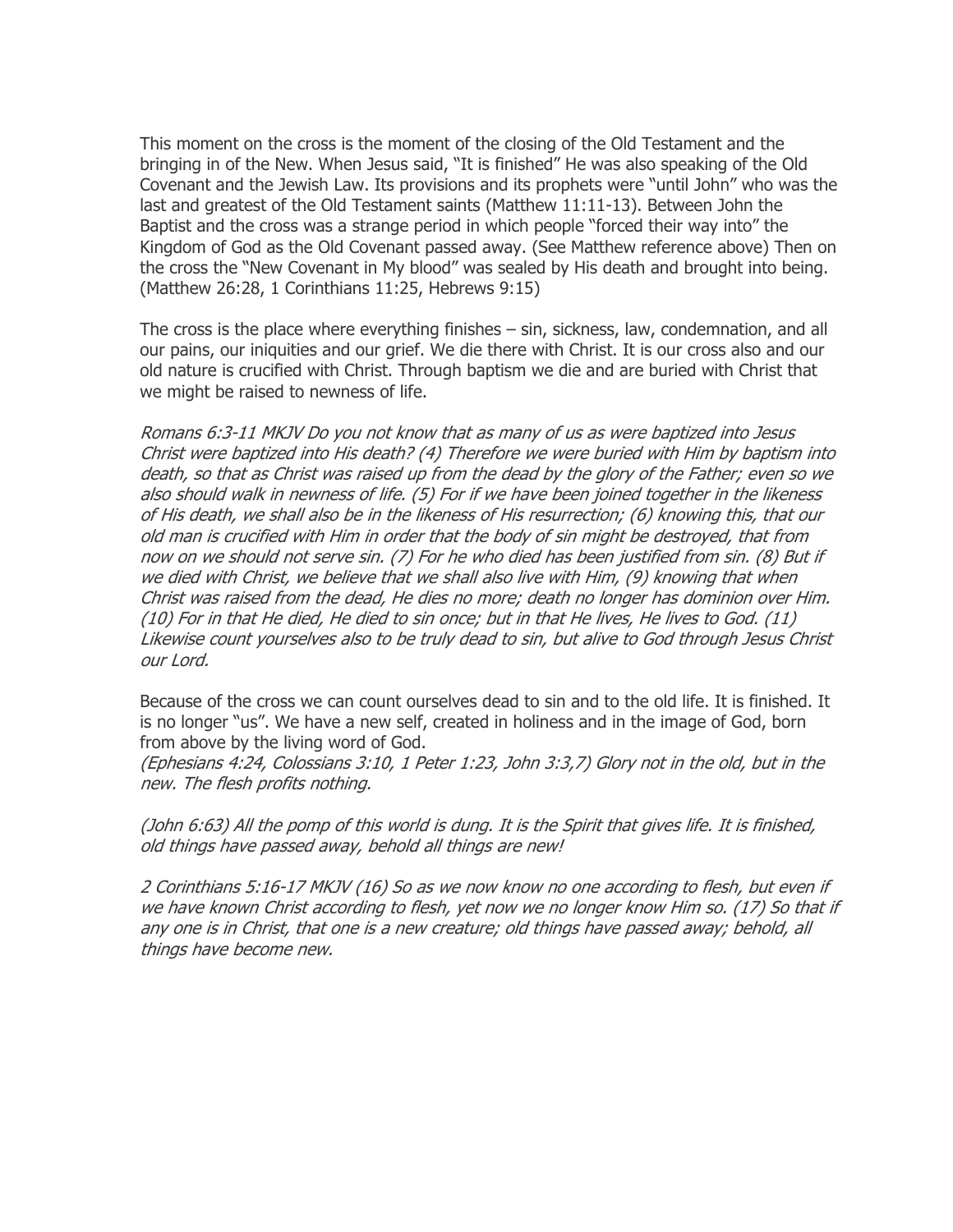This moment on the cross is the moment of the closing of the Old Testament and the bringing in of the New. When Jesus said, "It is finished" He was also speaking of the Old Covenant and the Jewish Law. Its provisions and its prophets were "until John" who was the last and greatest of the Old Testament saints (Matthew 11:11-13). Between John the Baptist and the cross was a strange period in which people "forced their way into" the Kingdom of God as the Old Covenant passed away. (See Matthew reference above) Then on the cross the "New Covenant in My blood" was sealed by His death and brought into being. (Matthew 26:28, 1 Corinthians 11:25, Hebrews 9:15)

The cross is the place where everything finishes – sin, sickness, law, condemnation, and all our pains, our iniquities and our grief. We die there with Christ. It is our cross also and our old nature is crucified with Christ. Through baptism we die and are buried with Christ that we might be raised to newness of life.

*Romans 6:3-11 MKJV Do you not know that as many of us as were baptized into Jesus Christ were baptized into His death? (4) Therefore we were buried with Him by baptism into death, so that as Christ was raised up from the dead by the glory of the Father; even so we also should walk in newness of life. (5) For if we have been joined together in the likeness of His death, we shall also be in the likeness of His resurrection; (6) knowing this, that our old man is crucified with Him in order that the body of sin might be destroyed, that from now on we should not serve sin. (7) For he who died has been justified from sin. (8) But if we died with Christ, we believe that we shall also live with Him, (9) knowing that when Christ was raised from the dead, He dies no more; death no longer has dominion over Him. (10) For in that He died, He died to sin once; but in that He lives, He lives to God. (11) Likewise count yourselves also to be truly dead to sin, but alive to God through Jesus Christ our Lord.*

Because of the cross we can count ourselves dead to sin and to the old life. It is finished. It is no longer "us". We have a new self, created in holiness and in the image of God, born from above by the living word of God.
*(Ephesians 4:24, Colossians 3:10, 1 Peter 1:23, John 3:3,7) Glory not in the old, but in the new. The flesh profits nothing.*

*(John 6:63) All the pomp of this world is dung. It is the Spirit that gives life. It is finished, old things have passed away, behold all things are new!*

*2 Corinthians 5:16-17 MKJV (16) So as we now know no one according to flesh, but even if we have known Christ according to flesh, yet now we no longer know Him so. (17) So that if any one is in Christ, that one is a new creature; old things have passed away; behold, all things have become new.*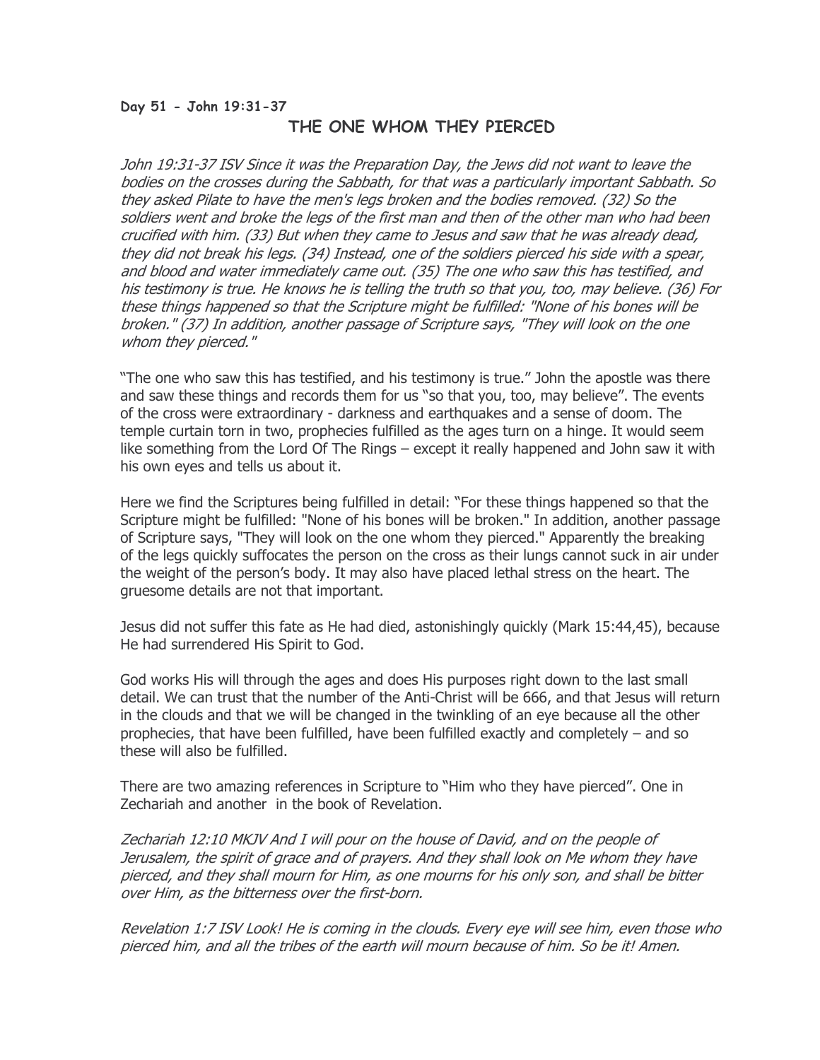**Day 51 - John 19:31-37**

## THE ONE WHOM THEY PIERCED

*John 19:31-37 ISV Since it was the Preparation Day, the Jews did not want to leave the bodies on the crosses during the Sabbath, for that was a particularly important Sabbath. So they asked Pilate to have the men's legs broken and the bodies removed. (32) So the soldiers went and broke the legs of the first man and then of the other man who had been crucified with him. (33) But when they came to Jesus and saw that he was already dead, they did not break his legs. (34) Instead, one of the soldiers pierced his side with a spear, and blood and water immediately came out. (35) The one who saw this has testified, and his testimony is true. He knows he is telling the truth so that you, too, may believe. (36) For these things happened so that the Scripture might be fulfilled: "None of his bones will be broken." (37) In addition, another passage of Scripture says, "They will look on the one whom they pierced."*

"The one who saw this has testified, and his testimony is true." John the apostle was there and saw these things and records them for us "so that you, too, may believe". The events of the cross were extraordinary - darkness and earthquakes and a sense of doom. The temple curtain torn in two, prophecies fulfilled as the ages turn on a hinge. It would seem like something from the Lord Of The Rings – except it really happened and John saw it with his own eyes and tells us about it.

Here we find the Scriptures being fulfilled in detail: "For these things happened so that the Scripture might be fulfilled: "None of his bones will be broken." In addition, another passage of Scripture says, "They will look on the one whom they pierced." Apparently the breaking of the legs quickly suffocates the person on the cross as their lungs cannot suck in air under the weight of the person's body. It may also have placed lethal stress on the heart. The gruesome details are not that important.

Jesus did not suffer this fate as He had died, astonishingly quickly (Mark 15:44,45), because He had surrendered His Spirit to God.

God works His will through the ages and does His purposes right down to the last small detail. We can trust that the number of the Anti-Christ will be 666, and that Jesus will return in the clouds and that we will be changed in the twinkling of an eye because all the other prophecies, that have been fulfilled, have been fulfilled exactly and completely – and so these will also be fulfilled.

There are two amazing references in Scripture to "Him who they have pierced". One in Zechariah and another in the book of Revelation.

*Zechariah 12:10 MKJV And I will pour on the house of David, and on the people of Jerusalem, the spirit of grace and of prayers. And they shall look on Me whom they have pierced, and they shall mourn for Him, as one mourns for his only son, and shall be bitter over Him, as the bitterness over the first-born.*

*Revelation 1:7 ISV Look! He is coming in the clouds. Every eye will see him, even those who pierced him, and all the tribes of the earth will mourn because of him. So be it! Amen.*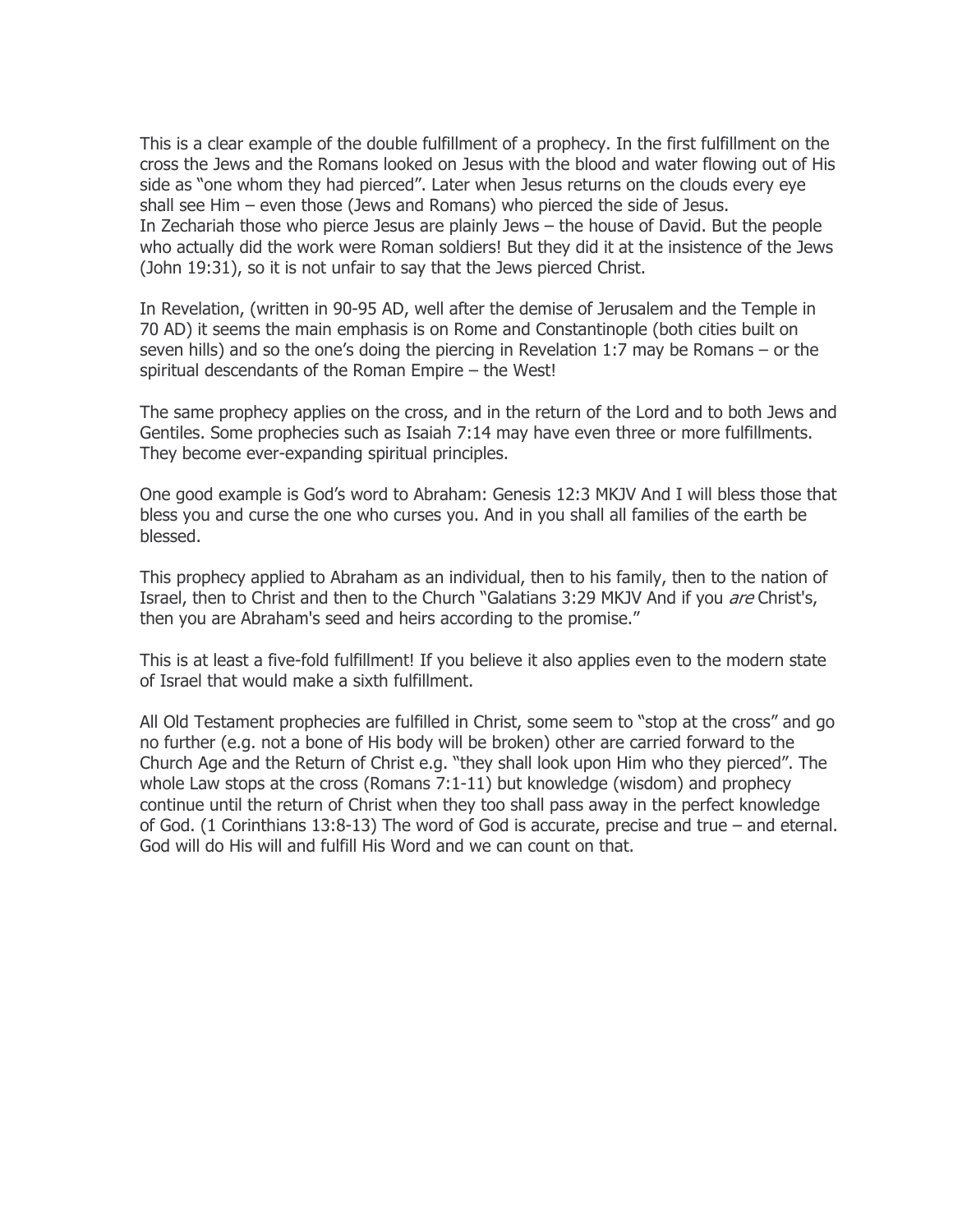This is a clear example of the double fulfillment of a prophecy. In the first fulfillment on the cross the Jews and the Romans looked on Jesus with the blood and water flowing out of His side as "one whom they had pierced". Later when Jesus returns on the clouds every eye shall see Him – even those (Jews and Romans) who pierced the side of Jesus.
In Zechariah those who pierce Jesus are plainly Jews – the house of David. But the people who actually did the work were Roman soldiers! But they did it at the insistence of the Jews (John 19:31), so it is not unfair to say that the Jews pierced Christ.

In Revelation, (written in 90-95 AD, well after the demise of Jerusalem and the Temple in 70 AD) it seems the main emphasis is on Rome and Constantinople (both cities built on seven hills) and so the one's doing the piercing in Revelation 1:7 may be Romans – or the spiritual descendants of the Roman Empire – the West!

The same prophecy applies on the cross, and in the return of the Lord and to both Jews and Gentiles. Some prophecies such as Isaiah 7:14 may have even three or more fulfillments. They become ever-expanding spiritual principles.

One good example is God's word to Abraham: Genesis 12:3 MKJV And I will bless those that bless you and curse the one who curses you. And in you shall all families of the earth be blessed.

This prophecy applied to Abraham as an individual, then to his family, then to the nation of Israel, then to Christ and then to the Church "Galatians 3:29 MKJV And if you *are* Christ's, then you are Abraham's seed and heirs according to the promise."

This is at least a five-fold fulfillment! If you believe it also applies even to the modern state of Israel that would make a sixth fulfillment.

All Old Testament prophecies are fulfilled in Christ, some seem to "stop at the cross" and go no further (e.g. not a bone of His body will be broken) other are carried forward to the Church Age and the Return of Christ e.g. "they shall look upon Him who they pierced". The whole Law stops at the cross (Romans 7:1-11) but knowledge (wisdom) and prophecy continue until the return of Christ when they too shall pass away in the perfect knowledge of God. (1 Corinthians 13:8-13) The word of God is accurate, precise and true – and eternal. God will do His will and fulfill His Word and we can count on that.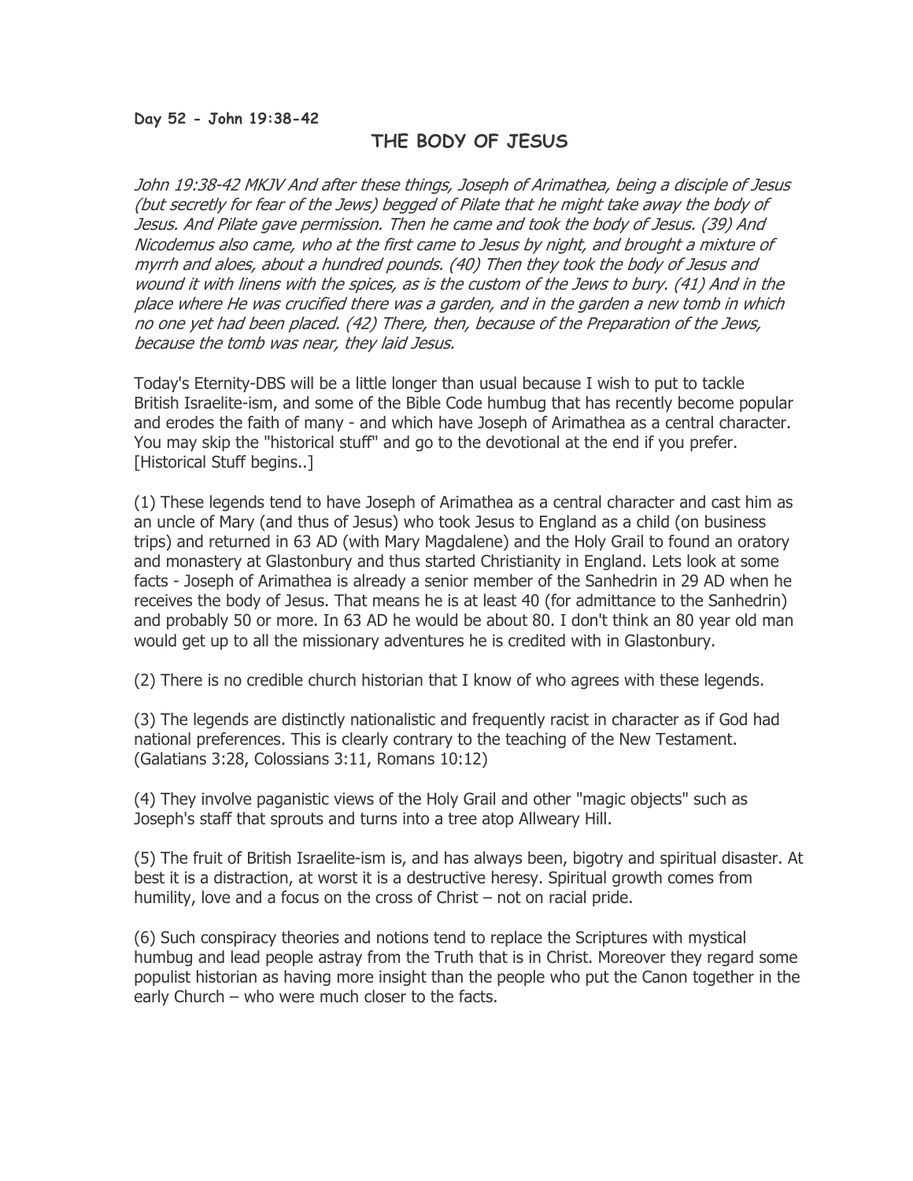**Day 52 - John 19:38-42**

## THE BODY OF JESUS

*John 19:38-42 MKJV And after these things, Joseph of Arimathea, being a disciple of Jesus (but secretly for fear of the Jews) begged of Pilate that he might take away the body of Jesus. And Pilate gave permission. Then he came and took the body of Jesus. (39) And Nicodemus also came, who at the first came to Jesus by night, and brought a mixture of myrrh and aloes, about a hundred pounds. (40) Then they took the body of Jesus and wound it with linens with the spices, as is the custom of the Jews to bury. (41) And in the place where He was crucified there was a garden, and in the garden a new tomb in which no one yet had been placed. (42) There, then, because of the Preparation of the Jews, because the tomb was near, they laid Jesus.*

Today's Eternity-DBS will be a little longer than usual because I wish to put to tackle British Israelite-ism, and some of the Bible Code humbug that has recently become popular and erodes the faith of many - and which have Joseph of Arimathea as a central character. You may skip the "historical stuff" and go to the devotional at the end if you prefer. [Historical Stuff begins..]

(1) These legends tend to have Joseph of Arimathea as a central character and cast him as an uncle of Mary (and thus of Jesus) who took Jesus to England as a child (on business trips) and returned in 63 AD (with Mary Magdalene) and the Holy Grail to found an oratory and monastery at Glastonbury and thus started Christianity in England. Lets look at some facts - Joseph of Arimathea is already a senior member of the Sanhedrin in 29 AD when he receives the body of Jesus. That means he is at least 40 (for admittance to the Sanhedrin) and probably 50 or more. In 63 AD he would be about 80. I don't think an 80 year old man would get up to all the missionary adventures he is credited with in Glastonbury.

(2) There is no credible church historian that I know of who agrees with these legends.

(3) The legends are distinctly nationalistic and frequently racist in character as if God had national preferences. This is clearly contrary to the teaching of the New Testament. (Galatians 3:28, Colossians 3:11, Romans 10:12)

(4) They involve paganistic views of the Holy Grail and other "magic objects" such as Joseph's staff that sprouts and turns into a tree atop Allweary Hill.

(5) The fruit of British Israelite-ism is, and has always been, bigotry and spiritual disaster. At best it is a distraction, at worst it is a destructive heresy. Spiritual growth comes from humility, love and a focus on the cross of Christ – not on racial pride.

(6) Such conspiracy theories and notions tend to replace the Scriptures with mystical humbug and lead people astray from the Truth that is in Christ. Moreover they regard some populist historian as having more insight than the people who put the Canon together in the early Church – who were much closer to the facts.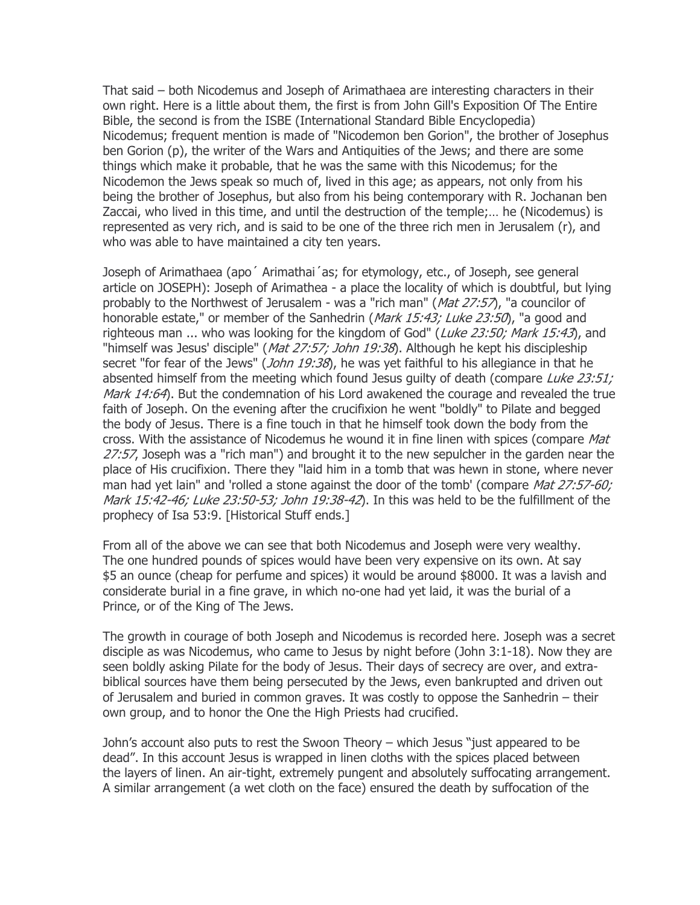That said – both Nicodemus and Joseph of Arimathaea are interesting characters in their own right. Here is a little about them, the first is from John Gill's Exposition Of The Entire Bible, the second is from the ISBE (International Standard Bible Encyclopedia)
Nicodemus; frequent mention is made of "Nicodemon ben Gorion", the brother of Josephus ben Gorion (p), the writer of the Wars and Antiquities of the Jews; and there are some things which make it probable, that he was the same with this Nicodemus; for the Nicodemon the Jews speak so much of, lived in this age; as appears, not only from his being the brother of Josephus, but also from his being contemporary with R. Jochanan ben Zaccai, who lived in this time, and until the destruction of the temple;… he (Nicodemus) is represented as very rich, and is said to be one of the three rich men in Jerusalem (r), and who was able to have maintained a city ten years.

Joseph of Arimathaea (apo´ Arimathai´as; for etymology, etc., of Joseph, see general article on JOSEPH): Joseph of Arimathea - a place the locality of which is doubtful, but lying probably to the Northwest of Jerusalem - was a "rich man" (*Mat 27:57*), "a councilor of honorable estate," or member of the Sanhedrin (*Mark 15:43; Luke 23:50*), "a good and righteous man ... who was looking for the kingdom of God" (*Luke 23:50; Mark 15:43*), and "himself was Jesus' disciple" (*Mat 27:57; John 19:38*). Although he kept his discipleship secret "for fear of the Jews" (*John 19:38*), he was yet faithful to his allegiance in that he absented himself from the meeting which found Jesus guilty of death (compare *Luke 23:51; Mark 14:64*). But the condemnation of his Lord awakened the courage and revealed the true faith of Joseph. On the evening after the crucifixion he went "boldly" to Pilate and begged the body of Jesus. There is a fine touch in that he himself took down the body from the cross. With the assistance of Nicodemus he wound it in fine linen with spices (compare *Mat 27:57*, Joseph was a "rich man") and brought it to the new sepulcher in the garden near the place of His crucifixion. There they "laid him in a tomb that was hewn in stone, where never man had yet lain" and 'rolled a stone against the door of the tomb' (compare *Mat 27:57-60; Mark 15:42-46; Luke 23:50-53; John 19:38-42*). In this was held to be the fulfillment of the prophecy of Isa 53:9. [Historical Stuff ends.]

From all of the above we can see that both Nicodemus and Joseph were very wealthy. The one hundred pounds of spices would have been very expensive on its own. At say $5 an ounce (cheap for perfume and spices) it would be around $8000. It was a lavish and considerate burial in a fine grave, in which no-one had yet laid, it was the burial of a Prince, or of the King of The Jews.

The growth in courage of both Joseph and Nicodemus is recorded here. Joseph was a secret disciple as was Nicodemus, who came to Jesus by night before (John 3:1-18). Now they are seen boldly asking Pilate for the body of Jesus. Their days of secrecy are over, and extra-biblical sources have them being persecuted by the Jews, even bankrupted and driven out of Jerusalem and buried in common graves. It was costly to oppose the Sanhedrin – their own group, and to honor the One the High Priests had crucified.

John's account also puts to rest the Swoon Theory – which Jesus "just appeared to be dead". In this account Jesus is wrapped in linen cloths with the spices placed between the layers of linen. An air-tight, extremely pungent and absolutely suffocating arrangement. A similar arrangement (a wet cloth on the face) ensured the death by suffocation of the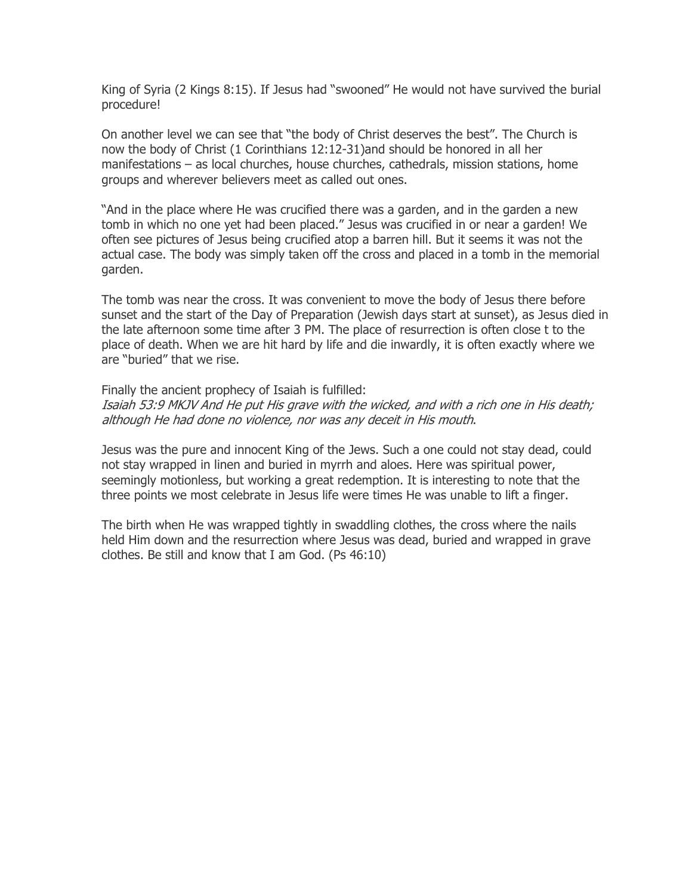King of Syria (2 Kings 8:15). If Jesus had "swooned" He would not have survived the burial procedure!

On another level we can see that "the body of Christ deserves the best". The Church is now the body of Christ (1 Corinthians 12:12-31)and should be honored in all her manifestations – as local churches, house churches, cathedrals, mission stations, home groups and wherever believers meet as called out ones.

"And in the place where He was crucified there was a garden, and in the garden a new tomb in which no one yet had been placed." Jesus was crucified in or near a garden! We often see pictures of Jesus being crucified atop a barren hill. But it seems it was not the actual case. The body was simply taken off the cross and placed in a tomb in the memorial garden.

The tomb was near the cross. It was convenient to move the body of Jesus there before sunset and the start of the Day of Preparation (Jewish days start at sunset), as Jesus died in the late afternoon some time after 3 PM. The place of resurrection is often close t to the place of death. When we are hit hard by life and die inwardly, it is often exactly where we are "buried" that we rise.

Finally the ancient prophecy of Isaiah is fulfilled:
*Isaiah 53:9 MKJV And He put His grave with the wicked, and with a rich one in His death; although He had done no violence, nor was any deceit in His mouth*.

Jesus was the pure and innocent King of the Jews. Such a one could not stay dead, could not stay wrapped in linen and buried in myrrh and aloes. Here was spiritual power, seemingly motionless, but working a great redemption. It is interesting to note that the three points we most celebrate in Jesus life were times He was unable to lift a finger.

The birth when He was wrapped tightly in swaddling clothes, the cross where the nails held Him down and the resurrection where Jesus was dead, buried and wrapped in grave clothes. Be still and know that I am God. (Ps 46:10)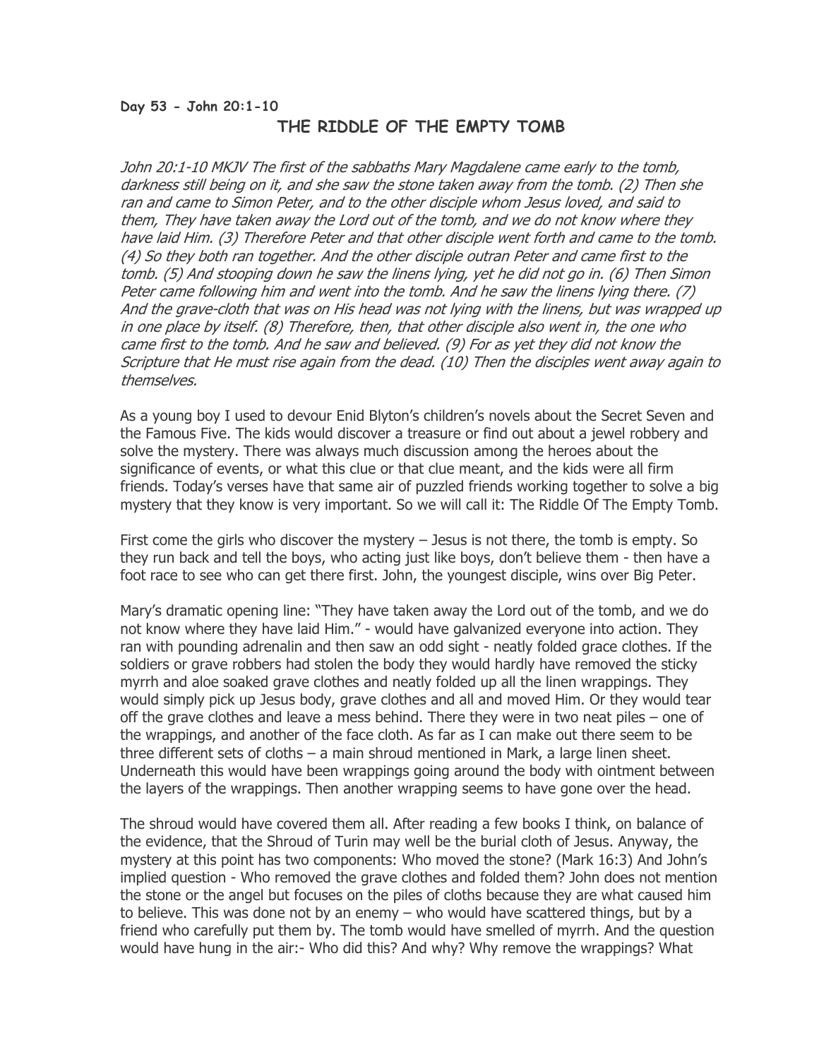**Day 53 - John 20:1-10**

## THE RIDDLE OF THE EMPTY TOMB

*John 20:1-10 MKJV The first of the sabbaths Mary Magdalene came early to the tomb, darkness still being on it, and she saw the stone taken away from the tomb. (2) Then she ran and came to Simon Peter, and to the other disciple whom Jesus loved, and said to them, They have taken away the Lord out of the tomb, and we do not know where they have laid Him. (3) Therefore Peter and that other disciple went forth and came to the tomb. (4) So they both ran together. And the other disciple outran Peter and came first to the tomb. (5) And stooping down he saw the linens lying, yet he did not go in. (6) Then Simon Peter came following him and went into the tomb. And he saw the linens lying there. (7) And the grave-cloth that was on His head was not lying with the linens, but was wrapped up in one place by itself. (8) Therefore, then, that other disciple also went in, the one who came first to the tomb. And he saw and believed. (9) For as yet they did not know the Scripture that He must rise again from the dead. (10) Then the disciples went away again to themselves.*

As a young boy I used to devour Enid Blyton's children's novels about the Secret Seven and the Famous Five. The kids would discover a treasure or find out about a jewel robbery and solve the mystery. There was always much discussion among the heroes about the significance of events, or what this clue or that clue meant, and the kids were all firm friends. Today's verses have that same air of puzzled friends working together to solve a big mystery that they know is very important. So we will call it: The Riddle Of The Empty Tomb.

First come the girls who discover the mystery – Jesus is not there, the tomb is empty. So they run back and tell the boys, who acting just like boys, don't believe them - then have a foot race to see who can get there first. John, the youngest disciple, wins over Big Peter.

Mary's dramatic opening line: "They have taken away the Lord out of the tomb, and we do not know where they have laid Him." - would have galvanized everyone into action. They ran with pounding adrenalin and then saw an odd sight - neatly folded grace clothes. If the soldiers or grave robbers had stolen the body they would hardly have removed the sticky myrrh and aloe soaked grave clothes and neatly folded up all the linen wrappings. They would simply pick up Jesus body, grave clothes and all and moved Him. Or they would tear off the grave clothes and leave a mess behind. There they were in two neat piles – one of the wrappings, and another of the face cloth. As far as I can make out there seem to be three different sets of cloths – a main shroud mentioned in Mark, a large linen sheet. Underneath this would have been wrappings going around the body with ointment between the layers of the wrappings. Then another wrapping seems to have gone over the head.

The shroud would have covered them all. After reading a few books I think, on balance of the evidence, that the Shroud of Turin may well be the burial cloth of Jesus. Anyway, the mystery at this point has two components: Who moved the stone? (Mark 16:3) And John's implied question - Who removed the grave clothes and folded them? John does not mention the stone or the angel but focuses on the piles of cloths because they are what caused him to believe. This was done not by an enemy – who would have scattered things, but by a friend who carefully put them by. The tomb would have smelled of myrrh. And the question would have hung in the air:- Who did this? And why? Why remove the wrappings? What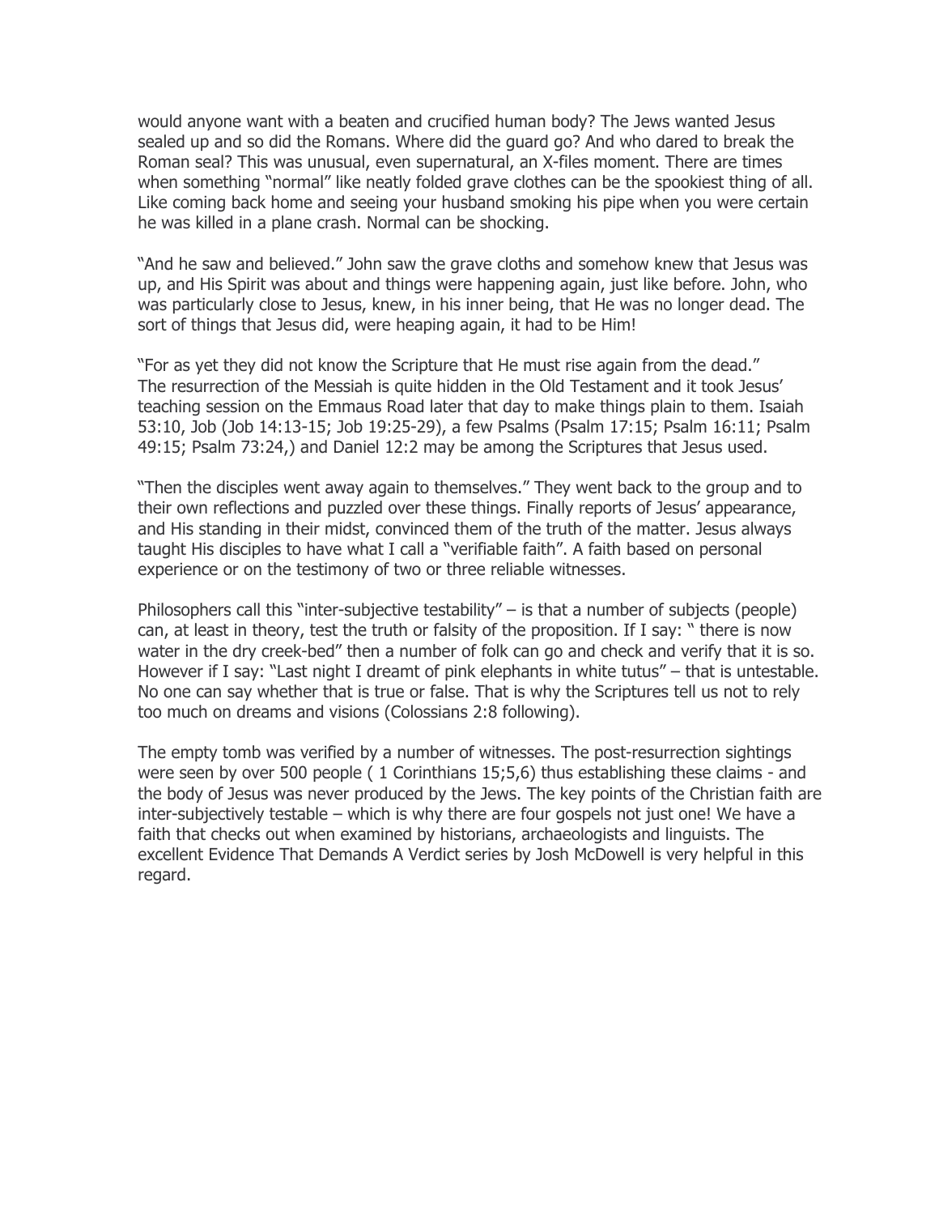would anyone want with a beaten and crucified human body? The Jews wanted Jesus sealed up and so did the Romans. Where did the guard go? And who dared to break the Roman seal? This was unusual, even supernatural, an X-files moment. There are times when something "normal" like neatly folded grave clothes can be the spookiest thing of all. Like coming back home and seeing your husband smoking his pipe when you were certain he was killed in a plane crash. Normal can be shocking.

"And he saw and believed." John saw the grave cloths and somehow knew that Jesus was up, and His Spirit was about and things were happening again, just like before. John, who was particularly close to Jesus, knew, in his inner being, that He was no longer dead. The sort of things that Jesus did, were heaping again, it had to be Him!

"For as yet they did not know the Scripture that He must rise again from the dead." The resurrection of the Messiah is quite hidden in the Old Testament and it took Jesus' teaching session on the Emmaus Road later that day to make things plain to them. Isaiah 53:10, Job (Job 14:13-15; Job 19:25-29), a few Psalms (Psalm 17:15; Psalm 16:11; Psalm 49:15; Psalm 73:24,) and Daniel 12:2 may be among the Scriptures that Jesus used.

"Then the disciples went away again to themselves." They went back to the group and to their own reflections and puzzled over these things. Finally reports of Jesus' appearance, and His standing in their midst, convinced them of the truth of the matter. Jesus always taught His disciples to have what I call a "verifiable faith". A faith based on personal experience or on the testimony of two or three reliable witnesses.

Philosophers call this "inter-subjective testability" – is that a number of subjects (people) can, at least in theory, test the truth or falsity of the proposition. If I say: " there is now water in the dry creek-bed" then a number of folk can go and check and verify that it is so. However if I say: "Last night I dreamt of pink elephants in white tutus" – that is untestable. No one can say whether that is true or false. That is why the Scriptures tell us not to rely too much on dreams and visions (Colossians 2:8 following).

The empty tomb was verified by a number of witnesses. The post-resurrection sightings were seen by over 500 people ( 1 Corinthians 15;5,6) thus establishing these claims - and the body of Jesus was never produced by the Jews. The key points of the Christian faith are inter-subjectively testable – which is why there are four gospels not just one! We have a faith that checks out when examined by historians, archaeologists and linguists. The excellent Evidence That Demands A Verdict series by Josh McDowell is very helpful in this regard.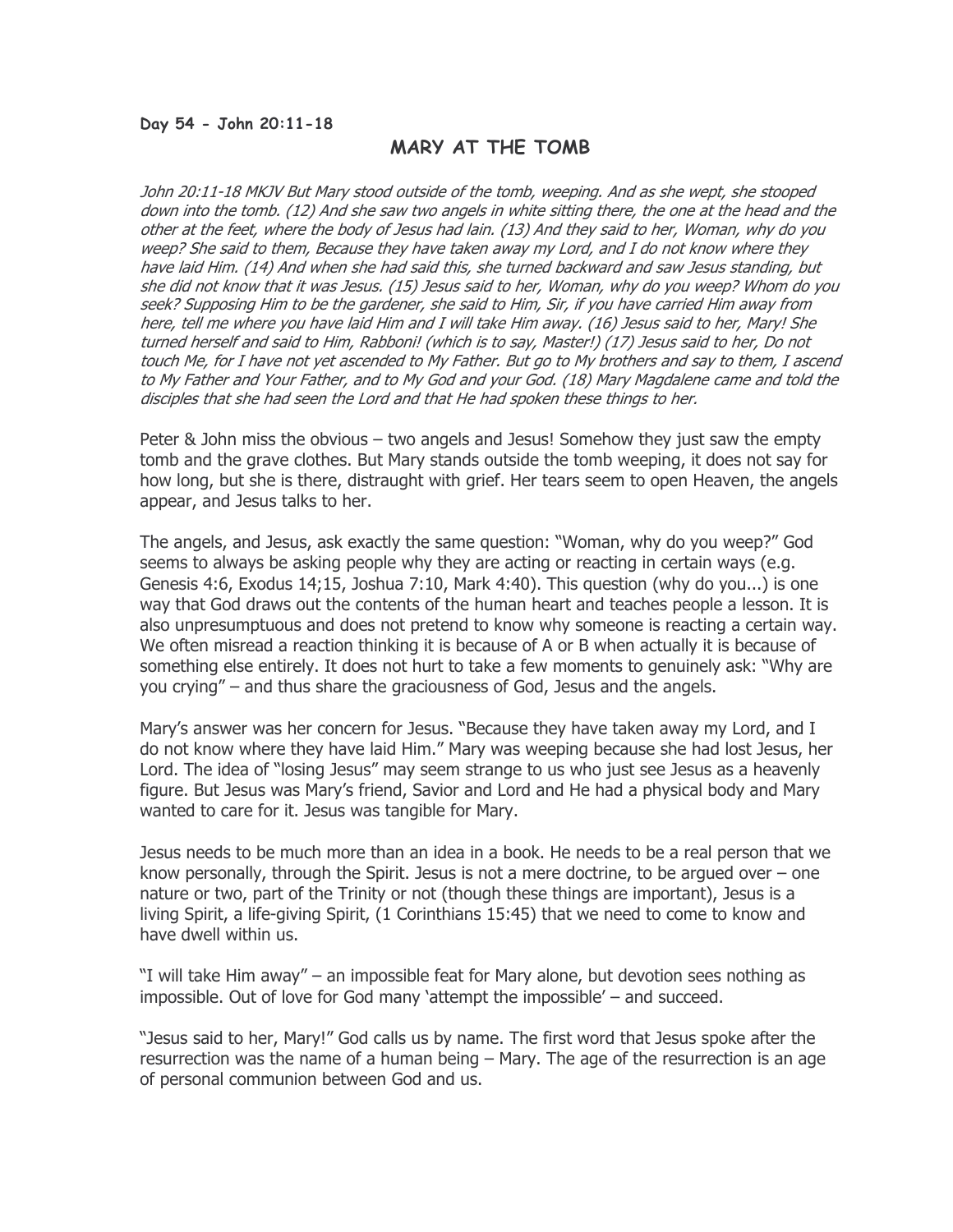**Day 54 - John 20:11-18**

## MARY AT THE TOMB

*John 20:11-18 MKJV But Mary stood outside of the tomb, weeping. And as she wept, she stooped down into the tomb. (12) And she saw two angels in white sitting there, the one at the head and the other at the feet, where the body of Jesus had lain. (13) And they said to her, Woman, why do you weep? She said to them, Because they have taken away my Lord, and I do not know where they have laid Him. (14) And when she had said this, she turned backward and saw Jesus standing, but she did not know that it was Jesus. (15) Jesus said to her, Woman, why do you weep? Whom do you seek? Supposing Him to be the gardener, she said to Him, Sir, if you have carried Him away from here, tell me where you have laid Him and I will take Him away. (16) Jesus said to her, Mary! She turned herself and said to Him, Rabboni! (which is to say, Master!) (17) Jesus said to her, Do not touch Me, for I have not yet ascended to My Father. But go to My brothers and say to them, I ascend to My Father and Your Father, and to My God and your God. (18) Mary Magdalene came and told the disciples that she had seen the Lord and that He had spoken these things to her.*

Peter & John miss the obvious – two angels and Jesus! Somehow they just saw the empty tomb and the grave clothes. But Mary stands outside the tomb weeping, it does not say for how long, but she is there, distraught with grief. Her tears seem to open Heaven, the angels appear, and Jesus talks to her.

The angels, and Jesus, ask exactly the same question: "Woman, why do you weep?" God seems to always be asking people why they are acting or reacting in certain ways (e.g. Genesis 4:6, Exodus 14;15, Joshua 7:10, Mark 4:40). This question (why do you...) is one way that God draws out the contents of the human heart and teaches people a lesson. It is also unpresumptuous and does not pretend to know why someone is reacting a certain way. We often misread a reaction thinking it is because of A or B when actually it is because of something else entirely. It does not hurt to take a few moments to genuinely ask: "Why are you crying" – and thus share the graciousness of God, Jesus and the angels.

Mary's answer was her concern for Jesus. "Because they have taken away my Lord, and I do not know where they have laid Him." Mary was weeping because she had lost Jesus, her Lord. The idea of "losing Jesus" may seem strange to us who just see Jesus as a heavenly figure. But Jesus was Mary's friend, Savior and Lord and He had a physical body and Mary wanted to care for it. Jesus was tangible for Mary.

Jesus needs to be much more than an idea in a book. He needs to be a real person that we know personally, through the Spirit. Jesus is not a mere doctrine, to be argued over – one nature or two, part of the Trinity or not (though these things are important), Jesus is a living Spirit, a life-giving Spirit, (1 Corinthians 15:45) that we need to come to know and have dwell within us.

"I will take Him away" – an impossible feat for Mary alone, but devotion sees nothing as impossible. Out of love for God many 'attempt the impossible' – and succeed.

"Jesus said to her, Mary!" God calls us by name. The first word that Jesus spoke after the resurrection was the name of a human being – Mary. The age of the resurrection is an age of personal communion between God and us.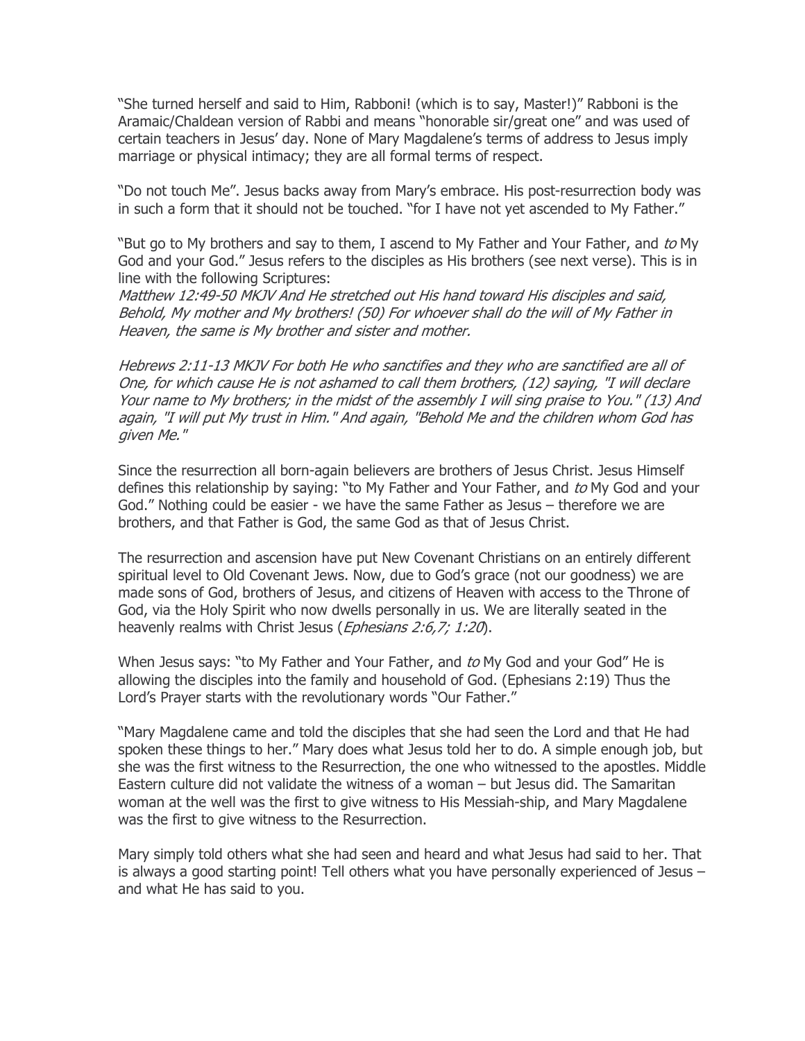"She turned herself and said to Him, Rabboni! (which is to say, Master!)" Rabboni is the Aramaic/Chaldean version of Rabbi and means "honorable sir/great one" and was used of certain teachers in Jesus' day. None of Mary Magdalene's terms of address to Jesus imply marriage or physical intimacy; they are all formal terms of respect.

"Do not touch Me". Jesus backs away from Mary's embrace. His post-resurrection body was in such a form that it should not be touched. "for I have not yet ascended to My Father."

"But go to My brothers and say to them, I ascend to My Father and Your Father, and *to* My God and your God." Jesus refers to the disciples as His brothers (see next verse). This is in line with the following Scriptures:

*Matthew 12:49-50 MKJV And He stretched out His hand toward His disciples and said, Behold, My mother and My brothers! (50) For whoever shall do the will of My Father in Heaven, the same is My brother and sister and mother.*

*Hebrews 2:11-13 MKJV For both He who sanctifies and they who are sanctified are all of One, for which cause He is not ashamed to call them brothers, (12) saying, "I will declare Your name to My brothers; in the midst of the assembly I will sing praise to You." (13) And again, "I will put My trust in Him." And again, "Behold Me and the children whom God has given Me."*

Since the resurrection all born-again believers are brothers of Jesus Christ. Jesus Himself defines this relationship by saying: "to My Father and Your Father, and *to* My God and your God." Nothing could be easier - we have the same Father as Jesus – therefore we are brothers, and that Father is God, the same God as that of Jesus Christ.

The resurrection and ascension have put New Covenant Christians on an entirely different spiritual level to Old Covenant Jews. Now, due to God's grace (not our goodness) we are made sons of God, brothers of Jesus, and citizens of Heaven with access to the Throne of God, via the Holy Spirit who now dwells personally in us. We are literally seated in the heavenly realms with Christ Jesus (*Ephesians 2:6,7; 1:20*).

When Jesus says: "to My Father and Your Father, and *to* My God and your God" He is allowing the disciples into the family and household of God. (Ephesians 2:19) Thus the Lord's Prayer starts with the revolutionary words "Our Father."

"Mary Magdalene came and told the disciples that she had seen the Lord and that He had spoken these things to her." Mary does what Jesus told her to do. A simple enough job, but she was the first witness to the Resurrection, the one who witnessed to the apostles. Middle Eastern culture did not validate the witness of a woman – but Jesus did. The Samaritan woman at the well was the first to give witness to His Messiah-ship, and Mary Magdalene was the first to give witness to the Resurrection.

Mary simply told others what she had seen and heard and what Jesus had said to her. That is always a good starting point! Tell others what you have personally experienced of Jesus – and what He has said to you.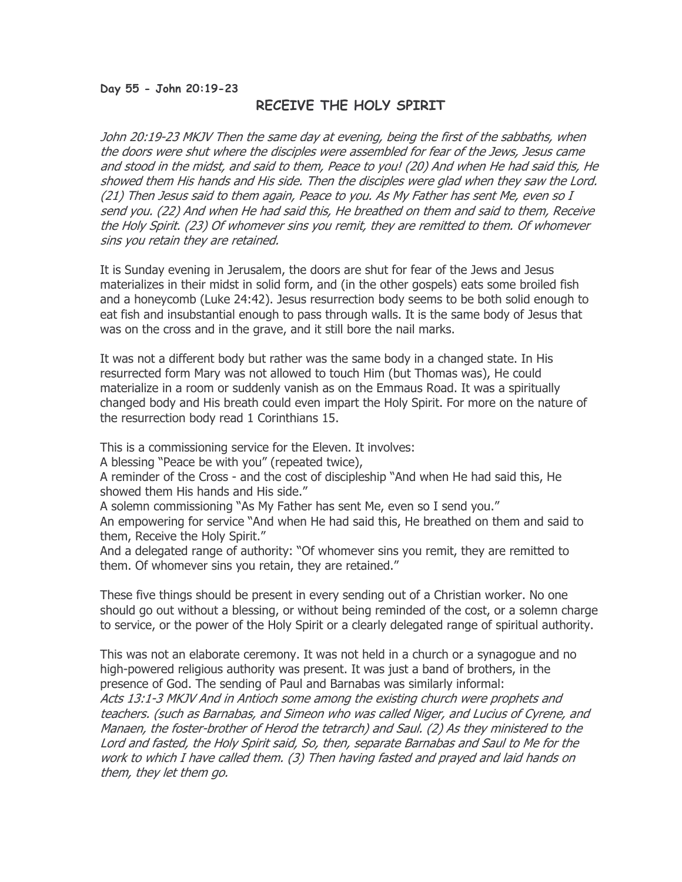**Day 55 - John 20:19-23**

## RECEIVE THE HOLY SPIRIT

*John 20:19-23 MKJV Then the same day at evening, being the first of the sabbaths, when the doors were shut where the disciples were assembled for fear of the Jews, Jesus came and stood in the midst, and said to them, Peace to you! (20) And when He had said this, He showed them His hands and His side. Then the disciples were glad when they saw the Lord. (21) Then Jesus said to them again, Peace to you. As My Father has sent Me, even so I send you. (22) And when He had said this, He breathed on them and said to them, Receive the Holy Spirit. (23) Of whomever sins you remit, they are remitted to them. Of whomever sins you retain they are retained.*

It is Sunday evening in Jerusalem, the doors are shut for fear of the Jews and Jesus materializes in their midst in solid form, and (in the other gospels) eats some broiled fish and a honeycomb (Luke 24:42). Jesus resurrection body seems to be both solid enough to eat fish and insubstantial enough to pass through walls. It is the same body of Jesus that was on the cross and in the grave, and it still bore the nail marks.

It was not a different body but rather was the same body in a changed state. In His resurrected form Mary was not allowed to touch Him (but Thomas was), He could materialize in a room or suddenly vanish as on the Emmaus Road. It was a spiritually changed body and His breath could even impart the Holy Spirit. For more on the nature of the resurrection body read 1 Corinthians 15.

This is a commissioning service for the Eleven. It involves:
A blessing "Peace be with you" (repeated twice),
A reminder of the Cross - and the cost of discipleship "And when He had said this, He showed them His hands and His side."
A solemn commissioning "As My Father has sent Me, even so I send you."
An empowering for service "And when He had said this, He breathed on them and said to them, Receive the Holy Spirit."
And a delegated range of authority: "Of whomever sins you remit, they are remitted to them. Of whomever sins you retain, they are retained."

These five things should be present in every sending out of a Christian worker. No one should go out without a blessing, or without being reminded of the cost, or a solemn charge to service, or the power of the Holy Spirit or a clearly delegated range of spiritual authority.

This was not an elaborate ceremony. It was not held in a church or a synagogue and no high-powered religious authority was present. It was just a band of brothers, in the presence of God. The sending of Paul and Barnabas was similarly informal:
*Acts 13:1-3 MKJV And in Antioch some among the existing church were prophets and teachers. (such as Barnabas, and Simeon who was called Niger, and Lucius of Cyrene, and Manaen, the foster-brother of Herod the tetrarch) and Saul. (2) As they ministered to the Lord and fasted, the Holy Spirit said, So, then, separate Barnabas and Saul to Me for the work to which I have called them. (3) Then having fasted and prayed and laid hands on them, they let them go.*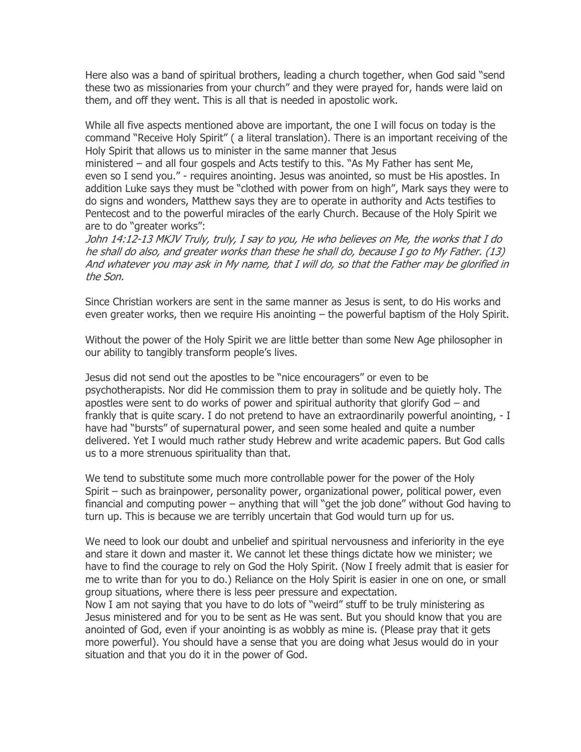Here also was a band of spiritual brothers, leading a church together, when God said "send these two as missionaries from your church" and they were prayed for, hands were laid on them, and off they went. This is all that is needed in apostolic work.

While all five aspects mentioned above are important, the one I will focus on today is the command "Receive Holy Spirit" ( a literal translation). There is an important receiving of the Holy Spirit that allows us to minister in the same manner that Jesus ministered – and all four gospels and Acts testify to this. "As My Father has sent Me, even so I send you." - requires anointing. Jesus was anointed, so must be His apostles. In addition Luke says they must be "clothed with power from on high", Mark says they were to do signs and wonders, Matthew says they are to operate in authority and Acts testifies to Pentecost and to the powerful miracles of the early Church. Because of the Holy Spirit we are to do "greater works":

*John 14:12-13 MKJV Truly, truly, I say to you, He who believes on Me, the works that I do he shall do also, and greater works than these he shall do, because I go to My Father. (13) And whatever you may ask in My name, that I will do, so that the Father may be glorified in the Son.*

Since Christian workers are sent in the same manner as Jesus is sent, to do His works and even greater works, then we require His anointing – the powerful baptism of the Holy Spirit.

Without the power of the Holy Spirit we are little better than some New Age philosopher in our ability to tangibly transform people's lives.

Jesus did not send out the apostles to be "nice encouragers" or even to be psychotherapists. Nor did He commission them to pray in solitude and be quietly holy. The apostles were sent to do works of power and spiritual authority that glorify God – and frankly that is quite scary. I do not pretend to have an extraordinarily powerful anointing, - I have had "bursts" of supernatural power, and seen some healed and quite a number delivered. Yet I would much rather study Hebrew and write academic papers. But God calls us to a more strenuous spirituality than that.

We tend to substitute some much more controllable power for the power of the Holy Spirit – such as brainpower, personality power, organizational power, political power, even financial and computing power – anything that will "get the job done" without God having to turn up. This is because we are terribly uncertain that God would turn up for us.

We need to look our doubt and unbelief and spiritual nervousness and inferiority in the eye and stare it down and master it. We cannot let these things dictate how we minister; we have to find the courage to rely on God the Holy Spirit. (Now I freely admit that is easier for me to write than for you to do.) Reliance on the Holy Spirit is easier in one on one, or small group situations, where there is less peer pressure and expectation.

Now I am not saying that you have to do lots of "weird" stuff to be truly ministering as Jesus ministered and for you to be sent as He was sent. But you should know that you are anointed of God, even if your anointing is as wobbly as mine is. (Please pray that it gets more powerful). You should have a sense that you are doing what Jesus would do in your situation and that you do it in the power of God.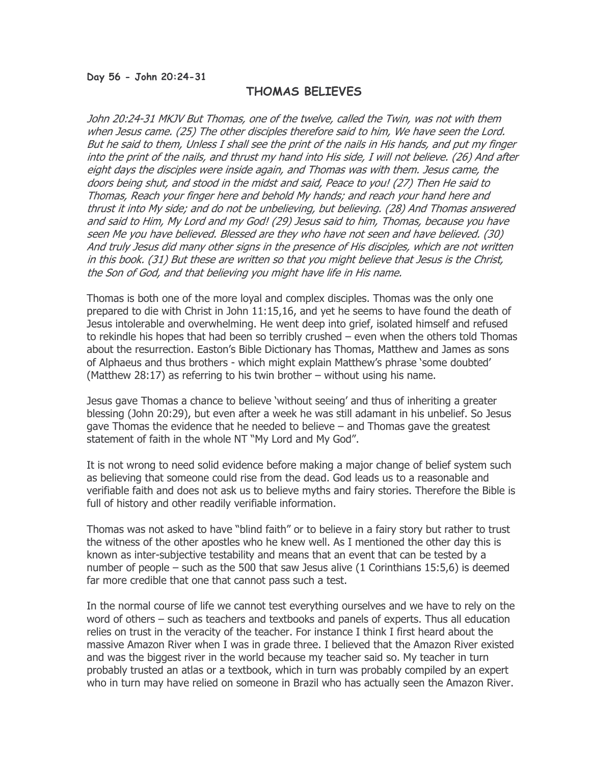**Day 56 - John 20:24-31**

## THOMAS BELIEVES

*John 20:24-31 MKJV But Thomas, one of the twelve, called the Twin, was not with them when Jesus came. (25) The other disciples therefore said to him, We have seen the Lord. But he said to them, Unless I shall see the print of the nails in His hands, and put my finger into the print of the nails, and thrust my hand into His side, I will not believe. (26) And after eight days the disciples were inside again, and Thomas was with them. Jesus came, the doors being shut, and stood in the midst and said, Peace to you! (27) Then He said to Thomas, Reach your finger here and behold My hands; and reach your hand here and thrust it into My side; and do not be unbelieving, but believing. (28) And Thomas answered and said to Him, My Lord and my God! (29) Jesus said to him, Thomas, because you have seen Me you have believed. Blessed are they who have not seen and have believed. (30) And truly Jesus did many other signs in the presence of His disciples, which are not written in this book. (31) But these are written so that you might believe that Jesus is the Christ, the Son of God, and that believing you might have life in His name.*

Thomas is both one of the more loyal and complex disciples. Thomas was the only one prepared to die with Christ in John 11:15,16, and yet he seems to have found the death of Jesus intolerable and overwhelming. He went deep into grief, isolated himself and refused to rekindle his hopes that had been so terribly crushed – even when the others told Thomas about the resurrection. Easton's Bible Dictionary has Thomas, Matthew and James as sons of Alphaeus and thus brothers - which might explain Matthew's phrase 'some doubted' (Matthew 28:17) as referring to his twin brother – without using his name.

Jesus gave Thomas a chance to believe 'without seeing' and thus of inheriting a greater blessing (John 20:29), but even after a week he was still adamant in his unbelief. So Jesus gave Thomas the evidence that he needed to believe – and Thomas gave the greatest statement of faith in the whole NT "My Lord and My God".

It is not wrong to need solid evidence before making a major change of belief system such as believing that someone could rise from the dead. God leads us to a reasonable and verifiable faith and does not ask us to believe myths and fairy stories. Therefore the Bible is full of history and other readily verifiable information.

Thomas was not asked to have "blind faith" or to believe in a fairy story but rather to trust the witness of the other apostles who he knew well. As I mentioned the other day this is known as inter-subjective testability and means that an event that can be tested by a number of people – such as the 500 that saw Jesus alive (1 Corinthians 15:5,6) is deemed far more credible that one that cannot pass such a test.

In the normal course of life we cannot test everything ourselves and we have to rely on the word of others – such as teachers and textbooks and panels of experts. Thus all education relies on trust in the veracity of the teacher. For instance I think I first heard about the massive Amazon River when I was in grade three. I believed that the Amazon River existed and was the biggest river in the world because my teacher said so. My teacher in turn probably trusted an atlas or a textbook, which in turn was probably compiled by an expert who in turn may have relied on someone in Brazil who has actually seen the Amazon River.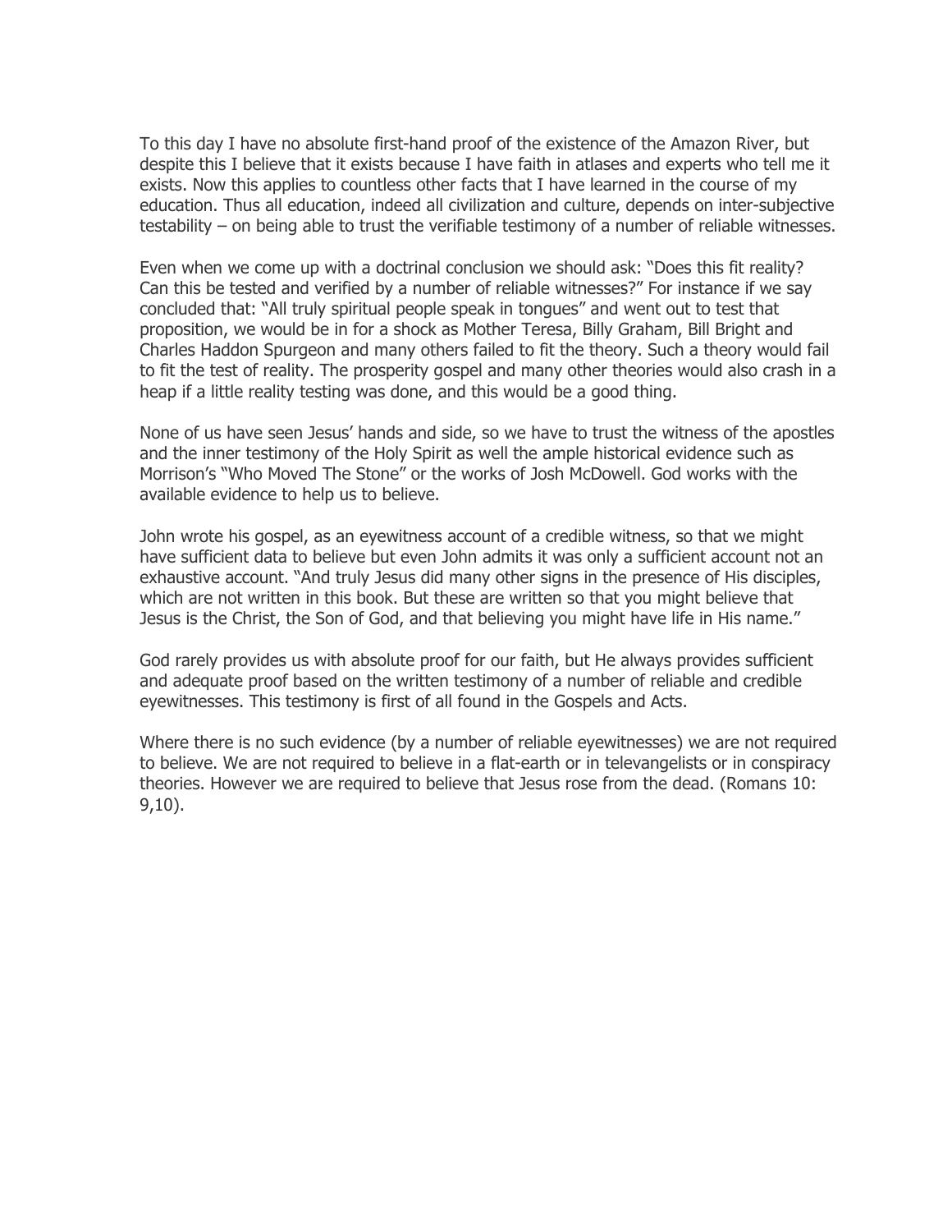To this day I have no absolute first-hand proof of the existence of the Amazon River, but despite this I believe that it exists because I have faith in atlases and experts who tell me it exists. Now this applies to countless other facts that I have learned in the course of my education. Thus all education, indeed all civilization and culture, depends on inter-subjective testability – on being able to trust the verifiable testimony of a number of reliable witnesses.

Even when we come up with a doctrinal conclusion we should ask: "Does this fit reality? Can this be tested and verified by a number of reliable witnesses?" For instance if we say concluded that: "All truly spiritual people speak in tongues" and went out to test that proposition, we would be in for a shock as Mother Teresa, Billy Graham, Bill Bright and Charles Haddon Spurgeon and many others failed to fit the theory. Such a theory would fail to fit the test of reality. The prosperity gospel and many other theories would also crash in a heap if a little reality testing was done, and this would be a good thing.

None of us have seen Jesus' hands and side, so we have to trust the witness of the apostles and the inner testimony of the Holy Spirit as well the ample historical evidence such as Morrison's "Who Moved The Stone" or the works of Josh McDowell. God works with the available evidence to help us to believe.

John wrote his gospel, as an eyewitness account of a credible witness, so that we might have sufficient data to believe but even John admits it was only a sufficient account not an exhaustive account. "And truly Jesus did many other signs in the presence of His disciples, which are not written in this book. But these are written so that you might believe that Jesus is the Christ, the Son of God, and that believing you might have life in His name."

God rarely provides us with absolute proof for our faith, but He always provides sufficient and adequate proof based on the written testimony of a number of reliable and credible eyewitnesses. This testimony is first of all found in the Gospels and Acts.

Where there is no such evidence (by a number of reliable eyewitnesses) we are not required to believe. We are not required to believe in a flat-earth or in televangelists or in conspiracy theories. However we are required to believe that Jesus rose from the dead. (Romans 10: 9,10).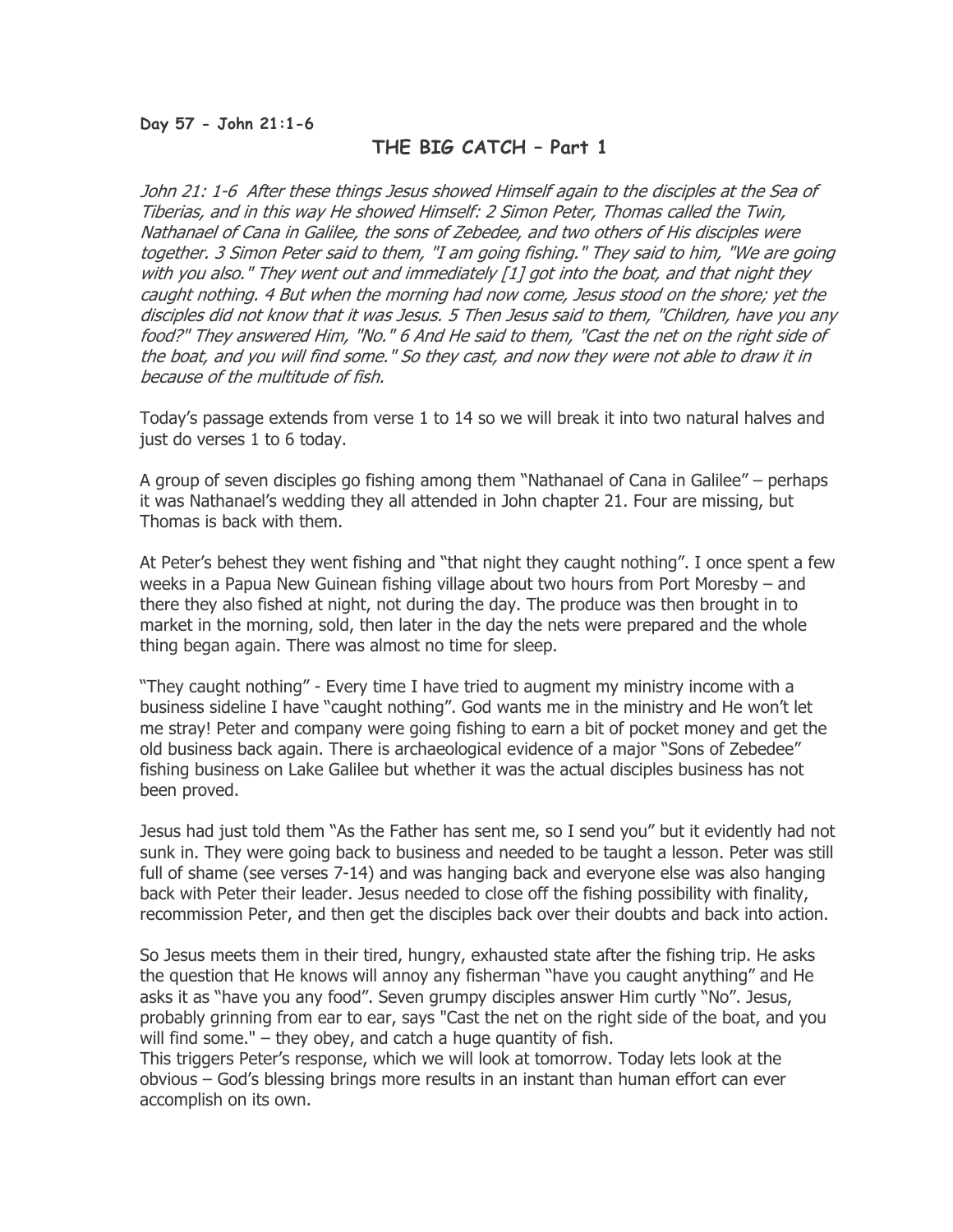**Day 57 - John 21:1-6**

## THE BIG CATCH – Part 1

*John 21: 1-6 After these things Jesus showed Himself again to the disciples at the Sea of Tiberias, and in this way He showed Himself: 2 Simon Peter, Thomas called the Twin, Nathanael of Cana in Galilee, the sons of Zebedee, and two others of His disciples were together. 3 Simon Peter said to them, "I am going fishing." They said to him, "We are going with you also." They went out and immediately [1] got into the boat, and that night they caught nothing. 4 But when the morning had now come, Jesus stood on the shore; yet the disciples did not know that it was Jesus. 5 Then Jesus said to them, "Children, have you any food?" They answered Him, "No." 6 And He said to them, "Cast the net on the right side of the boat, and you will find some." So they cast, and now they were not able to draw it in because of the multitude of fish.*

Today's passage extends from verse 1 to 14 so we will break it into two natural halves and just do verses 1 to 6 today.

A group of seven disciples go fishing among them "Nathanael of Cana in Galilee" – perhaps it was Nathanael's wedding they all attended in John chapter 21. Four are missing, but Thomas is back with them.

At Peter's behest they went fishing and "that night they caught nothing". I once spent a few weeks in a Papua New Guinean fishing village about two hours from Port Moresby – and there they also fished at night, not during the day. The produce was then brought in to market in the morning, sold, then later in the day the nets were prepared and the whole thing began again. There was almost no time for sleep.

"They caught nothing" - Every time I have tried to augment my ministry income with a business sideline I have "caught nothing". God wants me in the ministry and He won't let me stray! Peter and company were going fishing to earn a bit of pocket money and get the old business back again. There is archaeological evidence of a major "Sons of Zebedee" fishing business on Lake Galilee but whether it was the actual disciples business has not been proved.

Jesus had just told them "As the Father has sent me, so I send you" but it evidently had not sunk in. They were going back to business and needed to be taught a lesson. Peter was still full of shame (see verses 7-14) and was hanging back and everyone else was also hanging back with Peter their leader. Jesus needed to close off the fishing possibility with finality, recommission Peter, and then get the disciples back over their doubts and back into action.

So Jesus meets them in their tired, hungry, exhausted state after the fishing trip. He asks the question that He knows will annoy any fisherman "have you caught anything" and He asks it as "have you any food". Seven grumpy disciples answer Him curtly "No". Jesus, probably grinning from ear to ear, says "Cast the net on the right side of the boat, and you will find some." – they obey, and catch a huge quantity of fish.
This triggers Peter's response, which we will look at tomorrow. Today lets look at the obvious – God's blessing brings more results in an instant than human effort can ever accomplish on its own.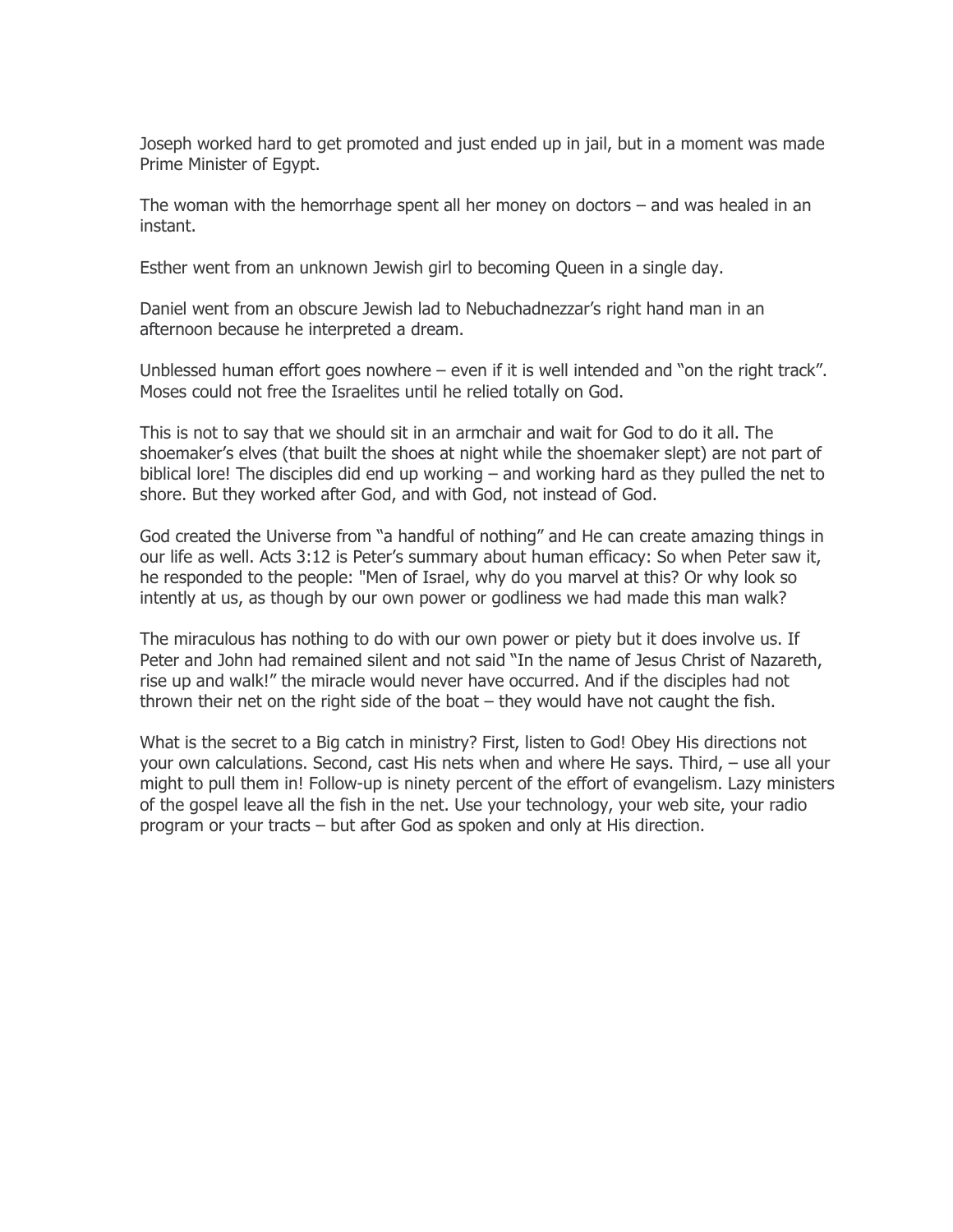Joseph worked hard to get promoted and just ended up in jail, but in a moment was made Prime Minister of Egypt.

The woman with the hemorrhage spent all her money on doctors – and was healed in an instant.

Esther went from an unknown Jewish girl to becoming Queen in a single day.

Daniel went from an obscure Jewish lad to Nebuchadnezzar's right hand man in an afternoon because he interpreted a dream.

Unblessed human effort goes nowhere – even if it is well intended and "on the right track". Moses could not free the Israelites until he relied totally on God.

This is not to say that we should sit in an armchair and wait for God to do it all. The shoemaker's elves (that built the shoes at night while the shoemaker slept) are not part of biblical lore! The disciples did end up working – and working hard as they pulled the net to shore. But they worked after God, and with God, not instead of God.

God created the Universe from "a handful of nothing" and He can create amazing things in our life as well. Acts 3:12 is Peter's summary about human efficacy: So when Peter saw it, he responded to the people: "Men of Israel, why do you marvel at this? Or why look so intently at us, as though by our own power or godliness we had made this man walk?

The miraculous has nothing to do with our own power or piety but it does involve us. If Peter and John had remained silent and not said "In the name of Jesus Christ of Nazareth, rise up and walk!" the miracle would never have occurred. And if the disciples had not thrown their net on the right side of the boat – they would have not caught the fish.

What is the secret to a Big catch in ministry? First, listen to God! Obey His directions not your own calculations. Second, cast His nets when and where He says. Third, – use all your might to pull them in! Follow-up is ninety percent of the effort of evangelism. Lazy ministers of the gospel leave all the fish in the net. Use your technology, your web site, your radio program or your tracts – but after God as spoken and only at His direction.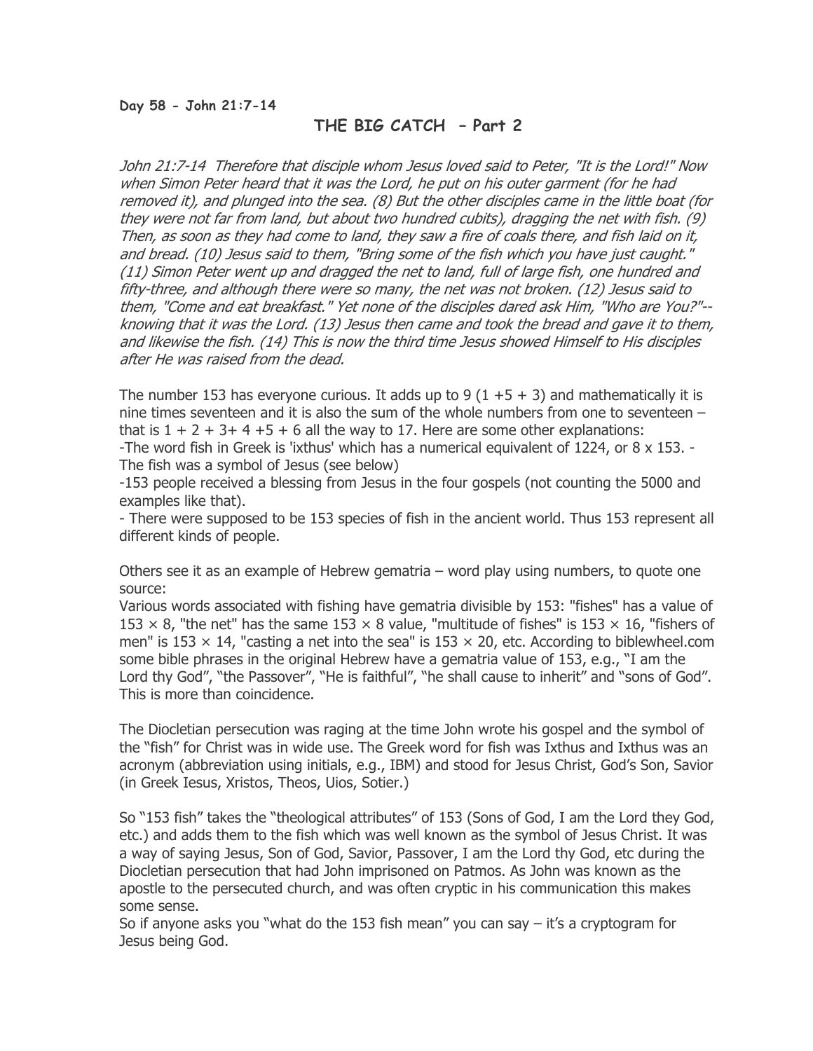**Day 58 - John 21:7-14**

## THE BIG CATCH – Part 2

*John 21:7-14 Therefore that disciple whom Jesus loved said to Peter, "It is the Lord!" Now when Simon Peter heard that it was the Lord, he put on his outer garment (for he had removed it), and plunged into the sea. (8) But the other disciples came in the little boat (for they were not far from land, but about two hundred cubits), dragging the net with fish. (9) Then, as soon as they had come to land, they saw a fire of coals there, and fish laid on it, and bread. (10) Jesus said to them, "Bring some of the fish which you have just caught." (11) Simon Peter went up and dragged the net to land, full of large fish, one hundred and fifty-three, and although there were so many, the net was not broken. (12) Jesus said to them, "Come and eat breakfast." Yet none of the disciples dared ask Him, "Who are You?"--knowing that it was the Lord. (13) Jesus then came and took the bread and gave it to them, and likewise the fish. (14) This is now the third time Jesus showed Himself to His disciples after He was raised from the dead.*

The number 153 has everyone curious. It adds up to 9 (1 +5 + 3) and mathematically it is nine times seventeen and it is also the sum of the whole numbers from one to seventeen – that is 1 + 2 + 3+ 4 +5 + 6 all the way to 17. Here are some other explanations:

-The word fish in Greek is 'ixthus' which has a numerical equivalent of 1224, or 8 x 153. -The fish was a symbol of Jesus (see below)

-153 people received a blessing from Jesus in the four gospels (not counting the 5000 and examples like that).

- There were supposed to be 153 species of fish in the ancient world. Thus 153 represent all different kinds of people.

Others see it as an example of Hebrew gematria – word play using numbers, to quote one source:

Various words associated with fishing have gematria divisible by 153: "fishes" has a value of 153 × 8, "the net" has the same 153 × 8 value, "multitude of fishes" is 153 × 16, "fishers of men" is 153 × 14, "casting a net into the sea" is 153 × 20, etc. According to biblewheel.com some bible phrases in the original Hebrew have a gematria value of 153, e.g., "I am the Lord thy God", "the Passover", "He is faithful", "he shall cause to inherit" and "sons of God". This is more than coincidence.

The Diocletian persecution was raging at the time John wrote his gospel and the symbol of the "fish" for Christ was in wide use. The Greek word for fish was Ixthus and Ixthus was an acronym (abbreviation using initials, e.g., IBM) and stood for Jesus Christ, God's Son, Savior (in Greek Iesus, Xristos, Theos, Uios, Sotier.)

So "153 fish" takes the "theological attributes" of 153 (Sons of God, I am the Lord they God, etc.) and adds them to the fish which was well known as the symbol of Jesus Christ. It was a way of saying Jesus, Son of God, Savior, Passover, I am the Lord thy God, etc during the Diocletian persecution that had John imprisoned on Patmos. As John was known as the apostle to the persecuted church, and was often cryptic in his communication this makes some sense.

So if anyone asks you "what do the 153 fish mean" you can say – it's a cryptogram for Jesus being God.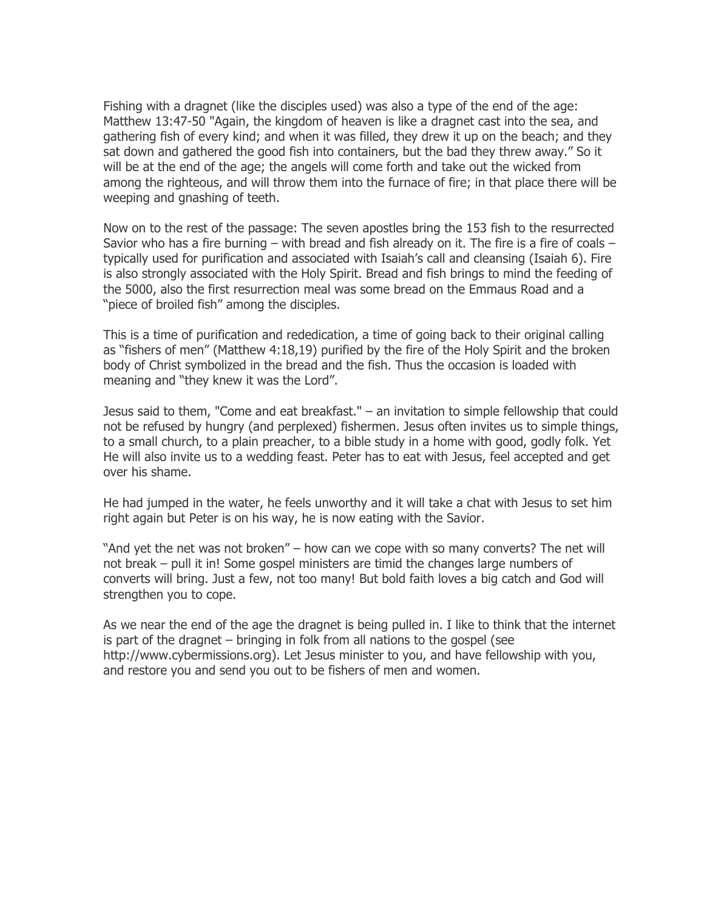Fishing with a dragnet (like the disciples used) was also a type of the end of the age: Matthew 13:47-50 "Again, the kingdom of heaven is like a dragnet cast into the sea, and gathering fish of every kind; and when it was filled, they drew it up on the beach; and they sat down and gathered the good fish into containers, but the bad they threw away." So it will be at the end of the age; the angels will come forth and take out the wicked from among the righteous, and will throw them into the furnace of fire; in that place there will be weeping and gnashing of teeth.

Now on to the rest of the passage: The seven apostles bring the 153 fish to the resurrected Savior who has a fire burning – with bread and fish already on it. The fire is a fire of coals – typically used for purification and associated with Isaiah's call and cleansing (Isaiah 6). Fire is also strongly associated with the Holy Spirit. Bread and fish brings to mind the feeding of the 5000, also the first resurrection meal was some bread on the Emmaus Road and a "piece of broiled fish" among the disciples.

This is a time of purification and rededication, a time of going back to their original calling as "fishers of men" (Matthew 4:18,19) purified by the fire of the Holy Spirit and the broken body of Christ symbolized in the bread and the fish. Thus the occasion is loaded with meaning and "they knew it was the Lord".

Jesus said to them, "Come and eat breakfast." – an invitation to simple fellowship that could not be refused by hungry (and perplexed) fishermen. Jesus often invites us to simple things, to a small church, to a plain preacher, to a bible study in a home with good, godly folk. Yet He will also invite us to a wedding feast. Peter has to eat with Jesus, feel accepted and get over his shame.

He had jumped in the water, he feels unworthy and it will take a chat with Jesus to set him right again but Peter is on his way, he is now eating with the Savior.

"And yet the net was not broken" – how can we cope with so many converts? The net will not break – pull it in! Some gospel ministers are timid the changes large numbers of converts will bring. Just a few, not too many! But bold faith loves a big catch and God will strengthen you to cope.

As we near the end of the age the dragnet is being pulled in. I like to think that the internet is part of the dragnet – bringing in folk from all nations to the gospel (see http://www.cybermissions.org). Let Jesus minister to you, and have fellowship with you, and restore you and send you out to be fishers of men and women.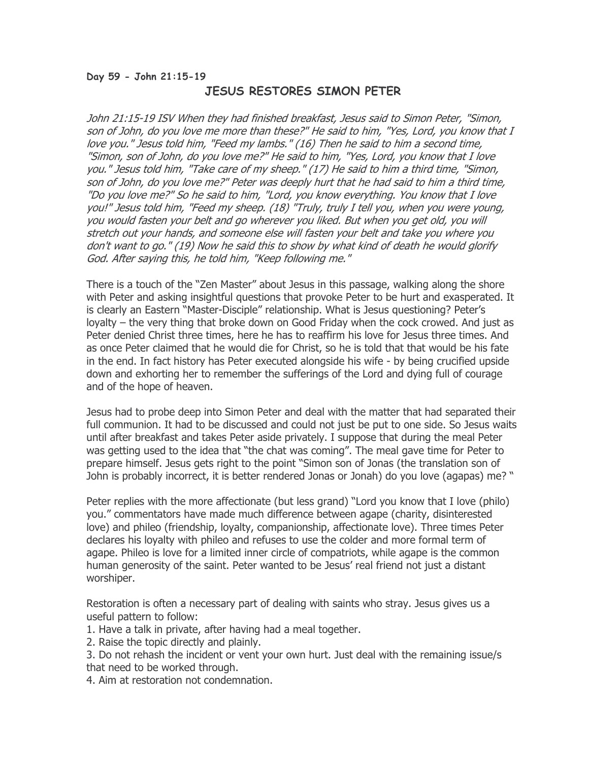**Day 59 - John 21:15-19**

## JESUS RESTORES SIMON PETER

*John 21:15-19 ISV When they had finished breakfast, Jesus said to Simon Peter, "Simon, son of John, do you love me more than these?" He said to him, "Yes, Lord, you know that I love you." Jesus told him, "Feed my lambs." (16) Then he said to him a second time, "Simon, son of John, do you love me?" He said to him, "Yes, Lord, you know that I love you." Jesus told him, "Take care of my sheep." (17) He said to him a third time, "Simon, son of John, do you love me?" Peter was deeply hurt that he had said to him a third time, "Do you love me?" So he said to him, "Lord, you know everything. You know that I love you!" Jesus told him, "Feed my sheep. (18) "Truly, truly I tell you, when you were young, you would fasten your belt and go wherever you liked. But when you get old, you will stretch out your hands, and someone else will fasten your belt and take you where you don't want to go." (19) Now he said this to show by what kind of death he would glorify God. After saying this, he told him, "Keep following me."*

There is a touch of the "Zen Master" about Jesus in this passage, walking along the shore with Peter and asking insightful questions that provoke Peter to be hurt and exasperated. It is clearly an Eastern "Master-Disciple" relationship. What is Jesus questioning? Peter's loyalty – the very thing that broke down on Good Friday when the cock crowed. And just as Peter denied Christ three times, here he has to reaffirm his love for Jesus three times. And as once Peter claimed that he would die for Christ, so he is told that that would be his fate in the end. In fact history has Peter executed alongside his wife - by being crucified upside down and exhorting her to remember the sufferings of the Lord and dying full of courage and of the hope of heaven.

Jesus had to probe deep into Simon Peter and deal with the matter that had separated their full communion. It had to be discussed and could not just be put to one side. So Jesus waits until after breakfast and takes Peter aside privately. I suppose that during the meal Peter was getting used to the idea that "the chat was coming". The meal gave time for Peter to prepare himself. Jesus gets right to the point "Simon son of Jonas (the translation son of John is probably incorrect, it is better rendered Jonas or Jonah) do you love (agapas) me? "

Peter replies with the more affectionate (but less grand) "Lord you know that I love (philo) you." commentators have made much difference between agape (charity, disinterested love) and phileo (friendship, loyalty, companionship, affectionate love). Three times Peter declares his loyalty with phileo and refuses to use the colder and more formal term of agape. Phileo is love for a limited inner circle of compatriots, while agape is the common human generosity of the saint. Peter wanted to be Jesus' real friend not just a distant worshiper.

Restoration is often a necessary part of dealing with saints who stray. Jesus gives us a useful pattern to follow:

1. Have a talk in private, after having had a meal together.
2. Raise the topic directly and plainly.
3. Do not rehash the incident or vent your own hurt. Just deal with the remaining issue/s that need to be worked through.
4. Aim at restoration not condemnation.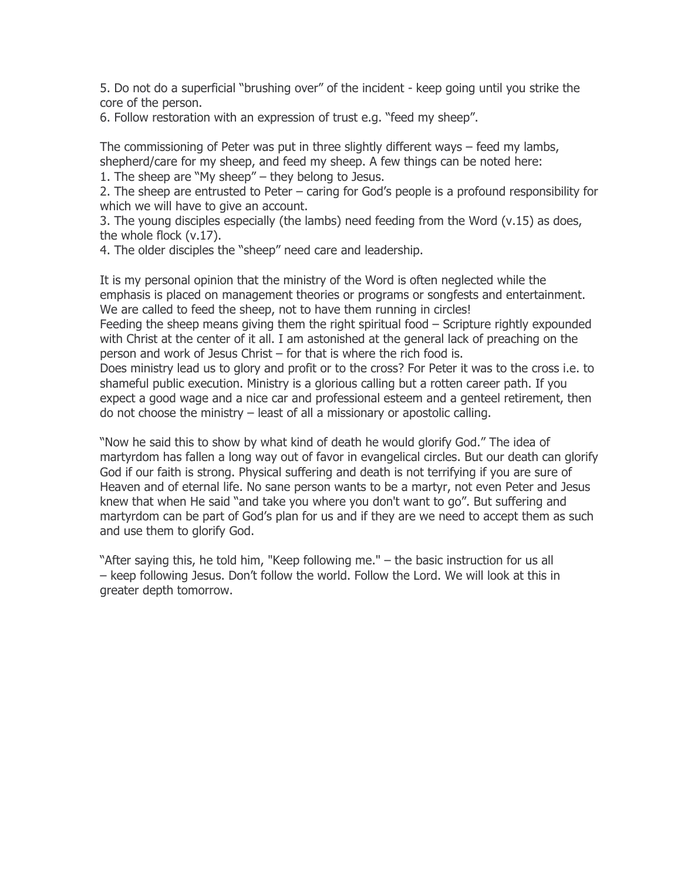5. Do not do a superficial "brushing over" of the incident - keep going until you strike the core of the person.
6. Follow restoration with an expression of trust e.g. "feed my sheep".

The commissioning of Peter was put in three slightly different ways – feed my lambs, shepherd/care for my sheep, and feed my sheep. A few things can be noted here:
1. The sheep are "My sheep" – they belong to Jesus.
2. The sheep are entrusted to Peter – caring for God's people is a profound responsibility for which we will have to give an account.
3. The young disciples especially (the lambs) need feeding from the Word (v.15) as does, the whole flock (v.17).
4. The older disciples the "sheep" need care and leadership.

It is my personal opinion that the ministry of the Word is often neglected while the emphasis is placed on management theories or programs or songfests and entertainment. We are called to feed the sheep, not to have them running in circles!
Feeding the sheep means giving them the right spiritual food – Scripture rightly expounded with Christ at the center of it all. I am astonished at the general lack of preaching on the person and work of Jesus Christ – for that is where the rich food is.
Does ministry lead us to glory and profit or to the cross? For Peter it was to the cross i.e. to shameful public execution. Ministry is a glorious calling but a rotten career path. If you expect a good wage and a nice car and professional esteem and a genteel retirement, then do not choose the ministry – least of all a missionary or apostolic calling.

"Now he said this to show by what kind of death he would glorify God." The idea of martyrdom has fallen a long way out of favor in evangelical circles. But our death can glorify God if our faith is strong. Physical suffering and death is not terrifying if you are sure of Heaven and of eternal life. No sane person wants to be a martyr, not even Peter and Jesus knew that when He said "and take you where you don't want to go". But suffering and martyrdom can be part of God's plan for us and if they are we need to accept them as such and use them to glorify God.

"After saying this, he told him, "Keep following me." – the basic instruction for us all – keep following Jesus. Don't follow the world. Follow the Lord. We will look at this in greater depth tomorrow.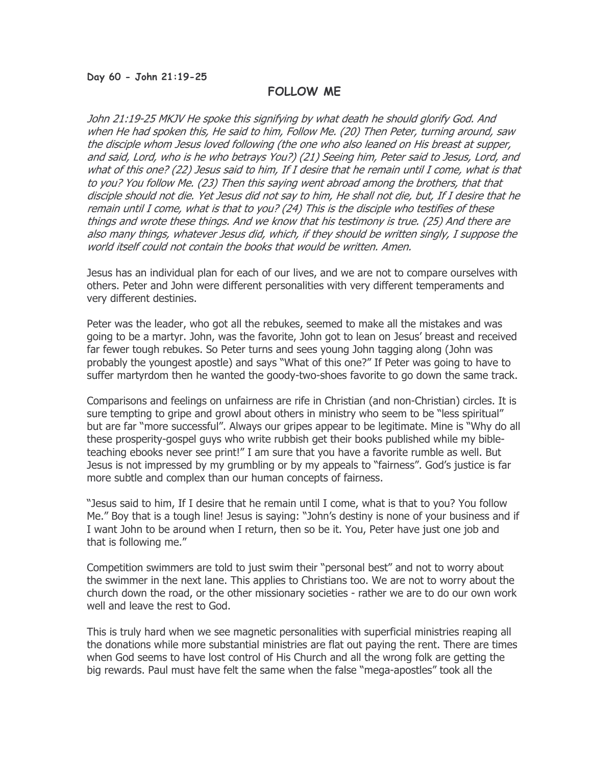**Day 60 - John 21:19-25**

## FOLLOW ME

*John 21:19-25 MKJV He spoke this signifying by what death he should glorify God. And when He had spoken this, He said to him, Follow Me. (20) Then Peter, turning around, saw the disciple whom Jesus loved following (the one who also leaned on His breast at supper, and said, Lord, who is he who betrays You?) (21) Seeing him, Peter said to Jesus, Lord, and what of this one? (22) Jesus said to him, If I desire that he remain until I come, what is that to you? You follow Me. (23) Then this saying went abroad among the brothers, that that disciple should not die. Yet Jesus did not say to him, He shall not die, but, If I desire that he remain until I come, what is that to you? (24) This is the disciple who testifies of these things and wrote these things. And we know that his testimony is true. (25) And there are also many things, whatever Jesus did, which, if they should be written singly, I suppose the world itself could not contain the books that would be written. Amen.*

Jesus has an individual plan for each of our lives, and we are not to compare ourselves with others. Peter and John were different personalities with very different temperaments and very different destinies.

Peter was the leader, who got all the rebukes, seemed to make all the mistakes and was going to be a martyr. John, was the favorite, John got to lean on Jesus' breast and received far fewer tough rebukes. So Peter turns and sees young John tagging along (John was probably the youngest apostle) and says "What of this one?" If Peter was going to have to suffer martyrdom then he wanted the goody-two-shoes favorite to go down the same track.

Comparisons and feelings on unfairness are rife in Christian (and non-Christian) circles. It is sure tempting to gripe and growl about others in ministry who seem to be "less spiritual" but are far "more successful". Always our gripes appear to be legitimate. Mine is "Why do all these prosperity-gospel guys who write rubbish get their books published while my bible-teaching ebooks never see print!" I am sure that you have a favorite rumble as well. But Jesus is not impressed by my grumbling or by my appeals to "fairness". God's justice is far more subtle and complex than our human concepts of fairness.

"Jesus said to him, If I desire that he remain until I come, what is that to you? You follow Me." Boy that is a tough line! Jesus is saying: "John's destiny is none of your business and if I want John to be around when I return, then so be it. You, Peter have just one job and that is following me."

Competition swimmers are told to just swim their "personal best" and not to worry about the swimmer in the next lane. This applies to Christians too. We are not to worry about the church down the road, or the other missionary societies - rather we are to do our own work well and leave the rest to God.

This is truly hard when we see magnetic personalities with superficial ministries reaping all the donations while more substantial ministries are flat out paying the rent. There are times when God seems to have lost control of His Church and all the wrong folk are getting the big rewards. Paul must have felt the same when the false "mega-apostles" took all the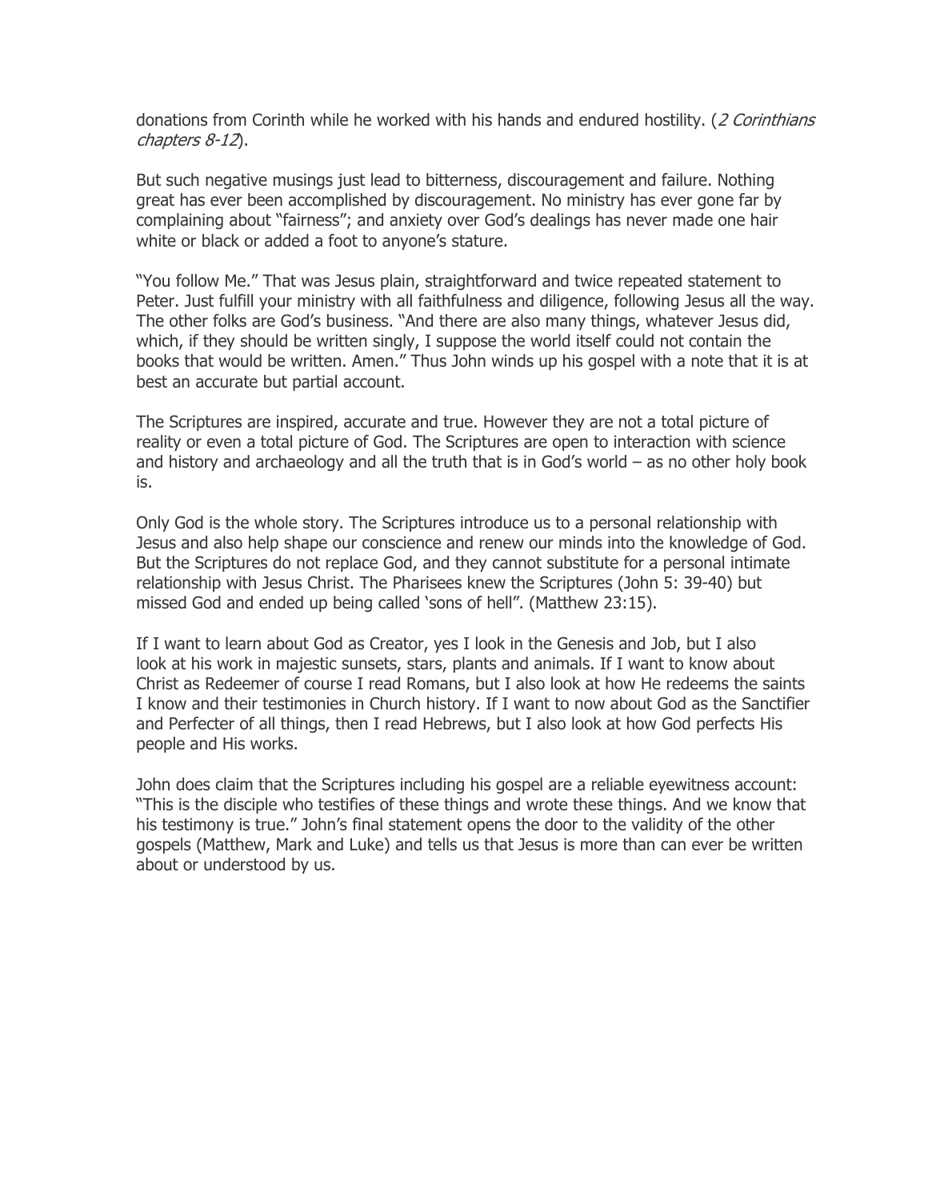donations from Corinth while he worked with his hands and endured hostility. (*2 Corinthians chapters 8-12*).

But such negative musings just lead to bitterness, discouragement and failure. Nothing great has ever been accomplished by discouragement. No ministry has ever gone far by complaining about "fairness"; and anxiety over God's dealings has never made one hair white or black or added a foot to anyone's stature.

"You follow Me." That was Jesus plain, straightforward and twice repeated statement to Peter. Just fulfill your ministry with all faithfulness and diligence, following Jesus all the way. The other folks are God's business. "And there are also many things, whatever Jesus did, which, if they should be written singly, I suppose the world itself could not contain the books that would be written. Amen." Thus John winds up his gospel with a note that it is at best an accurate but partial account.

The Scriptures are inspired, accurate and true. However they are not a total picture of reality or even a total picture of God. The Scriptures are open to interaction with science and history and archaeology and all the truth that is in God's world – as no other holy book is.

Only God is the whole story. The Scriptures introduce us to a personal relationship with Jesus and also help shape our conscience and renew our minds into the knowledge of God. But the Scriptures do not replace God, and they cannot substitute for a personal intimate relationship with Jesus Christ. The Pharisees knew the Scriptures (John 5: 39-40) but missed God and ended up being called 'sons of hell". (Matthew 23:15).

If I want to learn about God as Creator, yes I look in the Genesis and Job, but I also look at his work in majestic sunsets, stars, plants and animals. If I want to know about Christ as Redeemer of course I read Romans, but I also look at how He redeems the saints I know and their testimonies in Church history. If I want to now about God as the Sanctifier and Perfecter of all things, then I read Hebrews, but I also look at how God perfects His people and His works.

John does claim that the Scriptures including his gospel are a reliable eyewitness account: "This is the disciple who testifies of these things and wrote these things. And we know that his testimony is true." John's final statement opens the door to the validity of the other gospels (Matthew, Mark and Luke) and tells us that Jesus is more than can ever be written about or understood by us.